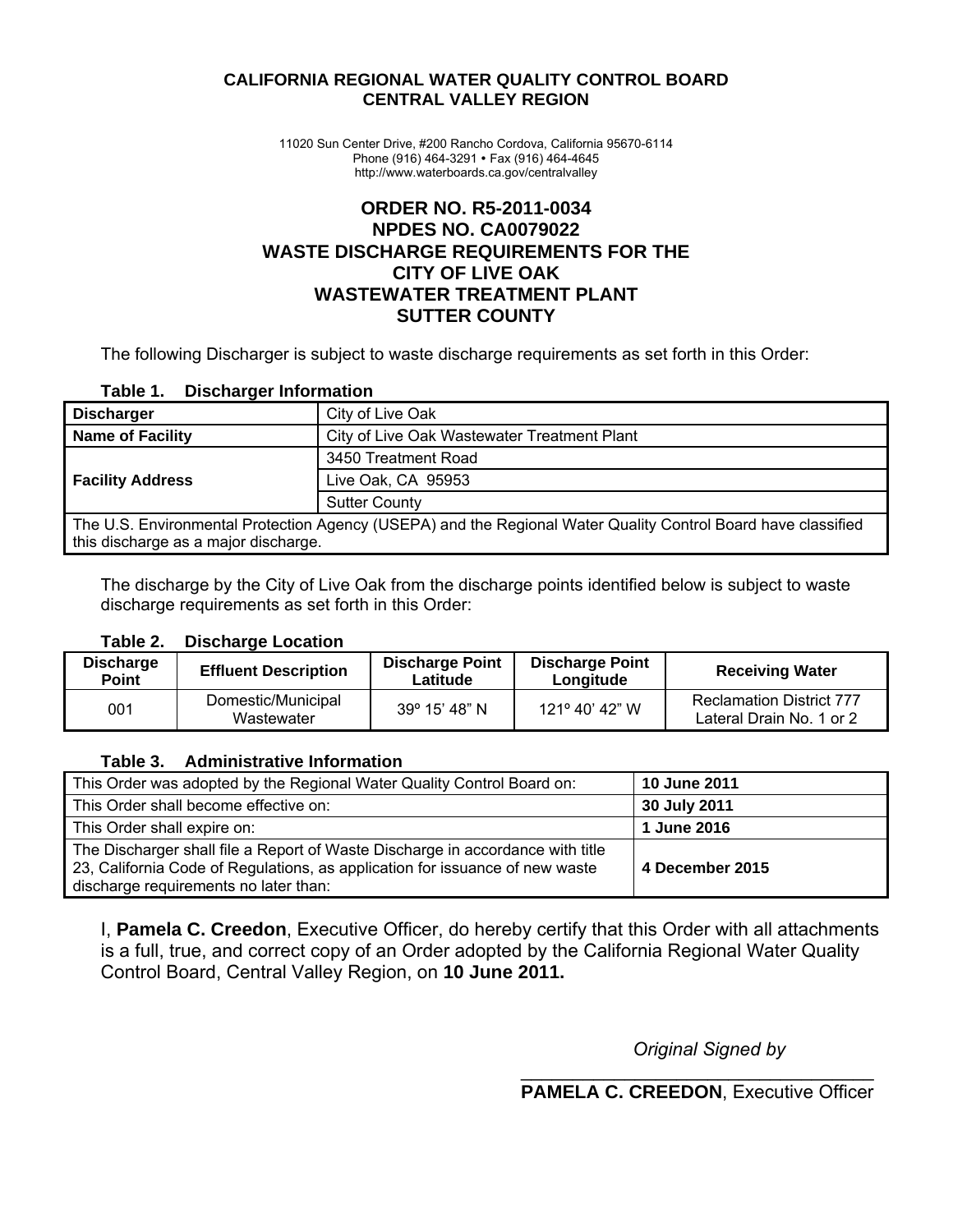**CALIFORNIA REGIONAL WATER QUALITY CONTROL BOARD**
**CENTRAL VALLEY REGION**

11020 Sun Center Drive, #200 Rancho Cordova, California 95670-6114
Phone (916) 464-3291 • Fax (916) 464-4645
http://www.waterboards.ca.gov/centralvalley

# ORDER NO. R5-2011-0034
# NPDES NO. CA0079022
# WASTE DISCHARGE REQUIREMENTS FOR THE CITY OF LIVE OAK WASTEWATER TREATMENT PLANT SUTTER COUNTY

The following Discharger is subject to waste discharge requirements as set forth in this Order:

**Table 1. Discharger Information**

| | |
|---|---|
| **Discharger** | City of Live Oak |
| **Name of Facility** | City of Live Oak Wastewater Treatment Plant |
| **Facility Address** | 3450 Treatment Road |
| | Live Oak, CA 95953 |
| | Sutter County |
| The U.S. Environmental Protection Agency (USEPA) and the Regional Water Quality Control Board have classified this discharge as a major discharge. | |

The discharge by the City of Live Oak from the discharge points identified below is subject to waste discharge requirements as set forth in this Order:

**Table 2. Discharge Location**

| Discharge Point | Effluent Description | Discharge Point Latitude | Discharge Point Longitude | Receiving Water |
|---|---|---|---|---|
| 001 | Domestic/Municipal Wastewater | 39º 15' 48" N | 121º 40' 42" W | Reclamation District 777 Lateral Drain No. 1 or 2 |

**Table 3. Administrative Information**

| | |
|---|---|
| This Order was adopted by the Regional Water Quality Control Board on: | **10 June 2011** |
| This Order shall become effective on: | **30 July 2011** |
| This Order shall expire on: | **1 June 2016** |
| The Discharger shall file a Report of Waste Discharge in accordance with title 23, California Code of Regulations, as application for issuance of new waste discharge requirements no later than: | **4 December 2015** |

I, **Pamela C. Creedon**, Executive Officer, do hereby certify that this Order with all attachments is a full, true, and correct copy of an Order adopted by the California Regional Water Quality Control Board, Central Valley Region, on **10 June 2011.**

*Original Signed by*

______________________________
**PAMELA C. CREEDON**, Executive Officer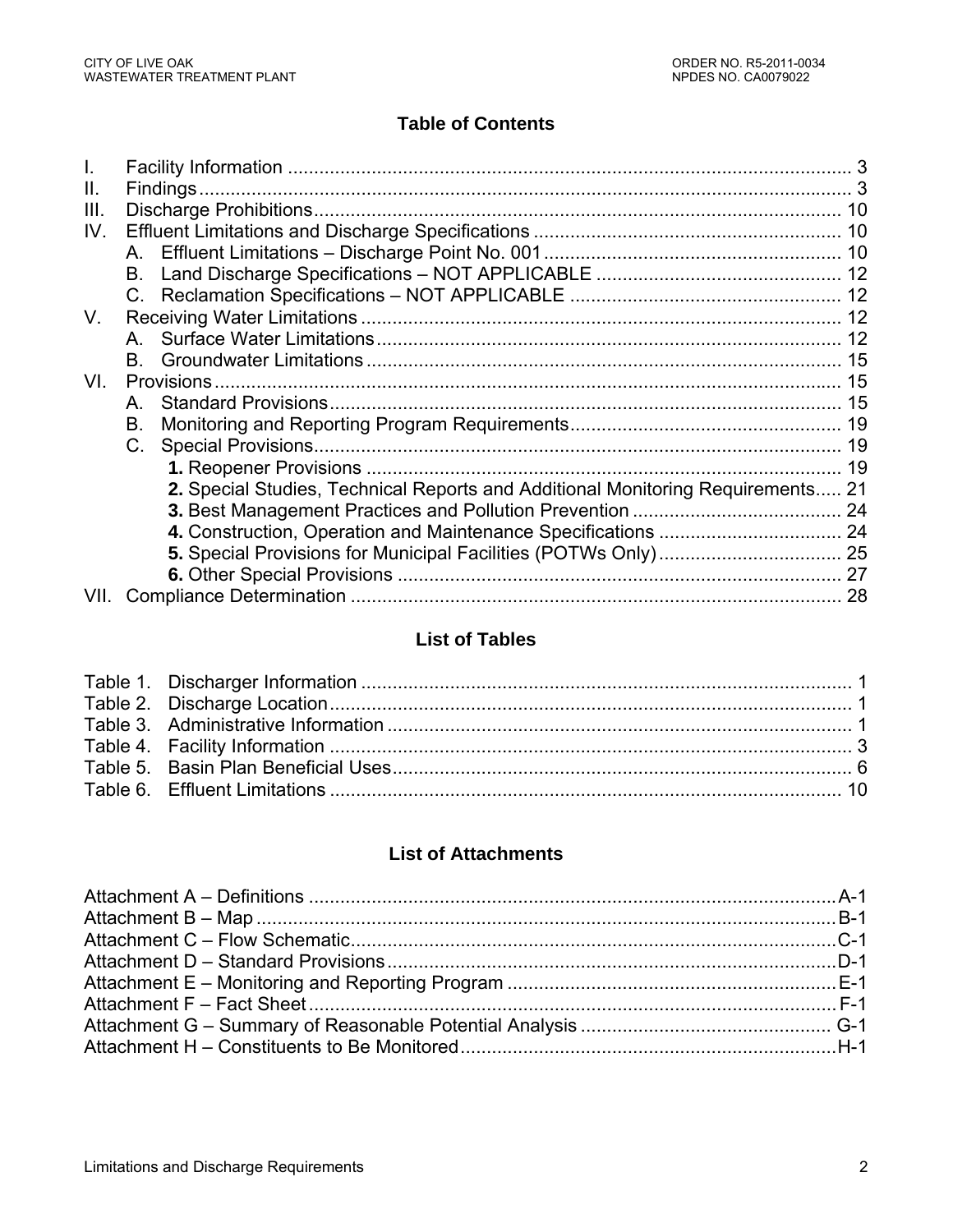## Table of Contents

I. Facility Information ........................................................................................................ 3
II. Findings ......................................................................................................................... 3
III. Discharge Prohibitions ................................................................................................. 10
IV. Effluent Limitations and Discharge Specifications ...................................................... 10
    A. Effluent Limitations – Discharge Point No. 001 ...................................................... 10
    B. Land Discharge Specifications – NOT APPLICABLE ............................................ 12
    C. Reclamation Specifications – NOT APPLICABLE .................................................. 12
V. Receiving Water Limitations ........................................................................................ 12
    A. Surface Water Limitations ...................................................................................... 12
    B. Groundwater Limitations ........................................................................................ 15
VI. Provisions .................................................................................................................... 15
    A. Standard Provisions ................................................................................................ 15
    B. Monitoring and Reporting Program Requirements .................................................. 19
    C. Special Provisions ................................................................................................... 19
        **1.** Reopener Provisions ........................................................................................ 19
        **2.** Special Studies, Technical Reports and Additional Monitoring Requirements ..... 21
        **3.** Best Management Practices and Pollution Prevention ...................................... 24
        **4.** Construction, Operation and Maintenance Specifications ................................. 24
        **5.** Special Provisions for Municipal Facilities (POTWs Only) ................................. 25
        **6.** Other Special Provisions ................................................................................... 27
VII. Compliance Determination ........................................................................................ 28

## List of Tables

Table 1. Discharger Information ......................................................................................... 1
Table 2. Discharge Location ............................................................................................... 1
Table 3. Administrative Information .................................................................................... 1
Table 4. Facility Information ............................................................................................... 3
Table 5. Basin Plan Beneficial Uses ................................................................................... 6
Table 6. Effluent Limitations ............................................................................................. 10

## List of Attachments

Attachment A – Definitions ..............................................................................................A-1
Attachment B – Map .........................................................................................................B-1
Attachment C – Flow Schematic ......................................................................................C-1
Attachment D – Standard Provisions ................................................................................D-1
Attachment E – Monitoring and Reporting Program .......................................................... E-1
Attachment F – Fact Sheet ............................................................................................... F-1
Attachment G – Summary of Reasonable Potential Analysis ........................................... G-1
Attachment H – Constituents to Be Monitored ..................................................................H-1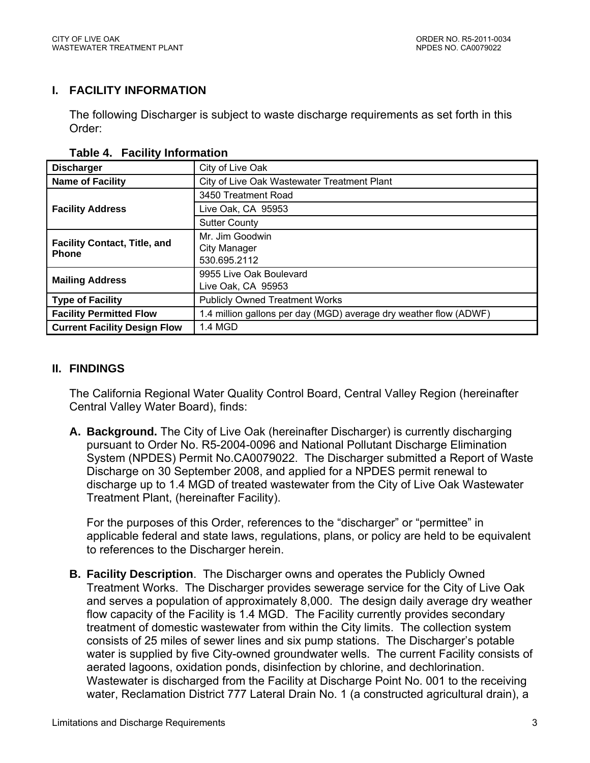## I. FACILITY INFORMATION

The following Discharger is subject to waste discharge requirements as set forth in this Order:

**Table 4. Facility Information**

| | |
|---|---|
| **Discharger** | City of Live Oak |
| **Name of Facility** | City of Live Oak Wastewater Treatment Plant |
| **Facility Address** | 3450 Treatment Road |
| | Live Oak, CA 95953 |
| | Sutter County |
| **Facility Contact, Title, and Phone** | Mr. Jim Goodwin<br>City Manager<br>530.695.2112 |
| **Mailing Address** | 9955 Live Oak Boulevard<br>Live Oak, CA 95953 |
| **Type of Facility** | Publicly Owned Treatment Works |
| **Facility Permitted Flow** | 1.4 million gallons per day (MGD) average dry weather flow (ADWF) |
| **Current Facility Design Flow** | 1.4 MGD |

## II. FINDINGS

The California Regional Water Quality Control Board, Central Valley Region (hereinafter Central Valley Water Board), finds:

**A. Background.** The City of Live Oak (hereinafter Discharger) is currently discharging pursuant to Order No. R5-2004-0096 and National Pollutant Discharge Elimination System (NPDES) Permit No.CA0079022. The Discharger submitted a Report of Waste Discharge on 30 September 2008, and applied for a NPDES permit renewal to discharge up to 1.4 MGD of treated wastewater from the City of Live Oak Wastewater Treatment Plant, (hereinafter Facility).

For the purposes of this Order, references to the "discharger" or "permittee" in applicable federal and state laws, regulations, plans, or policy are held to be equivalent to references to the Discharger herein.

**B. Facility Description**. The Discharger owns and operates the Publicly Owned Treatment Works. The Discharger provides sewerage service for the City of Live Oak and serves a population of approximately 8,000. The design daily average dry weather flow capacity of the Facility is 1.4 MGD. The Facility currently provides secondary treatment of domestic wastewater from within the City limits. The collection system consists of 25 miles of sewer lines and six pump stations. The Discharger's potable water is supplied by five City-owned groundwater wells. The current Facility consists of aerated lagoons, oxidation ponds, disinfection by chlorine, and dechlorination. Wastewater is discharged from the Facility at Discharge Point No. 001 to the receiving water, Reclamation District 777 Lateral Drain No. 1 (a constructed agricultural drain), a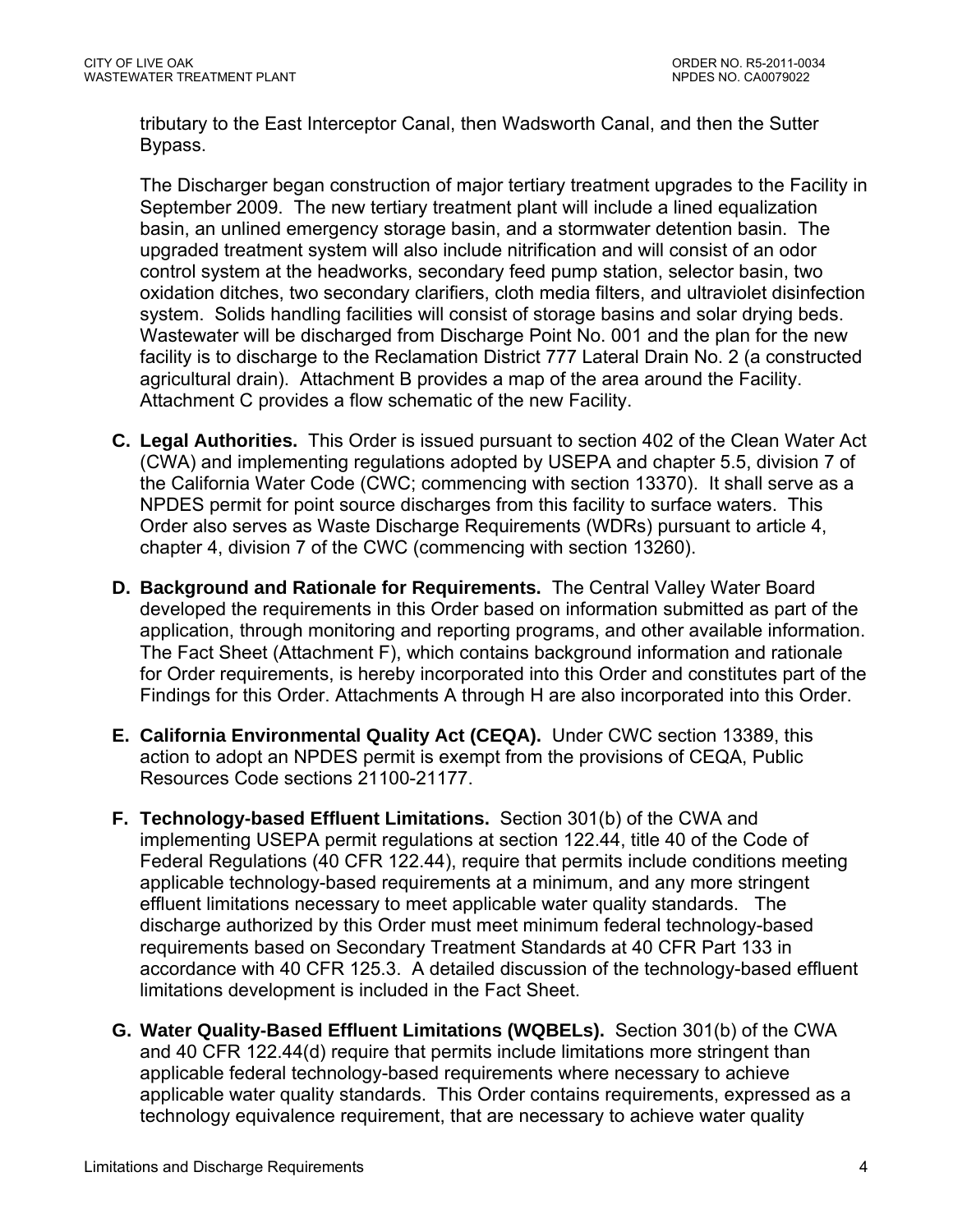tributary to the East Interceptor Canal, then Wadsworth Canal, and then the Sutter Bypass.

The Discharger began construction of major tertiary treatment upgrades to the Facility in September 2009. The new tertiary treatment plant will include a lined equalization basin, an unlined emergency storage basin, and a stormwater detention basin. The upgraded treatment system will also include nitrification and will consist of an odor control system at the headworks, secondary feed pump station, selector basin, two oxidation ditches, two secondary clarifiers, cloth media filters, and ultraviolet disinfection system. Solids handling facilities will consist of storage basins and solar drying beds. Wastewater will be discharged from Discharge Point No. 001 and the plan for the new facility is to discharge to the Reclamation District 777 Lateral Drain No. 2 (a constructed agricultural drain). Attachment B provides a map of the area around the Facility. Attachment C provides a flow schematic of the new Facility.

**C. Legal Authorities.** This Order is issued pursuant to section 402 of the Clean Water Act (CWA) and implementing regulations adopted by USEPA and chapter 5.5, division 7 of the California Water Code (CWC; commencing with section 13370). It shall serve as a NPDES permit for point source discharges from this facility to surface waters. This Order also serves as Waste Discharge Requirements (WDRs) pursuant to article 4, chapter 4, division 7 of the CWC (commencing with section 13260).

**D. Background and Rationale for Requirements.** The Central Valley Water Board developed the requirements in this Order based on information submitted as part of the application, through monitoring and reporting programs, and other available information. The Fact Sheet (Attachment F), which contains background information and rationale for Order requirements, is hereby incorporated into this Order and constitutes part of the Findings for this Order. Attachments A through H are also incorporated into this Order.

**E. California Environmental Quality Act (CEQA).** Under CWC section 13389, this action to adopt an NPDES permit is exempt from the provisions of CEQA, Public Resources Code sections 21100-21177.

**F. Technology-based Effluent Limitations.** Section 301(b) of the CWA and implementing USEPA permit regulations at section 122.44, title 40 of the Code of Federal Regulations (40 CFR 122.44), require that permits include conditions meeting applicable technology-based requirements at a minimum, and any more stringent effluent limitations necessary to meet applicable water quality standards. The discharge authorized by this Order must meet minimum federal technology-based requirements based on Secondary Treatment Standards at 40 CFR Part 133 in accordance with 40 CFR 125.3. A detailed discussion of the technology-based effluent limitations development is included in the Fact Sheet.

**G. Water Quality-Based Effluent Limitations (WQBELs).** Section 301(b) of the CWA and 40 CFR 122.44(d) require that permits include limitations more stringent than applicable federal technology-based requirements where necessary to achieve applicable water quality standards. This Order contains requirements, expressed as a technology equivalence requirement, that are necessary to achieve water quality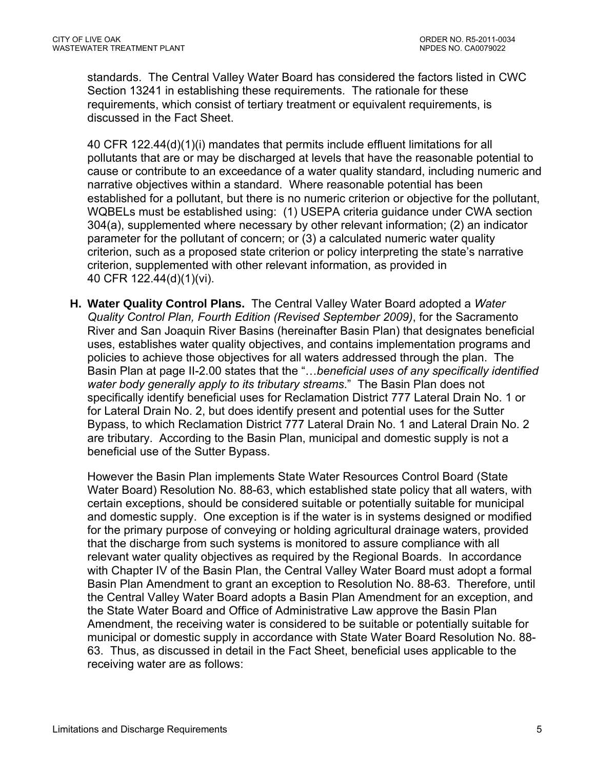standards. The Central Valley Water Board has considered the factors listed in CWC Section 13241 in establishing these requirements. The rationale for these requirements, which consist of tertiary treatment or equivalent requirements, is discussed in the Fact Sheet.

40 CFR 122.44(d)(1)(i) mandates that permits include effluent limitations for all pollutants that are or may be discharged at levels that have the reasonable potential to cause or contribute to an exceedance of a water quality standard, including numeric and narrative objectives within a standard. Where reasonable potential has been established for a pollutant, but there is no numeric criterion or objective for the pollutant, WQBELs must be established using: (1) USEPA criteria guidance under CWA section 304(a), supplemented where necessary by other relevant information; (2) an indicator parameter for the pollutant of concern; or (3) a calculated numeric water quality criterion, such as a proposed state criterion or policy interpreting the state's narrative criterion, supplemented with other relevant information, as provided in 40 CFR 122.44(d)(1)(vi).

**H. Water Quality Control Plans.** The Central Valley Water Board adopted a *Water Quality Control Plan, Fourth Edition (Revised September 2009)*, for the Sacramento River and San Joaquin River Basins (hereinafter Basin Plan) that designates beneficial uses, establishes water quality objectives, and contains implementation programs and policies to achieve those objectives for all waters addressed through the plan. The Basin Plan at page II-2.00 states that the "…*beneficial uses of any specifically identified water body generally apply to its tributary streams*." The Basin Plan does not specifically identify beneficial uses for Reclamation District 777 Lateral Drain No. 1 or for Lateral Drain No. 2, but does identify present and potential uses for the Sutter Bypass, to which Reclamation District 777 Lateral Drain No. 1 and Lateral Drain No. 2 are tributary. According to the Basin Plan, municipal and domestic supply is not a beneficial use of the Sutter Bypass.

However the Basin Plan implements State Water Resources Control Board (State Water Board) Resolution No. 88-63, which established state policy that all waters, with certain exceptions, should be considered suitable or potentially suitable for municipal and domestic supply. One exception is if the water is in systems designed or modified for the primary purpose of conveying or holding agricultural drainage waters, provided that the discharge from such systems is monitored to assure compliance with all relevant water quality objectives as required by the Regional Boards. In accordance with Chapter IV of the Basin Plan, the Central Valley Water Board must adopt a formal Basin Plan Amendment to grant an exception to Resolution No. 88-63. Therefore, until the Central Valley Water Board adopts a Basin Plan Amendment for an exception, and the State Water Board and Office of Administrative Law approve the Basin Plan Amendment, the receiving water is considered to be suitable or potentially suitable for municipal or domestic supply in accordance with State Water Board Resolution No. 88-63. Thus, as discussed in detail in the Fact Sheet, beneficial uses applicable to the receiving water are as follows: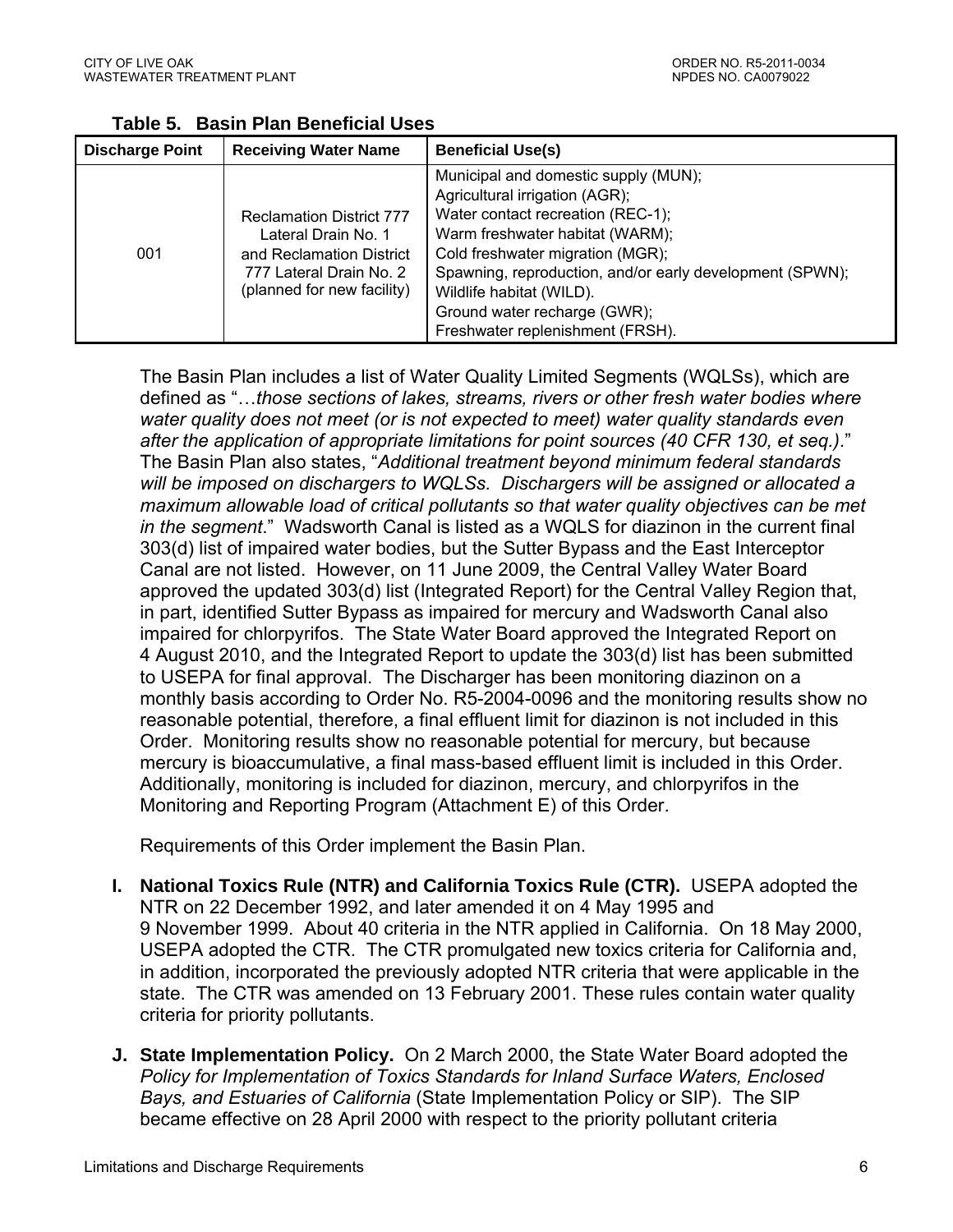**Table 5. Basin Plan Beneficial Uses**

| Discharge Point | Receiving Water Name | Beneficial Use(s) |
|---|---|---|
| 001 | Reclamation District 777 Lateral Drain No. 1 and Reclamation District 777 Lateral Drain No. 2 (planned for new facility) | Municipal and domestic supply (MUN); Agricultural irrigation (AGR); Water contact recreation (REC-1); Warm freshwater habitat (WARM); Cold freshwater migration (MGR); Spawning, reproduction, and/or early development (SPWN); Wildlife habitat (WILD). Ground water recharge (GWR); Freshwater replenishment (FRSH). |

The Basin Plan includes a list of Water Quality Limited Segments (WQLSs), which are defined as "…*those sections of lakes, streams, rivers or other fresh water bodies where water quality does not meet (or is not expected to meet) water quality standards even after the application of appropriate limitations for point sources (40 CFR 130, et seq.)*." The Basin Plan also states, "*Additional treatment beyond minimum federal standards will be imposed on dischargers to WQLSs. Dischargers will be assigned or allocated a maximum allowable load of critical pollutants so that water quality objectives can be met in the segment*." Wadsworth Canal is listed as a WQLS for diazinon in the current final 303(d) list of impaired water bodies, but the Sutter Bypass and the East Interceptor Canal are not listed. However, on 11 June 2009, the Central Valley Water Board approved the updated 303(d) list (Integrated Report) for the Central Valley Region that, in part, identified Sutter Bypass as impaired for mercury and Wadsworth Canal also impaired for chlorpyrifos. The State Water Board approved the Integrated Report on 4 August 2010, and the Integrated Report to update the 303(d) list has been submitted to USEPA for final approval. The Discharger has been monitoring diazinon on a monthly basis according to Order No. R5-2004-0096 and the monitoring results show no reasonable potential, therefore, a final effluent limit for diazinon is not included in this Order. Monitoring results show no reasonable potential for mercury, but because mercury is bioaccumulative, a final mass-based effluent limit is included in this Order. Additionally, monitoring is included for diazinon, mercury, and chlorpyrifos in the Monitoring and Reporting Program (Attachment E) of this Order.

Requirements of this Order implement the Basin Plan.

**I. National Toxics Rule (NTR) and California Toxics Rule (CTR).** USEPA adopted the NTR on 22 December 1992, and later amended it on 4 May 1995 and 9 November 1999. About 40 criteria in the NTR applied in California. On 18 May 2000, USEPA adopted the CTR. The CTR promulgated new toxics criteria for California and, in addition, incorporated the previously adopted NTR criteria that were applicable in the state. The CTR was amended on 13 February 2001. These rules contain water quality criteria for priority pollutants.

**J. State Implementation Policy.** On 2 March 2000, the State Water Board adopted the *Policy for Implementation of Toxics Standards for Inland Surface Waters, Enclosed Bays, and Estuaries of California* (State Implementation Policy or SIP). The SIP became effective on 28 April 2000 with respect to the priority pollutant criteria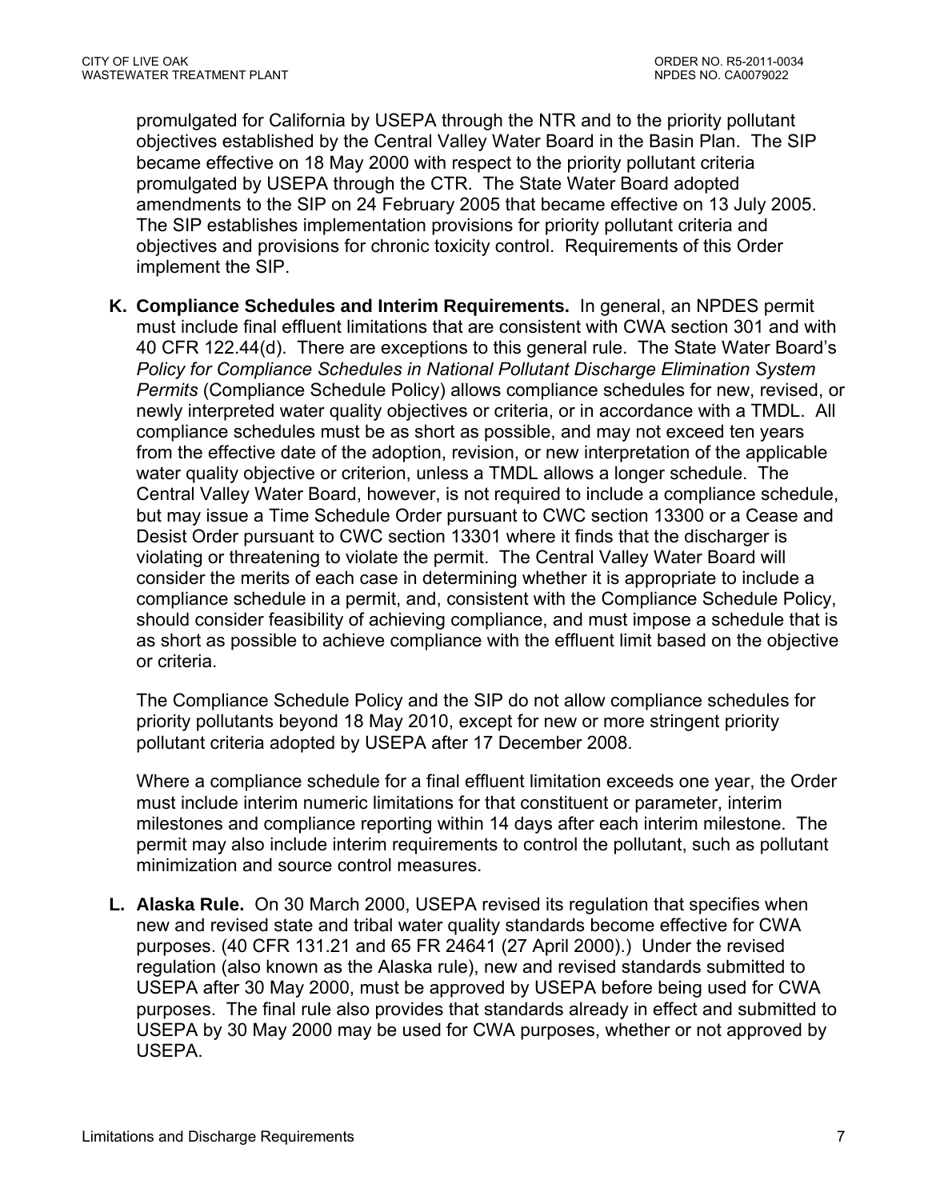promulgated for California by USEPA through the NTR and to the priority pollutant objectives established by the Central Valley Water Board in the Basin Plan. The SIP became effective on 18 May 2000 with respect to the priority pollutant criteria promulgated by USEPA through the CTR. The State Water Board adopted amendments to the SIP on 24 February 2005 that became effective on 13 July 2005. The SIP establishes implementation provisions for priority pollutant criteria and objectives and provisions for chronic toxicity control. Requirements of this Order implement the SIP.

**K. Compliance Schedules and Interim Requirements.** In general, an NPDES permit must include final effluent limitations that are consistent with CWA section 301 and with 40 CFR 122.44(d). There are exceptions to this general rule. The State Water Board's *Policy for Compliance Schedules in National Pollutant Discharge Elimination System Permits* (Compliance Schedule Policy) allows compliance schedules for new, revised, or newly interpreted water quality objectives or criteria, or in accordance with a TMDL. All compliance schedules must be as short as possible, and may not exceed ten years from the effective date of the adoption, revision, or new interpretation of the applicable water quality objective or criterion, unless a TMDL allows a longer schedule. The Central Valley Water Board, however, is not required to include a compliance schedule, but may issue a Time Schedule Order pursuant to CWC section 13300 or a Cease and Desist Order pursuant to CWC section 13301 where it finds that the discharger is violating or threatening to violate the permit. The Central Valley Water Board will consider the merits of each case in determining whether it is appropriate to include a compliance schedule in a permit, and, consistent with the Compliance Schedule Policy, should consider feasibility of achieving compliance, and must impose a schedule that is as short as possible to achieve compliance with the effluent limit based on the objective or criteria.

The Compliance Schedule Policy and the SIP do not allow compliance schedules for priority pollutants beyond 18 May 2010, except for new or more stringent priority pollutant criteria adopted by USEPA after 17 December 2008.

Where a compliance schedule for a final effluent limitation exceeds one year, the Order must include interim numeric limitations for that constituent or parameter, interim milestones and compliance reporting within 14 days after each interim milestone. The permit may also include interim requirements to control the pollutant, such as pollutant minimization and source control measures.

**L. Alaska Rule.** On 30 March 2000, USEPA revised its regulation that specifies when new and revised state and tribal water quality standards become effective for CWA purposes. (40 CFR 131.21 and 65 FR 24641 (27 April 2000).) Under the revised regulation (also known as the Alaska rule), new and revised standards submitted to USEPA after 30 May 2000, must be approved by USEPA before being used for CWA purposes. The final rule also provides that standards already in effect and submitted to USEPA by 30 May 2000 may be used for CWA purposes, whether or not approved by USEPA.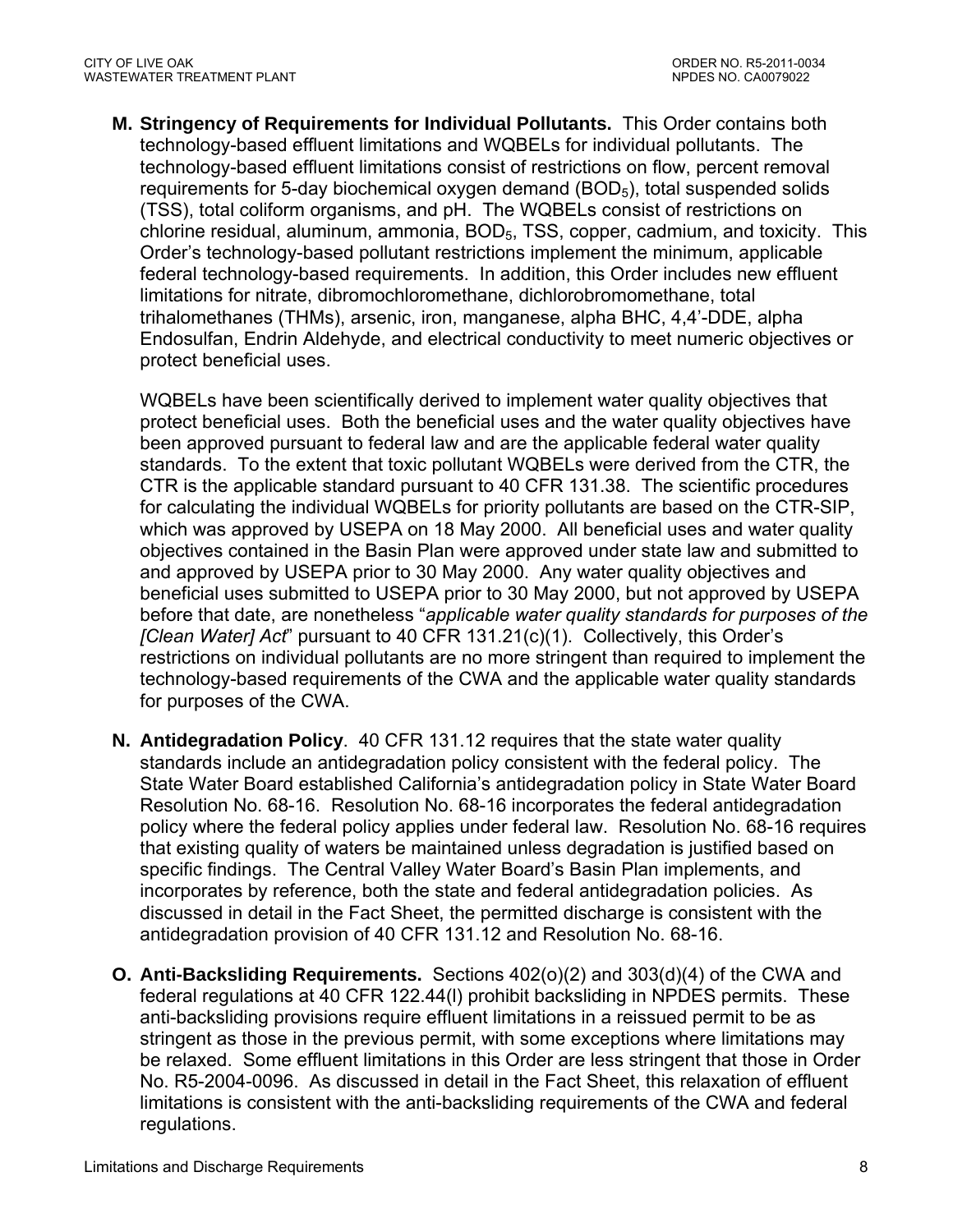**M. Stringency of Requirements for Individual Pollutants.** This Order contains both technology-based effluent limitations and WQBELs for individual pollutants. The technology-based effluent limitations consist of restrictions on flow, percent removal requirements for 5-day biochemical oxygen demand ($BOD_5$), total suspended solids (TSS), total coliform organisms, and pH. The WQBELs consist of restrictions on chlorine residual, aluminum, ammonia, $BOD_5$, TSS, copper, cadmium, and toxicity. This Order's technology-based pollutant restrictions implement the minimum, applicable federal technology-based requirements. In addition, this Order includes new effluent limitations for nitrate, dibromochloromethane, dichlorobromomethane, total trihalomethanes (THMs), arsenic, iron, manganese, alpha BHC, 4,4'-DDE, alpha Endosulfan, Endrin Aldehyde, and electrical conductivity to meet numeric objectives or protect beneficial uses.

WQBELs have been scientifically derived to implement water quality objectives that protect beneficial uses. Both the beneficial uses and the water quality objectives have been approved pursuant to federal law and are the applicable federal water quality standards. To the extent that toxic pollutant WQBELs were derived from the CTR, the CTR is the applicable standard pursuant to 40 CFR 131.38. The scientific procedures for calculating the individual WQBELs for priority pollutants are based on the CTR-SIP, which was approved by USEPA on 18 May 2000. All beneficial uses and water quality objectives contained in the Basin Plan were approved under state law and submitted to and approved by USEPA prior to 30 May 2000. Any water quality objectives and beneficial uses submitted to USEPA prior to 30 May 2000, but not approved by USEPA before that date, are nonetheless "*applicable water quality standards for purposes of the [Clean Water] Act*" pursuant to 40 CFR 131.21(c)(1). Collectively, this Order's restrictions on individual pollutants are no more stringent than required to implement the technology-based requirements of the CWA and the applicable water quality standards for purposes of the CWA.

**N. Antidegradation Policy**. 40 CFR 131.12 requires that the state water quality standards include an antidegradation policy consistent with the federal policy. The State Water Board established California's antidegradation policy in State Water Board Resolution No. 68-16. Resolution No. 68-16 incorporates the federal antidegradation policy where the federal policy applies under federal law. Resolution No. 68-16 requires that existing quality of waters be maintained unless degradation is justified based on specific findings. The Central Valley Water Board's Basin Plan implements, and incorporates by reference, both the state and federal antidegradation policies. As discussed in detail in the Fact Sheet, the permitted discharge is consistent with the antidegradation provision of 40 CFR 131.12 and Resolution No. 68-16.

**O. Anti-Backsliding Requirements.** Sections 402(o)(2) and 303(d)(4) of the CWA and federal regulations at 40 CFR 122.44(l) prohibit backsliding in NPDES permits. These anti-backsliding provisions require effluent limitations in a reissued permit to be as stringent as those in the previous permit, with some exceptions where limitations may be relaxed. Some effluent limitations in this Order are less stringent that those in Order No. R5-2004-0096. As discussed in detail in the Fact Sheet, this relaxation of effluent limitations is consistent with the anti-backsliding requirements of the CWA and federal regulations.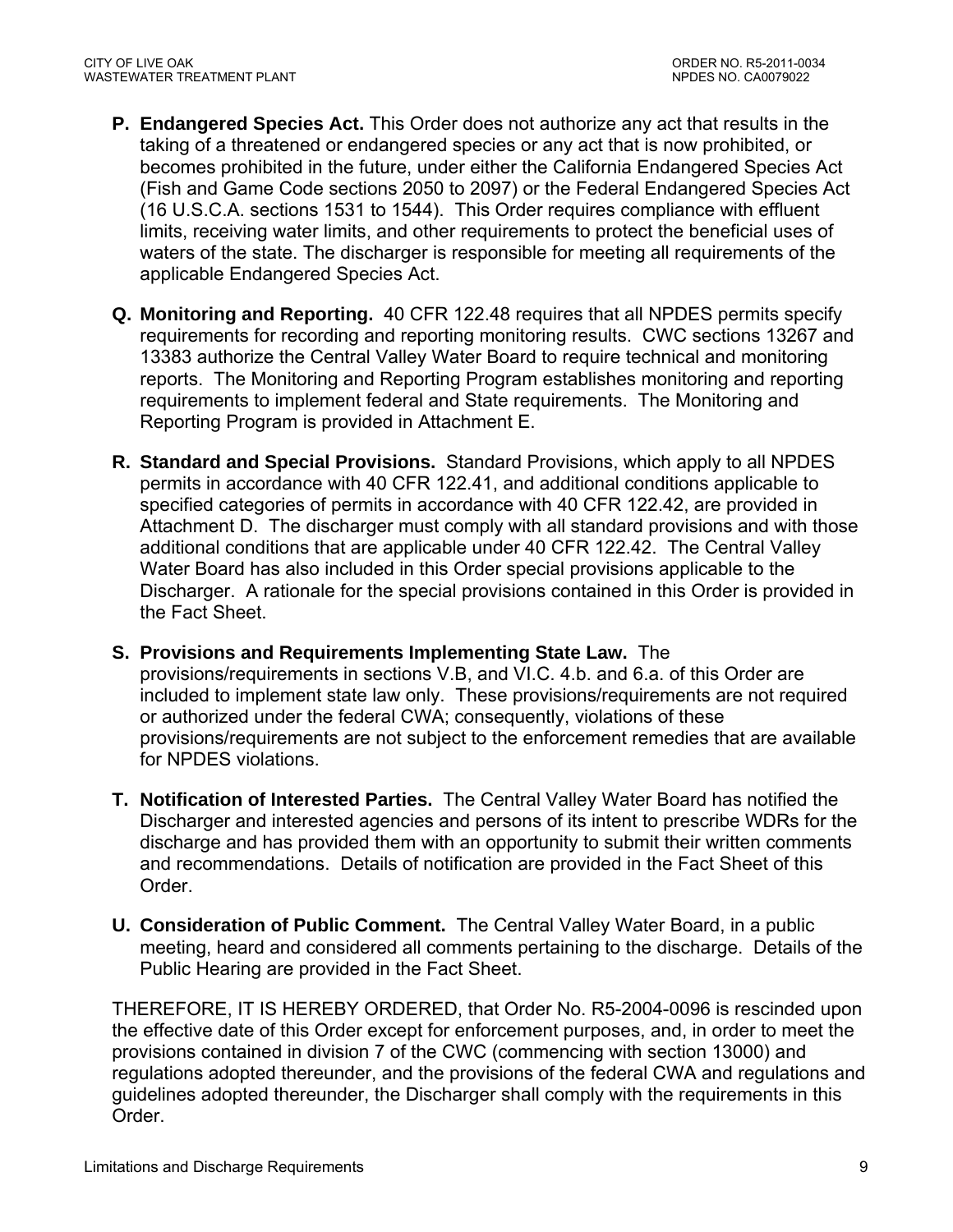**P. Endangered Species Act.** This Order does not authorize any act that results in the taking of a threatened or endangered species or any act that is now prohibited, or becomes prohibited in the future, under either the California Endangered Species Act (Fish and Game Code sections 2050 to 2097) or the Federal Endangered Species Act (16 U.S.C.A. sections 1531 to 1544). This Order requires compliance with effluent limits, receiving water limits, and other requirements to protect the beneficial uses of waters of the state. The discharger is responsible for meeting all requirements of the applicable Endangered Species Act.

**Q. Monitoring and Reporting.** 40 CFR 122.48 requires that all NPDES permits specify requirements for recording and reporting monitoring results. CWC sections 13267 and 13383 authorize the Central Valley Water Board to require technical and monitoring reports. The Monitoring and Reporting Program establishes monitoring and reporting requirements to implement federal and State requirements. The Monitoring and Reporting Program is provided in Attachment E.

**R. Standard and Special Provisions.** Standard Provisions, which apply to all NPDES permits in accordance with 40 CFR 122.41, and additional conditions applicable to specified categories of permits in accordance with 40 CFR 122.42, are provided in Attachment D. The discharger must comply with all standard provisions and with those additional conditions that are applicable under 40 CFR 122.42. The Central Valley Water Board has also included in this Order special provisions applicable to the Discharger. A rationale for the special provisions contained in this Order is provided in the Fact Sheet.

**S. Provisions and Requirements Implementing State Law.** The provisions/requirements in sections V.B, and VI.C. 4.b. and 6.a. of this Order are included to implement state law only. These provisions/requirements are not required or authorized under the federal CWA; consequently, violations of these provisions/requirements are not subject to the enforcement remedies that are available for NPDES violations.

**T. Notification of Interested Parties.** The Central Valley Water Board has notified the Discharger and interested agencies and persons of its intent to prescribe WDRs for the discharge and has provided them with an opportunity to submit their written comments and recommendations. Details of notification are provided in the Fact Sheet of this Order.

**U. Consideration of Public Comment.** The Central Valley Water Board, in a public meeting, heard and considered all comments pertaining to the discharge. Details of the Public Hearing are provided in the Fact Sheet.

THEREFORE, IT IS HEREBY ORDERED, that Order No. R5-2004-0096 is rescinded upon the effective date of this Order except for enforcement purposes, and, in order to meet the provisions contained in division 7 of the CWC (commencing with section 13000) and regulations adopted thereunder, and the provisions of the federal CWA and regulations and guidelines adopted thereunder, the Discharger shall comply with the requirements in this Order.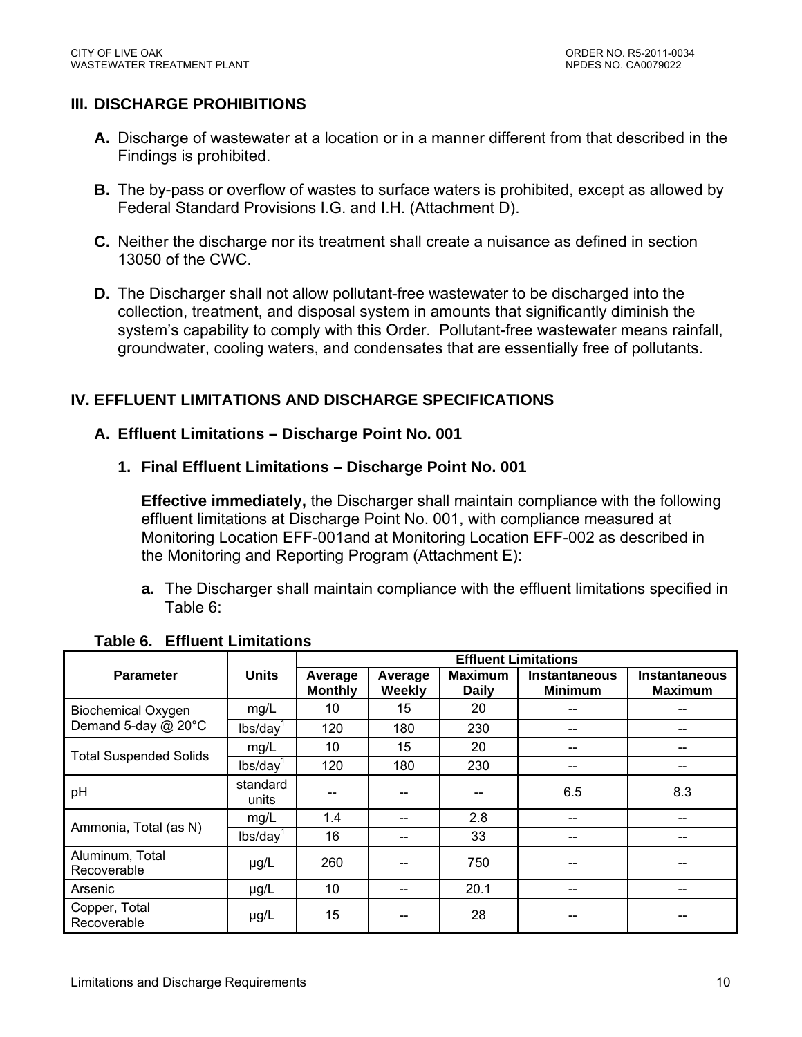## III. DISCHARGE PROHIBITIONS

**A.** Discharge of wastewater at a location or in a manner different from that described in the Findings is prohibited.

**B.** The by-pass or overflow of wastes to surface waters is prohibited, except as allowed by Federal Standard Provisions I.G. and I.H. (Attachment D).

**C.** Neither the discharge nor its treatment shall create a nuisance as defined in section 13050 of the CWC.

**D.** The Discharger shall not allow pollutant-free wastewater to be discharged into the collection, treatment, and disposal system in amounts that significantly diminish the system's capability to comply with this Order. Pollutant-free wastewater means rainfall, groundwater, cooling waters, and condensates that are essentially free of pollutants.

## IV. EFFLUENT LIMITATIONS AND DISCHARGE SPECIFICATIONS

### A. Effluent Limitations – Discharge Point No. 001

#### 1. Final Effluent Limitations – Discharge Point No. 001

**Effective immediately,** the Discharger shall maintain compliance with the following effluent limitations at Discharge Point No. 001, with compliance measured at Monitoring Location EFF-001and at Monitoring Location EFF-002 as described in the Monitoring and Reporting Program (Attachment E):

**a.** The Discharger shall maintain compliance with the effluent limitations specified in Table 6:

**Table 6. Effluent Limitations**

| Parameter | Units | Effluent Limitations | | | | |
|---|---|---|---|---|---|---|
| | | Average Monthly | Average Weekly | Maximum Daily | Instantaneous Minimum | Instantaneous Maximum |
| Biochemical Oxygen Demand 5-day @ 20°C | mg/L | 10 | 15 | 20 | -- | -- |
| | lbs/day[1] | 120 | 180 | 230 | -- | -- |
| Total Suspended Solids | mg/L | 10 | 15 | 20 | -- | -- |
| | lbs/day[1] | 120 | 180 | 230 | -- | -- |
| pH | standard units | -- | -- | -- | 6.5 | 8.3 |
| Ammonia, Total (as N) | mg/L | 1.4 | -- | 2.8 | -- | -- |
| | lbs/day[1] | 16 | -- | 33 | -- | -- |
| Aluminum, Total Recoverable | µg/L | 260 | -- | 750 | -- | -- |
| Arsenic | µg/L | 10 | -- | 20.1 | -- | -- |
| Copper, Total Recoverable | µg/L | 15 | -- | 28 | -- | -- |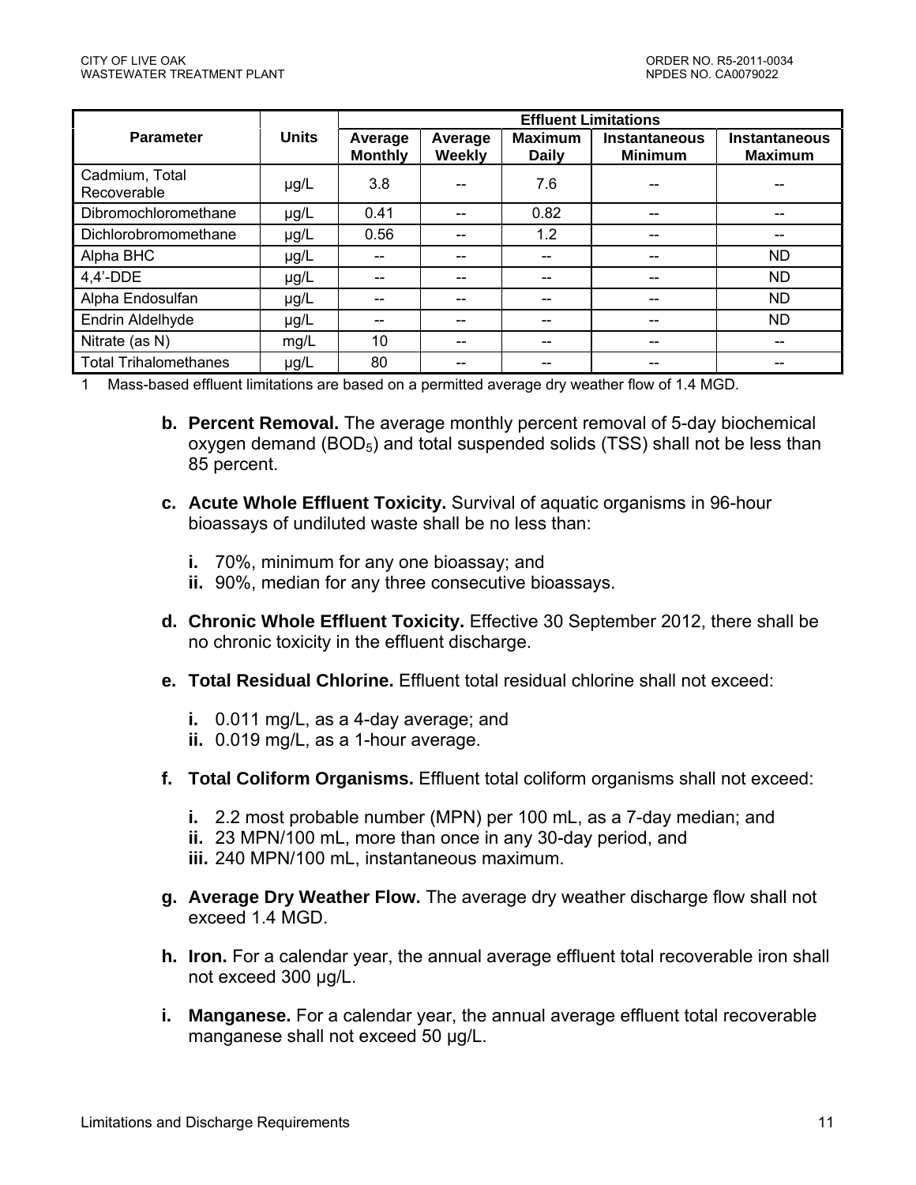| Parameter | Units | Effluent Limitations | | | | |
|---|---|---|---|---|---|---|
| | | Average Monthly | Average Weekly | Maximum Daily | Instantaneous Minimum | Instantaneous Maximum |
| Cadmium, Total Recoverable | µg/L | 3.8 | -- | 7.6 | -- | -- |
| Dibromochloromethane | µg/L | 0.41 | -- | 0.82 | -- | -- |
| Dichlorobromomethane | µg/L | 0.56 | -- | 1.2 | -- | -- |
| Alpha BHC | µg/L | -- | -- | -- | -- | ND |
| 4,4'-DDE | µg/L | -- | -- | -- | -- | ND |
| Alpha Endosulfan | µg/L | -- | -- | -- | -- | ND |
| Endrin Aldelhyde | µg/L | -- | -- | -- | -- | ND |
| Nitrate (as N) | mg/L | 10 | -- | -- | -- | -- |
| Total Trihalomethanes | µg/L | 80 | -- | -- | -- | -- |

1 Mass-based effluent limitations are based on a permitted average dry weather flow of 1.4 MGD.

**b. Percent Removal.** The average monthly percent removal of 5-day biochemical oxygen demand ($BOD_5$) and total suspended solids (TSS) shall not be less than 85 percent.

**c. Acute Whole Effluent Toxicity.** Survival of aquatic organisms in 96-hour bioassays of undiluted waste shall be no less than:

**i.** 70%, minimum for any one bioassay; and
**ii.** 90%, median for any three consecutive bioassays.

**d. Chronic Whole Effluent Toxicity.** Effective 30 September 2012, there shall be no chronic toxicity in the effluent discharge.

**e. Total Residual Chlorine.** Effluent total residual chlorine shall not exceed:

**i.** 0.011 mg/L, as a 4-day average; and
**ii.** 0.019 mg/L, as a 1-hour average.

**f. Total Coliform Organisms.** Effluent total coliform organisms shall not exceed:

**i.** 2.2 most probable number (MPN) per 100 mL, as a 7-day median; and
**ii.** 23 MPN/100 mL, more than once in any 30-day period, and
**iii.** 240 MPN/100 mL, instantaneous maximum.

**g. Average Dry Weather Flow.** The average dry weather discharge flow shall not exceed 1.4 MGD.

**h. Iron.** For a calendar year, the annual average effluent total recoverable iron shall not exceed 300 µg/L.

**i. Manganese.** For a calendar year, the annual average effluent total recoverable manganese shall not exceed 50 µg/L.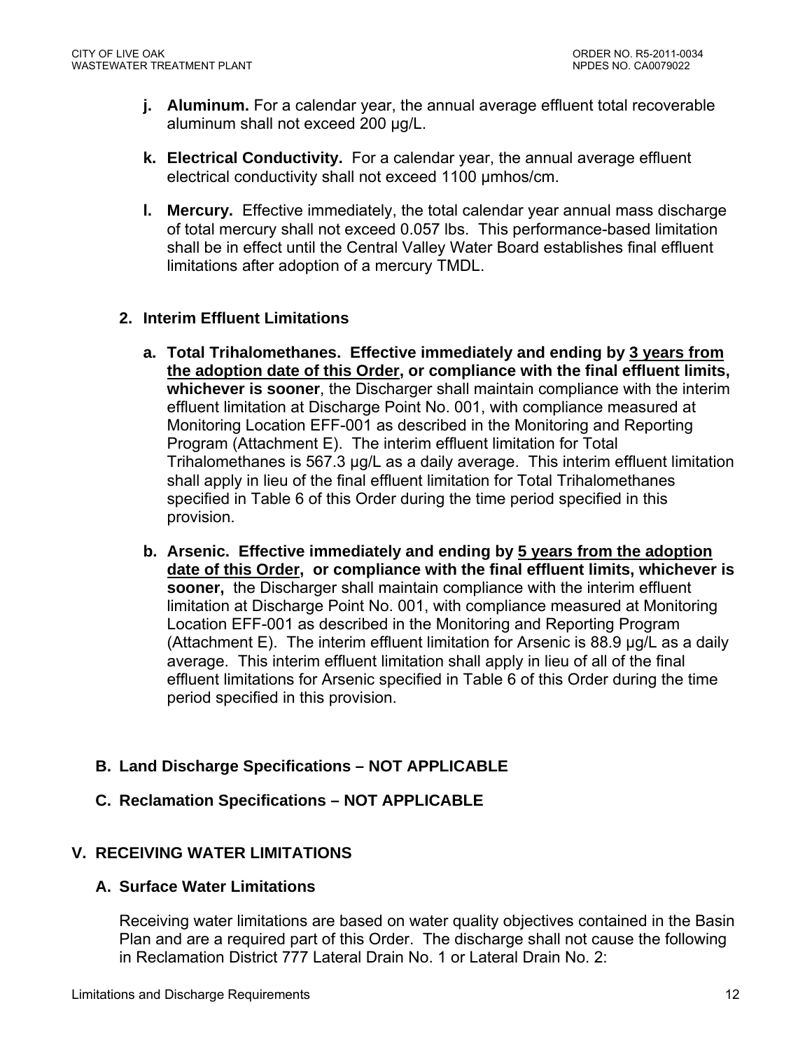- **j. Aluminum.** For a calendar year, the annual average effluent total recoverable aluminum shall not exceed 200 µg/L.
- **k. Electrical Conductivity.** For a calendar year, the annual average effluent electrical conductivity shall not exceed 1100 µmhos/cm.
- **l. Mercury.** Effective immediately, the total calendar year annual mass discharge of total mercury shall not exceed 0.057 lbs. This performance-based limitation shall be in effect until the Central Valley Water Board establishes final effluent limitations after adoption of a mercury TMDL.

### 2. Interim Effluent Limitations

- **a. Total Trihalomethanes. Effective immediately and ending by <u>3 years from the adoption date of this Order</u>, or compliance with the final effluent limits, whichever is sooner**, the Discharger shall maintain compliance with the interim effluent limitation at Discharge Point No. 001, with compliance measured at Monitoring Location EFF-001 as described in the Monitoring and Reporting Program (Attachment E). The interim effluent limitation for Total Trihalomethanes is 567.3 µg/L as a daily average. This interim effluent limitation shall apply in lieu of the final effluent limitation for Total Trihalomethanes specified in Table 6 of this Order during the time period specified in this provision.
- **b. Arsenic. Effective immediately and ending by <u>5 years from the adoption date of this Order</u>, or compliance with the final effluent limits, whichever is sooner,** the Discharger shall maintain compliance with the interim effluent limitation at Discharge Point No. 001, with compliance measured at Monitoring Location EFF-001 as described in the Monitoring and Reporting Program (Attachment E). The interim effluent limitation for Arsenic is 88.9 µg/L as a daily average. This interim effluent limitation shall apply in lieu of all of the final effluent limitations for Arsenic specified in Table 6 of this Order during the time period specified in this provision.

## B. Land Discharge Specifications – NOT APPLICABLE

## C. Reclamation Specifications – NOT APPLICABLE

# V. RECEIVING WATER LIMITATIONS

## A. Surface Water Limitations

Receiving water limitations are based on water quality objectives contained in the Basin Plan and are a required part of this Order. The discharge shall not cause the following in Reclamation District 777 Lateral Drain No. 1 or Lateral Drain No. 2: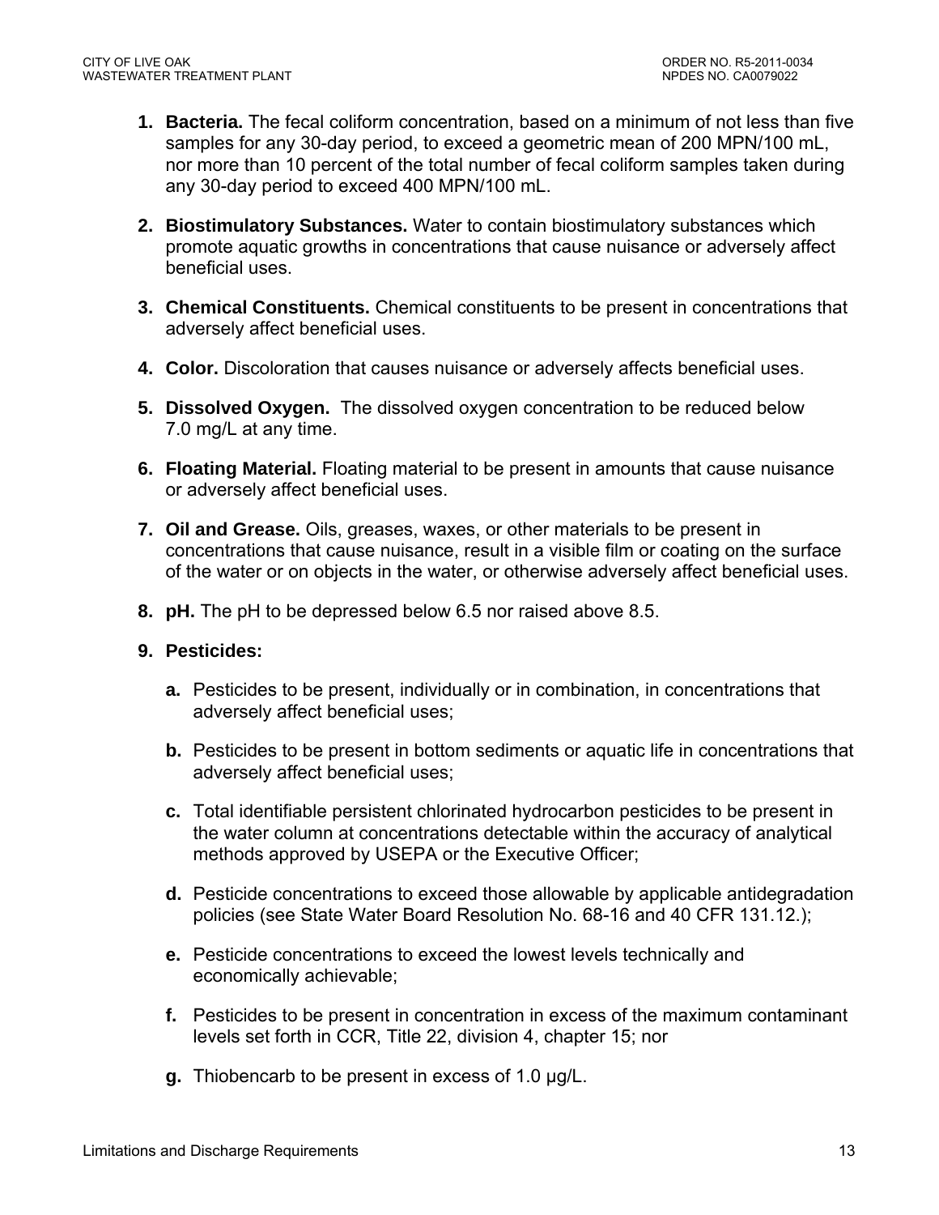1. **Bacteria.** The fecal coliform concentration, based on a minimum of not less than five samples for any 30-day period, to exceed a geometric mean of 200 MPN/100 mL, nor more than 10 percent of the total number of fecal coliform samples taken during any 30-day period to exceed 400 MPN/100 mL.

2. **Biostimulatory Substances.** Water to contain biostimulatory substances which promote aquatic growths in concentrations that cause nuisance or adversely affect beneficial uses.

3. **Chemical Constituents.** Chemical constituents to be present in concentrations that adversely affect beneficial uses.

4. **Color.** Discoloration that causes nuisance or adversely affects beneficial uses.

5. **Dissolved Oxygen.** The dissolved oxygen concentration to be reduced below 7.0 mg/L at any time.

6. **Floating Material.** Floating material to be present in amounts that cause nuisance or adversely affect beneficial uses.

7. **Oil and Grease.** Oils, greases, waxes, or other materials to be present in concentrations that cause nuisance, result in a visible film or coating on the surface of the water or on objects in the water, or otherwise adversely affect beneficial uses.

8. **pH.** The pH to be depressed below 6.5 nor raised above 8.5.

9. **Pesticides:**

   **a.** Pesticides to be present, individually or in combination, in concentrations that adversely affect beneficial uses;

   **b.** Pesticides to be present in bottom sediments or aquatic life in concentrations that adversely affect beneficial uses;

   **c.** Total identifiable persistent chlorinated hydrocarbon pesticides to be present in the water column at concentrations detectable within the accuracy of analytical methods approved by USEPA or the Executive Officer;

   **d.** Pesticide concentrations to exceed those allowable by applicable antidegradation policies (see State Water Board Resolution No. 68-16 and 40 CFR 131.12.);

   **e.** Pesticide concentrations to exceed the lowest levels technically and economically achievable;

   **f.** Pesticides to be present in concentration in excess of the maximum contaminant levels set forth in CCR, Title 22, division 4, chapter 15; nor

   **g.** Thiobencarb to be present in excess of 1.0 μg/L.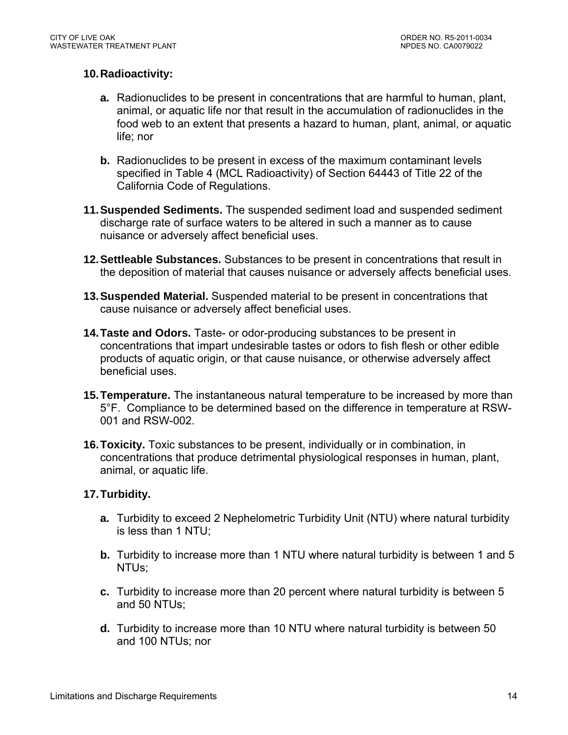**10. Radioactivity:**

   **a.** Radionuclides to be present in concentrations that are harmful to human, plant, animal, or aquatic life nor that result in the accumulation of radionuclides in the food web to an extent that presents a hazard to human, plant, animal, or aquatic life; nor

   **b.** Radionuclides to be present in excess of the maximum contaminant levels specified in Table 4 (MCL Radioactivity) of Section 64443 of Title 22 of the California Code of Regulations.

**11. Suspended Sediments.** The suspended sediment load and suspended sediment discharge rate of surface waters to be altered in such a manner as to cause nuisance or adversely affect beneficial uses.

**12. Settleable Substances.** Substances to be present in concentrations that result in the deposition of material that causes nuisance or adversely affects beneficial uses.

**13. Suspended Material.** Suspended material to be present in concentrations that cause nuisance or adversely affect beneficial uses.

**14. Taste and Odors.** Taste- or odor-producing substances to be present in concentrations that impart undesirable tastes or odors to fish flesh or other edible products of aquatic origin, or that cause nuisance, or otherwise adversely affect beneficial uses.

**15. Temperature.** The instantaneous natural temperature to be increased by more than 5°F. Compliance to be determined based on the difference in temperature at RSW-001 and RSW-002.

**16. Toxicity.** Toxic substances to be present, individually or in combination, in concentrations that produce detrimental physiological responses in human, plant, animal, or aquatic life.

**17. Turbidity.**

   **a.** Turbidity to exceed 2 Nephelometric Turbidity Unit (NTU) where natural turbidity is less than 1 NTU;

   **b.** Turbidity to increase more than 1 NTU where natural turbidity is between 1 and 5 NTUs;

   **c.** Turbidity to increase more than 20 percent where natural turbidity is between 5 and 50 NTUs;

   **d.** Turbidity to increase more than 10 NTU where natural turbidity is between 50 and 100 NTUs; nor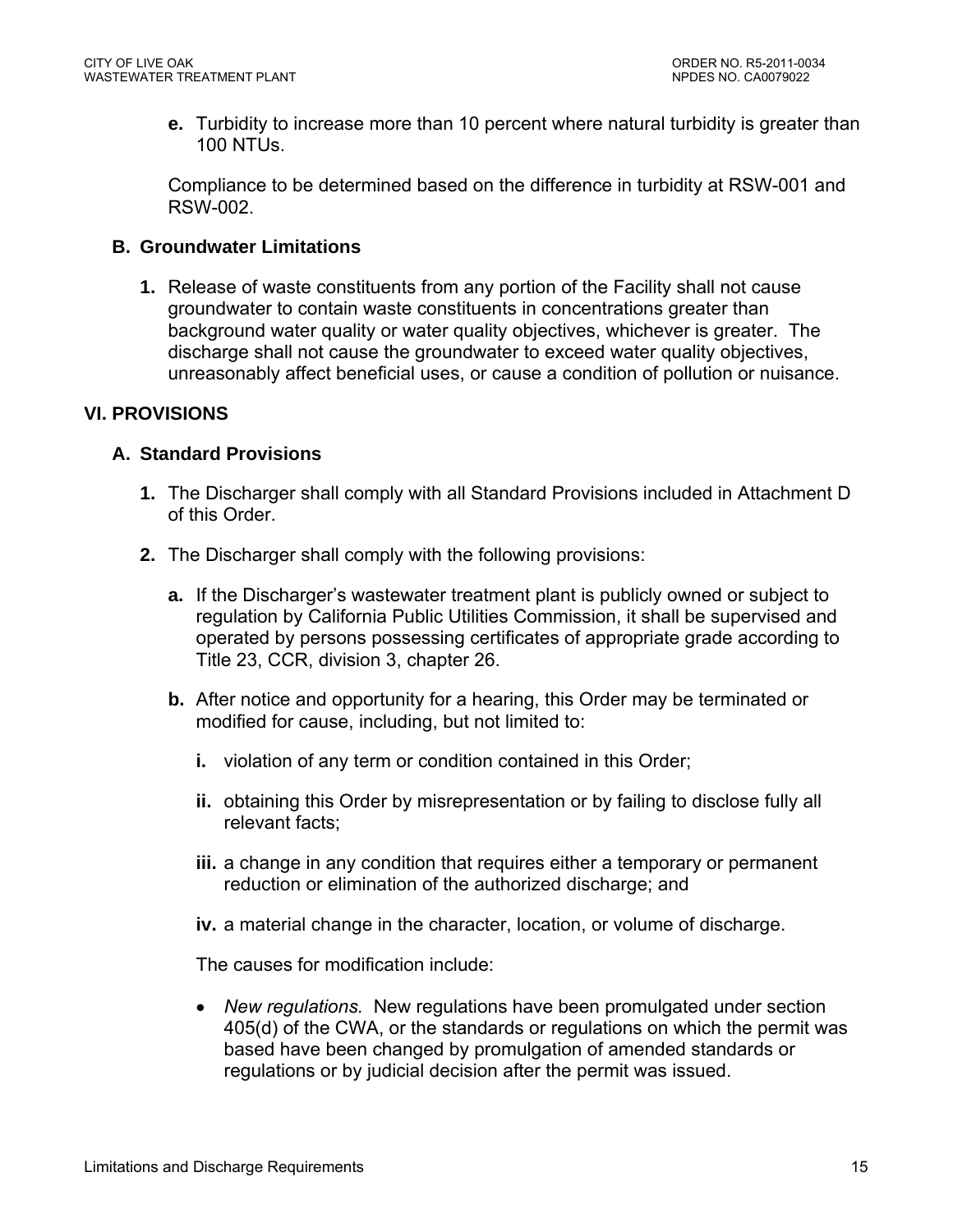**e.** Turbidity to increase more than 10 percent where natural turbidity is greater than 100 NTUs.

Compliance to be determined based on the difference in turbidity at RSW-001 and RSW-002.

### B. Groundwater Limitations

**1.** Release of waste constituents from any portion of the Facility shall not cause groundwater to contain waste constituents in concentrations greater than background water quality or water quality objectives, whichever is greater. The discharge shall not cause the groundwater to exceed water quality objectives, unreasonably affect beneficial uses, or cause a condition of pollution or nuisance.

## VI. PROVISIONS

### A. Standard Provisions

**1.** The Discharger shall comply with all Standard Provisions included in Attachment D of this Order.

**2.** The Discharger shall comply with the following provisions:

**a.** If the Discharger's wastewater treatment plant is publicly owned or subject to regulation by California Public Utilities Commission, it shall be supervised and operated by persons possessing certificates of appropriate grade according to Title 23, CCR, division 3, chapter 26.

**b.** After notice and opportunity for a hearing, this Order may be terminated or modified for cause, including, but not limited to:

**i.** violation of any term or condition contained in this Order;

**ii.** obtaining this Order by misrepresentation or by failing to disclose fully all relevant facts;

**iii.** a change in any condition that requires either a temporary or permanent reduction or elimination of the authorized discharge; and

**iv.** a material change in the character, location, or volume of discharge.

The causes for modification include:

- *New regulations.* New regulations have been promulgated under section 405(d) of the CWA, or the standards or regulations on which the permit was based have been changed by promulgation of amended standards or regulations or by judicial decision after the permit was issued.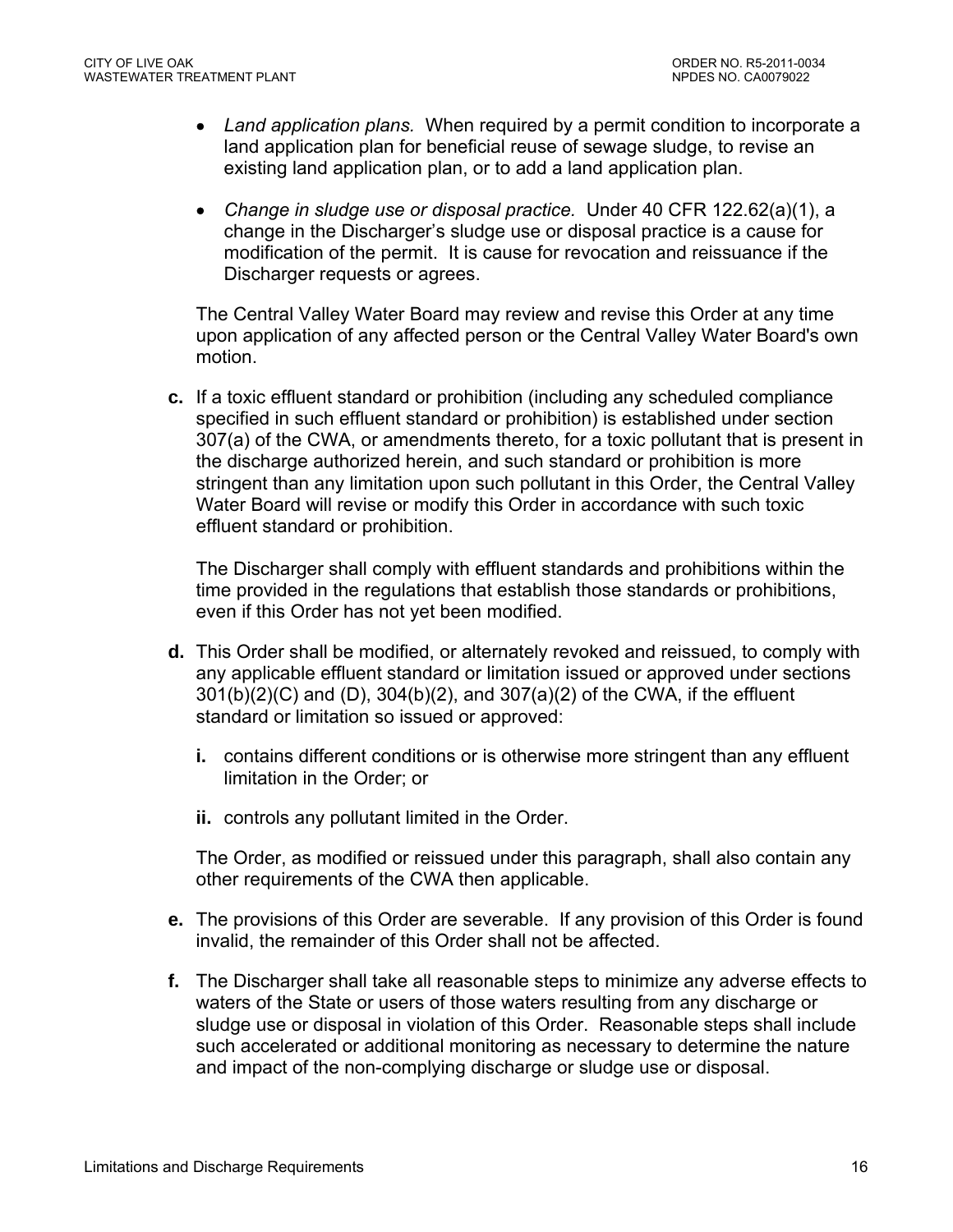- *Land application plans.* When required by a permit condition to incorporate a land application plan for beneficial reuse of sewage sludge, to revise an existing land application plan, or to add a land application plan.

- *Change in sludge use or disposal practice.* Under 40 CFR 122.62(a)(1), a change in the Discharger's sludge use or disposal practice is a cause for modification of the permit. It is cause for revocation and reissuance if the Discharger requests or agrees.

The Central Valley Water Board may review and revise this Order at any time upon application of any affected person or the Central Valley Water Board's own motion.

**c.** If a toxic effluent standard or prohibition (including any scheduled compliance specified in such effluent standard or prohibition) is established under section 307(a) of the CWA, or amendments thereto, for a toxic pollutant that is present in the discharge authorized herein, and such standard or prohibition is more stringent than any limitation upon such pollutant in this Order, the Central Valley Water Board will revise or modify this Order in accordance with such toxic effluent standard or prohibition.

The Discharger shall comply with effluent standards and prohibitions within the time provided in the regulations that establish those standards or prohibitions, even if this Order has not yet been modified.

**d.** This Order shall be modified, or alternately revoked and reissued, to comply with any applicable effluent standard or limitation issued or approved under sections 301(b)(2)(C) and (D), 304(b)(2), and 307(a)(2) of the CWA, if the effluent standard or limitation so issued or approved:

**i.** contains different conditions or is otherwise more stringent than any effluent limitation in the Order; or

**ii.** controls any pollutant limited in the Order.

The Order, as modified or reissued under this paragraph, shall also contain any other requirements of the CWA then applicable.

**e.** The provisions of this Order are severable. If any provision of this Order is found invalid, the remainder of this Order shall not be affected.

**f.** The Discharger shall take all reasonable steps to minimize any adverse effects to waters of the State or users of those waters resulting from any discharge or sludge use or disposal in violation of this Order. Reasonable steps shall include such accelerated or additional monitoring as necessary to determine the nature and impact of the non-complying discharge or sludge use or disposal.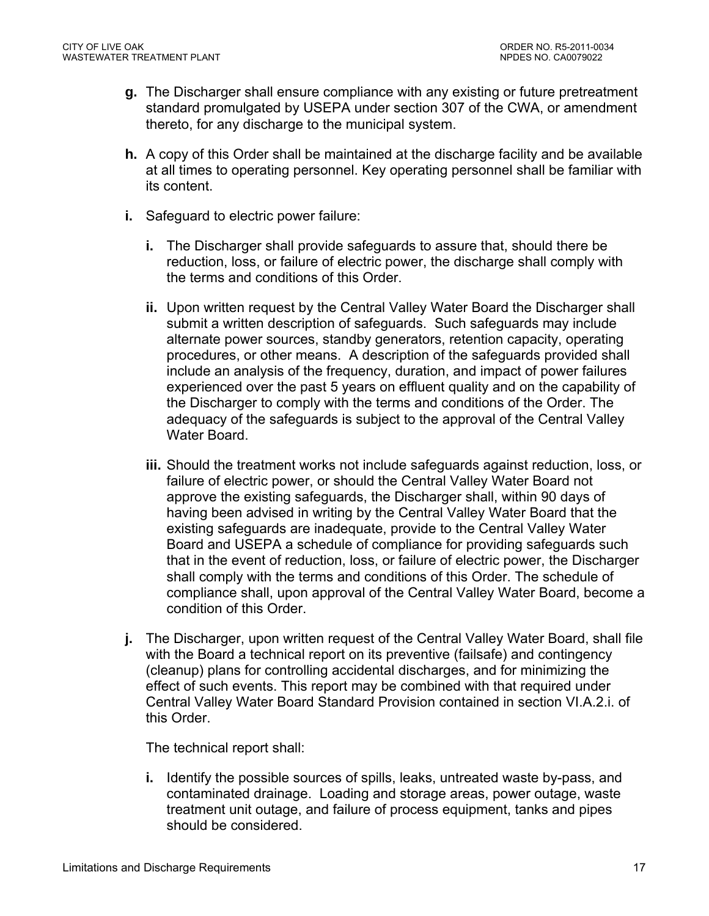**g.** The Discharger shall ensure compliance with any existing or future pretreatment standard promulgated by USEPA under section 307 of the CWA, or amendment thereto, for any discharge to the municipal system.

**h.** A copy of this Order shall be maintained at the discharge facility and be available at all times to operating personnel. Key operating personnel shall be familiar with its content.

**i.** Safeguard to electric power failure:

**i.** The Discharger shall provide safeguards to assure that, should there be reduction, loss, or failure of electric power, the discharge shall comply with the terms and conditions of this Order.

**ii.** Upon written request by the Central Valley Water Board the Discharger shall submit a written description of safeguards. Such safeguards may include alternate power sources, standby generators, retention capacity, operating procedures, or other means. A description of the safeguards provided shall include an analysis of the frequency, duration, and impact of power failures experienced over the past 5 years on effluent quality and on the capability of the Discharger to comply with the terms and conditions of the Order. The adequacy of the safeguards is subject to the approval of the Central Valley Water Board.

**iii.** Should the treatment works not include safeguards against reduction, loss, or failure of electric power, or should the Central Valley Water Board not approve the existing safeguards, the Discharger shall, within 90 days of having been advised in writing by the Central Valley Water Board that the existing safeguards are inadequate, provide to the Central Valley Water Board and USEPA a schedule of compliance for providing safeguards such that in the event of reduction, loss, or failure of electric power, the Discharger shall comply with the terms and conditions of this Order. The schedule of compliance shall, upon approval of the Central Valley Water Board, become a condition of this Order.

**j.** The Discharger, upon written request of the Central Valley Water Board, shall file with the Board a technical report on its preventive (failsafe) and contingency (cleanup) plans for controlling accidental discharges, and for minimizing the effect of such events. This report may be combined with that required under Central Valley Water Board Standard Provision contained in section VI.A.2.i. of this Order.

The technical report shall:

**i.** Identify the possible sources of spills, leaks, untreated waste by-pass, and contaminated drainage. Loading and storage areas, power outage, waste treatment unit outage, and failure of process equipment, tanks and pipes should be considered.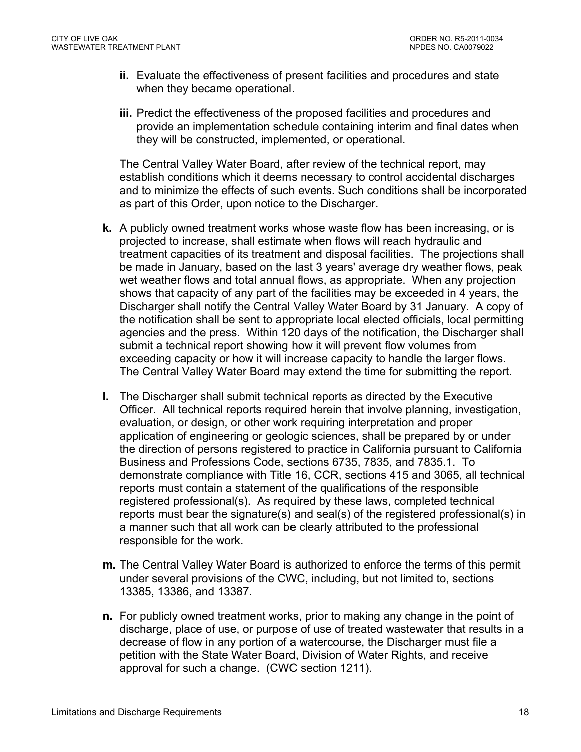- **ii.** Evaluate the effectiveness of present facilities and procedures and state when they became operational.

- **iii.** Predict the effectiveness of the proposed facilities and procedures and provide an implementation schedule containing interim and final dates when they will be constructed, implemented, or operational.

The Central Valley Water Board, after review of the technical report, may establish conditions which it deems necessary to control accidental discharges and to minimize the effects of such events. Such conditions shall be incorporated as part of this Order, upon notice to the Discharger.

**k.** A publicly owned treatment works whose waste flow has been increasing, or is projected to increase, shall estimate when flows will reach hydraulic and treatment capacities of its treatment and disposal facilities. The projections shall be made in January, based on the last 3 years' average dry weather flows, peak wet weather flows and total annual flows, as appropriate. When any projection shows that capacity of any part of the facilities may be exceeded in 4 years, the Discharger shall notify the Central Valley Water Board by 31 January. A copy of the notification shall be sent to appropriate local elected officials, local permitting agencies and the press. Within 120 days of the notification, the Discharger shall submit a technical report showing how it will prevent flow volumes from exceeding capacity or how it will increase capacity to handle the larger flows. The Central Valley Water Board may extend the time for submitting the report.

**l.** The Discharger shall submit technical reports as directed by the Executive Officer. All technical reports required herein that involve planning, investigation, evaluation, or design, or other work requiring interpretation and proper application of engineering or geologic sciences, shall be prepared by or under the direction of persons registered to practice in California pursuant to California Business and Professions Code, sections 6735, 7835, and 7835.1. To demonstrate compliance with Title 16, CCR, sections 415 and 3065, all technical reports must contain a statement of the qualifications of the responsible registered professional(s). As required by these laws, completed technical reports must bear the signature(s) and seal(s) of the registered professional(s) in a manner such that all work can be clearly attributed to the professional responsible for the work.

**m.** The Central Valley Water Board is authorized to enforce the terms of this permit under several provisions of the CWC, including, but not limited to, sections 13385, 13386, and 13387.

**n.** For publicly owned treatment works, prior to making any change in the point of discharge, place of use, or purpose of use of treated wastewater that results in a decrease of flow in any portion of a watercourse, the Discharger must file a petition with the State Water Board, Division of Water Rights, and receive approval for such a change. (CWC section 1211).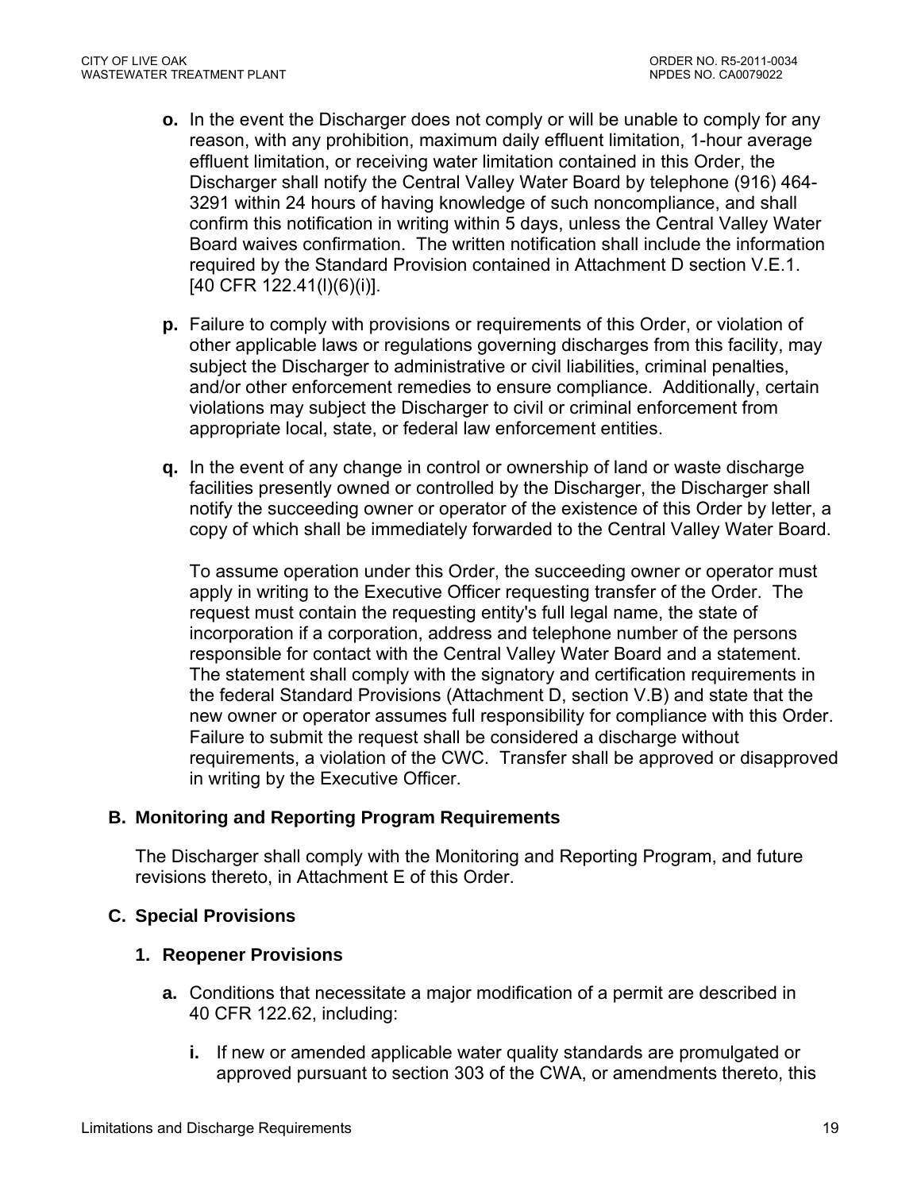**o.** In the event the Discharger does not comply or will be unable to comply for any reason, with any prohibition, maximum daily effluent limitation, 1-hour average effluent limitation, or receiving water limitation contained in this Order, the Discharger shall notify the Central Valley Water Board by telephone (916) 464-3291 within 24 hours of having knowledge of such noncompliance, and shall confirm this notification in writing within 5 days, unless the Central Valley Water Board waives confirmation. The written notification shall include the information required by the Standard Provision contained in Attachment D section V.E.1. [40 CFR 122.41(l)(6)(i)].

**p.** Failure to comply with provisions or requirements of this Order, or violation of other applicable laws or regulations governing discharges from this facility, may subject the Discharger to administrative or civil liabilities, criminal penalties, and/or other enforcement remedies to ensure compliance. Additionally, certain violations may subject the Discharger to civil or criminal enforcement from appropriate local, state, or federal law enforcement entities.

**q.** In the event of any change in control or ownership of land or waste discharge facilities presently owned or controlled by the Discharger, the Discharger shall notify the succeeding owner or operator of the existence of this Order by letter, a copy of which shall be immediately forwarded to the Central Valley Water Board.

To assume operation under this Order, the succeeding owner or operator must apply in writing to the Executive Officer requesting transfer of the Order. The request must contain the requesting entity's full legal name, the state of incorporation if a corporation, address and telephone number of the persons responsible for contact with the Central Valley Water Board and a statement. The statement shall comply with the signatory and certification requirements in the federal Standard Provisions (Attachment D, section V.B) and state that the new owner or operator assumes full responsibility for compliance with this Order. Failure to submit the request shall be considered a discharge without requirements, a violation of the CWC. Transfer shall be approved or disapproved in writing by the Executive Officer.

## B. Monitoring and Reporting Program Requirements

The Discharger shall comply with the Monitoring and Reporting Program, and future revisions thereto, in Attachment E of this Order.

## C. Special Provisions

### 1. Reopener Provisions

**a.** Conditions that necessitate a major modification of a permit are described in 40 CFR 122.62, including:

**i.** If new or amended applicable water quality standards are promulgated or approved pursuant to section 303 of the CWA, or amendments thereto, this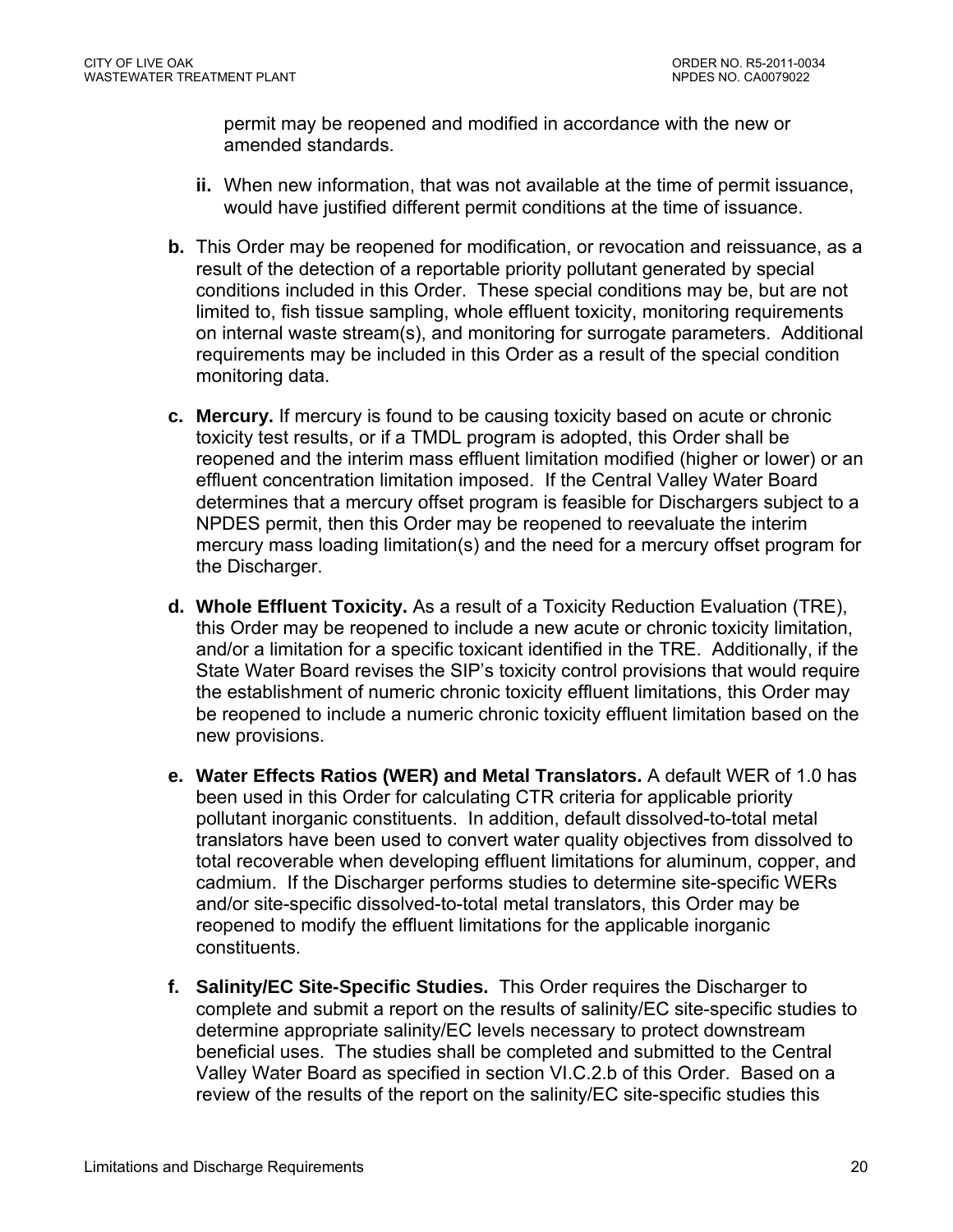permit may be reopened and modified in accordance with the new or amended standards.

**ii.** When new information, that was not available at the time of permit issuance, would have justified different permit conditions at the time of issuance.

**b.** This Order may be reopened for modification, or revocation and reissuance, as a result of the detection of a reportable priority pollutant generated by special conditions included in this Order. These special conditions may be, but are not limited to, fish tissue sampling, whole effluent toxicity, monitoring requirements on internal waste stream(s), and monitoring for surrogate parameters. Additional requirements may be included in this Order as a result of the special condition monitoring data.

**c. Mercury.** If mercury is found to be causing toxicity based on acute or chronic toxicity test results, or if a TMDL program is adopted, this Order shall be reopened and the interim mass effluent limitation modified (higher or lower) or an effluent concentration limitation imposed. If the Central Valley Water Board determines that a mercury offset program is feasible for Dischargers subject to a NPDES permit, then this Order may be reopened to reevaluate the interim mercury mass loading limitation(s) and the need for a mercury offset program for the Discharger.

**d. Whole Effluent Toxicity.** As a result of a Toxicity Reduction Evaluation (TRE), this Order may be reopened to include a new acute or chronic toxicity limitation, and/or a limitation for a specific toxicant identified in the TRE. Additionally, if the State Water Board revises the SIP's toxicity control provisions that would require the establishment of numeric chronic toxicity effluent limitations, this Order may be reopened to include a numeric chronic toxicity effluent limitation based on the new provisions.

**e. Water Effects Ratios (WER) and Metal Translators.** A default WER of 1.0 has been used in this Order for calculating CTR criteria for applicable priority pollutant inorganic constituents. In addition, default dissolved-to-total metal translators have been used to convert water quality objectives from dissolved to total recoverable when developing effluent limitations for aluminum, copper, and cadmium. If the Discharger performs studies to determine site-specific WERs and/or site-specific dissolved-to-total metal translators, this Order may be reopened to modify the effluent limitations for the applicable inorganic constituents.

**f. Salinity/EC Site-Specific Studies.** This Order requires the Discharger to complete and submit a report on the results of salinity/EC site-specific studies to determine appropriate salinity/EC levels necessary to protect downstream beneficial uses. The studies shall be completed and submitted to the Central Valley Water Board as specified in section VI.C.2.b of this Order. Based on a review of the results of the report on the salinity/EC site-specific studies this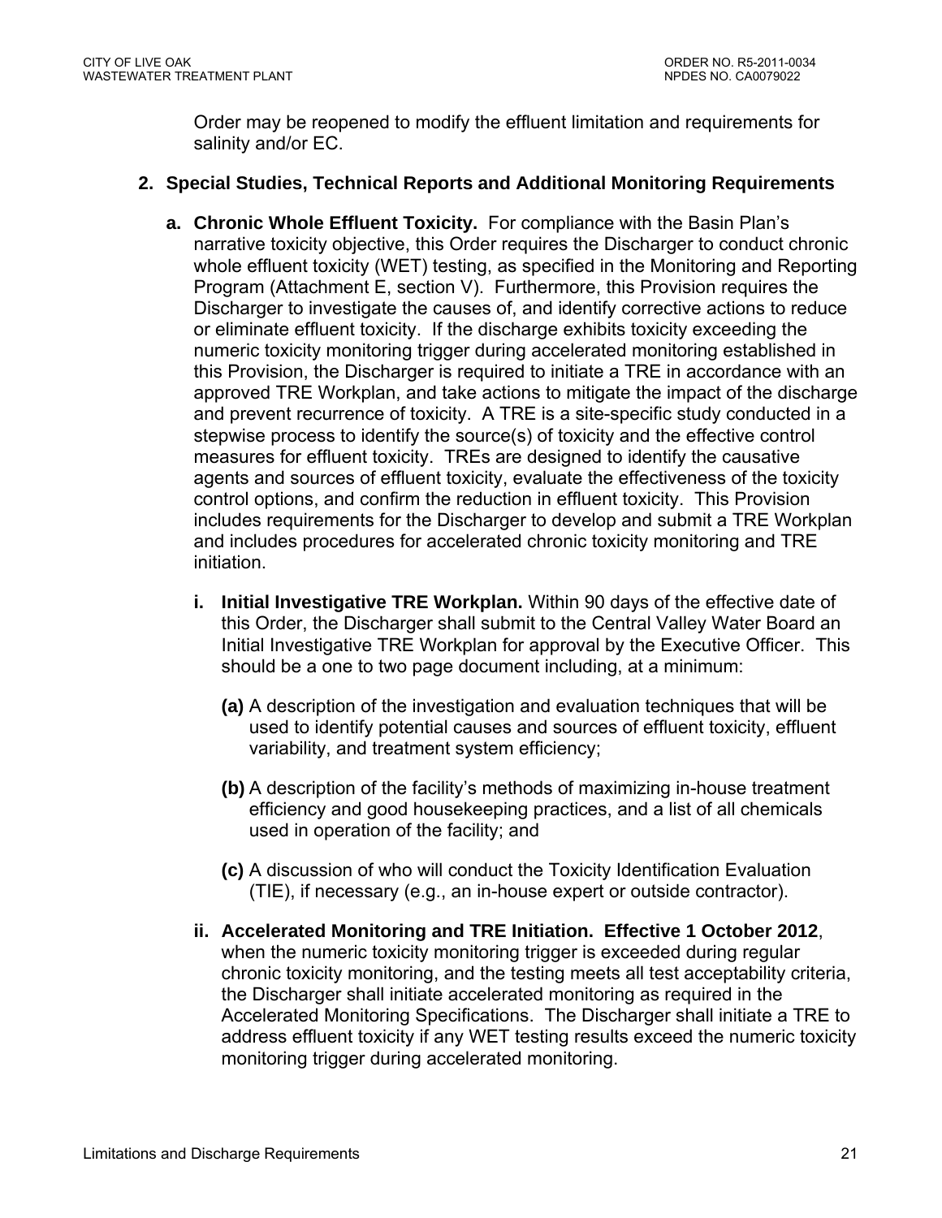Order may be reopened to modify the effluent limitation and requirements for salinity and/or EC.

**2. Special Studies, Technical Reports and Additional Monitoring Requirements**

**a. Chronic Whole Effluent Toxicity.** For compliance with the Basin Plan's narrative toxicity objective, this Order requires the Discharger to conduct chronic whole effluent toxicity (WET) testing, as specified in the Monitoring and Reporting Program (Attachment E, section V). Furthermore, this Provision requires the Discharger to investigate the causes of, and identify corrective actions to reduce or eliminate effluent toxicity. If the discharge exhibits toxicity exceeding the numeric toxicity monitoring trigger during accelerated monitoring established in this Provision, the Discharger is required to initiate a TRE in accordance with an approved TRE Workplan, and take actions to mitigate the impact of the discharge and prevent recurrence of toxicity. A TRE is a site-specific study conducted in a stepwise process to identify the source(s) of toxicity and the effective control measures for effluent toxicity. TREs are designed to identify the causative agents and sources of effluent toxicity, evaluate the effectiveness of the toxicity control options, and confirm the reduction in effluent toxicity. This Provision includes requirements for the Discharger to develop and submit a TRE Workplan and includes procedures for accelerated chronic toxicity monitoring and TRE initiation.

**i. Initial Investigative TRE Workplan.** Within 90 days of the effective date of this Order, the Discharger shall submit to the Central Valley Water Board an Initial Investigative TRE Workplan for approval by the Executive Officer. This should be a one to two page document including, at a minimum:

**(a)** A description of the investigation and evaluation techniques that will be used to identify potential causes and sources of effluent toxicity, effluent variability, and treatment system efficiency;

**(b)** A description of the facility's methods of maximizing in-house treatment efficiency and good housekeeping practices, and a list of all chemicals used in operation of the facility; and

**(c)** A discussion of who will conduct the Toxicity Identification Evaluation (TIE), if necessary (e.g., an in-house expert or outside contractor).

**ii. Accelerated Monitoring and TRE Initiation. Effective 1 October 2012**, when the numeric toxicity monitoring trigger is exceeded during regular chronic toxicity monitoring, and the testing meets all test acceptability criteria, the Discharger shall initiate accelerated monitoring as required in the Accelerated Monitoring Specifications. The Discharger shall initiate a TRE to address effluent toxicity if any WET testing results exceed the numeric toxicity monitoring trigger during accelerated monitoring.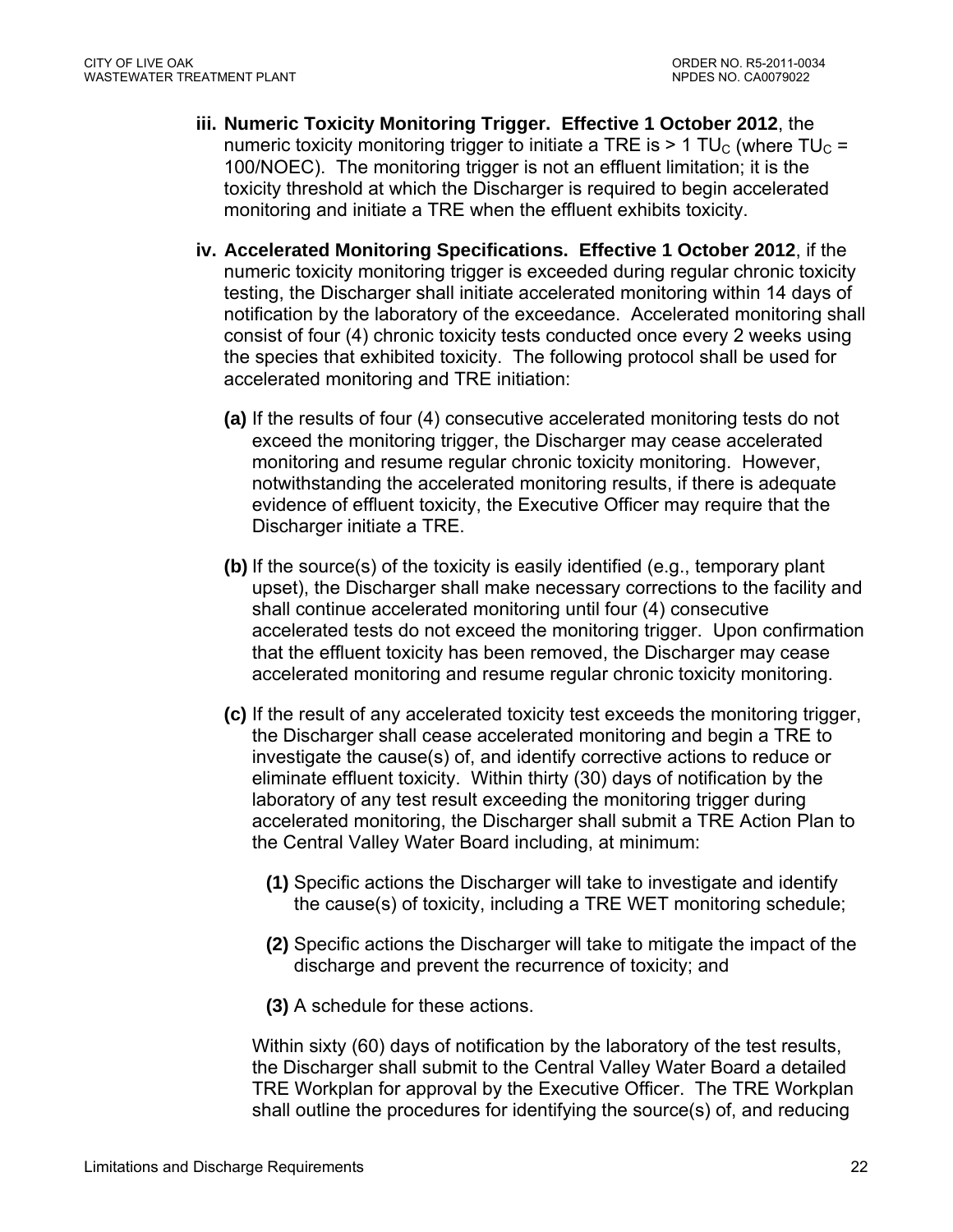**iii. Numeric Toxicity Monitoring Trigger. Effective 1 October 2012**, the numeric toxicity monitoring trigger to initiate a TRE is > 1 $TU_C$ (where $TU_C$ = 100/NOEC). The monitoring trigger is not an effluent limitation; it is the toxicity threshold at which the Discharger is required to begin accelerated monitoring and initiate a TRE when the effluent exhibits toxicity.

**iv. Accelerated Monitoring Specifications. Effective 1 October 2012**, if the numeric toxicity monitoring trigger is exceeded during regular chronic toxicity testing, the Discharger shall initiate accelerated monitoring within 14 days of notification by the laboratory of the exceedance. Accelerated monitoring shall consist of four (4) chronic toxicity tests conducted once every 2 weeks using the species that exhibited toxicity. The following protocol shall be used for accelerated monitoring and TRE initiation:

**(a)** If the results of four (4) consecutive accelerated monitoring tests do not exceed the monitoring trigger, the Discharger may cease accelerated monitoring and resume regular chronic toxicity monitoring. However, notwithstanding the accelerated monitoring results, if there is adequate evidence of effluent toxicity, the Executive Officer may require that the Discharger initiate a TRE.

**(b)** If the source(s) of the toxicity is easily identified (e.g., temporary plant upset), the Discharger shall make necessary corrections to the facility and shall continue accelerated monitoring until four (4) consecutive accelerated tests do not exceed the monitoring trigger. Upon confirmation that the effluent toxicity has been removed, the Discharger may cease accelerated monitoring and resume regular chronic toxicity monitoring.

**(c)** If the result of any accelerated toxicity test exceeds the monitoring trigger, the Discharger shall cease accelerated monitoring and begin a TRE to investigate the cause(s) of, and identify corrective actions to reduce or eliminate effluent toxicity. Within thirty (30) days of notification by the laboratory of any test result exceeding the monitoring trigger during accelerated monitoring, the Discharger shall submit a TRE Action Plan to the Central Valley Water Board including, at minimum:

**(1)** Specific actions the Discharger will take to investigate and identify the cause(s) of toxicity, including a TRE WET monitoring schedule;

**(2)** Specific actions the Discharger will take to mitigate the impact of the discharge and prevent the recurrence of toxicity; and

**(3)** A schedule for these actions.

Within sixty (60) days of notification by the laboratory of the test results, the Discharger shall submit to the Central Valley Water Board a detailed TRE Workplan for approval by the Executive Officer. The TRE Workplan shall outline the procedures for identifying the source(s) of, and reducing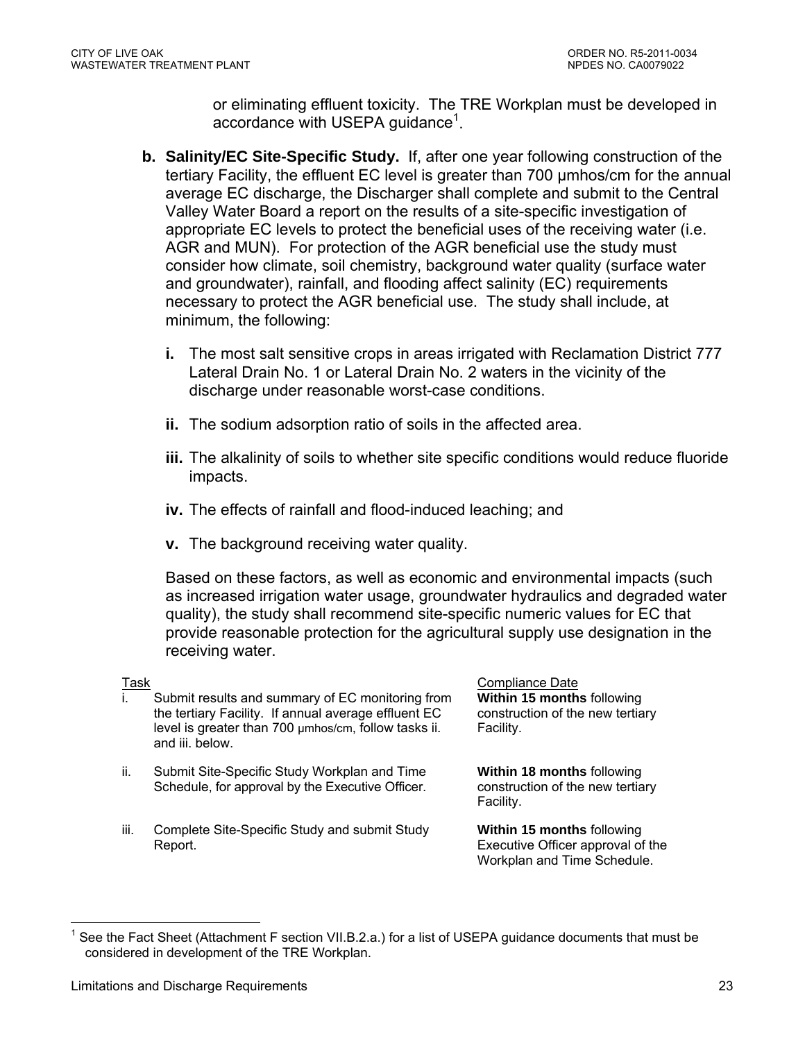or eliminating effluent toxicity. The TRE Workplan must be developed in accordance with USEPA guidance[1].

**b. Salinity/EC Site-Specific Study.** If, after one year following construction of the tertiary Facility, the effluent EC level is greater than 700 µmhos/cm for the annual average EC discharge, the Discharger shall complete and submit to the Central Valley Water Board a report on the results of a site-specific investigation of appropriate EC levels to protect the beneficial uses of the receiving water (i.e. AGR and MUN). For protection of the AGR beneficial use the study must consider how climate, soil chemistry, background water quality (surface water and groundwater), rainfall, and flooding affect salinity (EC) requirements necessary to protect the AGR beneficial use. The study shall include, at minimum, the following:

**i.** The most salt sensitive crops in areas irrigated with Reclamation District 777 Lateral Drain No. 1 or Lateral Drain No. 2 waters in the vicinity of the discharge under reasonable worst-case conditions.

**ii.** The sodium adsorption ratio of soils in the affected area.

**iii.** The alkalinity of soils to whether site specific conditions would reduce fluoride impacts.

**iv.** The effects of rainfall and flood-induced leaching; and

**v.** The background receiving water quality.

Based on these factors, as well as economic and environmental impacts (such as increased irrigation water usage, groundwater hydraulics and degraded water quality), the study shall recommend site-specific numeric values for EC that provide reasonable protection for the agricultural supply use designation in the receiving water.

| | Task | Compliance Date |
|---|---|---|
| i. | Submit results and summary of EC monitoring from the tertiary Facility. If annual average effluent EC level is greater than 700 µmhos/cm, follow tasks ii. and iii. below. | **Within 15 months** following construction of the new tertiary Facility. |
| ii. | Submit Site-Specific Study Workplan and Time Schedule, for approval by the Executive Officer. | **Within 18 months** following construction of the new tertiary Facility. |
| iii. | Complete Site-Specific Study and submit Study Report. | **Within 15 months** following Executive Officer approval of the Workplan and Time Schedule. |

[1] See the Fact Sheet (Attachment F section VII.B.2.a.) for a list of USEPA guidance documents that must be considered in development of the TRE Workplan.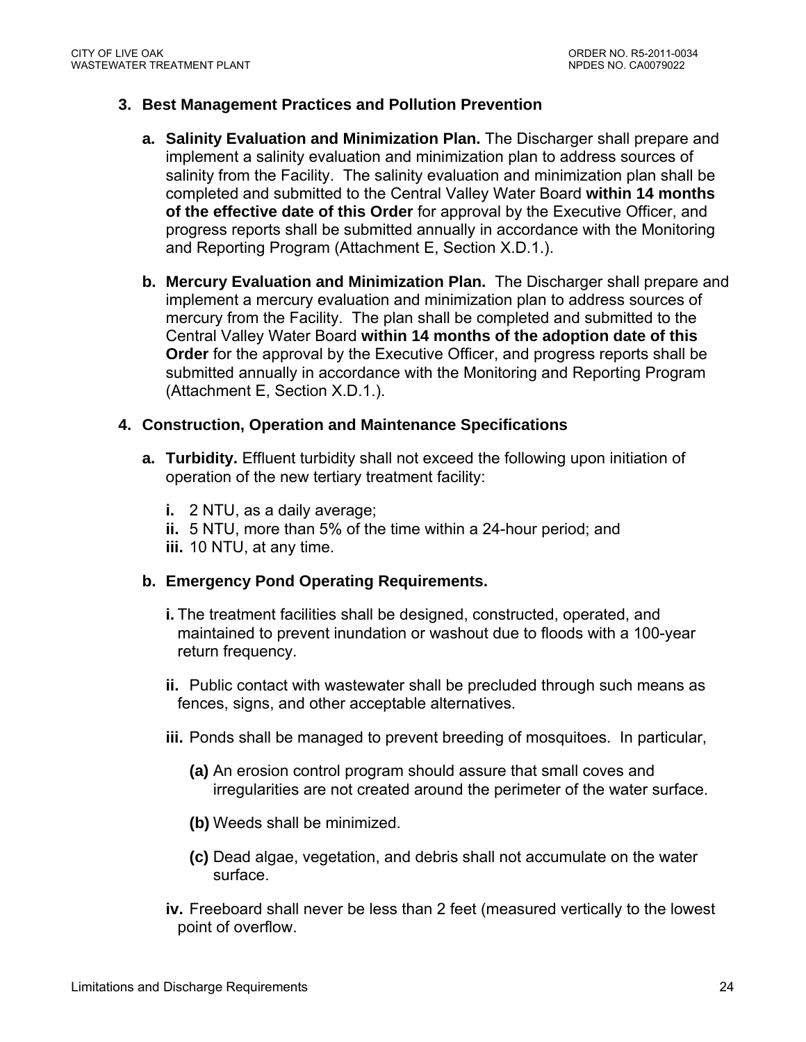**3. Best Management Practices and Pollution Prevention**

**a. Salinity Evaluation and Minimization Plan.** The Discharger shall prepare and implement a salinity evaluation and minimization plan to address sources of salinity from the Facility. The salinity evaluation and minimization plan shall be completed and submitted to the Central Valley Water Board **within 14 months of the effective date of this Order** for approval by the Executive Officer, and progress reports shall be submitted annually in accordance with the Monitoring and Reporting Program (Attachment E, Section X.D.1.).

**b. Mercury Evaluation and Minimization Plan.** The Discharger shall prepare and implement a mercury evaluation and minimization plan to address sources of mercury from the Facility. The plan shall be completed and submitted to the Central Valley Water Board **within 14 months of the adoption date of this Order** for the approval by the Executive Officer, and progress reports shall be submitted annually in accordance with the Monitoring and Reporting Program (Attachment E, Section X.D.1.).

**4. Construction, Operation and Maintenance Specifications**

**a. Turbidity.** Effluent turbidity shall not exceed the following upon initiation of operation of the new tertiary treatment facility:

**i.** 2 NTU, as a daily average;
**ii.** 5 NTU, more than 5% of the time within a 24-hour period; and
**iii.** 10 NTU, at any time.

**b. Emergency Pond Operating Requirements.**

**i.** The treatment facilities shall be designed, constructed, operated, and maintained to prevent inundation or washout due to floods with a 100-year return frequency.

**ii.** Public contact with wastewater shall be precluded through such means as fences, signs, and other acceptable alternatives.

**iii.** Ponds shall be managed to prevent breeding of mosquitoes. In particular,

**(a)** An erosion control program should assure that small coves and irregularities are not created around the perimeter of the water surface.

**(b)** Weeds shall be minimized.

**(c)** Dead algae, vegetation, and debris shall not accumulate on the water surface.

**iv.** Freeboard shall never be less than 2 feet (measured vertically to the lowest point of overflow.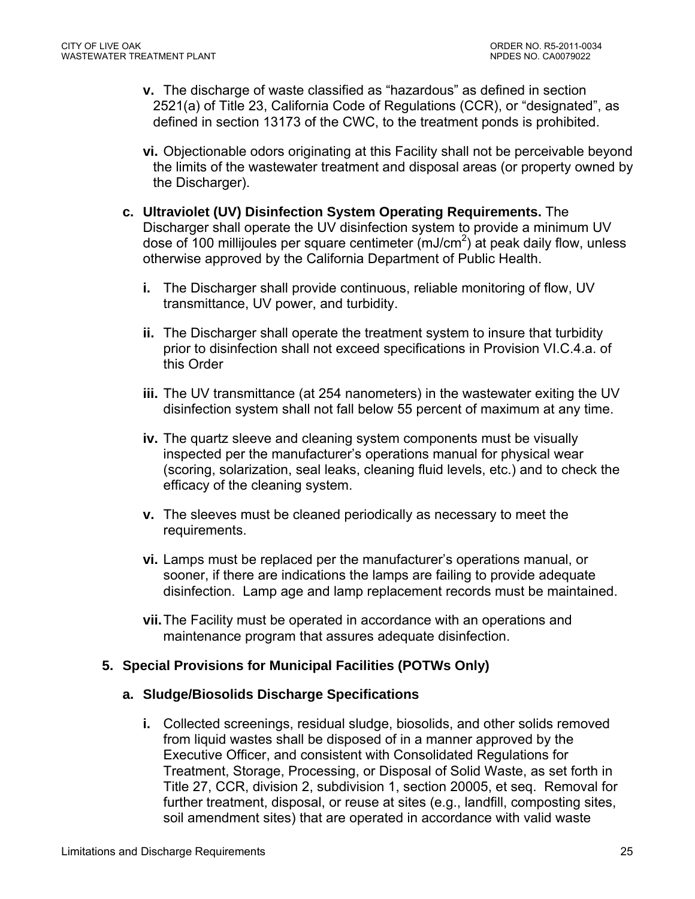- **v.** The discharge of waste classified as "hazardous" as defined in section 2521(a) of Title 23, California Code of Regulations (CCR), or "designated", as defined in section 13173 of the CWC, to the treatment ponds is prohibited.
- **vi.** Objectionable odors originating at this Facility shall not be perceivable beyond the limits of the wastewater treatment and disposal areas (or property owned by the Discharger).

**c. Ultraviolet (UV) Disinfection System Operating Requirements.** The Discharger shall operate the UV disinfection system to provide a minimum UV dose of 100 millijoules per square centimeter ($mJ/cm^2$) at peak daily flow, unless otherwise approved by the California Department of Public Health.

- **i.** The Discharger shall provide continuous, reliable monitoring of flow, UV transmittance, UV power, and turbidity.
- **ii.** The Discharger shall operate the treatment system to insure that turbidity prior to disinfection shall not exceed specifications in Provision VI.C.4.a. of this Order
- **iii.** The UV transmittance (at 254 nanometers) in the wastewater exiting the UV disinfection system shall not fall below 55 percent of maximum at any time.
- **iv.** The quartz sleeve and cleaning system components must be visually inspected per the manufacturer's operations manual for physical wear (scoring, solarization, seal leaks, cleaning fluid levels, etc.) and to check the efficacy of the cleaning system.
- **v.** The sleeves must be cleaned periodically as necessary to meet the requirements.
- **vi.** Lamps must be replaced per the manufacturer's operations manual, or sooner, if there are indications the lamps are failing to provide adequate disinfection. Lamp age and lamp replacement records must be maintained.
- **vii.** The Facility must be operated in accordance with an operations and maintenance program that assures adequate disinfection.

### 5. Special Provisions for Municipal Facilities (POTWs Only)

#### a. Sludge/Biosolids Discharge Specifications

- **i.** Collected screenings, residual sludge, biosolids, and other solids removed from liquid wastes shall be disposed of in a manner approved by the Executive Officer, and consistent with Consolidated Regulations for Treatment, Storage, Processing, or Disposal of Solid Waste, as set forth in Title 27, CCR, division 2, subdivision 1, section 20005, et seq. Removal for further treatment, disposal, or reuse at sites (e.g., landfill, composting sites, soil amendment sites) that are operated in accordance with valid waste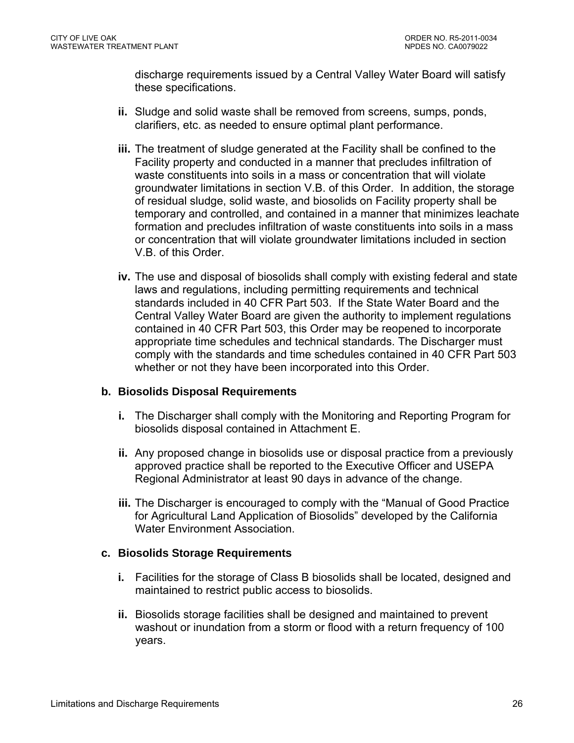discharge requirements issued by a Central Valley Water Board will satisfy these specifications.

**ii.** Sludge and solid waste shall be removed from screens, sumps, ponds, clarifiers, etc. as needed to ensure optimal plant performance.

**iii.** The treatment of sludge generated at the Facility shall be confined to the Facility property and conducted in a manner that precludes infiltration of waste constituents into soils in a mass or concentration that will violate groundwater limitations in section V.B. of this Order. In addition, the storage of residual sludge, solid waste, and biosolids on Facility property shall be temporary and controlled, and contained in a manner that minimizes leachate formation and precludes infiltration of waste constituents into soils in a mass or concentration that will violate groundwater limitations included in section V.B. of this Order.

**iv.** The use and disposal of biosolids shall comply with existing federal and state laws and regulations, including permitting requirements and technical standards included in 40 CFR Part 503. If the State Water Board and the Central Valley Water Board are given the authority to implement regulations contained in 40 CFR Part 503, this Order may be reopened to incorporate appropriate time schedules and technical standards. The Discharger must comply with the standards and time schedules contained in 40 CFR Part 503 whether or not they have been incorporated into this Order.

**b. Biosolids Disposal Requirements**

**i.** The Discharger shall comply with the Monitoring and Reporting Program for biosolids disposal contained in Attachment E.

**ii.** Any proposed change in biosolids use or disposal practice from a previously approved practice shall be reported to the Executive Officer and USEPA Regional Administrator at least 90 days in advance of the change.

**iii.** The Discharger is encouraged to comply with the "Manual of Good Practice for Agricultural Land Application of Biosolids" developed by the California Water Environment Association.

**c. Biosolids Storage Requirements**

**i.** Facilities for the storage of Class B biosolids shall be located, designed and maintained to restrict public access to biosolids.

**ii.** Biosolids storage facilities shall be designed and maintained to prevent washout or inundation from a storm or flood with a return frequency of 100 years.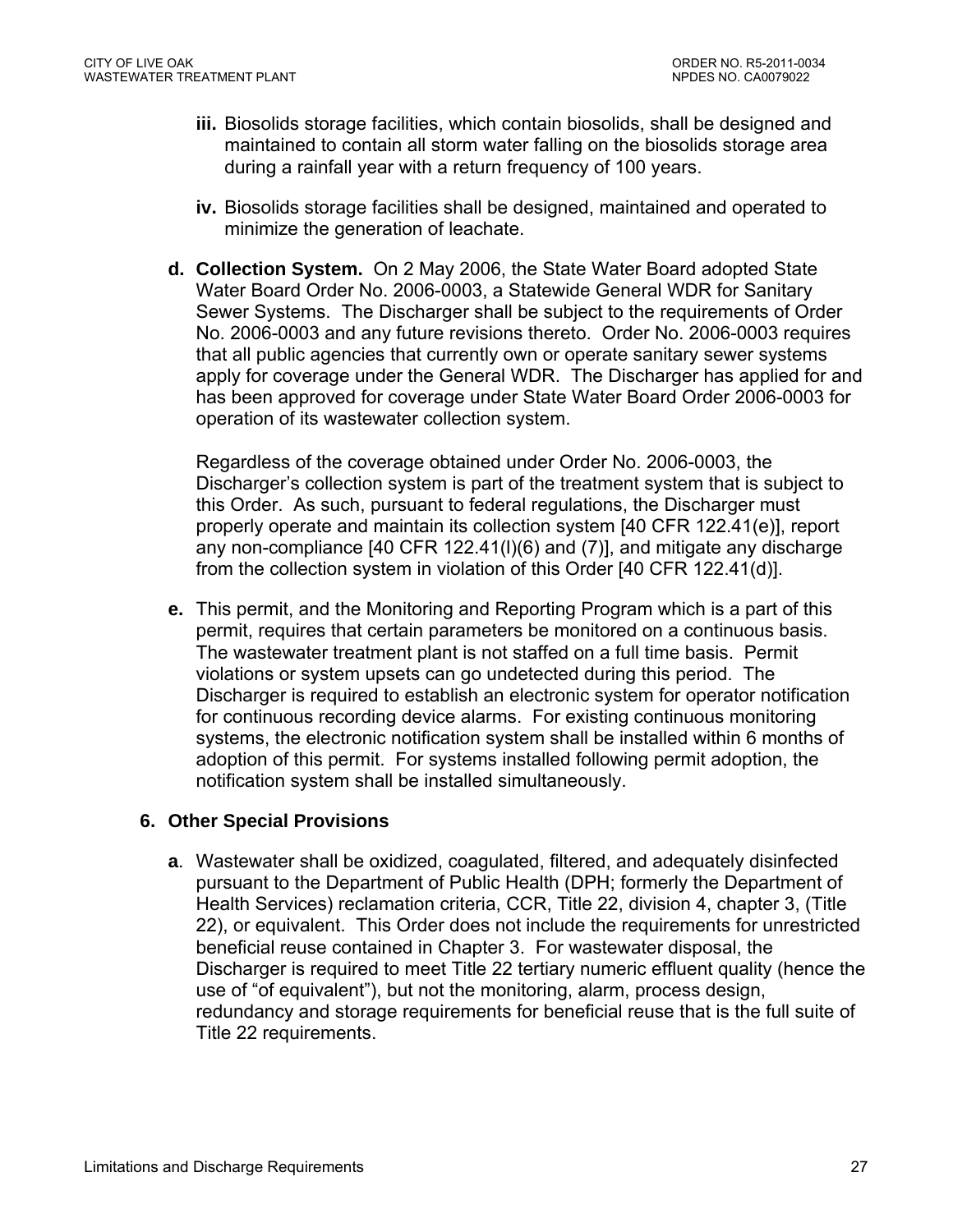- **iii.** Biosolids storage facilities, which contain biosolids, shall be designed and maintained to contain all storm water falling on the biosolids storage area during a rainfall year with a return frequency of 100 years.

- **iv.** Biosolids storage facilities shall be designed, maintained and operated to minimize the generation of leachate.

**d. Collection System.** On 2 May 2006, the State Water Board adopted State Water Board Order No. 2006-0003, a Statewide General WDR for Sanitary Sewer Systems. The Discharger shall be subject to the requirements of Order No. 2006-0003 and any future revisions thereto. Order No. 2006-0003 requires that all public agencies that currently own or operate sanitary sewer systems apply for coverage under the General WDR. The Discharger has applied for and has been approved for coverage under State Water Board Order 2006-0003 for operation of its wastewater collection system.

Regardless of the coverage obtained under Order No. 2006-0003, the Discharger's collection system is part of the treatment system that is subject to this Order. As such, pursuant to federal regulations, the Discharger must properly operate and maintain its collection system [40 CFR 122.41(e)], report any non-compliance [40 CFR 122.41(l)(6) and (7)], and mitigate any discharge from the collection system in violation of this Order [40 CFR 122.41(d)].

**e.** This permit, and the Monitoring and Reporting Program which is a part of this permit, requires that certain parameters be monitored on a continuous basis. The wastewater treatment plant is not staffed on a full time basis. Permit violations or system upsets can go undetected during this period. The Discharger is required to establish an electronic system for operator notification for continuous recording device alarms. For existing continuous monitoring systems, the electronic notification system shall be installed within 6 months of adoption of this permit. For systems installed following permit adoption, the notification system shall be installed simultaneously.

### 6. Other Special Provisions

**a**. Wastewater shall be oxidized, coagulated, filtered, and adequately disinfected pursuant to the Department of Public Health (DPH; formerly the Department of Health Services) reclamation criteria, CCR, Title 22, division 4, chapter 3, (Title 22), or equivalent. This Order does not include the requirements for unrestricted beneficial reuse contained in Chapter 3. For wastewater disposal, the Discharger is required to meet Title 22 tertiary numeric effluent quality (hence the use of "of equivalent"), but not the monitoring, alarm, process design, redundancy and storage requirements for beneficial reuse that is the full suite of Title 22 requirements.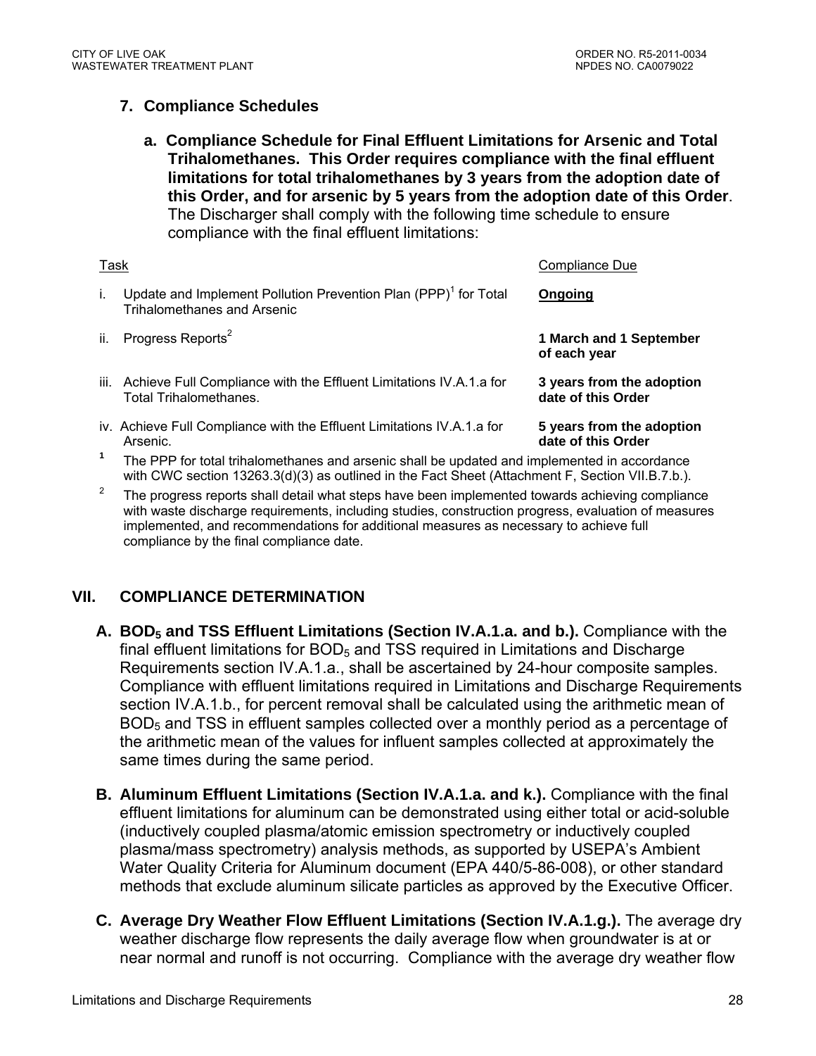### 7. Compliance Schedules

**a. Compliance Schedule for Final Effluent Limitations for Arsenic and Total Trihalomethanes. This Order requires compliance with the final effluent limitations for total trihalomethanes by 3 years from the adoption date of this Order, and for arsenic by 5 years from the adoption date of this Order**. The Discharger shall comply with the following time schedule to ensure compliance with the final effluent limitations:

| Task | Compliance Due |
|---|---|
| i. Update and Implement Pollution Prevention Plan (PPP)[1] for Total Trihalomethanes and Arsenic | **Ongoing** |
| ii. Progress Reports[2] | **1 March and 1 September of each year** |
| iii. Achieve Full Compliance with the Effluent Limitations IV.A.1.a for Total Trihalomethanes. | **3 years from the adoption date of this Order** |
| iv. Achieve Full Compliance with the Effluent Limitations IV.A.1.a for Arsenic. | **5 years from the adoption date of this Order** |

[1] The PPP for total trihalomethanes and arsenic shall be updated and implemented in accordance with CWC section 13263.3(d)(3) as outlined in the Fact Sheet (Attachment F, Section VII.B.7.b.).

[2] The progress reports shall detail what steps have been implemented towards achieving compliance with waste discharge requirements, including studies, construction progress, evaluation of measures implemented, and recommendations for additional measures as necessary to achieve full compliance by the final compliance date.

## VII. COMPLIANCE DETERMINATION

**A. $BOD_5$ and TSS Effluent Limitations (Section IV.A.1.a. and b.).** Compliance with the final effluent limitations for $BOD_5$ and TSS required in Limitations and Discharge Requirements section IV.A.1.a., shall be ascertained by 24-hour composite samples. Compliance with effluent limitations required in Limitations and Discharge Requirements section IV.A.1.b., for percent removal shall be calculated using the arithmetic mean of $BOD_5$ and TSS in effluent samples collected over a monthly period as a percentage of the arithmetic mean of the values for influent samples collected at approximately the same times during the same period.

**B. Aluminum Effluent Limitations (Section IV.A.1.a. and k.).** Compliance with the final effluent limitations for aluminum can be demonstrated using either total or acid-soluble (inductively coupled plasma/atomic emission spectrometry or inductively coupled plasma/mass spectrometry) analysis methods, as supported by USEPA's Ambient Water Quality Criteria for Aluminum document (EPA 440/5-86-008), or other standard methods that exclude aluminum silicate particles as approved by the Executive Officer.

**C. Average Dry Weather Flow Effluent Limitations (Section IV.A.1.g.).** The average dry weather discharge flow represents the daily average flow when groundwater is at or near normal and runoff is not occurring. Compliance with the average dry weather flow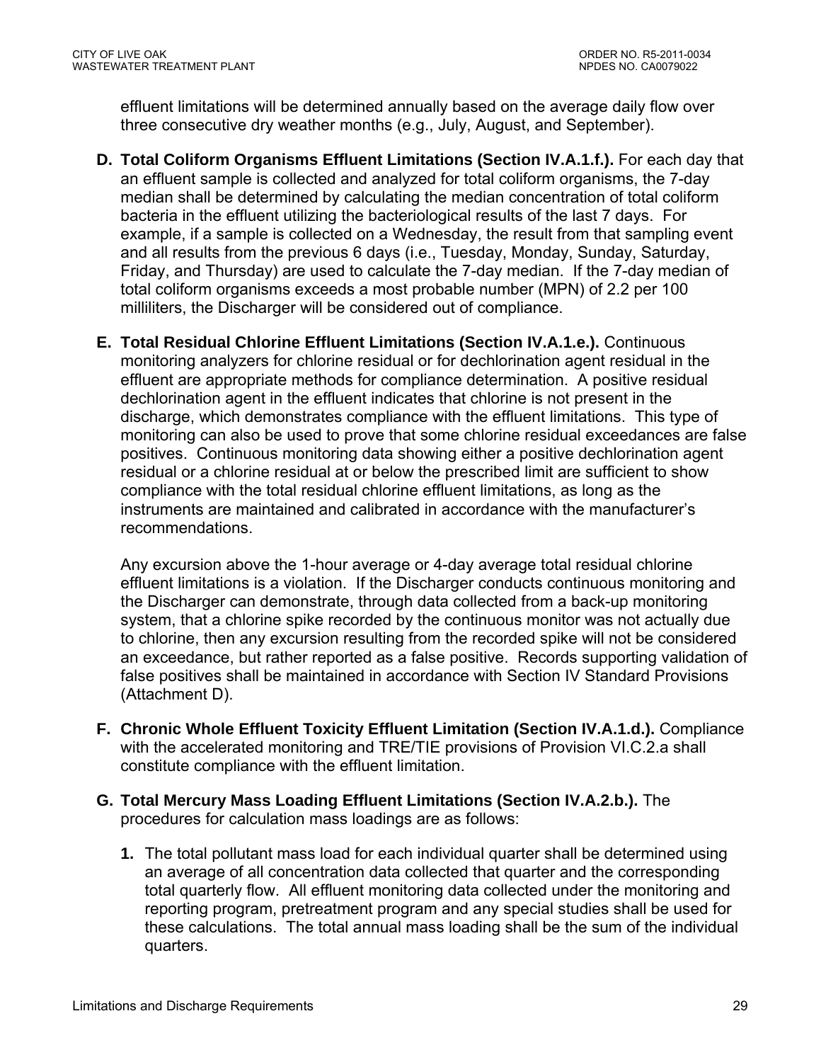effluent limitations will be determined annually based on the average daily flow over three consecutive dry weather months (e.g., July, August, and September).

**D. Total Coliform Organisms Effluent Limitations (Section IV.A.1.f.).** For each day that an effluent sample is collected and analyzed for total coliform organisms, the 7-day median shall be determined by calculating the median concentration of total coliform bacteria in the effluent utilizing the bacteriological results of the last 7 days. For example, if a sample is collected on a Wednesday, the result from that sampling event and all results from the previous 6 days (i.e., Tuesday, Monday, Sunday, Saturday, Friday, and Thursday) are used to calculate the 7-day median. If the 7-day median of total coliform organisms exceeds a most probable number (MPN) of 2.2 per 100 milliliters, the Discharger will be considered out of compliance.

**E. Total Residual Chlorine Effluent Limitations (Section IV.A.1.e.).** Continuous monitoring analyzers for chlorine residual or for dechlorination agent residual in the effluent are appropriate methods for compliance determination. A positive residual dechlorination agent in the effluent indicates that chlorine is not present in the discharge, which demonstrates compliance with the effluent limitations. This type of monitoring can also be used to prove that some chlorine residual exceedances are false positives. Continuous monitoring data showing either a positive dechlorination agent residual or a chlorine residual at or below the prescribed limit are sufficient to show compliance with the total residual chlorine effluent limitations, as long as the instruments are maintained and calibrated in accordance with the manufacturer's recommendations.

Any excursion above the 1-hour average or 4-day average total residual chlorine effluent limitations is a violation. If the Discharger conducts continuous monitoring and the Discharger can demonstrate, through data collected from a back-up monitoring system, that a chlorine spike recorded by the continuous monitor was not actually due to chlorine, then any excursion resulting from the recorded spike will not be considered an exceedance, but rather reported as a false positive. Records supporting validation of false positives shall be maintained in accordance with Section IV Standard Provisions (Attachment D).

**F. Chronic Whole Effluent Toxicity Effluent Limitation (Section IV.A.1.d.).** Compliance with the accelerated monitoring and TRE/TIE provisions of Provision VI.C.2.a shall constitute compliance with the effluent limitation.

**G. Total Mercury Mass Loading Effluent Limitations (Section IV.A.2.b.).** The procedures for calculation mass loadings are as follows:

1. The total pollutant mass load for each individual quarter shall be determined using an average of all concentration data collected that quarter and the corresponding total quarterly flow. All effluent monitoring data collected under the monitoring and reporting program, pretreatment program and any special studies shall be used for these calculations. The total annual mass loading shall be the sum of the individual quarters.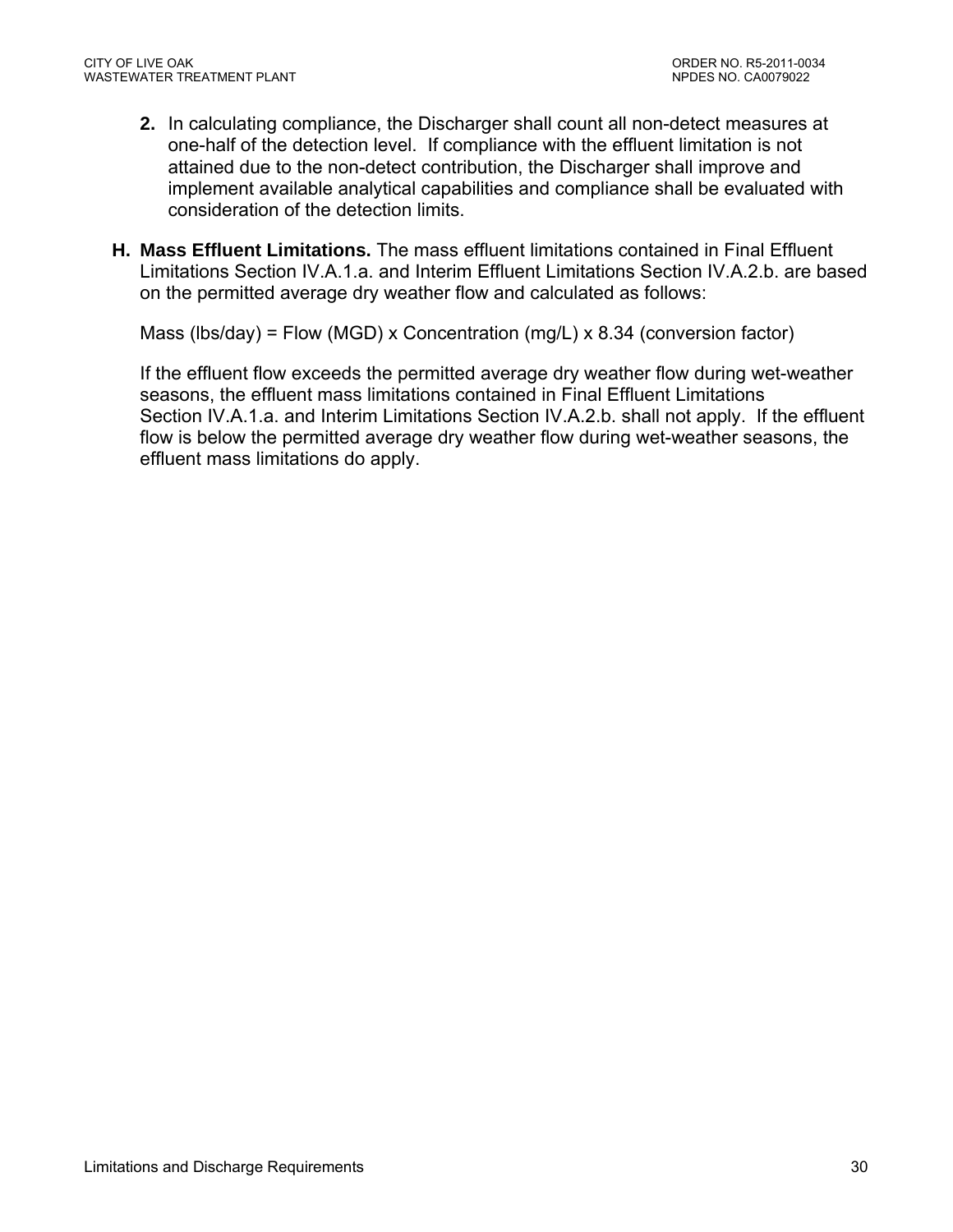2. In calculating compliance, the Discharger shall count all non-detect measures at one-half of the detection level. If compliance with the effluent limitation is not attained due to the non-detect contribution, the Discharger shall improve and implement available analytical capabilities and compliance shall be evaluated with consideration of the detection limits.

**H. Mass Effluent Limitations.** The mass effluent limitations contained in Final Effluent Limitations Section IV.A.1.a. and Interim Effluent Limitations Section IV.A.2.b. are based on the permitted average dry weather flow and calculated as follows:

Mass (lbs/day) = Flow (MGD) x Concentration (mg/L) x 8.34 (conversion factor)

If the effluent flow exceeds the permitted average dry weather flow during wet-weather seasons, the effluent mass limitations contained in Final Effluent Limitations Section IV.A.1.a. and Interim Limitations Section IV.A.2.b. shall not apply. If the effluent flow is below the permitted average dry weather flow during wet-weather seasons, the effluent mass limitations do apply.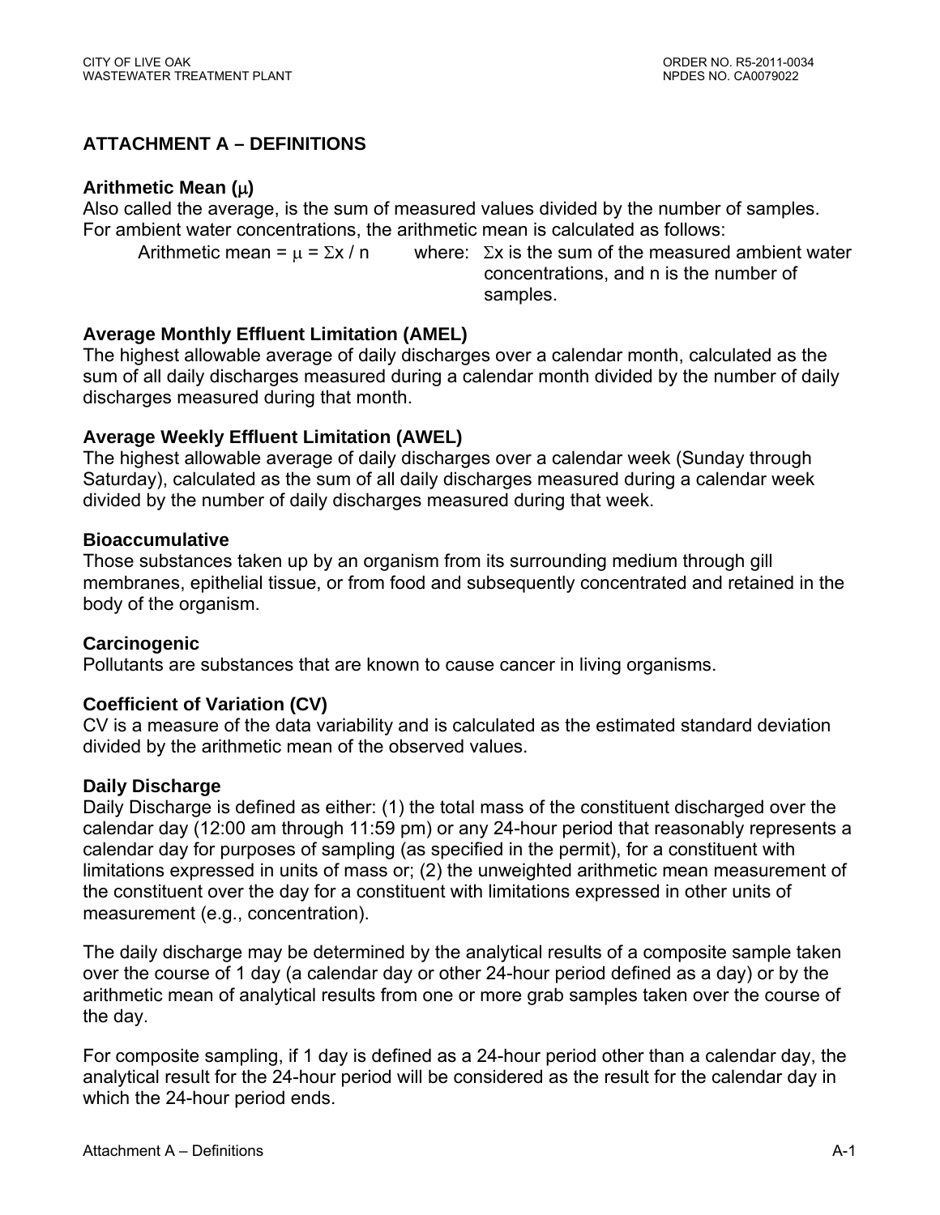## ATTACHMENT A – DEFINITIONS

**Arithmetic Mean ($\mu$)**
Also called the average, is the sum of measured values divided by the number of samples. For ambient water concentrations, the arithmetic mean is calculated as follows:

Arithmetic mean = $\mu = \Sigma x / n$ where: $\Sigma x$ is the sum of the measured ambient water concentrations, and n is the number of samples.

**Average Monthly Effluent Limitation (AMEL)**
The highest allowable average of daily discharges over a calendar month, calculated as the sum of all daily discharges measured during a calendar month divided by the number of daily discharges measured during that month.

**Average Weekly Effluent Limitation (AWEL)**
The highest allowable average of daily discharges over a calendar week (Sunday through Saturday), calculated as the sum of all daily discharges measured during a calendar week divided by the number of daily discharges measured during that week.

**Bioaccumulative**
Those substances taken up by an organism from its surrounding medium through gill membranes, epithelial tissue, or from food and subsequently concentrated and retained in the body of the organism.

**Carcinogenic**
Pollutants are substances that are known to cause cancer in living organisms.

**Coefficient of Variation (CV)**
CV is a measure of the data variability and is calculated as the estimated standard deviation divided by the arithmetic mean of the observed values.

**Daily Discharge**
Daily Discharge is defined as either: (1) the total mass of the constituent discharged over the calendar day (12:00 am through 11:59 pm) or any 24-hour period that reasonably represents a calendar day for purposes of sampling (as specified in the permit), for a constituent with limitations expressed in units of mass or; (2) the unweighted arithmetic mean measurement of the constituent over the day for a constituent with limitations expressed in other units of measurement (e.g., concentration).

The daily discharge may be determined by the analytical results of a composite sample taken over the course of 1 day (a calendar day or other 24-hour period defined as a day) or by the arithmetic mean of analytical results from one or more grab samples taken over the course of the day.

For composite sampling, if 1 day is defined as a 24-hour period other than a calendar day, the analytical result for the 24-hour period will be considered as the result for the calendar day in which the 24-hour period ends.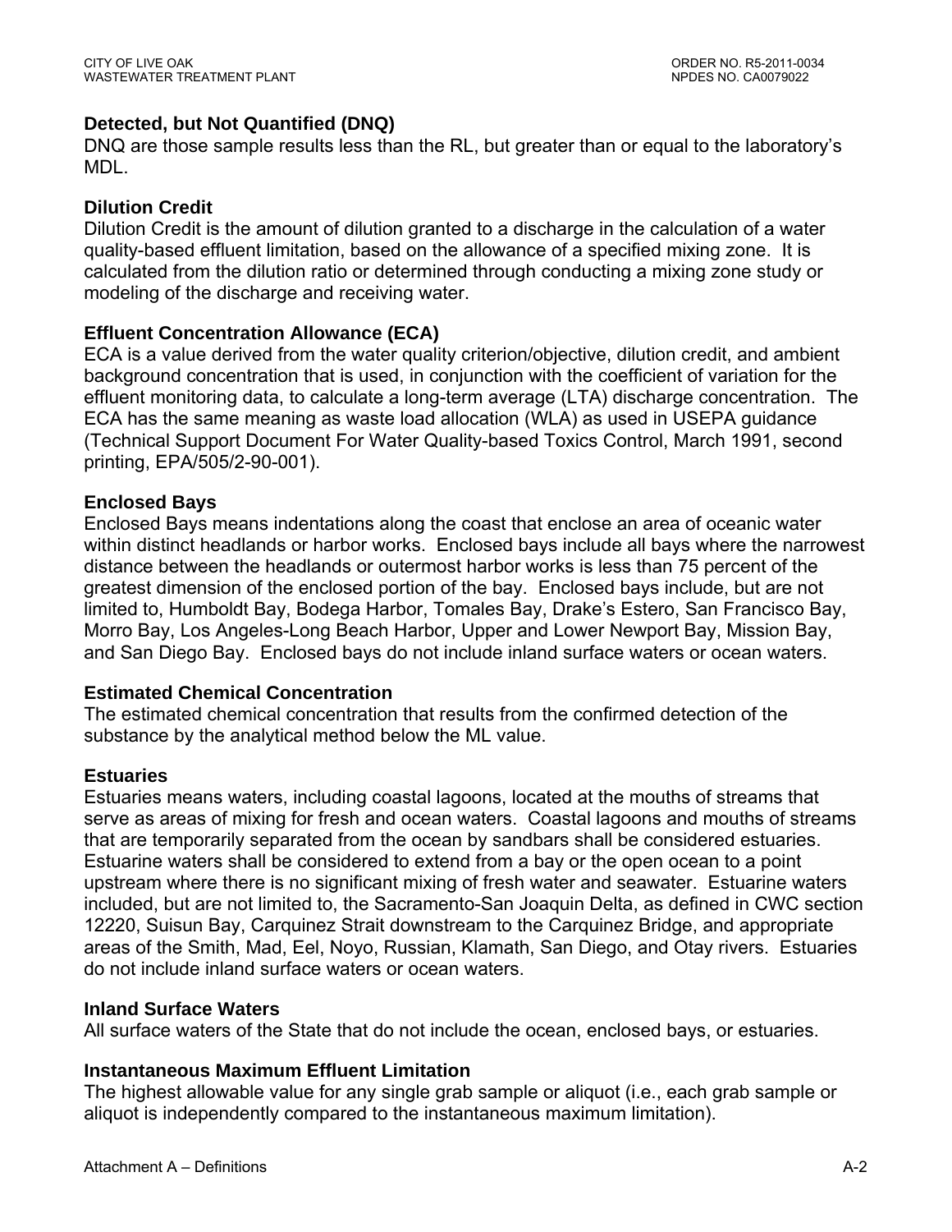### Detected, but Not Quantified (DNQ)

DNQ are those sample results less than the RL, but greater than or equal to the laboratory's MDL.

### Dilution Credit

Dilution Credit is the amount of dilution granted to a discharge in the calculation of a water quality-based effluent limitation, based on the allowance of a specified mixing zone. It is calculated from the dilution ratio or determined through conducting a mixing zone study or modeling of the discharge and receiving water.

### Effluent Concentration Allowance (ECA)

ECA is a value derived from the water quality criterion/objective, dilution credit, and ambient background concentration that is used, in conjunction with the coefficient of variation for the effluent monitoring data, to calculate a long-term average (LTA) discharge concentration. The ECA has the same meaning as waste load allocation (WLA) as used in USEPA guidance (Technical Support Document For Water Quality-based Toxics Control, March 1991, second printing, EPA/505/2-90-001).

### Enclosed Bays

Enclosed Bays means indentations along the coast that enclose an area of oceanic water within distinct headlands or harbor works. Enclosed bays include all bays where the narrowest distance between the headlands or outermost harbor works is less than 75 percent of the greatest dimension of the enclosed portion of the bay. Enclosed bays include, but are not limited to, Humboldt Bay, Bodega Harbor, Tomales Bay, Drake's Estero, San Francisco Bay, Morro Bay, Los Angeles-Long Beach Harbor, Upper and Lower Newport Bay, Mission Bay, and San Diego Bay. Enclosed bays do not include inland surface waters or ocean waters.

### Estimated Chemical Concentration

The estimated chemical concentration that results from the confirmed detection of the substance by the analytical method below the ML value.

### Estuaries

Estuaries means waters, including coastal lagoons, located at the mouths of streams that serve as areas of mixing for fresh and ocean waters. Coastal lagoons and mouths of streams that are temporarily separated from the ocean by sandbars shall be considered estuaries. Estuarine waters shall be considered to extend from a bay or the open ocean to a point upstream where there is no significant mixing of fresh water and seawater. Estuarine waters included, but are not limited to, the Sacramento-San Joaquin Delta, as defined in CWC section 12220, Suisun Bay, Carquinez Strait downstream to the Carquinez Bridge, and appropriate areas of the Smith, Mad, Eel, Noyo, Russian, Klamath, San Diego, and Otay rivers. Estuaries do not include inland surface waters or ocean waters.

### Inland Surface Waters

All surface waters of the State that do not include the ocean, enclosed bays, or estuaries.

### Instantaneous Maximum Effluent Limitation

The highest allowable value for any single grab sample or aliquot (i.e., each grab sample or aliquot is independently compared to the instantaneous maximum limitation).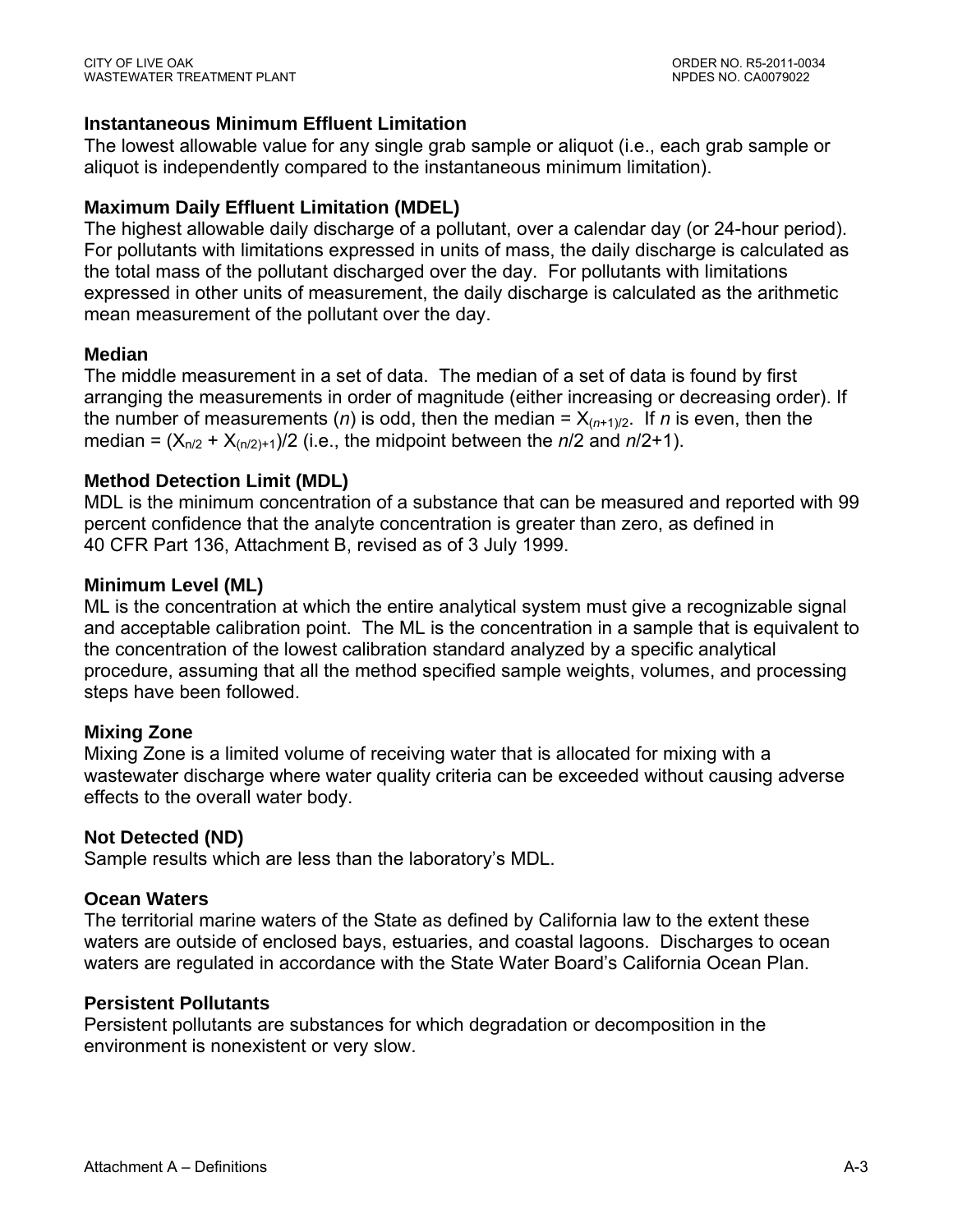**Instantaneous Minimum Effluent Limitation**

The lowest allowable value for any single grab sample or aliquot (i.e., each grab sample or aliquot is independently compared to the instantaneous minimum limitation).

**Maximum Daily Effluent Limitation (MDEL)**

The highest allowable daily discharge of a pollutant, over a calendar day (or 24-hour period). For pollutants with limitations expressed in units of mass, the daily discharge is calculated as the total mass of the pollutant discharged over the day. For pollutants with limitations expressed in other units of measurement, the daily discharge is calculated as the arithmetic mean measurement of the pollutant over the day.

**Median**

The middle measurement in a set of data. The median of a set of data is found by first arranging the measurements in order of magnitude (either increasing or decreasing order). If the number of measurements (*n*) is odd, then the median = $X_{(n+1)/2}$. If *n* is even, then the median = $(X_{n/2} + X_{(n/2)+1})/2$ (i.e., the midpoint between the *n*/2 and *n*/2+1).

**Method Detection Limit (MDL)**

MDL is the minimum concentration of a substance that can be measured and reported with 99 percent confidence that the analyte concentration is greater than zero, as defined in 40 CFR Part 136, Attachment B, revised as of 3 July 1999.

**Minimum Level (ML)**

ML is the concentration at which the entire analytical system must give a recognizable signal and acceptable calibration point. The ML is the concentration in a sample that is equivalent to the concentration of the lowest calibration standard analyzed by a specific analytical procedure, assuming that all the method specified sample weights, volumes, and processing steps have been followed.

**Mixing Zone**

Mixing Zone is a limited volume of receiving water that is allocated for mixing with a wastewater discharge where water quality criteria can be exceeded without causing adverse effects to the overall water body.

**Not Detected (ND)**

Sample results which are less than the laboratory's MDL.

**Ocean Waters**

The territorial marine waters of the State as defined by California law to the extent these waters are outside of enclosed bays, estuaries, and coastal lagoons. Discharges to ocean waters are regulated in accordance with the State Water Board's California Ocean Plan.

**Persistent Pollutants**

Persistent pollutants are substances for which degradation or decomposition in the environment is nonexistent or very slow.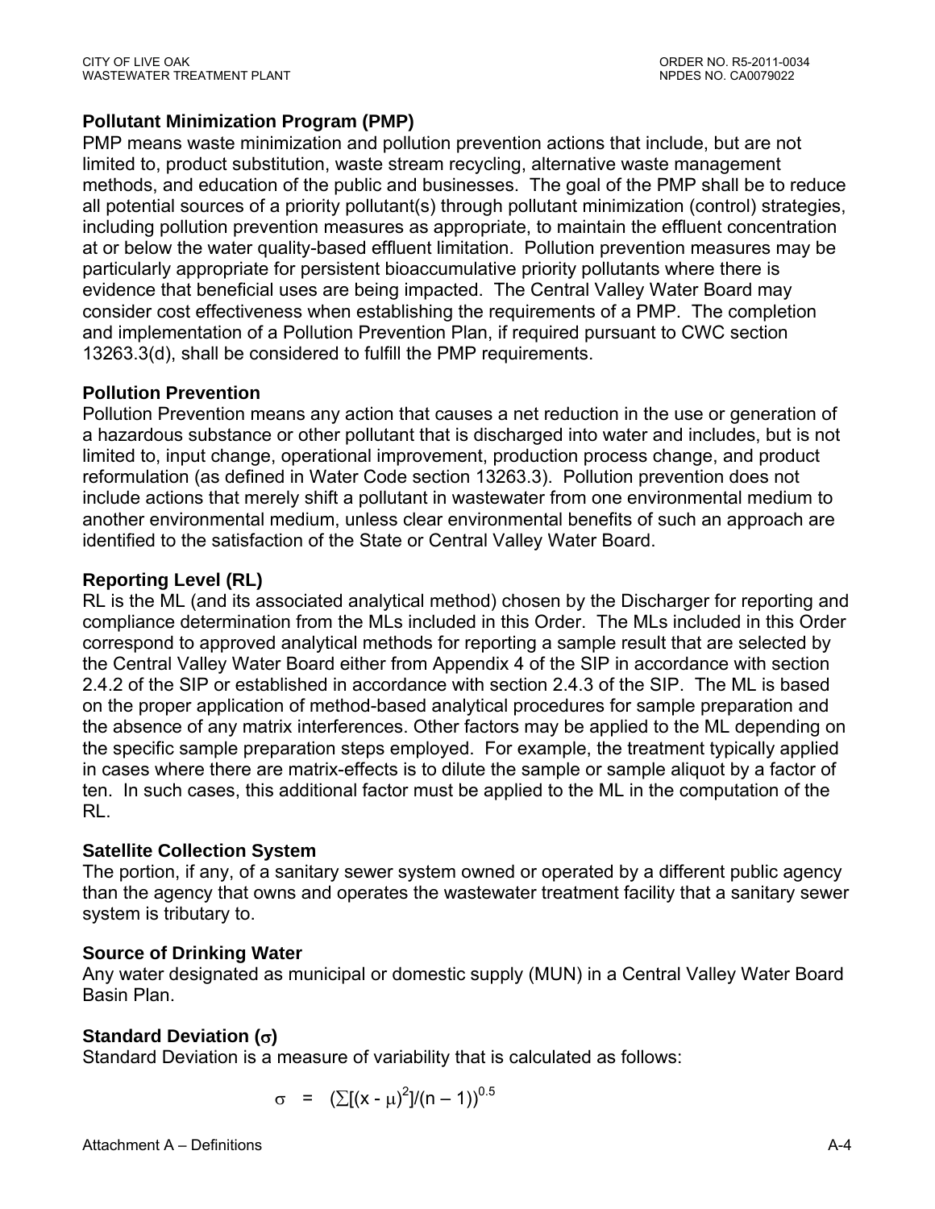**Pollutant Minimization Program (PMP)**

PMP means waste minimization and pollution prevention actions that include, but are not limited to, product substitution, waste stream recycling, alternative waste management methods, and education of the public and businesses. The goal of the PMP shall be to reduce all potential sources of a priority pollutant(s) through pollutant minimization (control) strategies, including pollution prevention measures as appropriate, to maintain the effluent concentration at or below the water quality-based effluent limitation. Pollution prevention measures may be particularly appropriate for persistent bioaccumulative priority pollutants where there is evidence that beneficial uses are being impacted. The Central Valley Water Board may consider cost effectiveness when establishing the requirements of a PMP. The completion and implementation of a Pollution Prevention Plan, if required pursuant to CWC section 13263.3(d), shall be considered to fulfill the PMP requirements.

**Pollution Prevention**

Pollution Prevention means any action that causes a net reduction in the use or generation of a hazardous substance or other pollutant that is discharged into water and includes, but is not limited to, input change, operational improvement, production process change, and product reformulation (as defined in Water Code section 13263.3). Pollution prevention does not include actions that merely shift a pollutant in wastewater from one environmental medium to another environmental medium, unless clear environmental benefits of such an approach are identified to the satisfaction of the State or Central Valley Water Board.

**Reporting Level (RL)**

RL is the ML (and its associated analytical method) chosen by the Discharger for reporting and compliance determination from the MLs included in this Order. The MLs included in this Order correspond to approved analytical methods for reporting a sample result that are selected by the Central Valley Water Board either from Appendix 4 of the SIP in accordance with section 2.4.2 of the SIP or established in accordance with section 2.4.3 of the SIP. The ML is based on the proper application of method-based analytical procedures for sample preparation and the absence of any matrix interferences. Other factors may be applied to the ML depending on the specific sample preparation steps employed. For example, the treatment typically applied in cases where there are matrix-effects is to dilute the sample or sample aliquot by a factor of ten. In such cases, this additional factor must be applied to the ML in the computation of the RL.

**Satellite Collection System**

The portion, if any, of a sanitary sewer system owned or operated by a different public agency than the agency that owns and operates the wastewater treatment facility that a sanitary sewer system is tributary to.

**Source of Drinking Water**

Any water designated as municipal or domestic supply (MUN) in a Central Valley Water Board Basin Plan.

**Standard Deviation ($\sigma$)**

Standard Deviation is a measure of variability that is calculated as follows:

$$\sigma = (\sum[(x - \mu)^2]/(n - 1))^{0.5}$$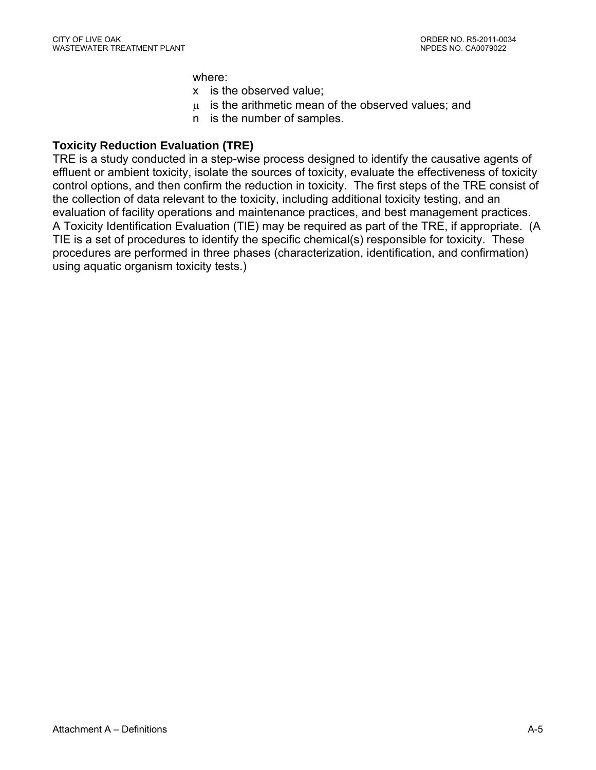where:

- $x$ is the observed value;
- $\mu$ is the arithmetic mean of the observed values; and
- $n$ is the number of samples.

**Toxicity Reduction Evaluation (TRE)**

TRE is a study conducted in a step-wise process designed to identify the causative agents of effluent or ambient toxicity, isolate the sources of toxicity, evaluate the effectiveness of toxicity control options, and then confirm the reduction in toxicity. The first steps of the TRE consist of the collection of data relevant to the toxicity, including additional toxicity testing, and an evaluation of facility operations and maintenance practices, and best management practices. A Toxicity Identification Evaluation (TIE) may be required as part of the TRE, if appropriate. (A TIE is a set of procedures to identify the specific chemical(s) responsible for toxicity. These procedures are performed in three phases (characterization, identification, and confirmation) using aquatic organism toxicity tests.)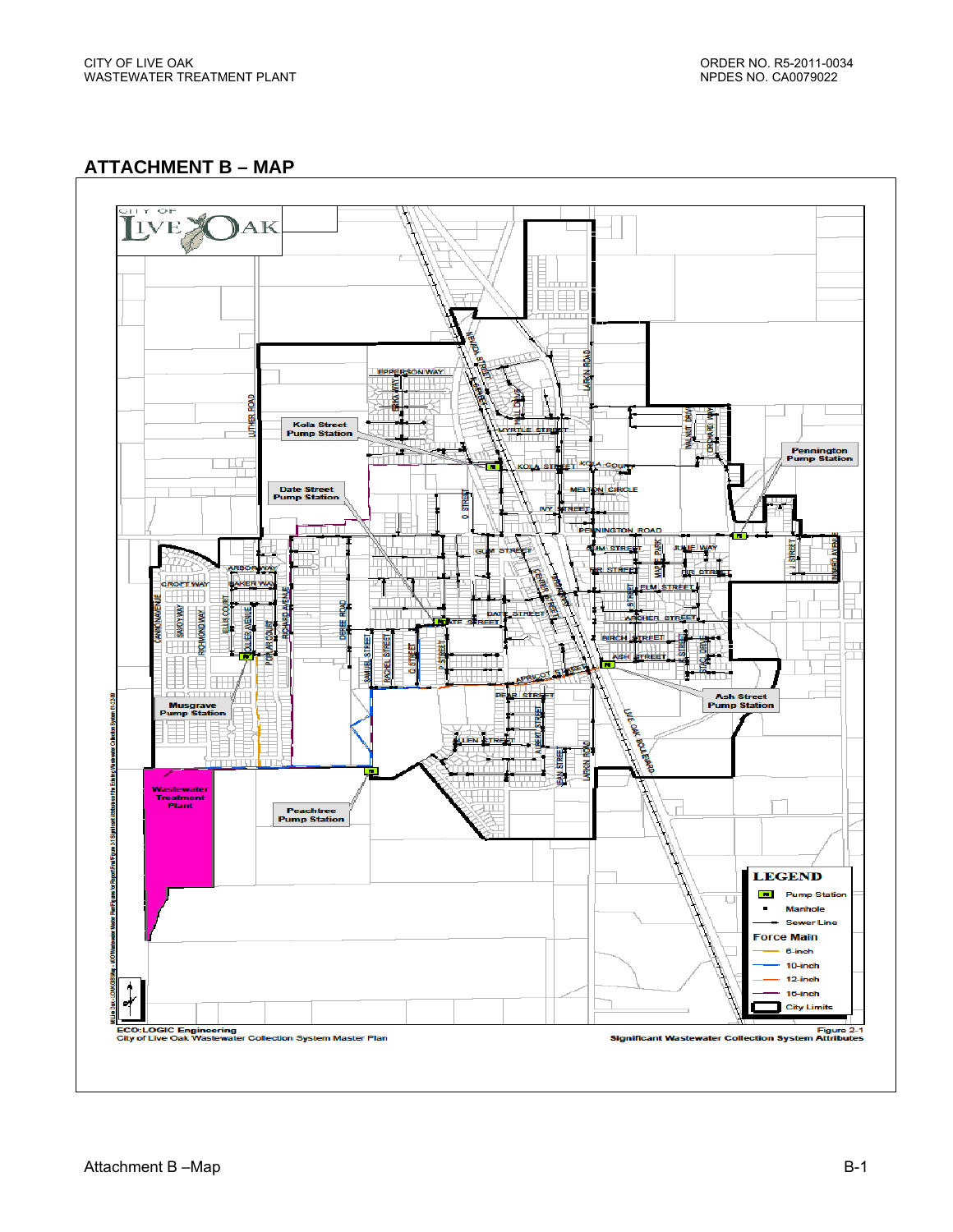## ATTACHMENT B – MAP

CITY OF LIVE OAK

Kola Street Pump Station

Date Street Pump Station

Pennington Pump Station

Musgrave Pump Station

Ash Street Pump Station

Wastewater Treatment Plant

Peachtree Pump Station

LEGEND

- Pump Station
- Manhole
- Sewer Line

Force Main

- 6-inch
- 10-inch
- 12-inch
- 16-inch
- City Limits

ECO:LOGIC Engineering
City of Live Oak Wastewater Collection System Master Plan

Figure 2-1
Significant Wastewater Collection System Attributes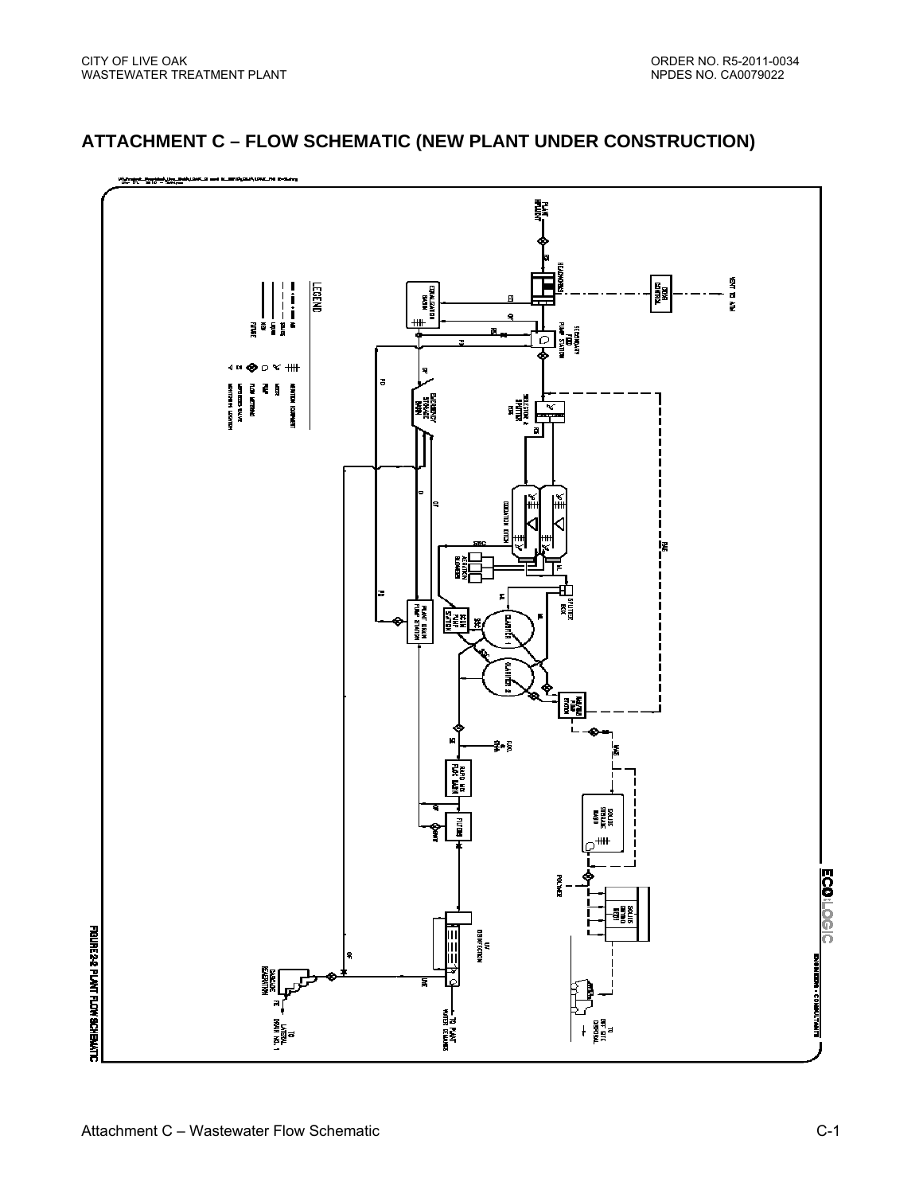## ATTACHMENT C – FLOW SCHEMATIC (NEW PLANT UNDER CONSTRUCTION)

FIGURE 2-2 PLANT FLOW SCHEMATIC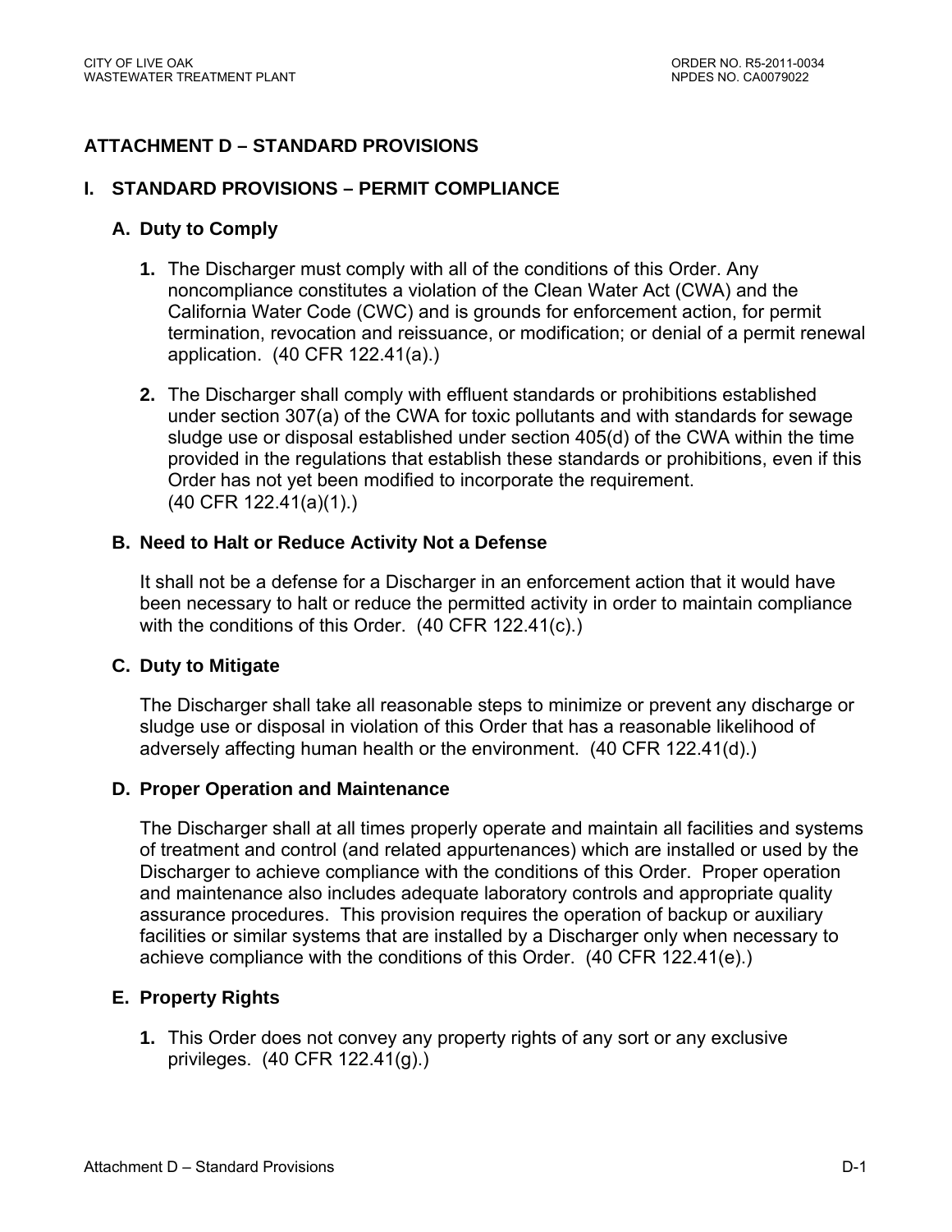## ATTACHMENT D – STANDARD PROVISIONS

### I. STANDARD PROVISIONS – PERMIT COMPLIANCE

#### A. Duty to Comply

1. The Discharger must comply with all of the conditions of this Order. Any noncompliance constitutes a violation of the Clean Water Act (CWA) and the California Water Code (CWC) and is grounds for enforcement action, for permit termination, revocation and reissuance, or modification; or denial of a permit renewal application. (40 CFR 122.41(a).)

2. The Discharger shall comply with effluent standards or prohibitions established under section 307(a) of the CWA for toxic pollutants and with standards for sewage sludge use or disposal established under section 405(d) of the CWA within the time provided in the regulations that establish these standards or prohibitions, even if this Order has not yet been modified to incorporate the requirement. (40 CFR 122.41(a)(1).)

#### B. Need to Halt or Reduce Activity Not a Defense

It shall not be a defense for a Discharger in an enforcement action that it would have been necessary to halt or reduce the permitted activity in order to maintain compliance with the conditions of this Order. (40 CFR 122.41(c).)

#### C. Duty to Mitigate

The Discharger shall take all reasonable steps to minimize or prevent any discharge or sludge use or disposal in violation of this Order that has a reasonable likelihood of adversely affecting human health or the environment. (40 CFR 122.41(d).)

#### D. Proper Operation and Maintenance

The Discharger shall at all times properly operate and maintain all facilities and systems of treatment and control (and related appurtenances) which are installed or used by the Discharger to achieve compliance with the conditions of this Order. Proper operation and maintenance also includes adequate laboratory controls and appropriate quality assurance procedures. This provision requires the operation of backup or auxiliary facilities or similar systems that are installed by a Discharger only when necessary to achieve compliance with the conditions of this Order. (40 CFR 122.41(e).)

#### E. Property Rights

1. This Order does not convey any property rights of any sort or any exclusive privileges. (40 CFR 122.41(g).)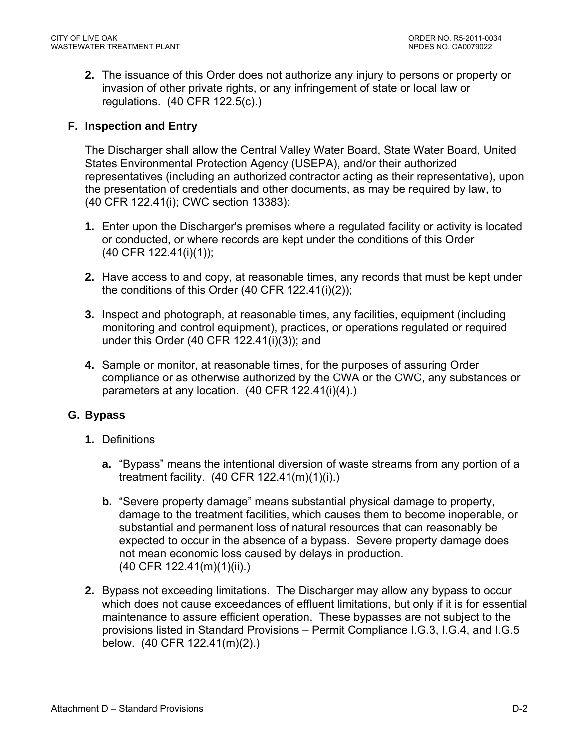2. The issuance of this Order does not authorize any injury to persons or property or invasion of other private rights, or any infringement of state or local law or regulations. (40 CFR 122.5(c).)

## F. Inspection and Entry

The Discharger shall allow the Central Valley Water Board, State Water Board, United States Environmental Protection Agency (USEPA), and/or their authorized representatives (including an authorized contractor acting as their representative), upon the presentation of credentials and other documents, as may be required by law, to (40 CFR 122.41(i); CWC section 13383):

1. Enter upon the Discharger's premises where a regulated facility or activity is located or conducted, or where records are kept under the conditions of this Order (40 CFR 122.41(i)(1));

2. Have access to and copy, at reasonable times, any records that must be kept under the conditions of this Order (40 CFR 122.41(i)(2));

3. Inspect and photograph, at reasonable times, any facilities, equipment (including monitoring and control equipment), practices, or operations regulated or required under this Order (40 CFR 122.41(i)(3)); and

4. Sample or monitor, at reasonable times, for the purposes of assuring Order compliance or as otherwise authorized by the CWA or the CWC, any substances or parameters at any location. (40 CFR 122.41(i)(4).)

## G. Bypass

1. Definitions

   a. "Bypass" means the intentional diversion of waste streams from any portion of a treatment facility. (40 CFR 122.41(m)(1)(i).)

   b. "Severe property damage" means substantial physical damage to property, damage to the treatment facilities, which causes them to become inoperable, or substantial and permanent loss of natural resources that can reasonably be expected to occur in the absence of a bypass. Severe property damage does not mean economic loss caused by delays in production. (40 CFR 122.41(m)(1)(ii).)

2. Bypass not exceeding limitations. The Discharger may allow any bypass to occur which does not cause exceedances of effluent limitations, but only if it is for essential maintenance to assure efficient operation. These bypasses are not subject to the provisions listed in Standard Provisions – Permit Compliance I.G.3, I.G.4, and I.G.5 below. (40 CFR 122.41(m)(2).)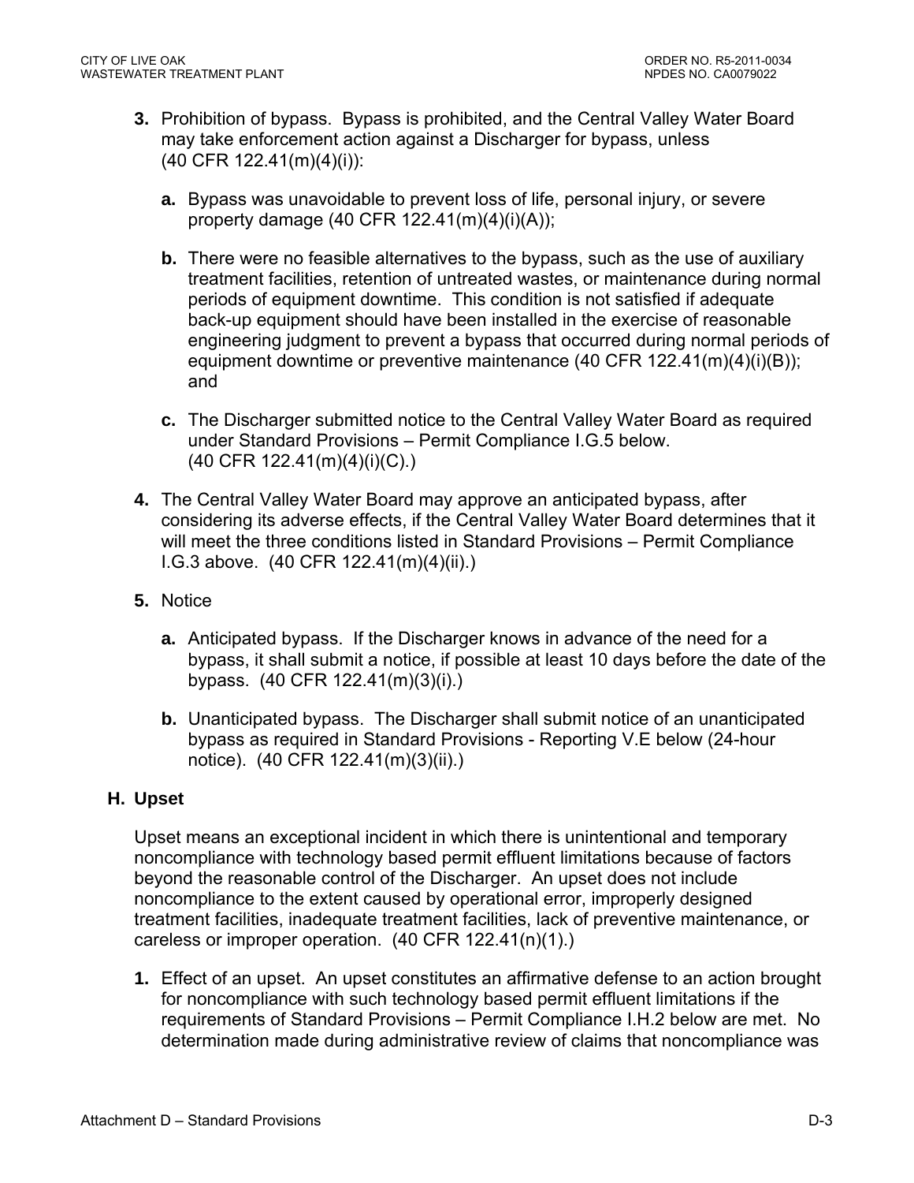3. **Prohibition of bypass.** Bypass is prohibited, and the Central Valley Water Board may take enforcement action against a Discharger for bypass, unless (40 CFR 122.41(m)(4)(i)):

   a. Bypass was unavoidable to prevent loss of life, personal injury, or severe property damage (40 CFR 122.41(m)(4)(i)(A));

   b. There were no feasible alternatives to the bypass, such as the use of auxiliary treatment facilities, retention of untreated wastes, or maintenance during normal periods of equipment downtime. This condition is not satisfied if adequate back-up equipment should have been installed in the exercise of reasonable engineering judgment to prevent a bypass that occurred during normal periods of equipment downtime or preventive maintenance (40 CFR 122.41(m)(4)(i)(B)); and

   c. The Discharger submitted notice to the Central Valley Water Board as required under Standard Provisions – Permit Compliance I.G.5 below. (40 CFR 122.41(m)(4)(i)(C).)

4. The Central Valley Water Board may approve an anticipated bypass, after considering its adverse effects, if the Central Valley Water Board determines that it will meet the three conditions listed in Standard Provisions – Permit Compliance I.G.3 above. (40 CFR 122.41(m)(4)(ii).)

5. Notice

   a. Anticipated bypass. If the Discharger knows in advance of the need for a bypass, it shall submit a notice, if possible at least 10 days before the date of the bypass. (40 CFR 122.41(m)(3)(i).)

   b. Unanticipated bypass. The Discharger shall submit notice of an unanticipated bypass as required in Standard Provisions - Reporting V.E below (24-hour notice). (40 CFR 122.41(m)(3)(ii).)

## H. Upset

Upset means an exceptional incident in which there is unintentional and temporary noncompliance with technology based permit effluent limitations because of factors beyond the reasonable control of the Discharger. An upset does not include noncompliance to the extent caused by operational error, improperly designed treatment facilities, inadequate treatment facilities, lack of preventive maintenance, or careless or improper operation. (40 CFR 122.41(n)(1).)

1. Effect of an upset. An upset constitutes an affirmative defense to an action brought for noncompliance with such technology based permit effluent limitations if the requirements of Standard Provisions – Permit Compliance I.H.2 below are met. No determination made during administrative review of claims that noncompliance was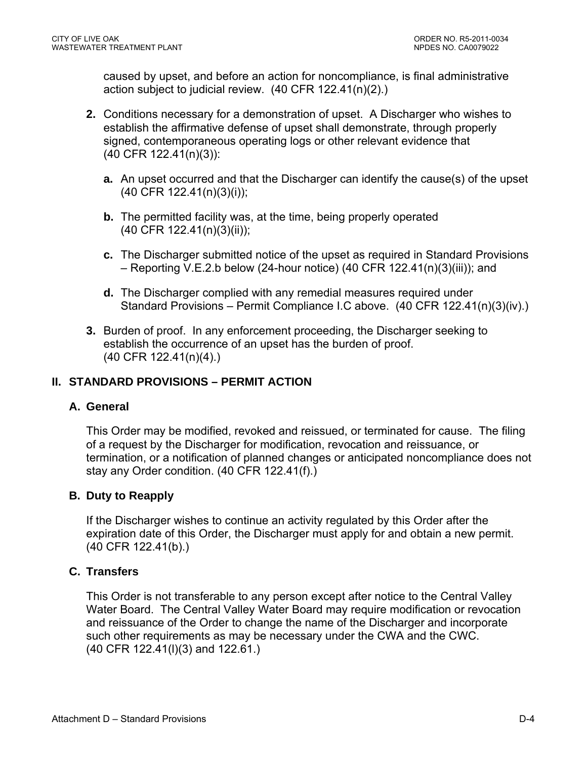caused by upset, and before an action for noncompliance, is final administrative action subject to judicial review. (40 CFR 122.41(n)(2).)

**2.** Conditions necessary for a demonstration of upset. A Discharger who wishes to establish the affirmative defense of upset shall demonstrate, through properly signed, contemporaneous operating logs or other relevant evidence that (40 CFR 122.41(n)(3)):

   **a.** An upset occurred and that the Discharger can identify the cause(s) of the upset (40 CFR 122.41(n)(3)(i));

   **b.** The permitted facility was, at the time, being properly operated (40 CFR 122.41(n)(3)(ii));

   **c.** The Discharger submitted notice of the upset as required in Standard Provisions – Reporting V.E.2.b below (24-hour notice) (40 CFR 122.41(n)(3)(iii)); and

   **d.** The Discharger complied with any remedial measures required under Standard Provisions – Permit Compliance I.C above. (40 CFR 122.41(n)(3)(iv).)

**3.** Burden of proof. In any enforcement proceeding, the Discharger seeking to establish the occurrence of an upset has the burden of proof. (40 CFR 122.41(n)(4).)

## II. STANDARD PROVISIONS – PERMIT ACTION

### A. General

This Order may be modified, revoked and reissued, or terminated for cause. The filing of a request by the Discharger for modification, revocation and reissuance, or termination, or a notification of planned changes or anticipated noncompliance does not stay any Order condition. (40 CFR 122.41(f).)

### B. Duty to Reapply

If the Discharger wishes to continue an activity regulated by this Order after the expiration date of this Order, the Discharger must apply for and obtain a new permit. (40 CFR 122.41(b).)

### C. Transfers

This Order is not transferable to any person except after notice to the Central Valley Water Board. The Central Valley Water Board may require modification or revocation and reissuance of the Order to change the name of the Discharger and incorporate such other requirements as may be necessary under the CWA and the CWC. (40 CFR 122.41(l)(3) and 122.61.)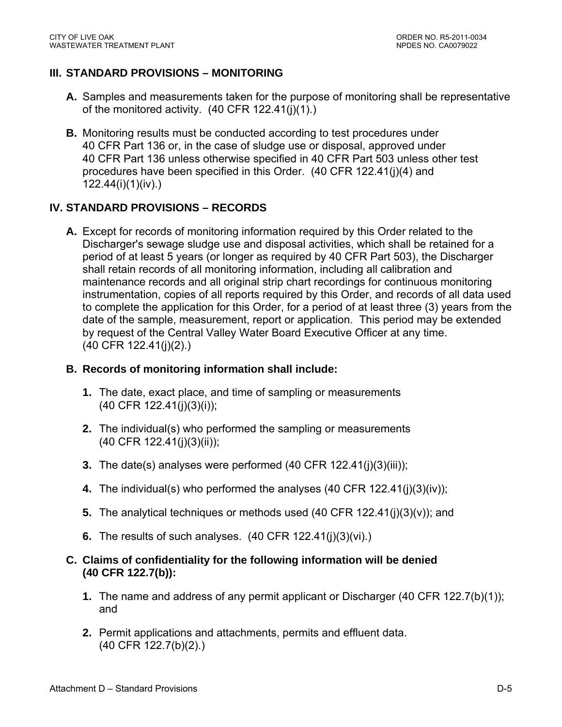## III. STANDARD PROVISIONS – MONITORING

**A.** Samples and measurements taken for the purpose of monitoring shall be representative of the monitored activity. (40 CFR 122.41(j)(1).)

**B.** Monitoring results must be conducted according to test procedures under 40 CFR Part 136 or, in the case of sludge use or disposal, approved under 40 CFR Part 136 unless otherwise specified in 40 CFR Part 503 unless other test procedures have been specified in this Order. (40 CFR 122.41(j)(4) and 122.44(i)(1)(iv).)

## IV. STANDARD PROVISIONS – RECORDS

**A.** Except for records of monitoring information required by this Order related to the Discharger's sewage sludge use and disposal activities, which shall be retained for a period of at least 5 years (or longer as required by 40 CFR Part 503), the Discharger shall retain records of all monitoring information, including all calibration and maintenance records and all original strip chart recordings for continuous monitoring instrumentation, copies of all reports required by this Order, and records of all data used to complete the application for this Order, for a period of at least three (3) years from the date of the sample, measurement, report or application. This period may be extended by request of the Central Valley Water Board Executive Officer at any time. (40 CFR 122.41(j)(2).)

**B. Records of monitoring information shall include:**

1. The date, exact place, and time of sampling or measurements (40 CFR 122.41(j)(3)(i));
2. The individual(s) who performed the sampling or measurements (40 CFR 122.41(j)(3)(ii));
3. The date(s) analyses were performed (40 CFR 122.41(j)(3)(iii));
4. The individual(s) who performed the analyses (40 CFR 122.41(j)(3)(iv));
5. The analytical techniques or methods used (40 CFR 122.41(j)(3)(v)); and
6. The results of such analyses. (40 CFR 122.41(j)(3)(vi).)

**C. Claims of confidentiality for the following information will be denied (40 CFR 122.7(b)):**

1. The name and address of any permit applicant or Discharger (40 CFR 122.7(b)(1)); and
2. Permit applications and attachments, permits and effluent data. (40 CFR 122.7(b)(2).)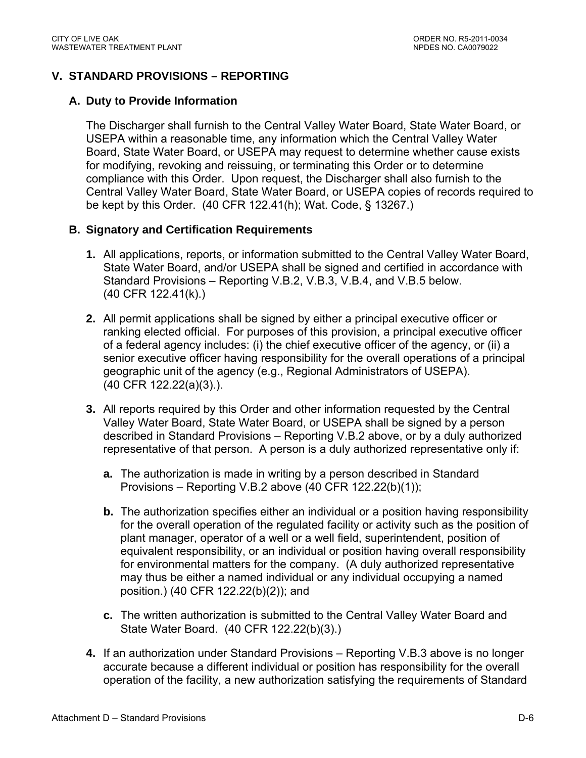## V. STANDARD PROVISIONS – REPORTING

### A. Duty to Provide Information

The Discharger shall furnish to the Central Valley Water Board, State Water Board, or USEPA within a reasonable time, any information which the Central Valley Water Board, State Water Board, or USEPA may request to determine whether cause exists for modifying, revoking and reissuing, or terminating this Order or to determine compliance with this Order. Upon request, the Discharger shall also furnish to the Central Valley Water Board, State Water Board, or USEPA copies of records required to be kept by this Order. (40 CFR 122.41(h); Wat. Code, § 13267.)

### B. Signatory and Certification Requirements

1. All applications, reports, or information submitted to the Central Valley Water Board, State Water Board, and/or USEPA shall be signed and certified in accordance with Standard Provisions – Reporting V.B.2, V.B.3, V.B.4, and V.B.5 below. (40 CFR 122.41(k).)

2. All permit applications shall be signed by either a principal executive officer or ranking elected official. For purposes of this provision, a principal executive officer of a federal agency includes: (i) the chief executive officer of the agency, or (ii) a senior executive officer having responsibility for the overall operations of a principal geographic unit of the agency (e.g., Regional Administrators of USEPA). (40 CFR 122.22(a)(3).).

3. All reports required by this Order and other information requested by the Central Valley Water Board, State Water Board, or USEPA shall be signed by a person described in Standard Provisions – Reporting V.B.2 above, or by a duly authorized representative of that person. A person is a duly authorized representative only if:

   a. The authorization is made in writing by a person described in Standard Provisions – Reporting V.B.2 above (40 CFR 122.22(b)(1));

   b. The authorization specifies either an individual or a position having responsibility for the overall operation of the regulated facility or activity such as the position of plant manager, operator of a well or a well field, superintendent, position of equivalent responsibility, or an individual or position having overall responsibility for environmental matters for the company. (A duly authorized representative may thus be either a named individual or any individual occupying a named position.) (40 CFR 122.22(b)(2)); and

   c. The written authorization is submitted to the Central Valley Water Board and State Water Board. (40 CFR 122.22(b)(3).)

4. If an authorization under Standard Provisions – Reporting V.B.3 above is no longer accurate because a different individual or position has responsibility for the overall operation of the facility, a new authorization satisfying the requirements of Standard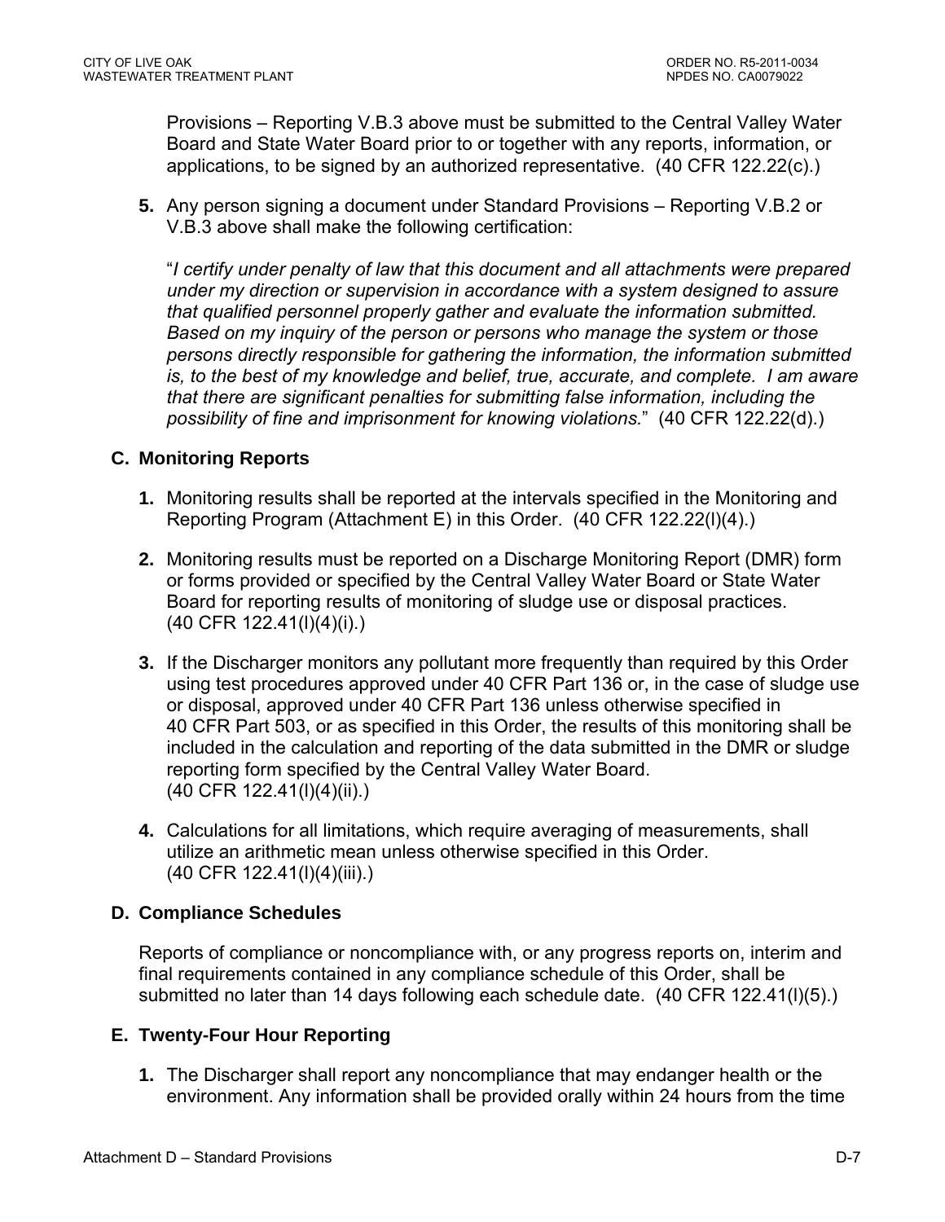Provisions – Reporting V.B.3 above must be submitted to the Central Valley Water Board and State Water Board prior to or together with any reports, information, or applications, to be signed by an authorized representative. (40 CFR 122.22(c).)

**5.** Any person signing a document under Standard Provisions – Reporting V.B.2 or V.B.3 above shall make the following certification:

"*I certify under penalty of law that this document and all attachments were prepared under my direction or supervision in accordance with a system designed to assure that qualified personnel properly gather and evaluate the information submitted. Based on my inquiry of the person or persons who manage the system or those persons directly responsible for gathering the information, the information submitted is, to the best of my knowledge and belief, true, accurate, and complete. I am aware that there are significant penalties for submitting false information, including the possibility of fine and imprisonment for knowing violations.*" (40 CFR 122.22(d).)

### C. Monitoring Reports

**1.** Monitoring results shall be reported at the intervals specified in the Monitoring and Reporting Program (Attachment E) in this Order. (40 CFR 122.22(l)(4).)

**2.** Monitoring results must be reported on a Discharge Monitoring Report (DMR) form or forms provided or specified by the Central Valley Water Board or State Water Board for reporting results of monitoring of sludge use or disposal practices. (40 CFR 122.41(l)(4)(i).)

**3.** If the Discharger monitors any pollutant more frequently than required by this Order using test procedures approved under 40 CFR Part 136 or, in the case of sludge use or disposal, approved under 40 CFR Part 136 unless otherwise specified in 40 CFR Part 503, or as specified in this Order, the results of this monitoring shall be included in the calculation and reporting of the data submitted in the DMR or sludge reporting form specified by the Central Valley Water Board. (40 CFR 122.41(l)(4)(ii).)

**4.** Calculations for all limitations, which require averaging of measurements, shall utilize an arithmetic mean unless otherwise specified in this Order. (40 CFR 122.41(l)(4)(iii).)

### D. Compliance Schedules

Reports of compliance or noncompliance with, or any progress reports on, interim and final requirements contained in any compliance schedule of this Order, shall be submitted no later than 14 days following each schedule date. (40 CFR 122.41(l)(5).)

### E. Twenty-Four Hour Reporting

**1.** The Discharger shall report any noncompliance that may endanger health or the environment. Any information shall be provided orally within 24 hours from the time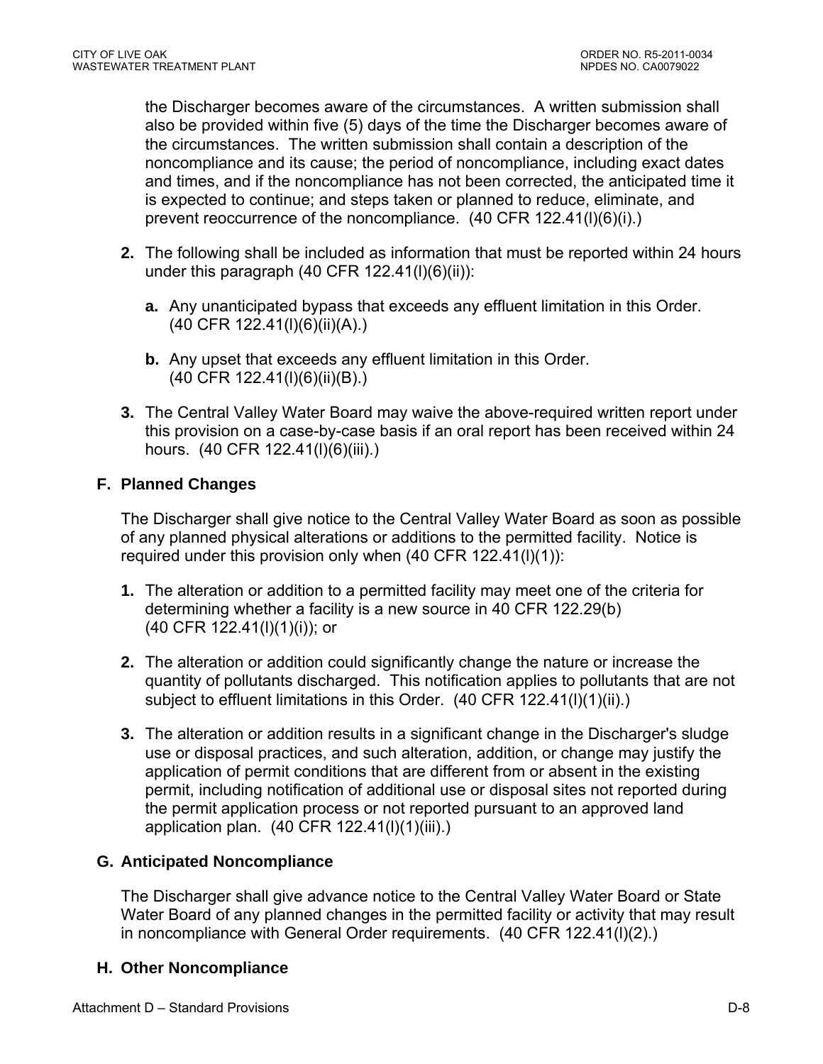the Discharger becomes aware of the circumstances. A written submission shall also be provided within five (5) days of the time the Discharger becomes aware of the circumstances. The written submission shall contain a description of the noncompliance and its cause; the period of noncompliance, including exact dates and times, and if the noncompliance has not been corrected, the anticipated time it is expected to continue; and steps taken or planned to reduce, eliminate, and prevent reoccurrence of the noncompliance. (40 CFR 122.41(l)(6)(i).)

**2.** The following shall be included as information that must be reported within 24 hours under this paragraph (40 CFR 122.41(l)(6)(ii)):

   **a.** Any unanticipated bypass that exceeds any effluent limitation in this Order. (40 CFR 122.41(l)(6)(ii)(A).)

   **b.** Any upset that exceeds any effluent limitation in this Order. (40 CFR 122.41(l)(6)(ii)(B).)

**3.** The Central Valley Water Board may waive the above-required written report under this provision on a case-by-case basis if an oral report has been received within 24 hours. (40 CFR 122.41(l)(6)(iii).)

### F. Planned Changes

The Discharger shall give notice to the Central Valley Water Board as soon as possible of any planned physical alterations or additions to the permitted facility. Notice is required under this provision only when (40 CFR 122.41(l)(1)):

**1.** The alteration or addition to a permitted facility may meet one of the criteria for determining whether a facility is a new source in 40 CFR 122.29(b) (40 CFR 122.41(l)(1)(i)); or

**2.** The alteration or addition could significantly change the nature or increase the quantity of pollutants discharged. This notification applies to pollutants that are not subject to effluent limitations in this Order. (40 CFR 122.41(l)(1)(ii).)

**3.** The alteration or addition results in a significant change in the Discharger's sludge use or disposal practices, and such alteration, addition, or change may justify the application of permit conditions that are different from or absent in the existing permit, including notification of additional use or disposal sites not reported during the permit application process or not reported pursuant to an approved land application plan. (40 CFR 122.41(l)(1)(iii).)

### G. Anticipated Noncompliance

The Discharger shall give advance notice to the Central Valley Water Board or State Water Board of any planned changes in the permitted facility or activity that may result in noncompliance with General Order requirements. (40 CFR 122.41(l)(2).)

### H. Other Noncompliance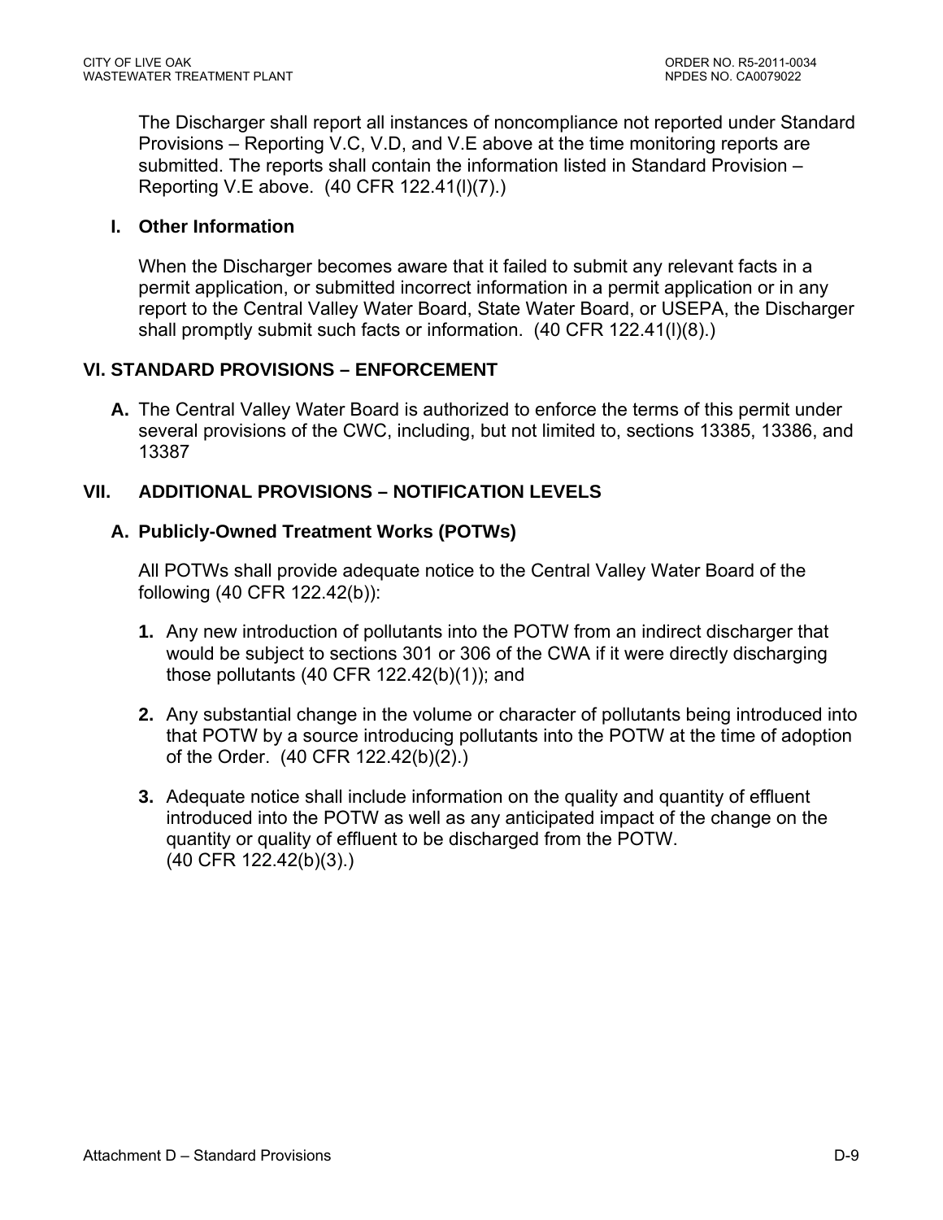The Discharger shall report all instances of noncompliance not reported under Standard Provisions – Reporting V.C, V.D, and V.E above at the time monitoring reports are submitted. The reports shall contain the information listed in Standard Provision – Reporting V.E above. (40 CFR 122.41(l)(7).)

### I. Other Information

When the Discharger becomes aware that it failed to submit any relevant facts in a permit application, or submitted incorrect information in a permit application or in any report to the Central Valley Water Board, State Water Board, or USEPA, the Discharger shall promptly submit such facts or information. (40 CFR 122.41(l)(8).)

## VI. STANDARD PROVISIONS – ENFORCEMENT

**A.** The Central Valley Water Board is authorized to enforce the terms of this permit under several provisions of the CWC, including, but not limited to, sections 13385, 13386, and 13387

## VII. ADDITIONAL PROVISIONS – NOTIFICATION LEVELS

### A. Publicly-Owned Treatment Works (POTWs)

All POTWs shall provide adequate notice to the Central Valley Water Board of the following (40 CFR 122.42(b)):

**1.** Any new introduction of pollutants into the POTW from an indirect discharger that would be subject to sections 301 or 306 of the CWA if it were directly discharging those pollutants (40 CFR 122.42(b)(1)); and

**2.** Any substantial change in the volume or character of pollutants being introduced into that POTW by a source introducing pollutants into the POTW at the time of adoption of the Order. (40 CFR 122.42(b)(2).)

**3.** Adequate notice shall include information on the quality and quantity of effluent introduced into the POTW as well as any anticipated impact of the change on the quantity or quality of effluent to be discharged from the POTW. (40 CFR 122.42(b)(3).)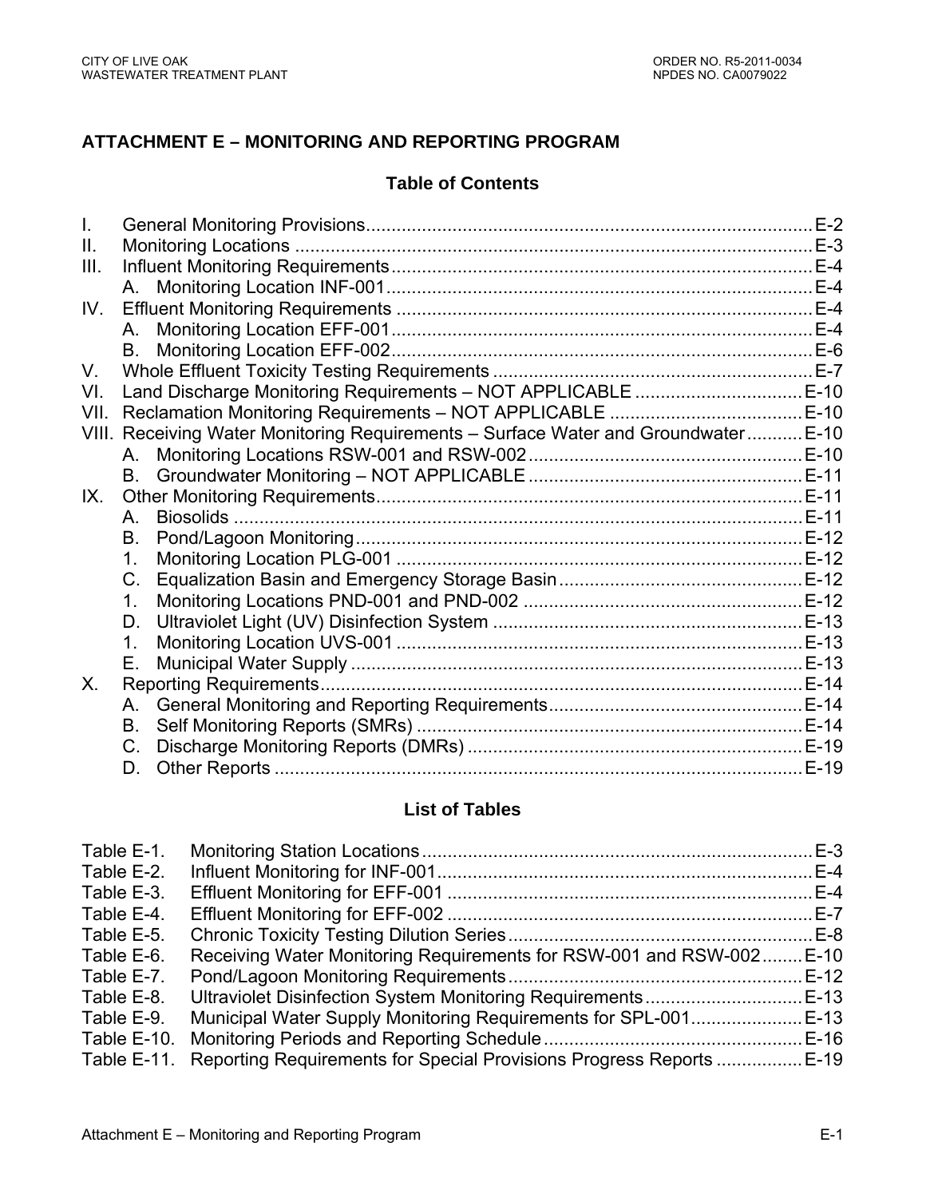# ATTACHMENT E – MONITORING AND REPORTING PROGRAM

## Table of Contents

| | | |
|---|---|---|
| I. | General Monitoring Provisions | E-2 |
| II. | Monitoring Locations | E-3 |
| III. | Influent Monitoring Requirements | E-4 |
| | A. Monitoring Location INF-001 | E-4 |
| IV. | Effluent Monitoring Requirements | E-4 |
| | A. Monitoring Location EFF-001 | E-4 |
| | B. Monitoring Location EFF-002 | E-6 |
| V. | Whole Effluent Toxicity Testing Requirements | E-7 |
| VI. | Land Discharge Monitoring Requirements – NOT APPLICABLE | E-10 |
| VII. | Reclamation Monitoring Requirements – NOT APPLICABLE | E-10 |
| VIII. | Receiving Water Monitoring Requirements – Surface Water and Groundwater | E-10 |
| | A. Monitoring Locations RSW-001 and RSW-002 | E-10 |
| | B. Groundwater Monitoring – NOT APPLICABLE | E-11 |
| IX. | Other Monitoring Requirements | E-11 |
| | A. Biosolids | E-11 |
| | B. Pond/Lagoon Monitoring | E-12 |
| | 1. Monitoring Location PLG-001 | E-12 |
| | C. Equalization Basin and Emergency Storage Basin | E-12 |
| | 1. Monitoring Locations PND-001 and PND-002 | E-12 |
| | D. Ultraviolet Light (UV) Disinfection System | E-13 |
| | 1. Monitoring Location UVS-001 | E-13 |
| | E. Municipal Water Supply | E-13 |
| X. | Reporting Requirements | E-14 |
| | A. General Monitoring and Reporting Requirements | E-14 |
| | B. Self Monitoring Reports (SMRs) | E-14 |
| | C. Discharge Monitoring Reports (DMRs) | E-19 |
| | D. Other Reports | E-19 |

## List of Tables

| | | |
|---|---|---|
| Table E-1. | Monitoring Station Locations | E-3 |
| Table E-2. | Influent Monitoring for INF-001 | E-4 |
| Table E-3. | Effluent Monitoring for EFF-001 | E-4 |
| Table E-4. | Effluent Monitoring for EFF-002 | E-7 |
| Table E-5. | Chronic Toxicity Testing Dilution Series | E-8 |
| Table E-6. | Receiving Water Monitoring Requirements for RSW-001 and RSW-002 | E-10 |
| Table E-7. | Pond/Lagoon Monitoring Requirements | E-12 |
| Table E-8. | Ultraviolet Disinfection System Monitoring Requirements | E-13 |
| Table E-9. | Municipal Water Supply Monitoring Requirements for SPL-001 | E-13 |
| Table E-10. | Monitoring Periods and Reporting Schedule | E-16 |
| Table E-11. | Reporting Requirements for Special Provisions Progress Reports | E-19 |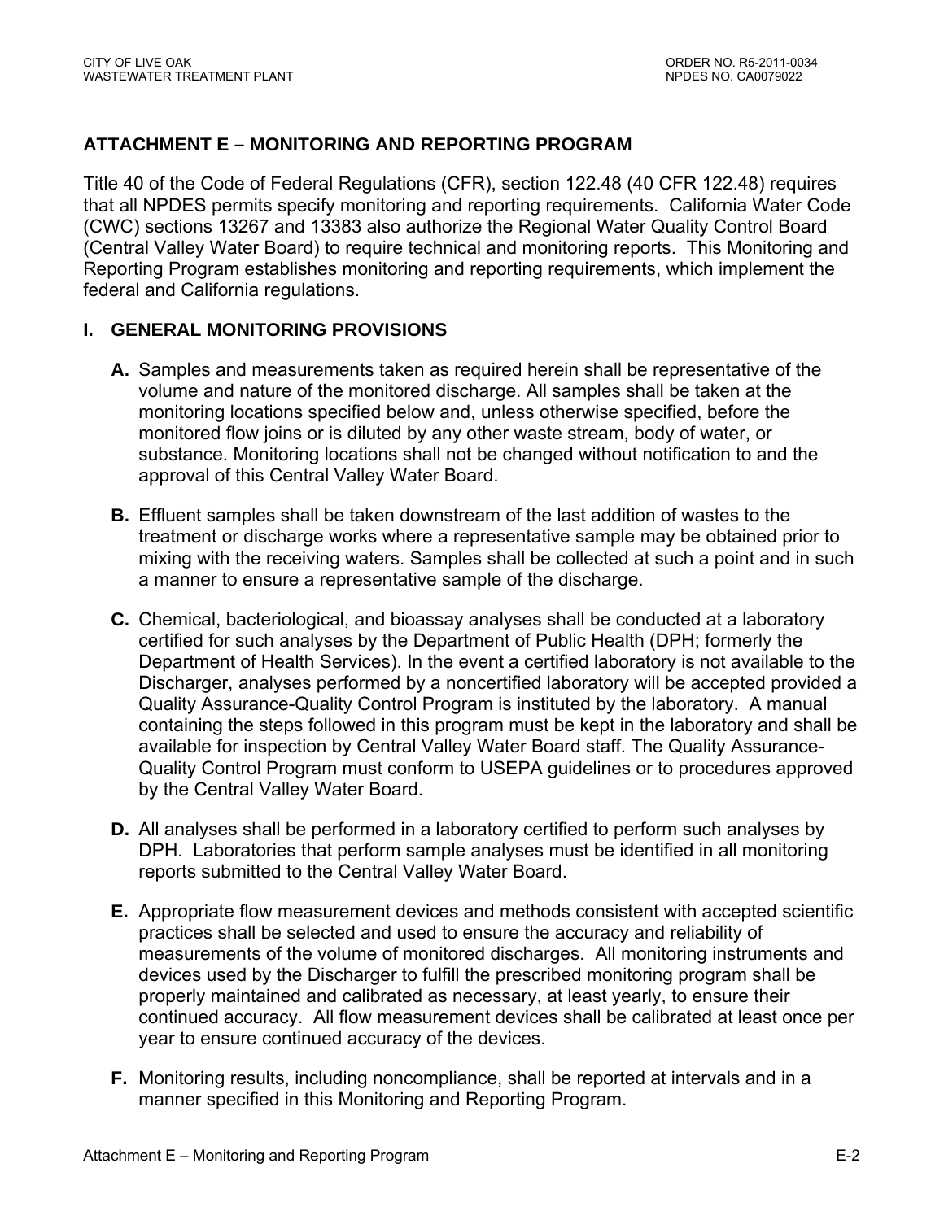# ATTACHMENT E – MONITORING AND REPORTING PROGRAM

Title 40 of the Code of Federal Regulations (CFR), section 122.48 (40 CFR 122.48) requires that all NPDES permits specify monitoring and reporting requirements. California Water Code (CWC) sections 13267 and 13383 also authorize the Regional Water Quality Control Board (Central Valley Water Board) to require technical and monitoring reports. This Monitoring and Reporting Program establishes monitoring and reporting requirements, which implement the federal and California regulations.

## I. GENERAL MONITORING PROVISIONS

**A.** Samples and measurements taken as required herein shall be representative of the volume and nature of the monitored discharge. All samples shall be taken at the monitoring locations specified below and, unless otherwise specified, before the monitored flow joins or is diluted by any other waste stream, body of water, or substance. Monitoring locations shall not be changed without notification to and the approval of this Central Valley Water Board.

**B.** Effluent samples shall be taken downstream of the last addition of wastes to the treatment or discharge works where a representative sample may be obtained prior to mixing with the receiving waters. Samples shall be collected at such a point and in such a manner to ensure a representative sample of the discharge.

**C.** Chemical, bacteriological, and bioassay analyses shall be conducted at a laboratory certified for such analyses by the Department of Public Health (DPH; formerly the Department of Health Services). In the event a certified laboratory is not available to the Discharger, analyses performed by a noncertified laboratory will be accepted provided a Quality Assurance-Quality Control Program is instituted by the laboratory. A manual containing the steps followed in this program must be kept in the laboratory and shall be available for inspection by Central Valley Water Board staff. The Quality Assurance-Quality Control Program must conform to USEPA guidelines or to procedures approved by the Central Valley Water Board.

**D.** All analyses shall be performed in a laboratory certified to perform such analyses by DPH. Laboratories that perform sample analyses must be identified in all monitoring reports submitted to the Central Valley Water Board.

**E.** Appropriate flow measurement devices and methods consistent with accepted scientific practices shall be selected and used to ensure the accuracy and reliability of measurements of the volume of monitored discharges. All monitoring instruments and devices used by the Discharger to fulfill the prescribed monitoring program shall be properly maintained and calibrated as necessary, at least yearly, to ensure their continued accuracy. All flow measurement devices shall be calibrated at least once per year to ensure continued accuracy of the devices.

**F.** Monitoring results, including noncompliance, shall be reported at intervals and in a manner specified in this Monitoring and Reporting Program.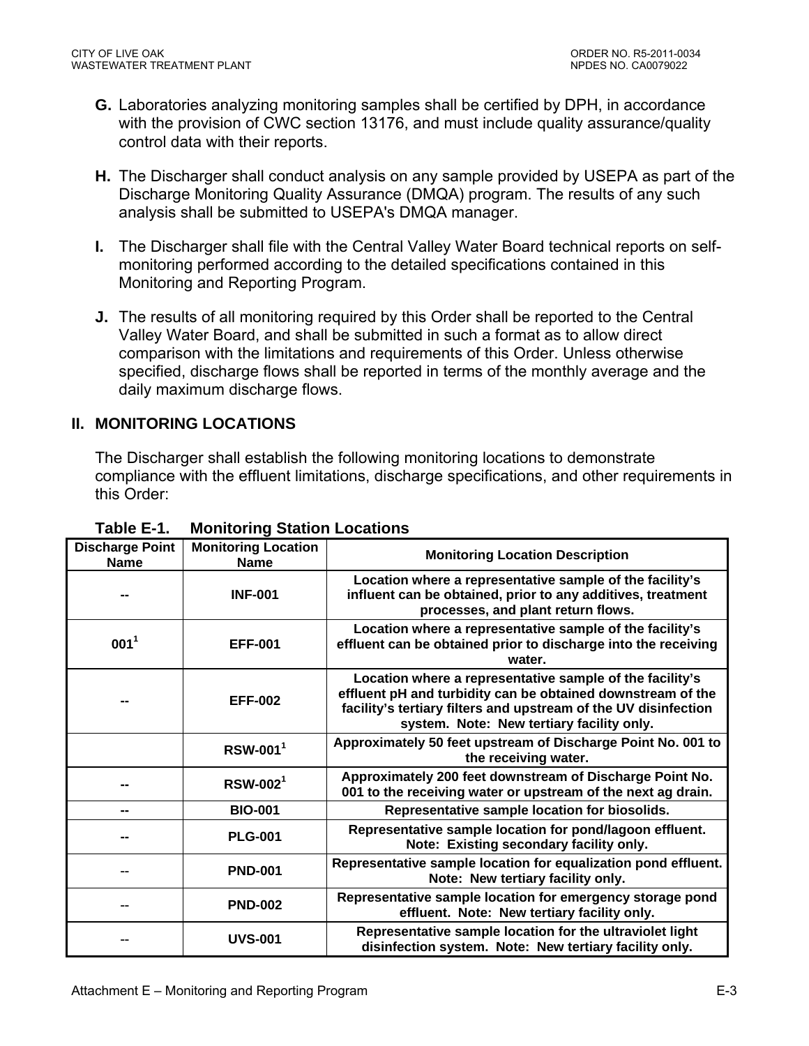**G.** Laboratories analyzing monitoring samples shall be certified by DPH, in accordance with the provision of CWC section 13176, and must include quality assurance/quality control data with their reports.

**H.** The Discharger shall conduct analysis on any sample provided by USEPA as part of the Discharge Monitoring Quality Assurance (DMQA) program. The results of any such analysis shall be submitted to USEPA's DMQA manager.

**I.** The Discharger shall file with the Central Valley Water Board technical reports on self-monitoring performed according to the detailed specifications contained in this Monitoring and Reporting Program.

**J.** The results of all monitoring required by this Order shall be reported to the Central Valley Water Board, and shall be submitted in such a format as to allow direct comparison with the limitations and requirements of this Order. Unless otherwise specified, discharge flows shall be reported in terms of the monthly average and the daily maximum discharge flows.

## II. MONITORING LOCATIONS

The Discharger shall establish the following monitoring locations to demonstrate compliance with the effluent limitations, discharge specifications, and other requirements in this Order:

**Table E-1. Monitoring Station Locations**

| Discharge Point Name | Monitoring Location Name | Monitoring Location Description |
|---|---|---|
| -- | INF-001 | Location where a representative sample of the facility's influent can be obtained, prior to any additives, treatment processes, and plant return flows. |
| 001[1] | EFF-001 | Location where a representative sample of the facility's effluent can be obtained prior to discharge into the receiving water. |
| -- | EFF-002 | Location where a representative sample of the facility's effluent pH and turbidity can be obtained downstream of the facility's tertiary filters and upstream of the UV disinfection system. Note: New tertiary facility only. |
| | RSW-001[1] | Approximately 50 feet upstream of Discharge Point No. 001 to the receiving water. |
| -- | RSW-002[1] | Approximately 200 feet downstream of Discharge Point No. 001 to the receiving water or upstream of the next ag drain. |
| -- | BIO-001 | Representative sample location for biosolids. |
| -- | PLG-001 | Representative sample location for pond/lagoon effluent. Note: Existing secondary facility only. |
| -- | PND-001 | Representative sample location for equalization pond effluent. Note: New tertiary facility only. |
| -- | PND-002 | Representative sample location for emergency storage pond effluent. Note: New tertiary facility only. |
| -- | UVS-001 | Representative sample location for the ultraviolet light disinfection system. Note: New tertiary facility only. |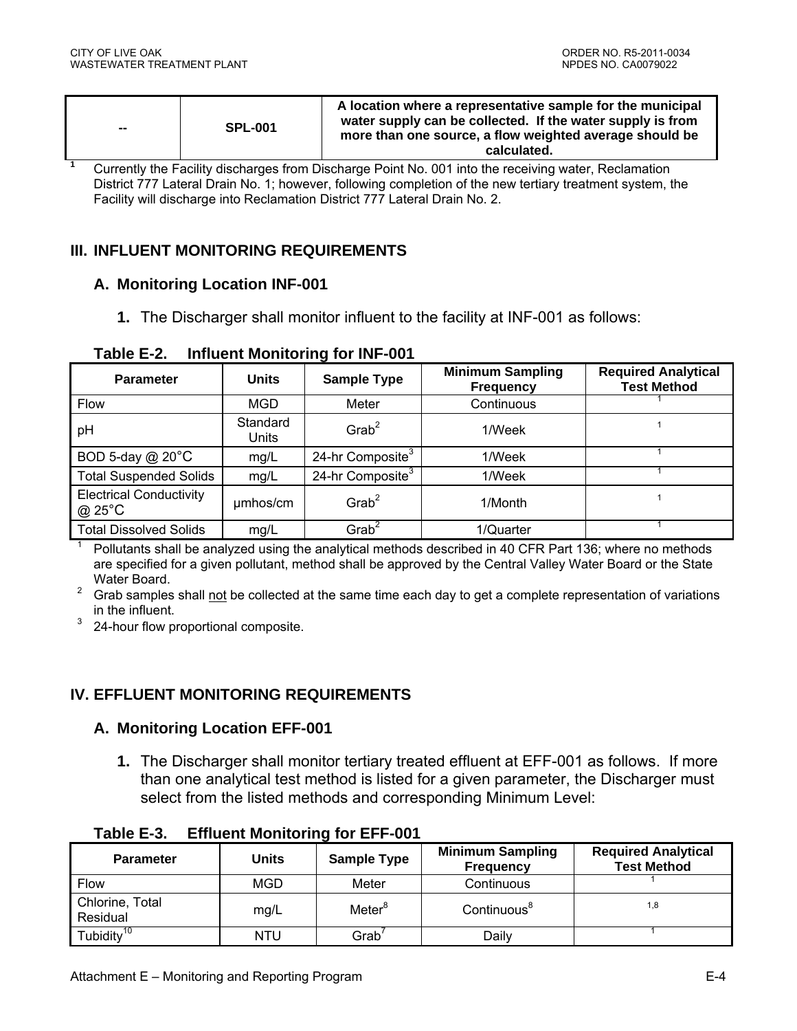| -- | SPL-001 | A location where a representative sample for the municipal water supply can be collected. If the water supply is from more than one source, a flow weighted average should be calculated. |
|---|---|---|

[1] Currently the Facility discharges from Discharge Point No. 001 into the receiving water, Reclamation District 777 Lateral Drain No. 1; however, following completion of the new tertiary treatment system, the Facility will discharge into Reclamation District 777 Lateral Drain No. 2.

## III. INFLUENT MONITORING REQUIREMENTS

### A. Monitoring Location INF-001

**1.** The Discharger shall monitor influent to the facility at INF-001 as follows:

**Table E-2. Influent Monitoring for INF-001**

| Parameter | Units | Sample Type | Minimum Sampling Frequency | Required Analytical Test Method |
|---|---|---|---|---|
| Flow | MGD | Meter | Continuous | [1] |
| pH | Standard Units | Grab[2] | 1/Week | [1] |
| BOD 5-day @ 20°C | mg/L | 24-hr Composite[3] | 1/Week | [1] |
| Total Suspended Solids | mg/L | 24-hr Composite[3] | 1/Week | [1] |
| Electrical Conductivity @ 25°C | µmhos/cm | Grab[2] | 1/Month | [1] |
| Total Dissolved Solids | mg/L | Grab[2] | 1/Quarter | [1] |

[1] Pollutants shall be analyzed using the analytical methods described in 40 CFR Part 136; where no methods are specified for a given pollutant, method shall be approved by the Central Valley Water Board or the State Water Board.

[2] Grab samples shall not be collected at the same time each day to get a complete representation of variations in the influent.

[3] 24-hour flow proportional composite.

## IV. EFFLUENT MONITORING REQUIREMENTS

### A. Monitoring Location EFF-001

**1.** The Discharger shall monitor tertiary treated effluent at EFF-001 as follows. If more than one analytical test method is listed for a given parameter, the Discharger must select from the listed methods and corresponding Minimum Level:

**Table E-3. Effluent Monitoring for EFF-001**

| Parameter | Units | Sample Type | Minimum Sampling Frequency | Required Analytical Test Method |
|---|---|---|---|---|
| Flow | MGD | Meter | Continuous | [1] |
| Chlorine, Total Residual | mg/L | Meter[8] | Continuous[8] | [1,8] |
| Tubidity[10] | NTU | Grab[7] | Daily | [1] |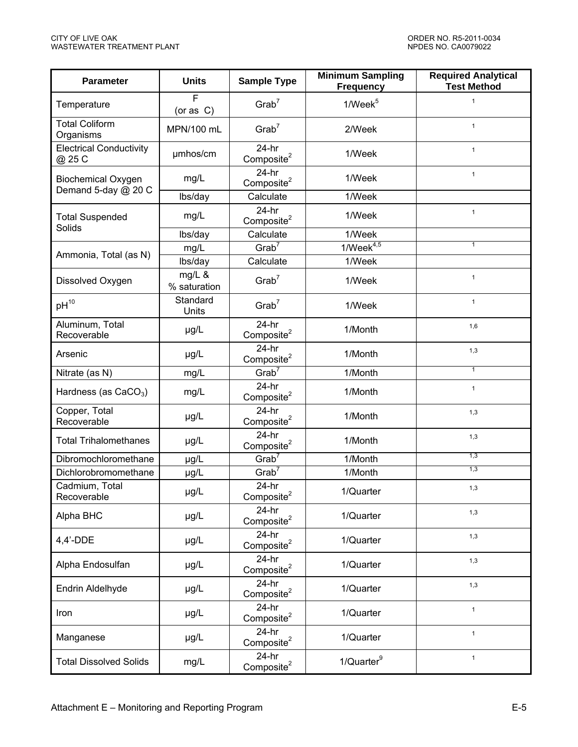| Parameter | Units | Sample Type | Minimum Sampling Frequency | Required Analytical Test Method |
|---|---|---|---|---|
| Temperature | F (or as C) | Grab[7] | 1/Week[5] | [1] |
| Total Coliform Organisms | MPN/100 mL | Grab[7] | 2/Week | [1] |
| Electrical Conductivity @ 25 C | µmhos/cm | 24-hr Composite[2] | 1/Week | [1] |
| Biochemical Oxygen Demand 5-day @ 20 C | mg/L | 24-hr Composite[2] | 1/Week | [1] |
| | lbs/day | Calculate | 1/Week | |
| Total Suspended Solids | mg/L | 24-hr Composite[2] | 1/Week | [1] |
| | lbs/day | Calculate | 1/Week | |
| Ammonia, Total (as N) | mg/L | Grab[7] | 1/Week[4,5] | [1] |
| | lbs/day | Calculate | 1/Week | |
| Dissolved Oxygen | mg/L & % saturation | Grab[7] | 1/Week | [1] |
| pH[10] | Standard Units | Grab[7] | 1/Week | [1] |
| Aluminum, Total Recoverable | µg/L | 24-hr Composite[2] | 1/Month | [1,6] |
| Arsenic | µg/L | 24-hr Composite[2] | 1/Month | [1,3] |
| Nitrate (as N) | mg/L | Grab[7] | 1/Month | [1] |
| Hardness (as $CaCO_3$) | mg/L | 24-hr Composite[2] | 1/Month | [1] |
| Copper, Total Recoverable | µg/L | 24-hr Composite[2] | 1/Month | [1,3] |
| Total Trihalomethanes | µg/L | 24-hr Composite[2] | 1/Month | [1,3] |
| Dibromochloromethane | µg/L | Grab[7] | 1/Month | [1,3] |
| Dichlorobromomethane | µg/L | Grab[7] | 1/Month | [1,3] |
| Cadmium, Total Recoverable | µg/L | 24-hr Composite[2] | 1/Quarter | [1,3] |
| Alpha BHC | µg/L | 24-hr Composite[2] | 1/Quarter | [1,3] |
| 4,4'-DDE | µg/L | 24-hr Composite[2] | 1/Quarter | [1,3] |
| Alpha Endosulfan | µg/L | 24-hr Composite[2] | 1/Quarter | [1,3] |
| Endrin Aldelhyde | µg/L | 24-hr Composite[2] | 1/Quarter | [1,3] |
| Iron | µg/L | 24-hr Composite[2] | 1/Quarter | [1] |
| Manganese | µg/L | 24-hr Composite[2] | 1/Quarter | [1] |
| Total Dissolved Solids | mg/L | 24-hr Composite[2] | 1/Quarter[9] | [1] |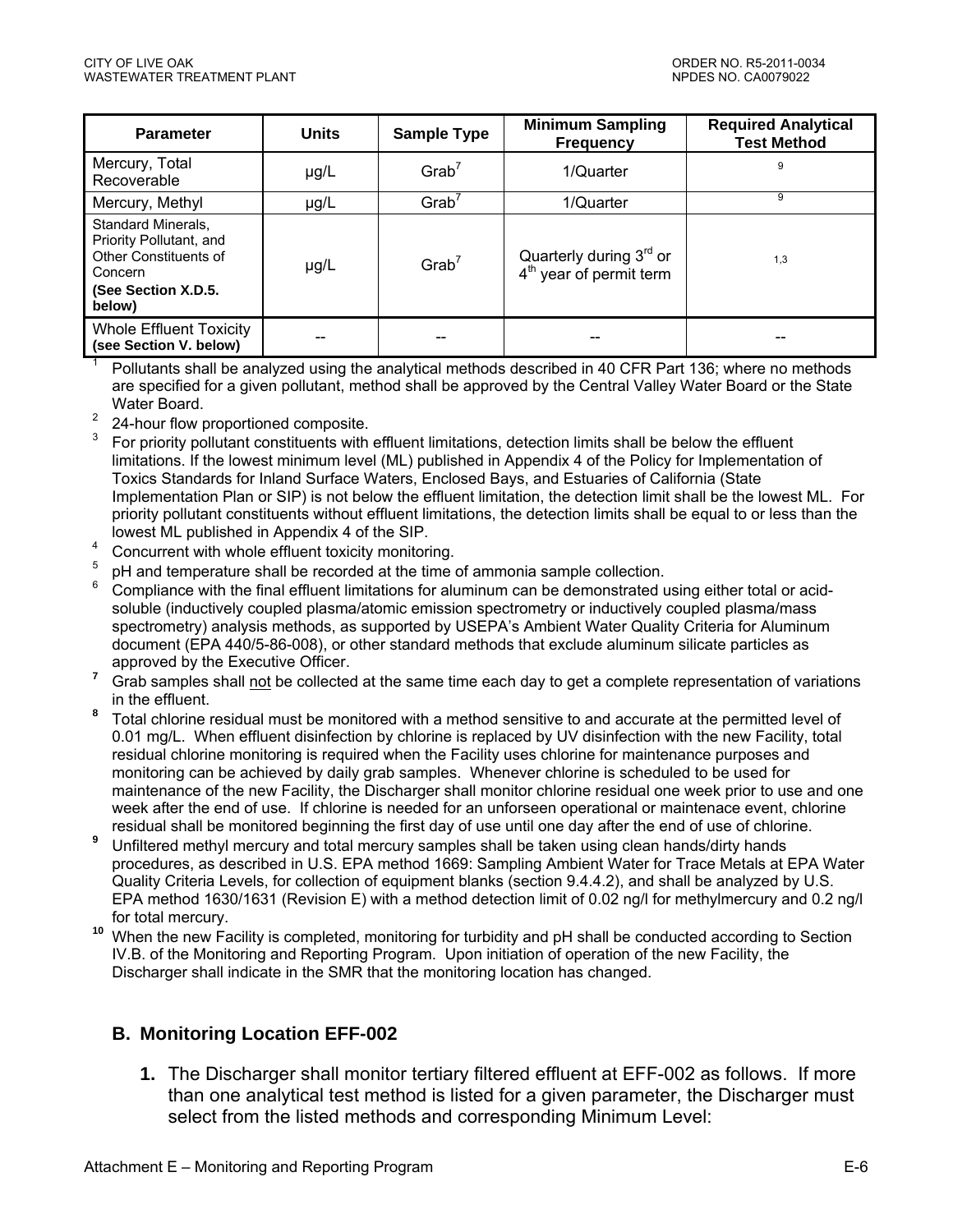| Parameter | Units | Sample Type | Minimum Sampling Frequency | Required Analytical Test Method |
|---|---|---|---|---|
| Mercury, Total Recoverable | µg/L | Grab[7] | 1/Quarter | [9] |
| Mercury, Methyl | µg/L | Grab[7] | 1/Quarter | [9] |
| Standard Minerals, Priority Pollutant, and Other Constituents of Concern **(See Section X.D.5. below)** | µg/L | Grab[7] | Quarterly during 3rd or 4th year of permit term | [1,3] |
| Whole Effluent Toxicity **(see Section V. below)** | -- | -- | -- | -- |

[1] Pollutants shall be analyzed using the analytical methods described in 40 CFR Part 136; where no methods are specified for a given pollutant, method shall be approved by the Central Valley Water Board or the State Water Board.

[2] 24-hour flow proportioned composite.

[3] For priority pollutant constituents with effluent limitations, detection limits shall be below the effluent limitations. If the lowest minimum level (ML) published in Appendix 4 of the Policy for Implementation of Toxics Standards for Inland Surface Waters, Enclosed Bays, and Estuaries of California (State Implementation Plan or SIP) is not below the effluent limitation, the detection limit shall be the lowest ML. For priority pollutant constituents without effluent limitations, the detection limits shall be equal to or less than the lowest ML published in Appendix 4 of the SIP.

[4] Concurrent with whole effluent toxicity monitoring.

[5] pH and temperature shall be recorded at the time of ammonia sample collection.

[6] Compliance with the final effluent limitations for aluminum can be demonstrated using either total or acid-soluble (inductively coupled plasma/atomic emission spectrometry or inductively coupled plasma/mass spectrometry) analysis methods, as supported by USEPA's Ambient Water Quality Criteria for Aluminum document (EPA 440/5-86-008), or other standard methods that exclude aluminum silicate particles as approved by the Executive Officer.

[7] Grab samples shall not be collected at the same time each day to get a complete representation of variations in the effluent.

[8] Total chlorine residual must be monitored with a method sensitive to and accurate at the permitted level of 0.01 mg/L. When effluent disinfection by chlorine is replaced by UV disinfection with the new Facility, total residual chlorine monitoring is required when the Facility uses chlorine for maintenance purposes and monitoring can be achieved by daily grab samples. Whenever chlorine is scheduled to be used for maintenance of the new Facility, the Discharger shall monitor chlorine residual one week prior to use and one week after the end of use. If chlorine is needed for an unforseen operational or maintenace event, chlorine residual shall be monitored beginning the first day of use until one day after the end of use of chlorine.

[9] Unfiltered methyl mercury and total mercury samples shall be taken using clean hands/dirty hands procedures, as described in U.S. EPA method 1669: Sampling Ambient Water for Trace Metals at EPA Water Quality Criteria Levels, for collection of equipment blanks (section 9.4.4.2), and shall be analyzed by U.S. EPA method 1630/1631 (Revision E) with a method detection limit of 0.02 ng/l for methylmercury and 0.2 ng/l for total mercury.

[10] When the new Facility is completed, monitoring for turbidity and pH shall be conducted according to Section IV.B. of the Monitoring and Reporting Program. Upon initiation of operation of the new Facility, the Discharger shall indicate in the SMR that the monitoring location has changed.

## B. Monitoring Location EFF-002

1. The Discharger shall monitor tertiary filtered effluent at EFF-002 as follows. If more than one analytical test method is listed for a given parameter, the Discharger must select from the listed methods and corresponding Minimum Level: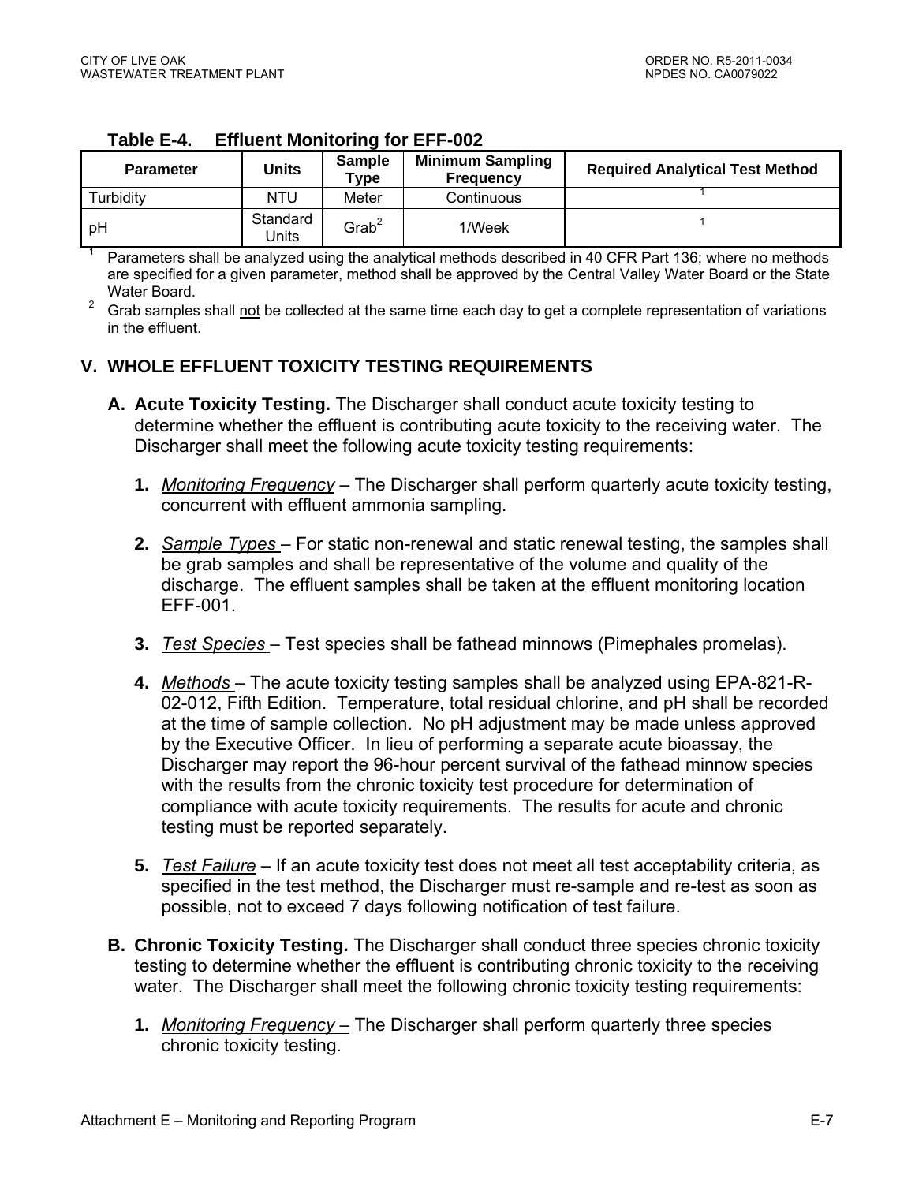**Table E-4. Effluent Monitoring for EFF-002**

| Parameter | Units | Sample Type | Minimum Sampling Frequency | Required Analytical Test Method |
|---|---|---|---|---|
| Turbidity | NTU | Meter | Continuous | [1] |
| pH | Standard Units | Grab[2] | 1/Week | [1] |

[1] Parameters shall be analyzed using the analytical methods described in 40 CFR Part 136; where no methods are specified for a given parameter, method shall be approved by the Central Valley Water Board or the State Water Board.

[2] Grab samples shall not be collected at the same time each day to get a complete representation of variations in the effluent.

## V. WHOLE EFFLUENT TOXICITY TESTING REQUIREMENTS

**A. Acute Toxicity Testing.** The Discharger shall conduct acute toxicity testing to determine whether the effluent is contributing acute toxicity to the receiving water. The Discharger shall meet the following acute toxicity testing requirements:

1. *Monitoring Frequency* – The Discharger shall perform quarterly acute toxicity testing, concurrent with effluent ammonia sampling.

2. *Sample Types* – For static non-renewal and static renewal testing, the samples shall be grab samples and shall be representative of the volume and quality of the discharge. The effluent samples shall be taken at the effluent monitoring location EFF-001.

3. *Test Species* – Test species shall be fathead minnows (Pimephales promelas).

4. *Methods* – The acute toxicity testing samples shall be analyzed using EPA-821-R-02-012, Fifth Edition. Temperature, total residual chlorine, and pH shall be recorded at the time of sample collection. No pH adjustment may be made unless approved by the Executive Officer. In lieu of performing a separate acute bioassay, the Discharger may report the 96-hour percent survival of the fathead minnow species with the results from the chronic toxicity test procedure for determination of compliance with acute toxicity requirements. The results for acute and chronic testing must be reported separately.

5. *Test Failure* – If an acute toxicity test does not meet all test acceptability criteria, as specified in the test method, the Discharger must re-sample and re-test as soon as possible, not to exceed 7 days following notification of test failure.

**B. Chronic Toxicity Testing.** The Discharger shall conduct three species chronic toxicity testing to determine whether the effluent is contributing chronic toxicity to the receiving water. The Discharger shall meet the following chronic toxicity testing requirements:

1. *Monitoring Frequency* – The Discharger shall perform quarterly three species chronic toxicity testing.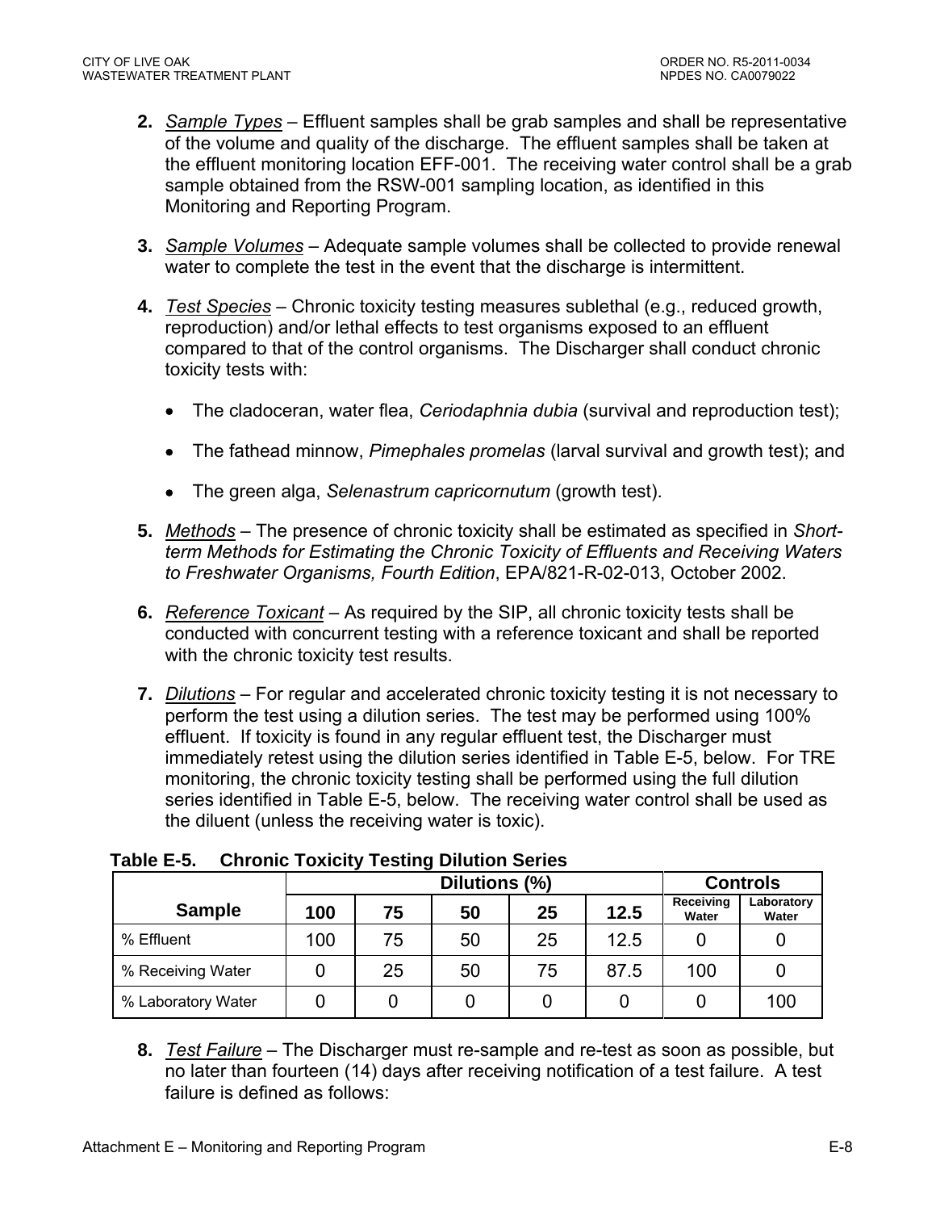2. *Sample Types* – Effluent samples shall be grab samples and shall be representative of the volume and quality of the discharge. The effluent samples shall be taken at the effluent monitoring location EFF-001. The receiving water control shall be a grab sample obtained from the RSW-001 sampling location, as identified in this Monitoring and Reporting Program.

3. *Sample Volumes* – Adequate sample volumes shall be collected to provide renewal water to complete the test in the event that the discharge is intermittent.

4. *Test Species* – Chronic toxicity testing measures sublethal (e.g., reduced growth, reproduction) and/or lethal effects to test organisms exposed to an effluent compared to that of the control organisms. The Discharger shall conduct chronic toxicity tests with:

   - The cladoceran, water flea, *Ceriodaphnia dubia* (survival and reproduction test);
   - The fathead minnow, *Pimephales promelas* (larval survival and growth test); and
   - The green alga, *Selenastrum capricornutum* (growth test).

5. *Methods* – The presence of chronic toxicity shall be estimated as specified in *Short-term Methods for Estimating the Chronic Toxicity of Effluents and Receiving Waters to Freshwater Organisms, Fourth Edition*, EPA/821-R-02-013, October 2002.

6. *Reference Toxicant* – As required by the SIP, all chronic toxicity tests shall be conducted with concurrent testing with a reference toxicant and shall be reported with the chronic toxicity test results.

7. *Dilutions* – For regular and accelerated chronic toxicity testing it is not necessary to perform the test using a dilution series. The test may be performed using 100% effluent. If toxicity is found in any regular effluent test, the Discharger must immediately retest using the dilution series identified in Table E-5, below. For TRE monitoring, the chronic toxicity testing shall be performed using the full dilution series identified in Table E-5, below. The receiving water control shall be used as the diluent (unless the receiving water is toxic).

**Table E-5. Chronic Toxicity Testing Dilution Series**

| Sample | Dilutions (%) | | | | | Controls | |
|---|---|---|---|---|---|---|---|
| | 100 | 75 | 50 | 25 | 12.5 | Receiving Water | Laboratory Water |
| % Effluent | 100 | 75 | 50 | 25 | 12.5 | 0 | 0 |
| % Receiving Water | 0 | 25 | 50 | 75 | 87.5 | 100 | 0 |
| % Laboratory Water | 0 | 0 | 0 | 0 | 0 | 0 | 100 |

8. *Test Failure* – The Discharger must re-sample and re-test as soon as possible, but no later than fourteen (14) days after receiving notification of a test failure. A test failure is defined as follows: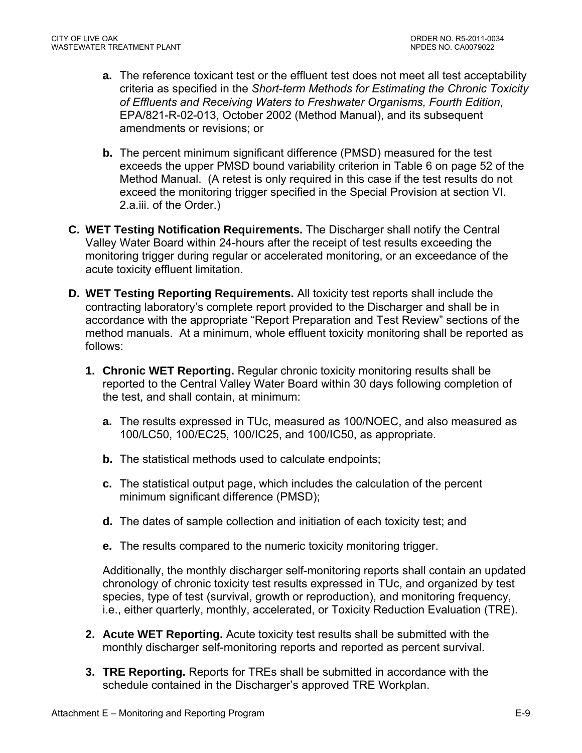**a.** The reference toxicant test or the effluent test does not meet all test acceptability criteria as specified in the *Short-term Methods for Estimating the Chronic Toxicity of Effluents and Receiving Waters to Freshwater Organisms, Fourth Edition*, EPA/821-R-02-013, October 2002 (Method Manual), and its subsequent amendments or revisions; or

**b.** The percent minimum significant difference (PMSD) measured for the test exceeds the upper PMSD bound variability criterion in Table 6 on page 52 of the Method Manual. (A retest is only required in this case if the test results do not exceed the monitoring trigger specified in the Special Provision at section VI. 2.a.iii. of the Order.)

**C. WET Testing Notification Requirements.** The Discharger shall notify the Central Valley Water Board within 24-hours after the receipt of test results exceeding the monitoring trigger during regular or accelerated monitoring, or an exceedance of the acute toxicity effluent limitation.

**D. WET Testing Reporting Requirements.** All toxicity test reports shall include the contracting laboratory's complete report provided to the Discharger and shall be in accordance with the appropriate "Report Preparation and Test Review" sections of the method manuals. At a minimum, whole effluent toxicity monitoring shall be reported as follows:

1. **Chronic WET Reporting.** Regular chronic toxicity monitoring results shall be reported to the Central Valley Water Board within 30 days following completion of the test, and shall contain, at minimum:

   **a.** The results expressed in TUc, measured as 100/NOEC, and also measured as 100/LC50, 100/EC25, 100/IC25, and 100/IC50, as appropriate.

   **b.** The statistical methods used to calculate endpoints;

   **c.** The statistical output page, which includes the calculation of the percent minimum significant difference (PMSD);

   **d.** The dates of sample collection and initiation of each toxicity test; and

   **e.** The results compared to the numeric toxicity monitoring trigger.

   Additionally, the monthly discharger self-monitoring reports shall contain an updated chronology of chronic toxicity test results expressed in TUc, and organized by test species, type of test (survival, growth or reproduction), and monitoring frequency, i.e., either quarterly, monthly, accelerated, or Toxicity Reduction Evaluation (TRE).

2. **Acute WET Reporting.** Acute toxicity test results shall be submitted with the monthly discharger self-monitoring reports and reported as percent survival.

3. **TRE Reporting.** Reports for TREs shall be submitted in accordance with the schedule contained in the Discharger's approved TRE Workplan.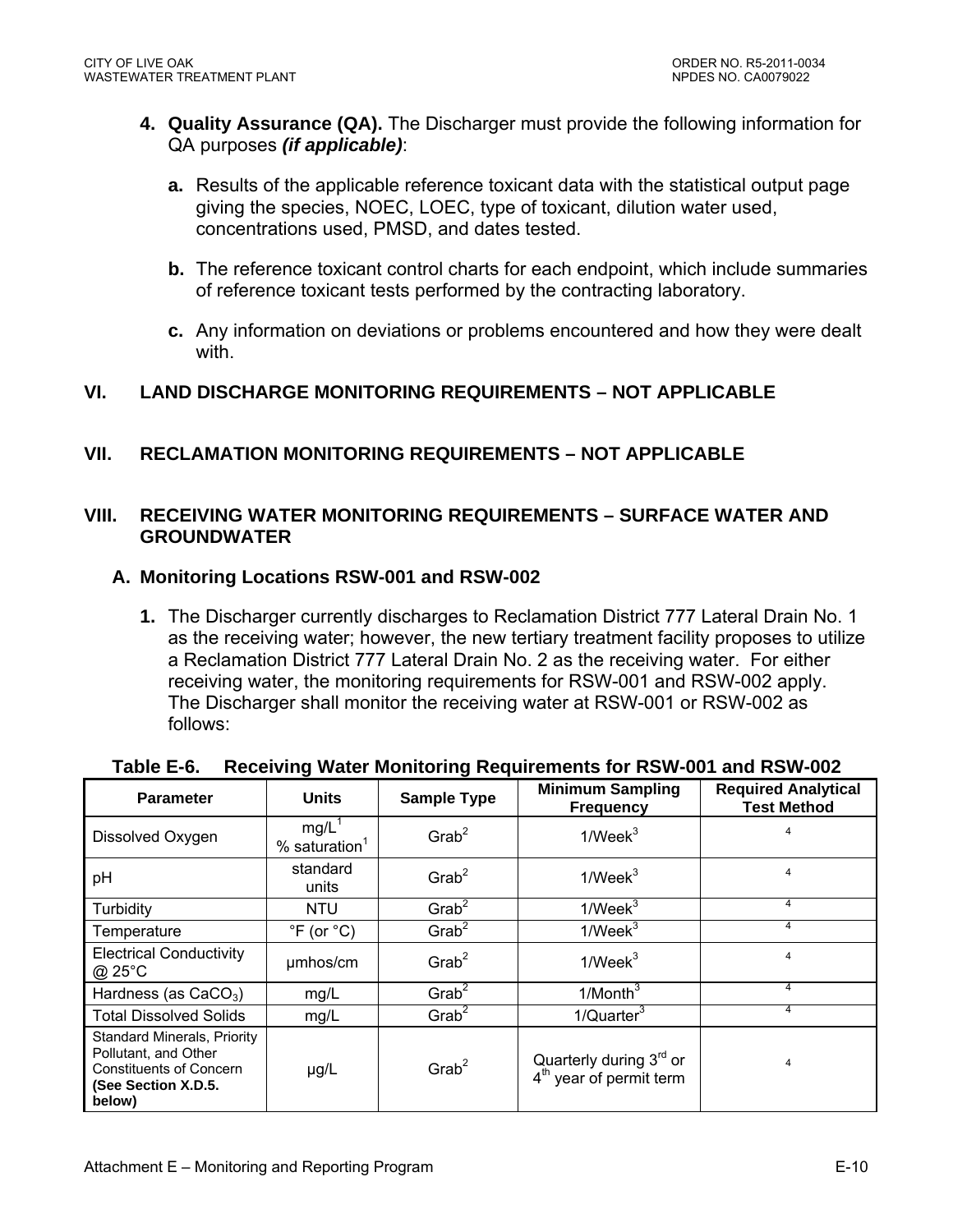4. **Quality Assurance (QA).** The Discharger must provide the following information for QA purposes ***(if applicable)***:

   a. Results of the applicable reference toxicant data with the statistical output page giving the species, NOEC, LOEC, type of toxicant, dilution water used, concentrations used, PMSD, and dates tested.

   b. The reference toxicant control charts for each endpoint, which include summaries of reference toxicant tests performed by the contracting laboratory.

   c. Any information on deviations or problems encountered and how they were dealt with.

## VI. LAND DISCHARGE MONITORING REQUIREMENTS – NOT APPLICABLE

## VII. RECLAMATION MONITORING REQUIREMENTS – NOT APPLICABLE

## VIII. RECEIVING WATER MONITORING REQUIREMENTS – SURFACE WATER AND GROUNDWATER

### A. Monitoring Locations RSW-001 and RSW-002

1. The Discharger currently discharges to Reclamation District 777 Lateral Drain No. 1 as the receiving water; however, the new tertiary treatment facility proposes to utilize a Reclamation District 777 Lateral Drain No. 2 as the receiving water. For either receiving water, the monitoring requirements for RSW-001 and RSW-002 apply. The Discharger shall monitor the receiving water at RSW-001 or RSW-002 as follows:

**Table E-6. Receiving Water Monitoring Requirements for RSW-001 and RSW-002**

| Parameter | Units | Sample Type | Minimum Sampling Frequency | Required Analytical Test Method |
|---|---|---|---|---|
| Dissolved Oxygen | mg/L[1] % saturation[1] | Grab[2] | 1/Week[3] | [4] |
| pH | standard units | Grab[2] | 1/Week[3] | [4] |
| Turbidity | NTU | Grab[2] | 1/Week[3] | [4] |
| Temperature | °F (or °C) | Grab[2] | 1/Week[3] | [4] |
| Electrical Conductivity @ 25°C | µmhos/cm | Grab[2] | 1/Week[3] | [4] |
| Hardness (as $CaCO_3$) | mg/L | Grab[2] | 1/Month[3] | [4] |
| Total Dissolved Solids | mg/L | Grab[2] | 1/Quarter[3] | [4] |
| Standard Minerals, Priority Pollutant, and Other Constituents of Concern **(See Section X.D.5. below)** | µg/L | Grab[2] | Quarterly during 3rd or 4th year of permit term | [4] |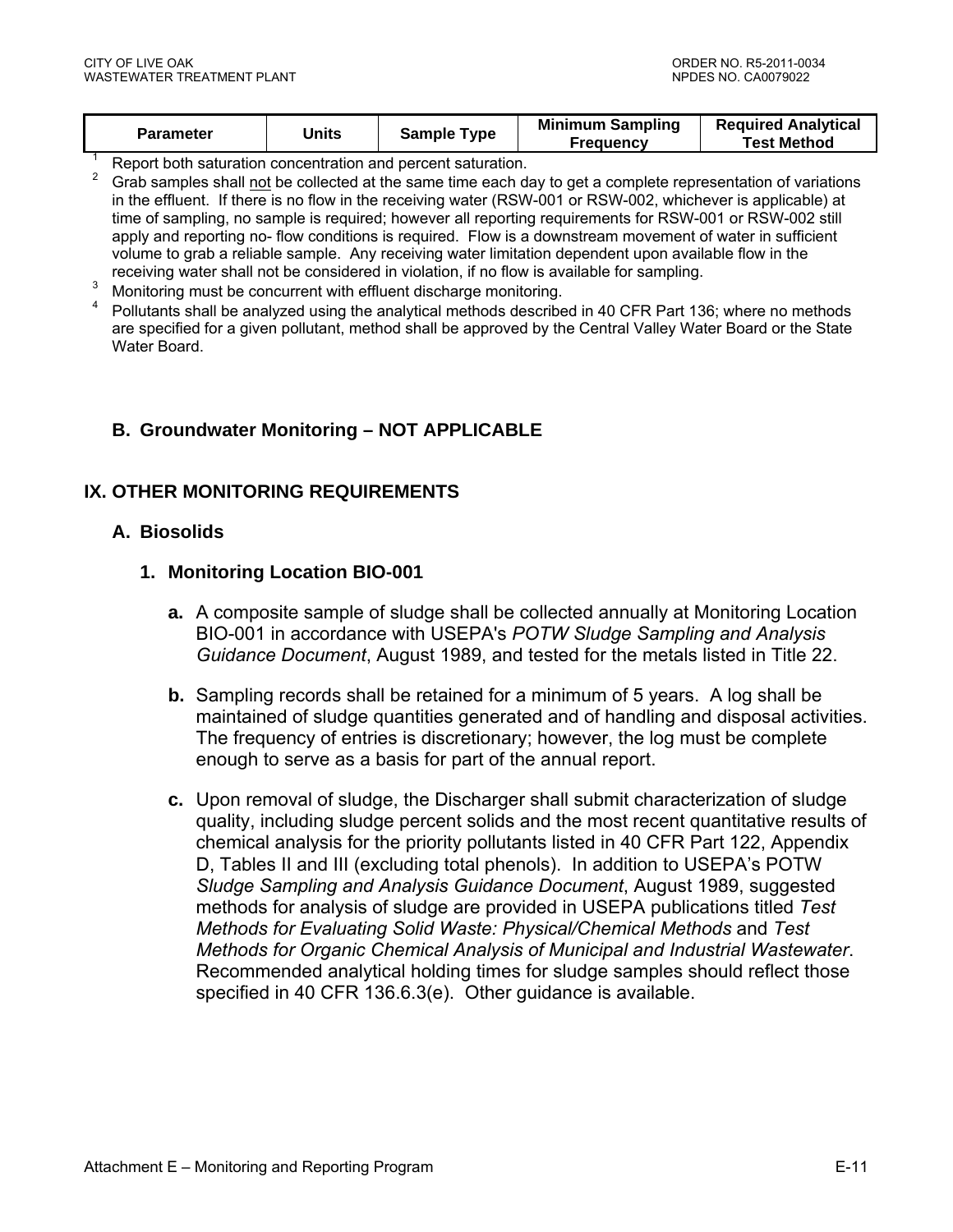| Parameter | Units | Sample Type | Minimum Sampling Frequency | Required Analytical Test Method |
|---|---|---|---|---|

[1] Report both saturation concentration and percent saturation.

[2] Grab samples shall not be collected at the same time each day to get a complete representation of variations in the effluent. If there is no flow in the receiving water (RSW-001 or RSW-002, whichever is applicable) at time of sampling, no sample is required; however all reporting requirements for RSW-001 or RSW-002 still apply and reporting no- flow conditions is required. Flow is a downstream movement of water in sufficient volume to grab a reliable sample. Any receiving water limitation dependent upon available flow in the receiving water shall not be considered in violation, if no flow is available for sampling.

[3] Monitoring must be concurrent with effluent discharge monitoring.

[4] Pollutants shall be analyzed using the analytical methods described in 40 CFR Part 136; where no methods are specified for a given pollutant, method shall be approved by the Central Valley Water Board or the State Water Board.

### B. Groundwater Monitoring – NOT APPLICABLE

## IX. OTHER MONITORING REQUIREMENTS

### A. Biosolids

#### 1. Monitoring Location BIO-001

**a.** A composite sample of sludge shall be collected annually at Monitoring Location BIO-001 in accordance with USEPA's *POTW Sludge Sampling and Analysis Guidance Document*, August 1989, and tested for the metals listed in Title 22.

**b.** Sampling records shall be retained for a minimum of 5 years. A log shall be maintained of sludge quantities generated and of handling and disposal activities. The frequency of entries is discretionary; however, the log must be complete enough to serve as a basis for part of the annual report.

**c.** Upon removal of sludge, the Discharger shall submit characterization of sludge quality, including sludge percent solids and the most recent quantitative results of chemical analysis for the priority pollutants listed in 40 CFR Part 122, Appendix D, Tables II and III (excluding total phenols). In addition to USEPA's POTW *Sludge Sampling and Analysis Guidance Document*, August 1989, suggested methods for analysis of sludge are provided in USEPA publications titled *Test Methods for Evaluating Solid Waste: Physical/Chemical Methods* and *Test Methods for Organic Chemical Analysis of Municipal and Industrial Wastewater*. Recommended analytical holding times for sludge samples should reflect those specified in 40 CFR 136.6.3(e). Other guidance is available.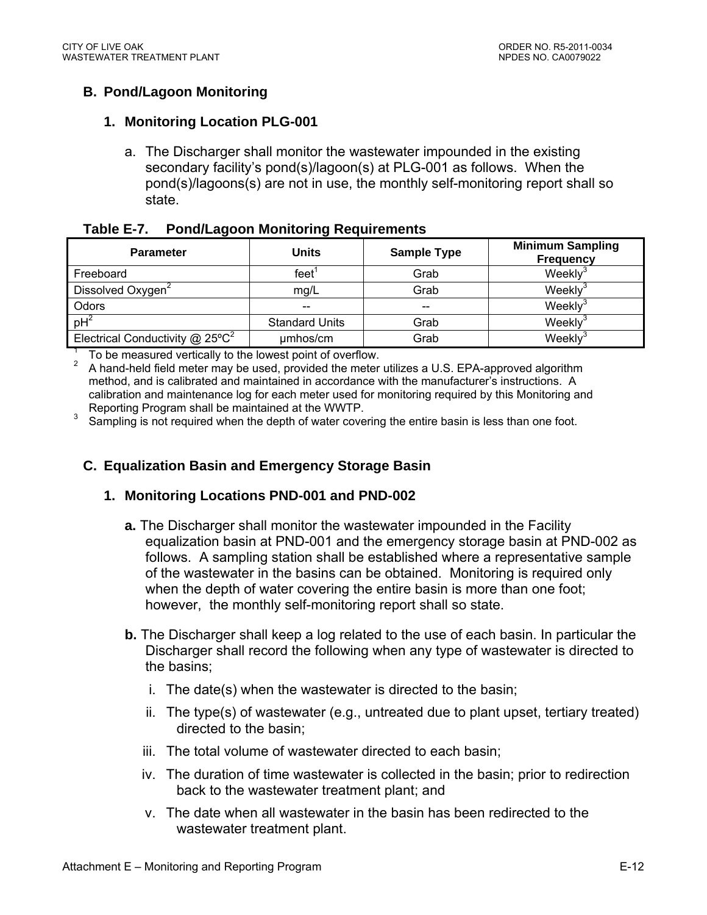## B. Pond/Lagoon Monitoring

### 1. Monitoring Location PLG-001

a. The Discharger shall monitor the wastewater impounded in the existing secondary facility's pond(s)/lagoon(s) at PLG-001 as follows. When the pond(s)/lagoons(s) are not in use, the monthly self-monitoring report shall so state.

**Table E-7. Pond/Lagoon Monitoring Requirements**

| Parameter | Units | Sample Type | Minimum Sampling Frequency |
|---|---|---|---|
| Freeboard | feet[1] | Grab | Weekly[3] |
| Dissolved Oxygen[2] | mg/L | Grab | Weekly[3] |
| Odors | -- | -- | Weekly[3] |
| pH[2] | Standard Units | Grab | Weekly[3] |
| Electrical Conductivity @ 25ºC[2] | µmhos/cm | Grab | Weekly[3] |

[1] To be measured vertically to the lowest point of overflow.
[2] A hand-held field meter may be used, provided the meter utilizes a U.S. EPA-approved algorithm method, and is calibrated and maintained in accordance with the manufacturer's instructions. A calibration and maintenance log for each meter used for monitoring required by this Monitoring and Reporting Program shall be maintained at the WWTP.
[3] Sampling is not required when the depth of water covering the entire basin is less than one foot.

## C. Equalization Basin and Emergency Storage Basin

### 1. Monitoring Locations PND-001 and PND-002

**a.** The Discharger shall monitor the wastewater impounded in the Facility equalization basin at PND-001 and the emergency storage basin at PND-002 as follows. A sampling station shall be established where a representative sample of the wastewater in the basins can be obtained. Monitoring is required only when the depth of water covering the entire basin is more than one foot; however, the monthly self-monitoring report shall so state.

**b.** The Discharger shall keep a log related to the use of each basin. In particular the Discharger shall record the following when any type of wastewater is directed to the basins;

i. The date(s) when the wastewater is directed to the basin;

ii. The type(s) of wastewater (e.g., untreated due to plant upset, tertiary treated) directed to the basin;

iii. The total volume of wastewater directed to each basin;

iv. The duration of time wastewater is collected in the basin; prior to redirection back to the wastewater treatment plant; and

v. The date when all wastewater in the basin has been redirected to the wastewater treatment plant.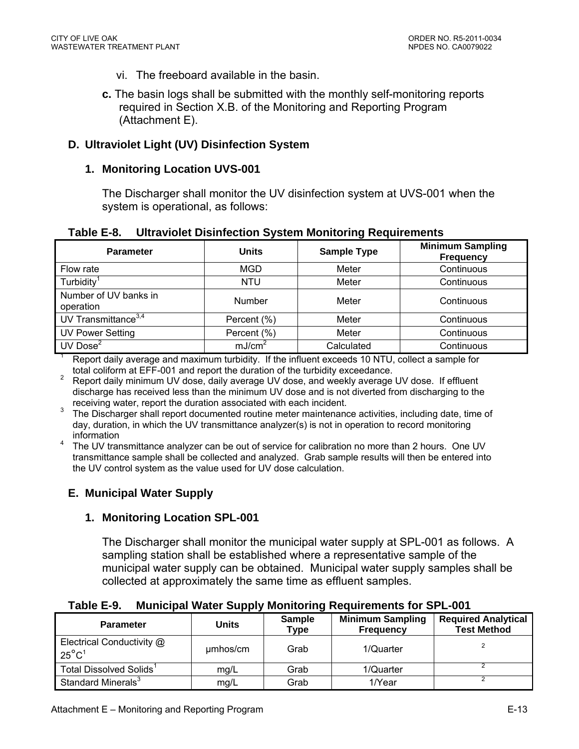vi. The freeboard available in the basin.

**c.** The basin logs shall be submitted with the monthly self-monitoring reports required in Section X.B. of the Monitoring and Reporting Program (Attachment E).

### D. Ultraviolet Light (UV) Disinfection System

#### 1. Monitoring Location UVS-001

The Discharger shall monitor the UV disinfection system at UVS-001 when the system is operational, as follows:

**Table E-8. Ultraviolet Disinfection System Monitoring Requirements**

| Parameter | Units | Sample Type | Minimum Sampling Frequency |
|---|---|---|---|
| Flow rate | MGD | Meter | Continuous |
| Turbidity[1] | NTU | Meter | Continuous |
| Number of UV banks in operation | Number | Meter | Continuous |
| UV Transmittance[3,4] | Percent (%) | Meter | Continuous |
| UV Power Setting | Percent (%) | Meter | Continuous |
| UV Dose[2] | mJ/cm$^2$ | Calculated | Continuous |

[1] Report daily average and maximum turbidity. If the influent exceeds 10 NTU, collect a sample for total coliform at EFF-001 and report the duration of the turbidity exceedance.

[2] Report daily minimum UV dose, daily average UV dose, and weekly average UV dose. If effluent discharge has received less than the minimum UV dose and is not diverted from discharging to the receiving water, report the duration associated with each incident.

[3] The Discharger shall report documented routine meter maintenance activities, including date, time of day, duration, in which the UV transmittance analyzer(s) is not in operation to record monitoring information

[4] The UV transmittance analyzer can be out of service for calibration no more than 2 hours. One UV transmittance sample shall be collected and analyzed. Grab sample results will then be entered into the UV control system as the value used for UV dose calculation.

### E. Municipal Water Supply

#### 1. Monitoring Location SPL-001

The Discharger shall monitor the municipal water supply at SPL-001 as follows. A sampling station shall be established where a representative sample of the municipal water supply can be obtained. Municipal water supply samples shall be collected at approximately the same time as effluent samples.

**Table E-9. Municipal Water Supply Monitoring Requirements for SPL-001**

| Parameter | Units | Sample Type | Minimum Sampling Frequency | Required Analytical Test Method |
|---|---|---|---|---|
| Electrical Conductivity @ 25°C[1] | µmhos/cm | Grab | 1/Quarter | [2] |
| Total Dissolved Solids[1] | mg/L | Grab | 1/Quarter | [2] |
| Standard Minerals[3] | mg/L | Grab | 1/Year | [2] |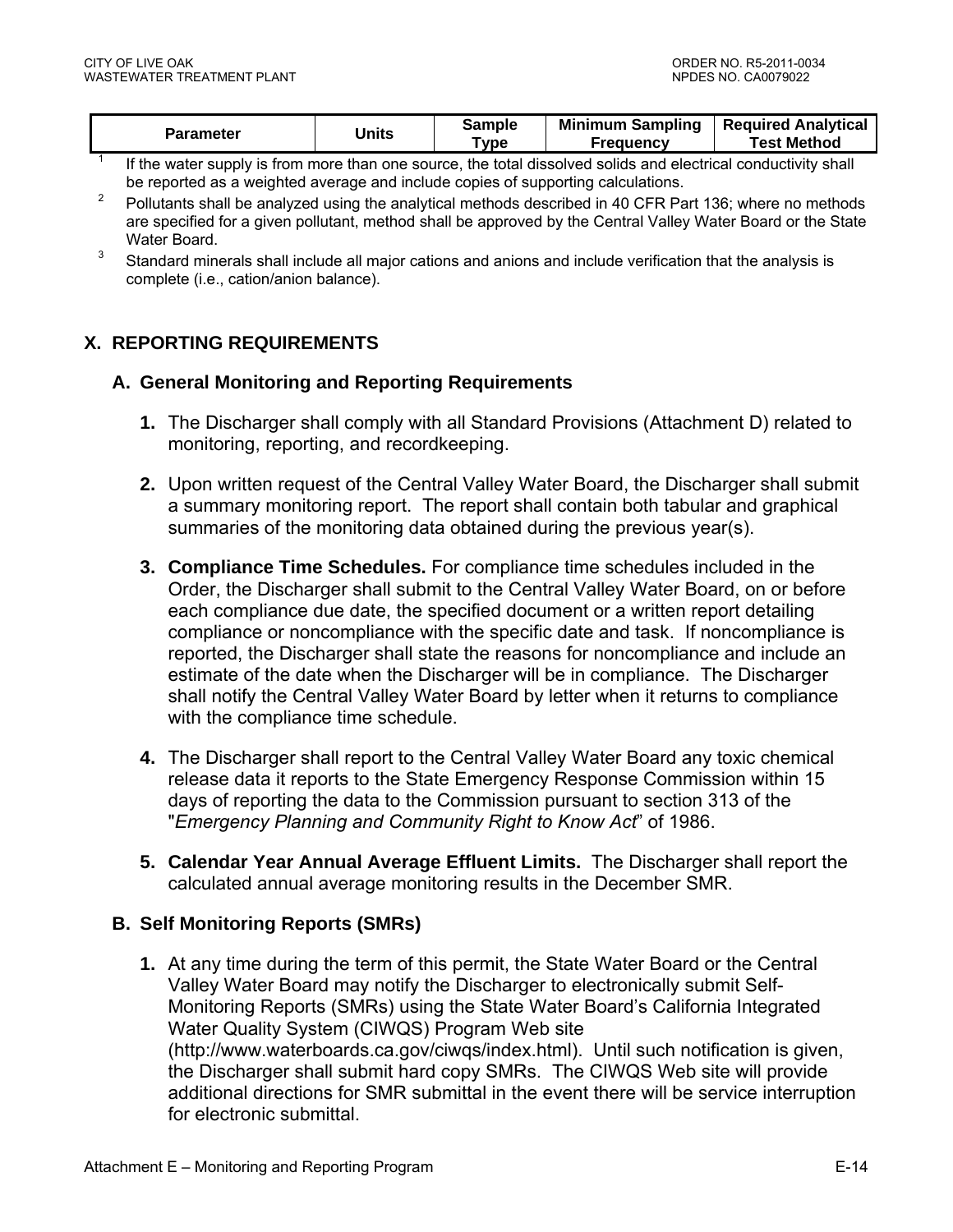| Parameter | Units | Sample Type | Minimum Sampling Frequency | Required Analytical Test Method |
|---|---|---|---|---|

[1] If the water supply is from more than one source, the total dissolved solids and electrical conductivity shall be reported as a weighted average and include copies of supporting calculations.

[2] Pollutants shall be analyzed using the analytical methods described in 40 CFR Part 136; where no methods are specified for a given pollutant, method shall be approved by the Central Valley Water Board or the State Water Board.

[3] Standard minerals shall include all major cations and anions and include verification that the analysis is complete (i.e., cation/anion balance).

# X. REPORTING REQUIREMENTS

## A. General Monitoring and Reporting Requirements

1. The Discharger shall comply with all Standard Provisions (Attachment D) related to monitoring, reporting, and recordkeeping.

2. Upon written request of the Central Valley Water Board, the Discharger shall submit a summary monitoring report. The report shall contain both tabular and graphical summaries of the monitoring data obtained during the previous year(s).

3. **Compliance Time Schedules.** For compliance time schedules included in the Order, the Discharger shall submit to the Central Valley Water Board, on or before each compliance due date, the specified document or a written report detailing compliance or noncompliance with the specific date and task. If noncompliance is reported, the Discharger shall state the reasons for noncompliance and include an estimate of the date when the Discharger will be in compliance. The Discharger shall notify the Central Valley Water Board by letter when it returns to compliance with the compliance time schedule.

4. The Discharger shall report to the Central Valley Water Board any toxic chemical release data it reports to the State Emergency Response Commission within 15 days of reporting the data to the Commission pursuant to section 313 of the "*Emergency Planning and Community Right to Know Act*" of 1986.

5. **Calendar Year Annual Average Effluent Limits.** The Discharger shall report the calculated annual average monitoring results in the December SMR.

## B. Self Monitoring Reports (SMRs)

1. At any time during the term of this permit, the State Water Board or the Central Valley Water Board may notify the Discharger to electronically submit Self-Monitoring Reports (SMRs) using the State Water Board's California Integrated Water Quality System (CIWQS) Program Web site (http://www.waterboards.ca.gov/ciwqs/index.html). Until such notification is given, the Discharger shall submit hard copy SMRs. The CIWQS Web site will provide additional directions for SMR submittal in the event there will be service interruption for electronic submittal.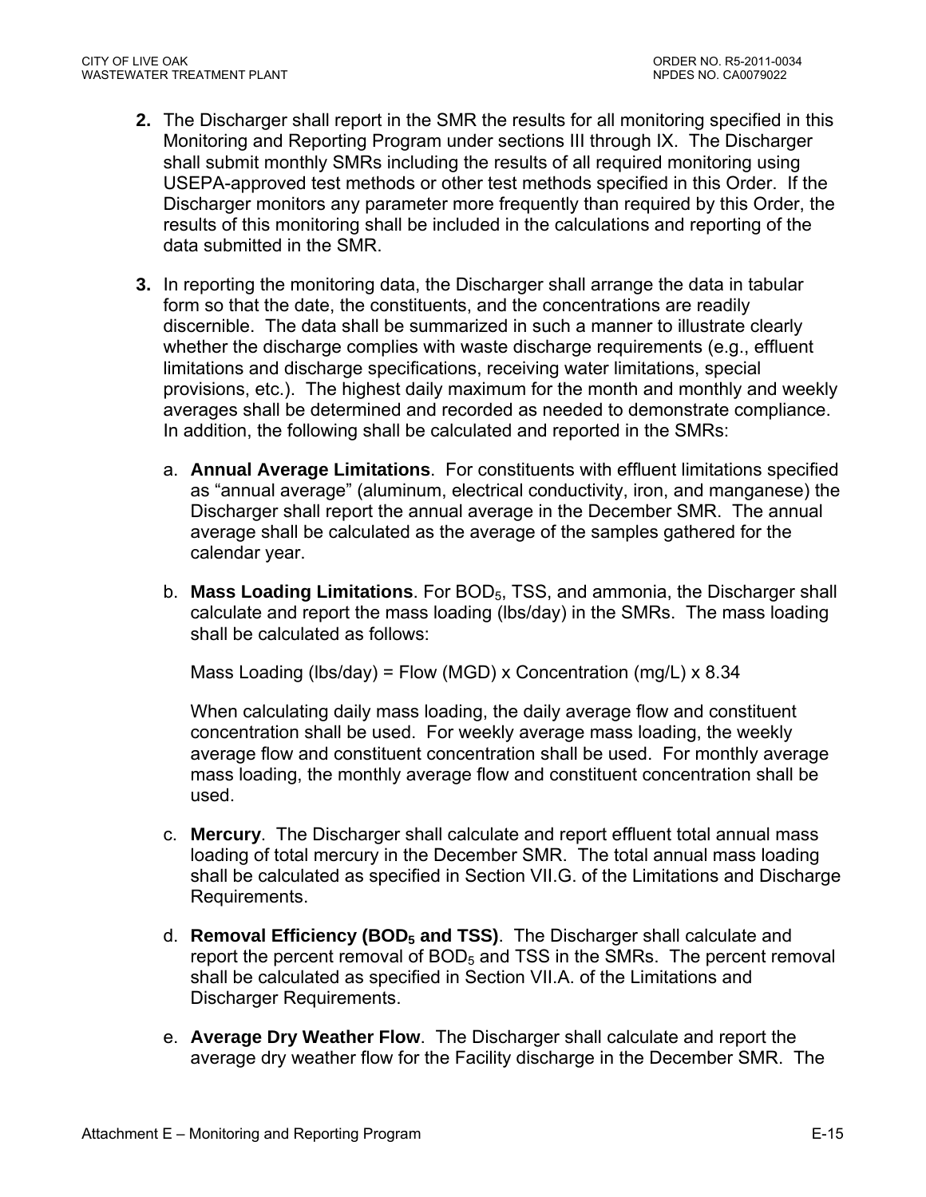2. The Discharger shall report in the SMR the results for all monitoring specified in this Monitoring and Reporting Program under sections III through IX. The Discharger shall submit monthly SMRs including the results of all required monitoring using USEPA-approved test methods or other test methods specified in this Order. If the Discharger monitors any parameter more frequently than required by this Order, the results of this monitoring shall be included in the calculations and reporting of the data submitted in the SMR.

3. In reporting the monitoring data, the Discharger shall arrange the data in tabular form so that the date, the constituents, and the concentrations are readily discernible. The data shall be summarized in such a manner to illustrate clearly whether the discharge complies with waste discharge requirements (e.g., effluent limitations and discharge specifications, receiving water limitations, special provisions, etc.). The highest daily maximum for the month and monthly and weekly averages shall be determined and recorded as needed to demonstrate compliance. In addition, the following shall be calculated and reported in the SMRs:

   a. **Annual Average Limitations**. For constituents with effluent limitations specified as "annual average" (aluminum, electrical conductivity, iron, and manganese) the Discharger shall report the annual average in the December SMR. The annual average shall be calculated as the average of the samples gathered for the calendar year.

   b. **Mass Loading Limitations**. For $BOD_5$, TSS, and ammonia, the Discharger shall calculate and report the mass loading (lbs/day) in the SMRs. The mass loading shall be calculated as follows:

      Mass Loading (lbs/day) = Flow (MGD) x Concentration (mg/L) x 8.34

      When calculating daily mass loading, the daily average flow and constituent concentration shall be used. For weekly average mass loading, the weekly average flow and constituent concentration shall be used. For monthly average mass loading, the monthly average flow and constituent concentration shall be used.

   c. **Mercury**. The Discharger shall calculate and report effluent total annual mass loading of total mercury in the December SMR. The total annual mass loading shall be calculated as specified in Section VII.G. of the Limitations and Discharge Requirements.

   d. **Removal Efficiency ($BOD_5$ and TSS)**. The Discharger shall calculate and report the percent removal of $BOD_5$ and TSS in the SMRs. The percent removal shall be calculated as specified in Section VII.A. of the Limitations and Discharger Requirements.

   e. **Average Dry Weather Flow**. The Discharger shall calculate and report the average dry weather flow for the Facility discharge in the December SMR. The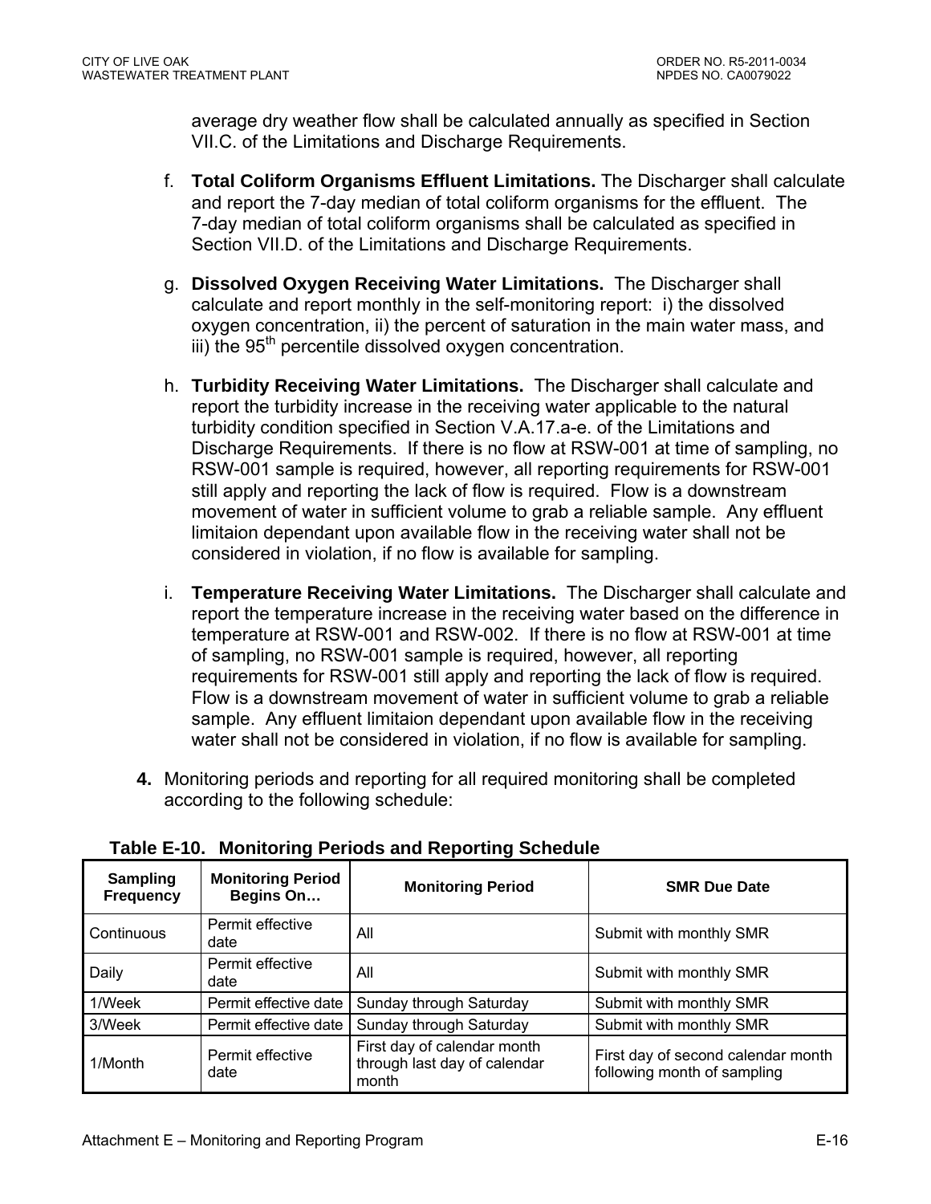average dry weather flow shall be calculated annually as specified in Section VII.C. of the Limitations and Discharge Requirements.

f. **Total Coliform Organisms Effluent Limitations.** The Discharger shall calculate and report the 7-day median of total coliform organisms for the effluent. The 7-day median of total coliform organisms shall be calculated as specified in Section VII.D. of the Limitations and Discharge Requirements.

g. **Dissolved Oxygen Receiving Water Limitations.** The Discharger shall calculate and report monthly in the self-monitoring report: i) the dissolved oxygen concentration, ii) the percent of saturation in the main water mass, and iii) the 95th percentile dissolved oxygen concentration.

h. **Turbidity Receiving Water Limitations.** The Discharger shall calculate and report the turbidity increase in the receiving water applicable to the natural turbidity condition specified in Section V.A.17.a-e. of the Limitations and Discharge Requirements. If there is no flow at RSW-001 at time of sampling, no RSW-001 sample is required, however, all reporting requirements for RSW-001 still apply and reporting the lack of flow is required. Flow is a downstream movement of water in sufficient volume to grab a reliable sample. Any effluent limitaion dependant upon available flow in the receiving water shall not be considered in violation, if no flow is available for sampling.

i. **Temperature Receiving Water Limitations.** The Discharger shall calculate and report the temperature increase in the receiving water based on the difference in temperature at RSW-001 and RSW-002. If there is no flow at RSW-001 at time of sampling, no RSW-001 sample is required, however, all reporting requirements for RSW-001 still apply and reporting the lack of flow is required. Flow is a downstream movement of water in sufficient volume to grab a reliable sample. Any effluent limitaion dependant upon available flow in the receiving water shall not be considered in violation, if no flow is available for sampling.

**4.** Monitoring periods and reporting for all required monitoring shall be completed according to the following schedule:

**Table E-10. Monitoring Periods and Reporting Schedule**

| Sampling Frequency | Monitoring Period Begins On… | Monitoring Period | SMR Due Date |
|---|---|---|---|
| Continuous | Permit effective date | All | Submit with monthly SMR |
| Daily | Permit effective date | All | Submit with monthly SMR |
| 1/Week | Permit effective date | Sunday through Saturday | Submit with monthly SMR |
| 3/Week | Permit effective date | Sunday through Saturday | Submit with monthly SMR |
| 1/Month | Permit effective date | First day of calendar month through last day of calendar month | First day of second calendar month following month of sampling |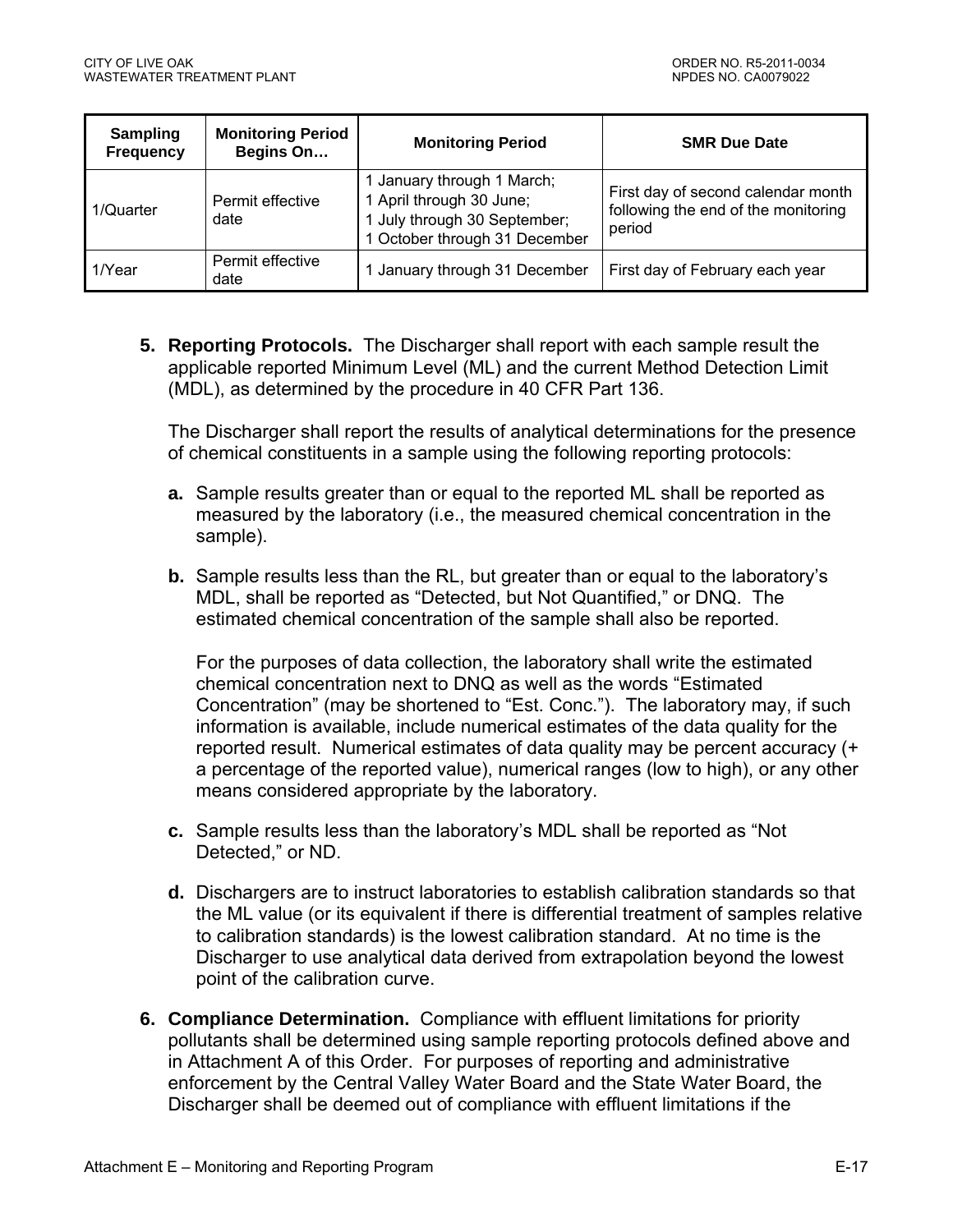| Sampling Frequency | Monitoring Period Begins On… | Monitoring Period | SMR Due Date |
|---|---|---|---|
| 1/Quarter | Permit effective date | 1 January through 1 March; 1 April through 30 June; 1 July through 30 September; 1 October through 31 December | First day of second calendar month following the end of the monitoring period |
| 1/Year | Permit effective date | 1 January through 31 December | First day of February each year |

5. **Reporting Protocols.** The Discharger shall report with each sample result the applicable reported Minimum Level (ML) and the current Method Detection Limit (MDL), as determined by the procedure in 40 CFR Part 136.

   The Discharger shall report the results of analytical determinations for the presence of chemical constituents in a sample using the following reporting protocols:

   a. Sample results greater than or equal to the reported ML shall be reported as measured by the laboratory (i.e., the measured chemical concentration in the sample).

   b. Sample results less than the RL, but greater than or equal to the laboratory's MDL, shall be reported as "Detected, but Not Quantified," or DNQ. The estimated chemical concentration of the sample shall also be reported.

      For the purposes of data collection, the laboratory shall write the estimated chemical concentration next to DNQ as well as the words "Estimated Concentration" (may be shortened to "Est. Conc."). The laboratory may, if such information is available, include numerical estimates of the data quality for the reported result. Numerical estimates of data quality may be percent accuracy (+ a percentage of the reported value), numerical ranges (low to high), or any other means considered appropriate by the laboratory.

   c. Sample results less than the laboratory's MDL shall be reported as "Not Detected," or ND.

   d. Dischargers are to instruct laboratories to establish calibration standards so that the ML value (or its equivalent if there is differential treatment of samples relative to calibration standards) is the lowest calibration standard. At no time is the Discharger to use analytical data derived from extrapolation beyond the lowest point of the calibration curve.

6. **Compliance Determination.** Compliance with effluent limitations for priority pollutants shall be determined using sample reporting protocols defined above and in Attachment A of this Order. For purposes of reporting and administrative enforcement by the Central Valley Water Board and the State Water Board, the Discharger shall be deemed out of compliance with effluent limitations if the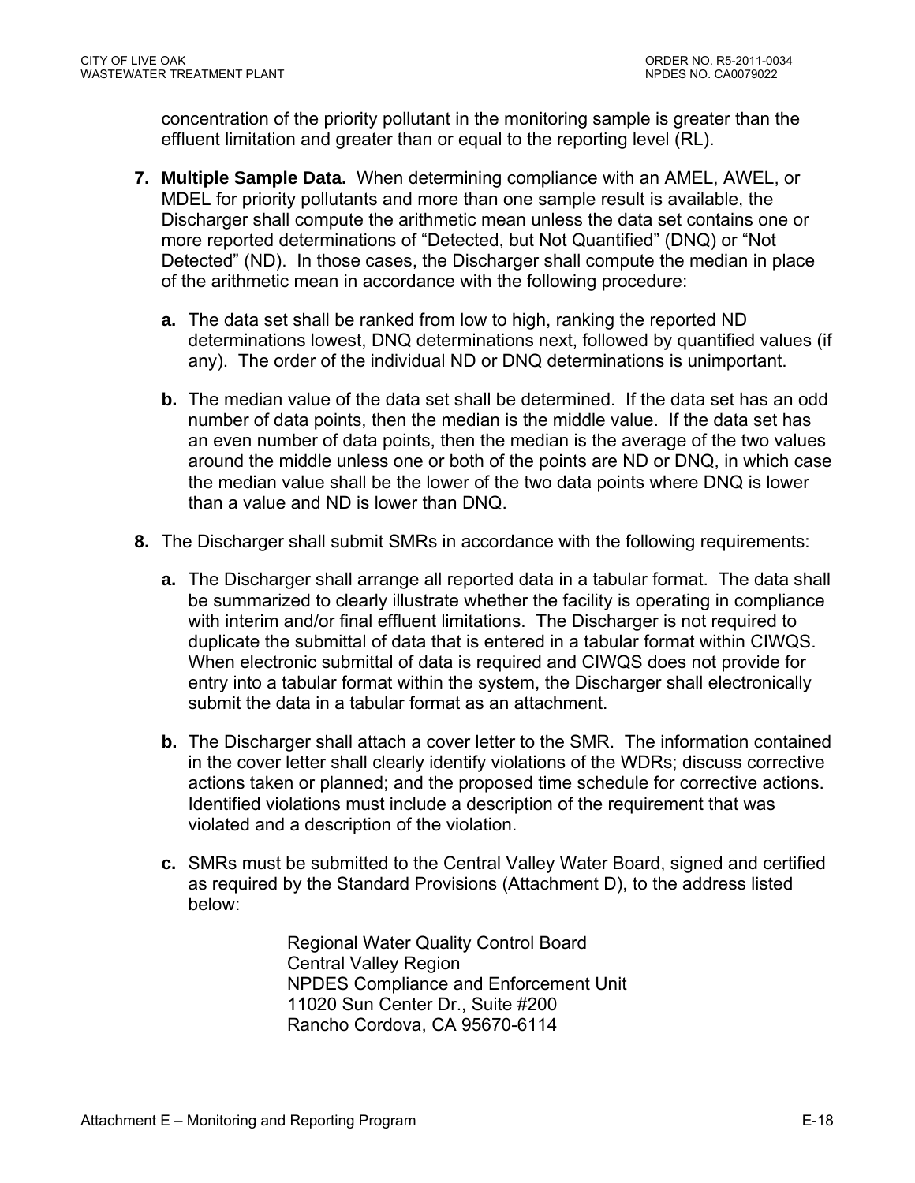concentration of the priority pollutant in the monitoring sample is greater than the effluent limitation and greater than or equal to the reporting level (RL).

7. **Multiple Sample Data.** When determining compliance with an AMEL, AWEL, or MDEL for priority pollutants and more than one sample result is available, the Discharger shall compute the arithmetic mean unless the data set contains one or more reported determinations of "Detected, but Not Quantified" (DNQ) or "Not Detected" (ND). In those cases, the Discharger shall compute the median in place of the arithmetic mean in accordance with the following procedure:

   **a.** The data set shall be ranked from low to high, ranking the reported ND determinations lowest, DNQ determinations next, followed by quantified values (if any). The order of the individual ND or DNQ determinations is unimportant.

   **b.** The median value of the data set shall be determined. If the data set has an odd number of data points, then the median is the middle value. If the data set has an even number of data points, then the median is the average of the two values around the middle unless one or both of the points are ND or DNQ, in which case the median value shall be the lower of the two data points where DNQ is lower than a value and ND is lower than DNQ.

8. The Discharger shall submit SMRs in accordance with the following requirements:

   **a.** The Discharger shall arrange all reported data in a tabular format. The data shall be summarized to clearly illustrate whether the facility is operating in compliance with interim and/or final effluent limitations. The Discharger is not required to duplicate the submittal of data that is entered in a tabular format within CIWQS. When electronic submittal of data is required and CIWQS does not provide for entry into a tabular format within the system, the Discharger shall electronically submit the data in a tabular format as an attachment.

   **b.** The Discharger shall attach a cover letter to the SMR. The information contained in the cover letter shall clearly identify violations of the WDRs; discuss corrective actions taken or planned; and the proposed time schedule for corrective actions. Identified violations must include a description of the requirement that was violated and a description of the violation.

   **c.** SMRs must be submitted to the Central Valley Water Board, signed and certified as required by the Standard Provisions (Attachment D), to the address listed below:

      Regional Water Quality Control Board
      Central Valley Region
      NPDES Compliance and Enforcement Unit
      11020 Sun Center Dr., Suite #200
      Rancho Cordova, CA 95670-6114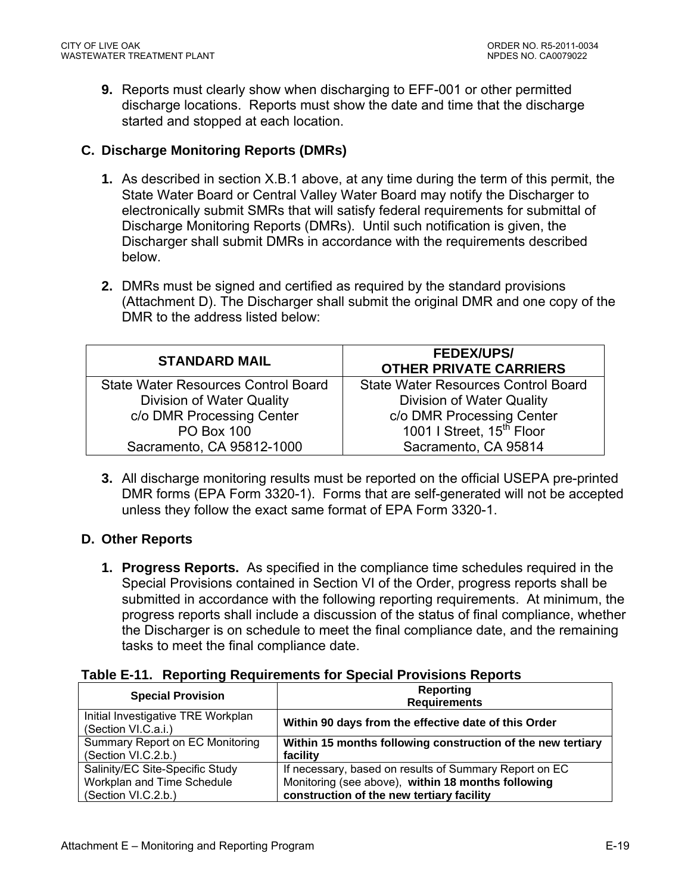9. Reports must clearly show when discharging to EFF-001 or other permitted discharge locations. Reports must show the date and time that the discharge started and stopped at each location.

## C. Discharge Monitoring Reports (DMRs)

1. As described in section X.B.1 above, at any time during the term of this permit, the State Water Board or Central Valley Water Board may notify the Discharger to electronically submit SMRs that will satisfy federal requirements for submittal of Discharge Monitoring Reports (DMRs). Until such notification is given, the Discharger shall submit DMRs in accordance with the requirements described below.

2. DMRs must be signed and certified as required by the standard provisions (Attachment D). The Discharger shall submit the original DMR and one copy of the DMR to the address listed below:

| STANDARD MAIL | FEDEX/UPS/ OTHER PRIVATE CARRIERS |
|---|---|
| State Water Resources Control Board<br>Division of Water Quality<br>c/o DMR Processing Center<br>PO Box 100<br>Sacramento, CA 95812-1000 | State Water Resources Control Board<br>Division of Water Quality<br>c/o DMR Processing Center<br>1001 I Street, 15th Floor<br>Sacramento, CA 95814 |

3. All discharge monitoring results must be reported on the official USEPA pre-printed DMR forms (EPA Form 3320-1). Forms that are self-generated will not be accepted unless they follow the exact same format of EPA Form 3320-1.

## D. Other Reports

1. **Progress Reports.** As specified in the compliance time schedules required in the Special Provisions contained in Section VI of the Order, progress reports shall be submitted in accordance with the following reporting requirements. At minimum, the progress reports shall include a discussion of the status of final compliance, whether the Discharger is on schedule to meet the final compliance date, and the remaining tasks to meet the final compliance date.

**Table E-11. Reporting Requirements for Special Provisions Reports**

| Special Provision | Reporting Requirements |
|---|---|
| Initial Investigative TRE Workplan (Section VI.C.a.i.) | **Within 90 days from the effective date of this Order** |
| Summary Report on EC Monitoring (Section VI.C.2.b.) | **Within 15 months following construction of the new tertiary facility** |
| Salinity/EC Site-Specific Study Workplan and Time Schedule (Section VI.C.2.b.) | If necessary, based on results of Summary Report on EC Monitoring (see above), **within 18 months following construction of the new tertiary facility** |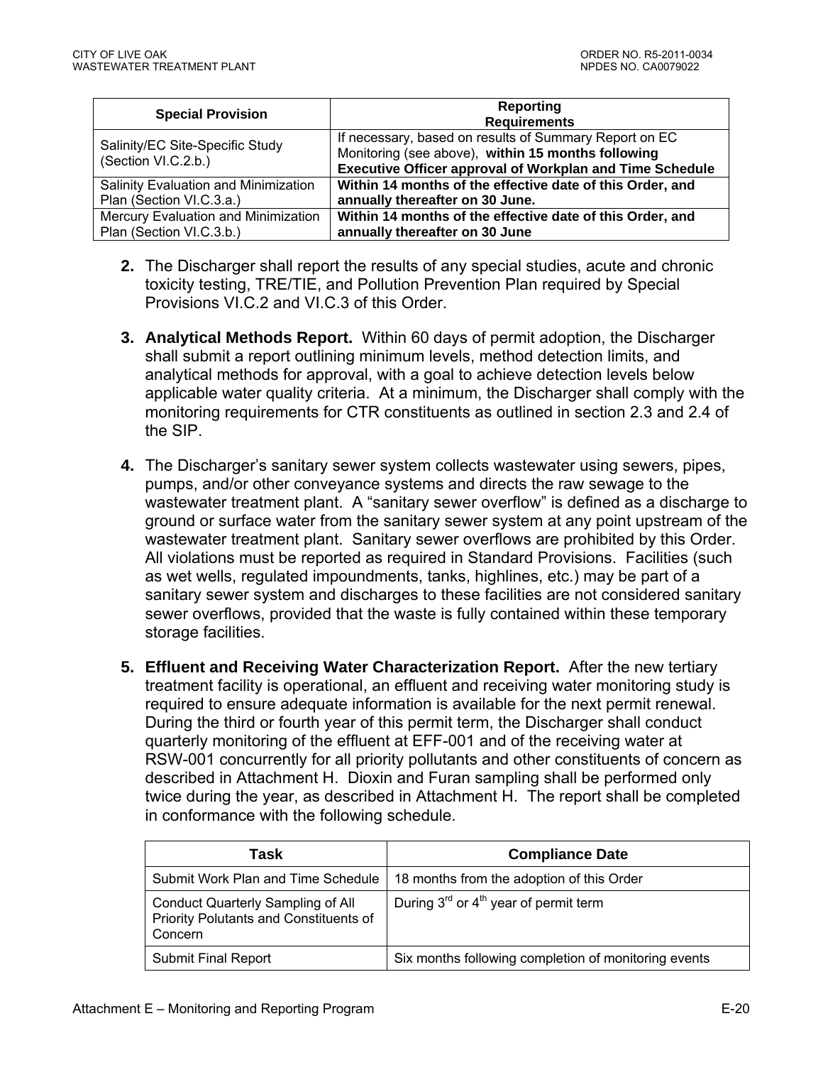| Special Provision | Reporting Requirements |
|---|---|
| Salinity/EC Site-Specific Study (Section VI.C.2.b.) | If necessary, based on results of Summary Report on EC Monitoring (see above), **within 15 months following Executive Officer approval of Workplan and Time Schedule** |
| Salinity Evaluation and Minimization Plan (Section VI.C.3.a.) | **Within 14 months of the effective date of this Order, and annually thereafter on 30 June.** |
| Mercury Evaluation and Minimization Plan (Section VI.C.3.b.) | **Within 14 months of the effective date of this Order, and annually thereafter on 30 June** |

2. The Discharger shall report the results of any special studies, acute and chronic toxicity testing, TRE/TIE, and Pollution Prevention Plan required by Special Provisions VI.C.2 and VI.C.3 of this Order.

3. **Analytical Methods Report.** Within 60 days of permit adoption, the Discharger shall submit a report outlining minimum levels, method detection limits, and analytical methods for approval, with a goal to achieve detection levels below applicable water quality criteria. At a minimum, the Discharger shall comply with the monitoring requirements for CTR constituents as outlined in section 2.3 and 2.4 of the SIP.

4. The Discharger's sanitary sewer system collects wastewater using sewers, pipes, pumps, and/or other conveyance systems and directs the raw sewage to the wastewater treatment plant. A "sanitary sewer overflow" is defined as a discharge to ground or surface water from the sanitary sewer system at any point upstream of the wastewater treatment plant. Sanitary sewer overflows are prohibited by this Order. All violations must be reported as required in Standard Provisions. Facilities (such as wet wells, regulated impoundments, tanks, highlines, etc.) may be part of a sanitary sewer system and discharges to these facilities are not considered sanitary sewer overflows, provided that the waste is fully contained within these temporary storage facilities.

5. **Effluent and Receiving Water Characterization Report.** After the new tertiary treatment facility is operational, an effluent and receiving water monitoring study is required to ensure adequate information is available for the next permit renewal. During the third or fourth year of this permit term, the Discharger shall conduct quarterly monitoring of the effluent at EFF-001 and of the receiving water at RSW-001 concurrently for all priority pollutants and other constituents of concern as described in Attachment H. Dioxin and Furan sampling shall be performed only twice during the year, as described in Attachment H. The report shall be completed in conformance with the following schedule.

| Task | Compliance Date |
|---|---|
| Submit Work Plan and Time Schedule | 18 months from the adoption of this Order |
| Conduct Quarterly Sampling of All Priority Polutants and Constituents of Concern | During 3rd or 4th year of permit term |
| Submit Final Report | Six months following completion of monitoring events |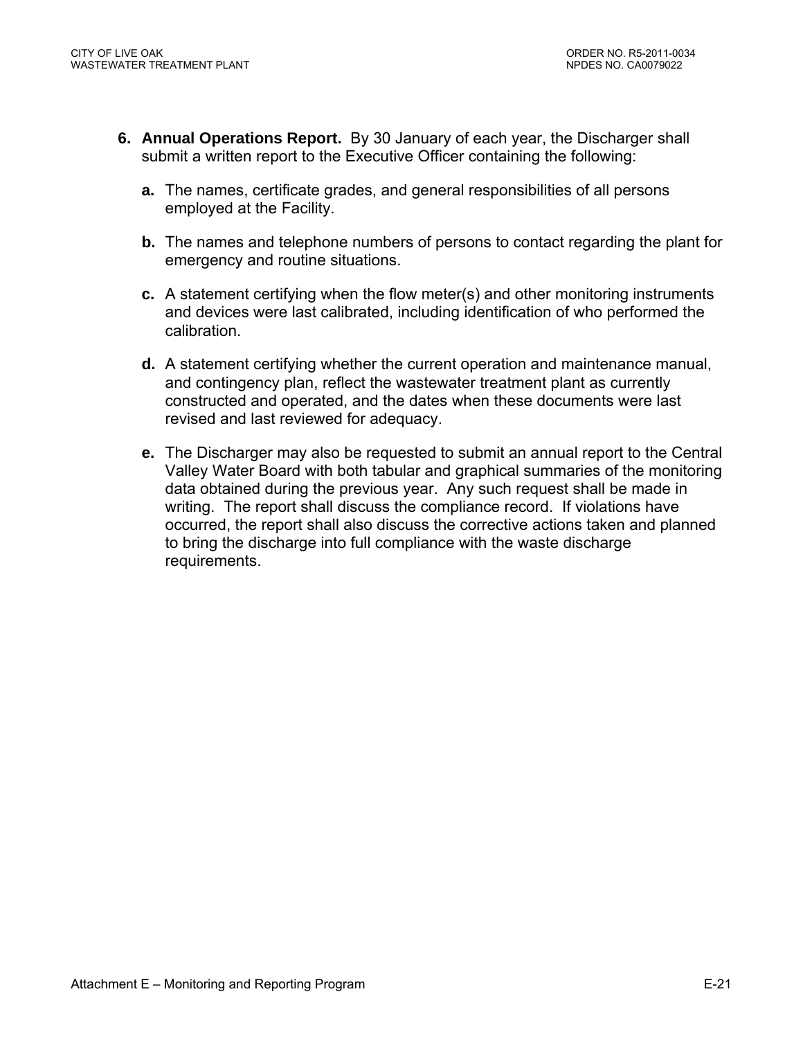6. **Annual Operations Report.** By 30 January of each year, the Discharger shall submit a written report to the Executive Officer containing the following:

   **a.** The names, certificate grades, and general responsibilities of all persons employed at the Facility.

   **b.** The names and telephone numbers of persons to contact regarding the plant for emergency and routine situations.

   **c.** A statement certifying when the flow meter(s) and other monitoring instruments and devices were last calibrated, including identification of who performed the calibration.

   **d.** A statement certifying whether the current operation and maintenance manual, and contingency plan, reflect the wastewater treatment plant as currently constructed and operated, and the dates when these documents were last revised and last reviewed for adequacy.

   **e.** The Discharger may also be requested to submit an annual report to the Central Valley Water Board with both tabular and graphical summaries of the monitoring data obtained during the previous year. Any such request shall be made in writing. The report shall discuss the compliance record. If violations have occurred, the report shall also discuss the corrective actions taken and planned to bring the discharge into full compliance with the waste discharge requirements.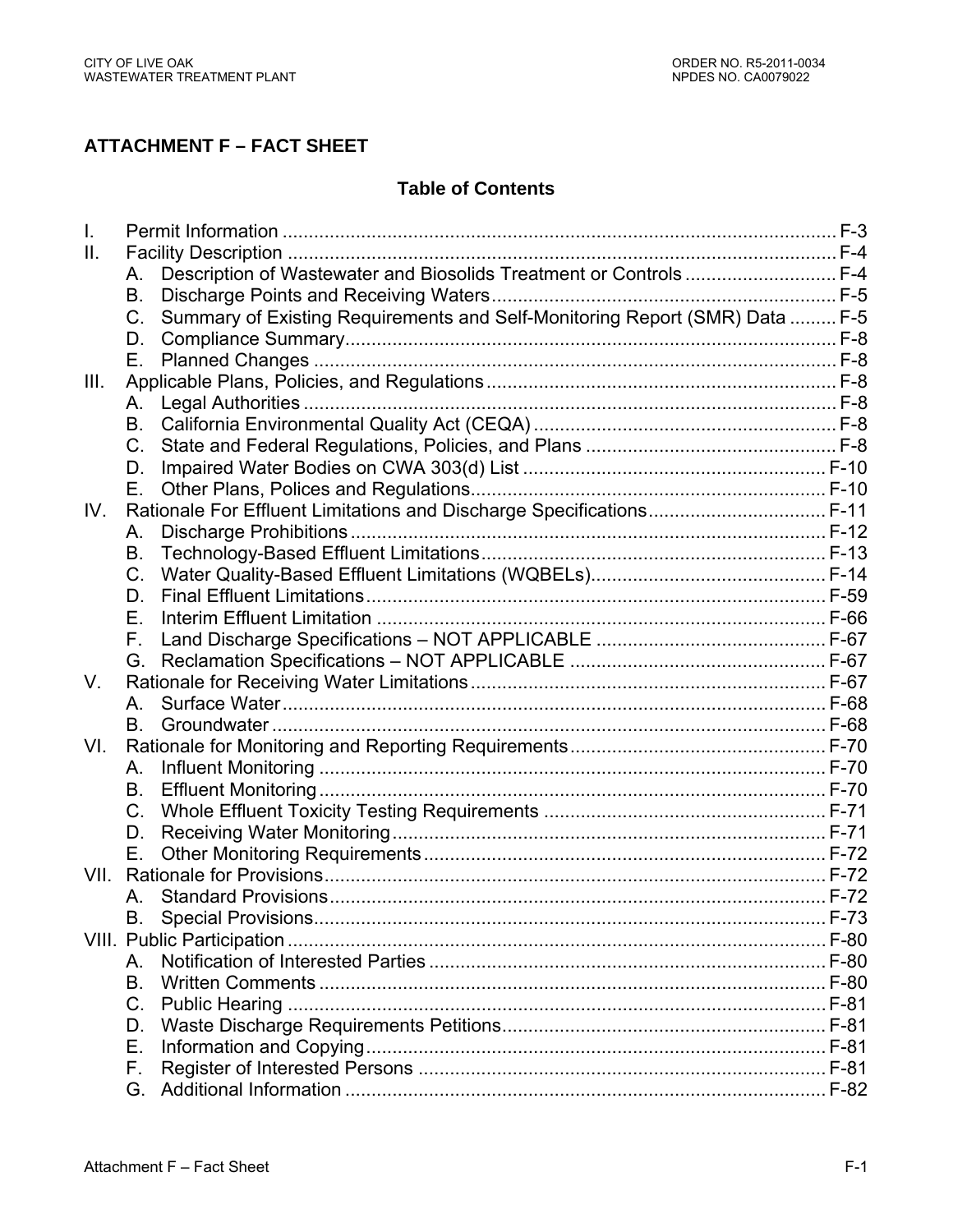# ATTACHMENT F – FACT SHEET

## Table of Contents

| | | |
|---|---|---|
| I. | Permit Information | F-3 |
| II. | Facility Description | F-4 |
| | A. Description of Wastewater and Biosolids Treatment or Controls | F-4 |
| | B. Discharge Points and Receiving Waters | F-5 |
| | C. Summary of Existing Requirements and Self-Monitoring Report (SMR) Data | F-5 |
| | D. Compliance Summary | F-8 |
| | E. Planned Changes | F-8 |
| III. | Applicable Plans, Policies, and Regulations | F-8 |
| | A. Legal Authorities | F-8 |
| | B. California Environmental Quality Act (CEQA) | F-8 |
| | C. State and Federal Regulations, Policies, and Plans | F-8 |
| | D. Impaired Water Bodies on CWA 303(d) List | F-10 |
| | E. Other Plans, Polices and Regulations | F-10 |
| IV. | Rationale For Effluent Limitations and Discharge Specifications | F-11 |
| | A. Discharge Prohibitions | F-12 |
| | B. Technology-Based Effluent Limitations | F-13 |
| | C. Water Quality-Based Effluent Limitations (WQBELs) | F-14 |
| | D. Final Effluent Limitations | F-59 |
| | E. Interim Effluent Limitation | F-66 |
| | F. Land Discharge Specifications – NOT APPLICABLE | F-67 |
| | G. Reclamation Specifications – NOT APPLICABLE | F-67 |
| V. | Rationale for Receiving Water Limitations | F-67 |
| | A. Surface Water | F-68 |
| | B. Groundwater | F-68 |
| VI. | Rationale for Monitoring and Reporting Requirements | F-70 |
| | A. Influent Monitoring | F-70 |
| | B. Effluent Monitoring | F-70 |
| | C. Whole Effluent Toxicity Testing Requirements | F-71 |
| | D. Receiving Water Monitoring | F-71 |
| | E. Other Monitoring Requirements | F-72 |
| VII. | Rationale for Provisions | F-72 |
| | A. Standard Provisions | F-72 |
| | B. Special Provisions | F-73 |
| VIII. | Public Participation | F-80 |
| | A. Notification of Interested Parties | F-80 |
| | B. Written Comments | F-80 |
| | C. Public Hearing | F-81 |
| | D. Waste Discharge Requirements Petitions | F-81 |
| | E. Information and Copying | F-81 |
| | F. Register of Interested Persons | F-81 |
| | G. Additional Information | F-82 |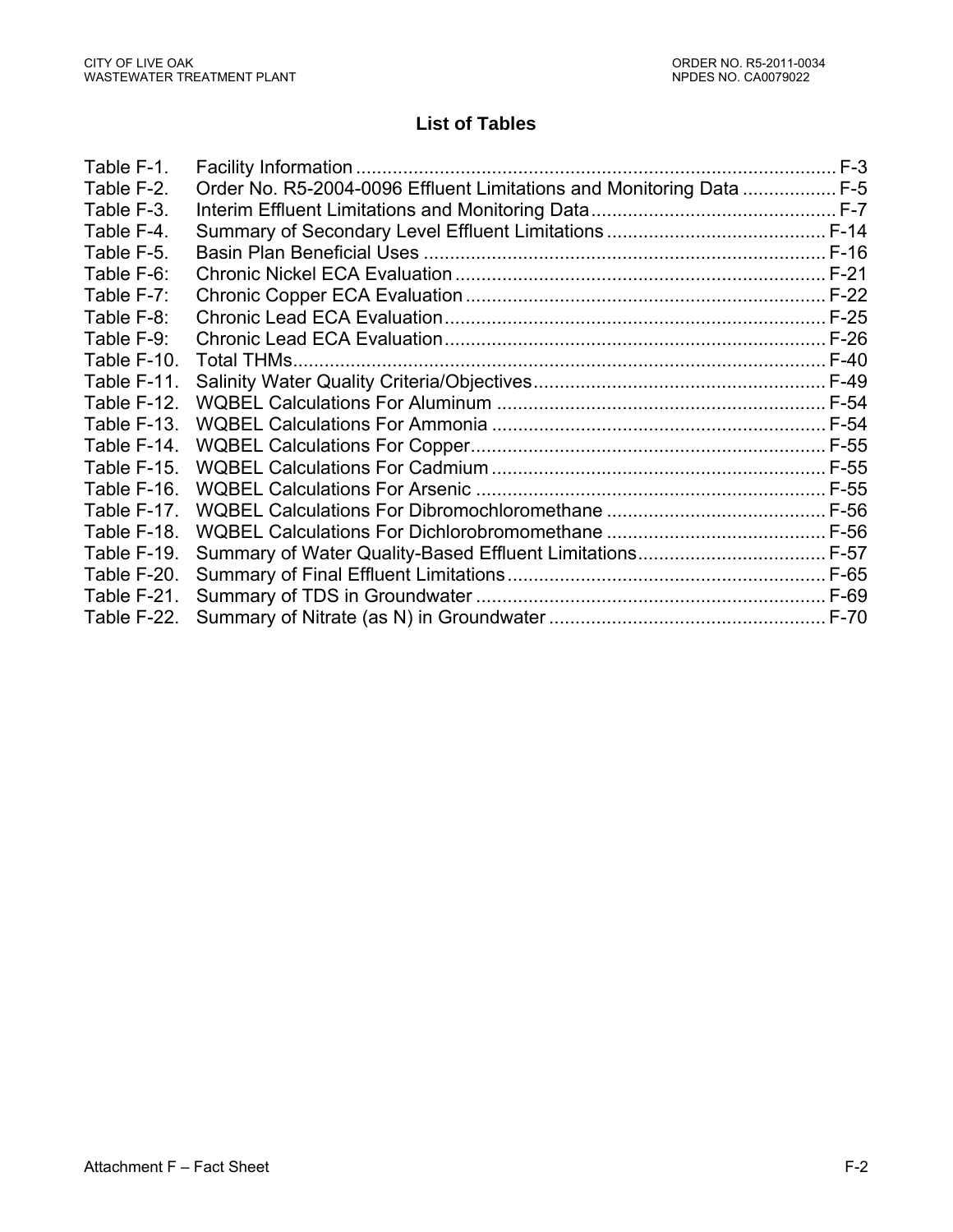## List of Tables

| | | |
|---|---|---|
| Table F-1. | Facility Information | F-3 |
| Table F-2. | Order No. R5-2004-0096 Effluent Limitations and Monitoring Data | F-5 |
| Table F-3. | Interim Effluent Limitations and Monitoring Data | F-7 |
| Table F-4. | Summary of Secondary Level Effluent Limitations | F-14 |
| Table F-5. | Basin Plan Beneficial Uses | F-16 |
| Table F-6: | Chronic Nickel ECA Evaluation | F-21 |
| Table F-7: | Chronic Copper ECA Evaluation | F-22 |
| Table F-8: | Chronic Lead ECA Evaluation | F-25 |
| Table F-9: | Chronic Lead ECA Evaluation | F-26 |
| Table F-10. | Total THMs | F-40 |
| Table F-11. | Salinity Water Quality Criteria/Objectives | F-49 |
| Table F-12. | WQBEL Calculations For Aluminum | F-54 |
| Table F-13. | WQBEL Calculations For Ammonia | F-54 |
| Table F-14. | WQBEL Calculations For Copper | F-55 |
| Table F-15. | WQBEL Calculations For Cadmium | F-55 |
| Table F-16. | WQBEL Calculations For Arsenic | F-55 |
| Table F-17. | WQBEL Calculations For Dibromochloromethane | F-56 |
| Table F-18. | WQBEL Calculations For Dichlorobromomethane | F-56 |
| Table F-19. | Summary of Water Quality-Based Effluent Limitations | F-57 |
| Table F-20. | Summary of Final Effluent Limitations | F-65 |
| Table F-21. | Summary of TDS in Groundwater | F-69 |
| Table F-22. | Summary of Nitrate (as N) in Groundwater | F-70 |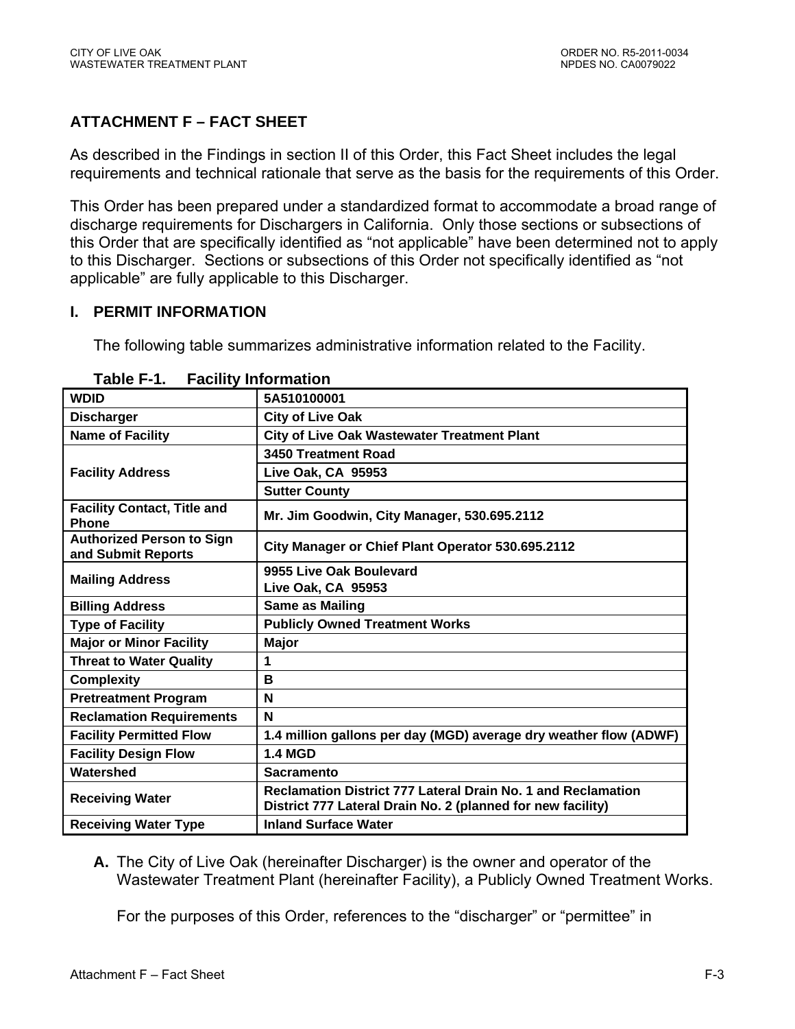## ATTACHMENT F – FACT SHEET

As described in the Findings in section II of this Order, this Fact Sheet includes the legal requirements and technical rationale that serve as the basis for the requirements of this Order.

This Order has been prepared under a standardized format to accommodate a broad range of discharge requirements for Dischargers in California. Only those sections or subsections of this Order that are specifically identified as "not applicable" have been determined not to apply to this Discharger. Sections or subsections of this Order not specifically identified as "not applicable" are fully applicable to this Discharger.

### I. PERMIT INFORMATION

The following table summarizes administrative information related to the Facility.

**Table F-1. Facility Information**

| | |
|---|---|
| **WDID** | **5A510100001** |
| **Discharger** | **City of Live Oak** |
| **Name of Facility** | **City of Live Oak Wastewater Treatment Plant** |
| **Facility Address** | **3450 Treatment Road** |
| | **Live Oak, CA 95953** |
| | **Sutter County** |
| **Facility Contact, Title and Phone** | **Mr. Jim Goodwin, City Manager, 530.695.2112** |
| **Authorized Person to Sign and Submit Reports** | **City Manager or Chief Plant Operator 530.695.2112** |
| **Mailing Address** | **9955 Live Oak Boulevard Live Oak, CA 95953** |
| **Billing Address** | **Same as Mailing** |
| **Type of Facility** | **Publicly Owned Treatment Works** |
| **Major or Minor Facility** | **Major** |
| **Threat to Water Quality** | **1** |
| **Complexity** | **B** |
| **Pretreatment Program** | **N** |
| **Reclamation Requirements** | **N** |
| **Facility Permitted Flow** | **1.4 million gallons per day (MGD) average dry weather flow (ADWF)** |
| **Facility Design Flow** | **1.4 MGD** |
| **Watershed** | **Sacramento** |
| **Receiving Water** | **Reclamation District 777 Lateral Drain No. 1 and Reclamation District 777 Lateral Drain No. 2 (planned for new facility)** |
| **Receiving Water Type** | **Inland Surface Water** |

**A.** The City of Live Oak (hereinafter Discharger) is the owner and operator of the Wastewater Treatment Plant (hereinafter Facility), a Publicly Owned Treatment Works.

For the purposes of this Order, references to the "discharger" or "permittee" in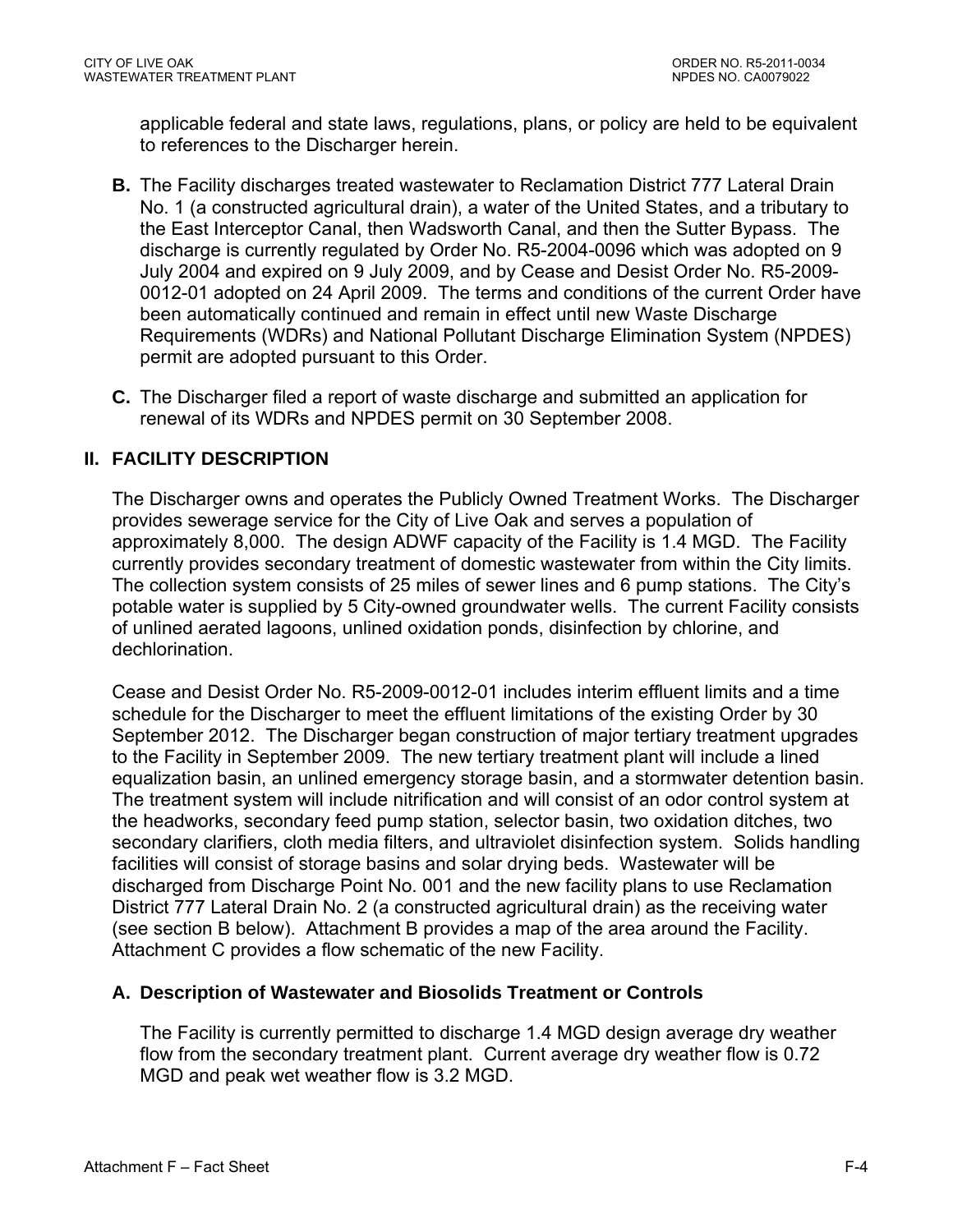applicable federal and state laws, regulations, plans, or policy are held to be equivalent to references to the Discharger herein.

**B.** The Facility discharges treated wastewater to Reclamation District 777 Lateral Drain No. 1 (a constructed agricultural drain), a water of the United States, and a tributary to the East Interceptor Canal, then Wadsworth Canal, and then the Sutter Bypass. The discharge is currently regulated by Order No. R5-2004-0096 which was adopted on 9 July 2004 and expired on 9 July 2009, and by Cease and Desist Order No. R5-2009-0012-01 adopted on 24 April 2009. The terms and conditions of the current Order have been automatically continued and remain in effect until new Waste Discharge Requirements (WDRs) and National Pollutant Discharge Elimination System (NPDES) permit are adopted pursuant to this Order.

**C.** The Discharger filed a report of waste discharge and submitted an application for renewal of its WDRs and NPDES permit on 30 September 2008.

## II. FACILITY DESCRIPTION

The Discharger owns and operates the Publicly Owned Treatment Works. The Discharger provides sewerage service for the City of Live Oak and serves a population of approximately 8,000. The design ADWF capacity of the Facility is 1.4 MGD. The Facility currently provides secondary treatment of domestic wastewater from within the City limits. The collection system consists of 25 miles of sewer lines and 6 pump stations. The City's potable water is supplied by 5 City-owned groundwater wells. The current Facility consists of unlined aerated lagoons, unlined oxidation ponds, disinfection by chlorine, and dechlorination.

Cease and Desist Order No. R5-2009-0012-01 includes interim effluent limits and a time schedule for the Discharger to meet the effluent limitations of the existing Order by 30 September 2012. The Discharger began construction of major tertiary treatment upgrades to the Facility in September 2009. The new tertiary treatment plant will include a lined equalization basin, an unlined emergency storage basin, and a stormwater detention basin. The treatment system will include nitrification and will consist of an odor control system at the headworks, secondary feed pump station, selector basin, two oxidation ditches, two secondary clarifiers, cloth media filters, and ultraviolet disinfection system. Solids handling facilities will consist of storage basins and solar drying beds. Wastewater will be discharged from Discharge Point No. 001 and the new facility plans to use Reclamation District 777 Lateral Drain No. 2 (a constructed agricultural drain) as the receiving water (see section B below). Attachment B provides a map of the area around the Facility. Attachment C provides a flow schematic of the new Facility.

### A. Description of Wastewater and Biosolids Treatment or Controls

The Facility is currently permitted to discharge 1.4 MGD design average dry weather flow from the secondary treatment plant. Current average dry weather flow is 0.72 MGD and peak wet weather flow is 3.2 MGD.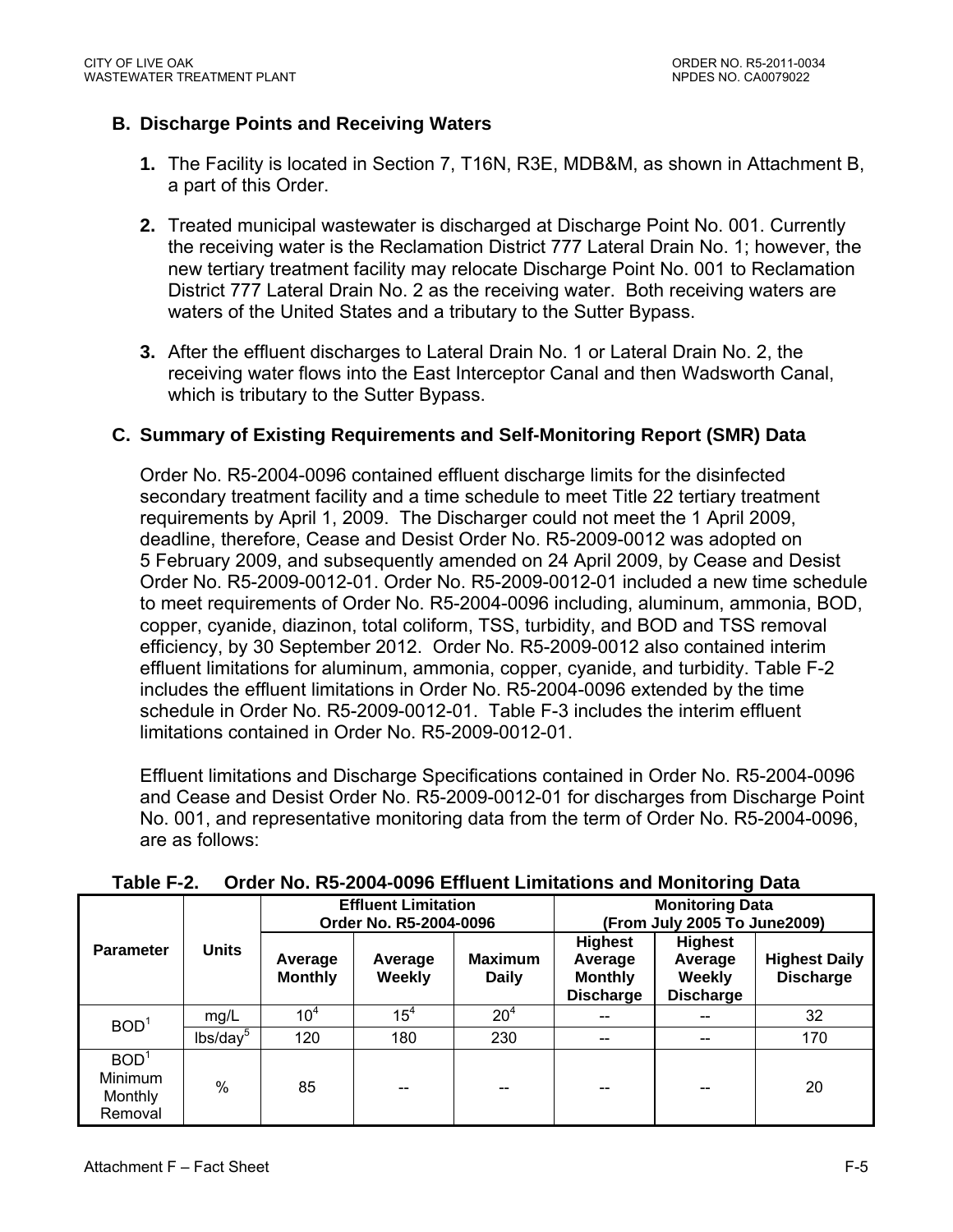## B. Discharge Points and Receiving Waters

1. The Facility is located in Section 7, T16N, R3E, MDB&M, as shown in Attachment B, a part of this Order.
2. Treated municipal wastewater is discharged at Discharge Point No. 001. Currently the receiving water is the Reclamation District 777 Lateral Drain No. 1; however, the new tertiary treatment facility may relocate Discharge Point No. 001 to Reclamation District 777 Lateral Drain No. 2 as the receiving water. Both receiving waters are waters of the United States and a tributary to the Sutter Bypass.
3. After the effluent discharges to Lateral Drain No. 1 or Lateral Drain No. 2, the receiving water flows into the East Interceptor Canal and then Wadsworth Canal, which is tributary to the Sutter Bypass.

## C. Summary of Existing Requirements and Self-Monitoring Report (SMR) Data

Order No. R5-2004-0096 contained effluent discharge limits for the disinfected secondary treatment facility and a time schedule to meet Title 22 tertiary treatment requirements by April 1, 2009. The Discharger could not meet the 1 April 2009, deadline, therefore, Cease and Desist Order No. R5-2009-0012 was adopted on 5 February 2009, and subsequently amended on 24 April 2009, by Cease and Desist Order No. R5-2009-0012-01. Order No. R5-2009-0012-01 included a new time schedule to meet requirements of Order No. R5-2004-0096 including, aluminum, ammonia, BOD, copper, cyanide, diazinon, total coliform, TSS, turbidity, and BOD and TSS removal efficiency, by 30 September 2012. Order No. R5-2009-0012 also contained interim effluent limitations for aluminum, ammonia, copper, cyanide, and turbidity. Table F-2 includes the effluent limitations in Order No. R5-2004-0096 extended by the time schedule in Order No. R5-2009-0012-01. Table F-3 includes the interim effluent limitations contained in Order No. R5-2009-0012-01.

Effluent limitations and Discharge Specifications contained in Order No. R5-2004-0096 and Cease and Desist Order No. R5-2009-0012-01 for discharges from Discharge Point No. 001, and representative monitoring data from the term of Order No. R5-2004-0096, are as follows:

**Table F-2. Order No. R5-2004-0096 Effluent Limitations and Monitoring Data**

| Parameter | Units | Effluent Limitation Order No. R5-2004-0096 | | | Monitoring Data (From July 2005 To June2009) | | |
|---|---|---|---|---|---|---|---|
| | | Average Monthly | Average Weekly | Maximum Daily | Highest Average Monthly Discharge | Highest Average Weekly Discharge | Highest Daily Discharge |
| BOD[1] | mg/L | 10[4] | 15[4] | 20[4] | -- | -- | 32 |
| | lbs/day[5] | 120 | 180 | 230 | -- | -- | 170 |
| BOD[1] Minimum Monthly Removal | % | 85 | -- | -- | -- | -- | 20 |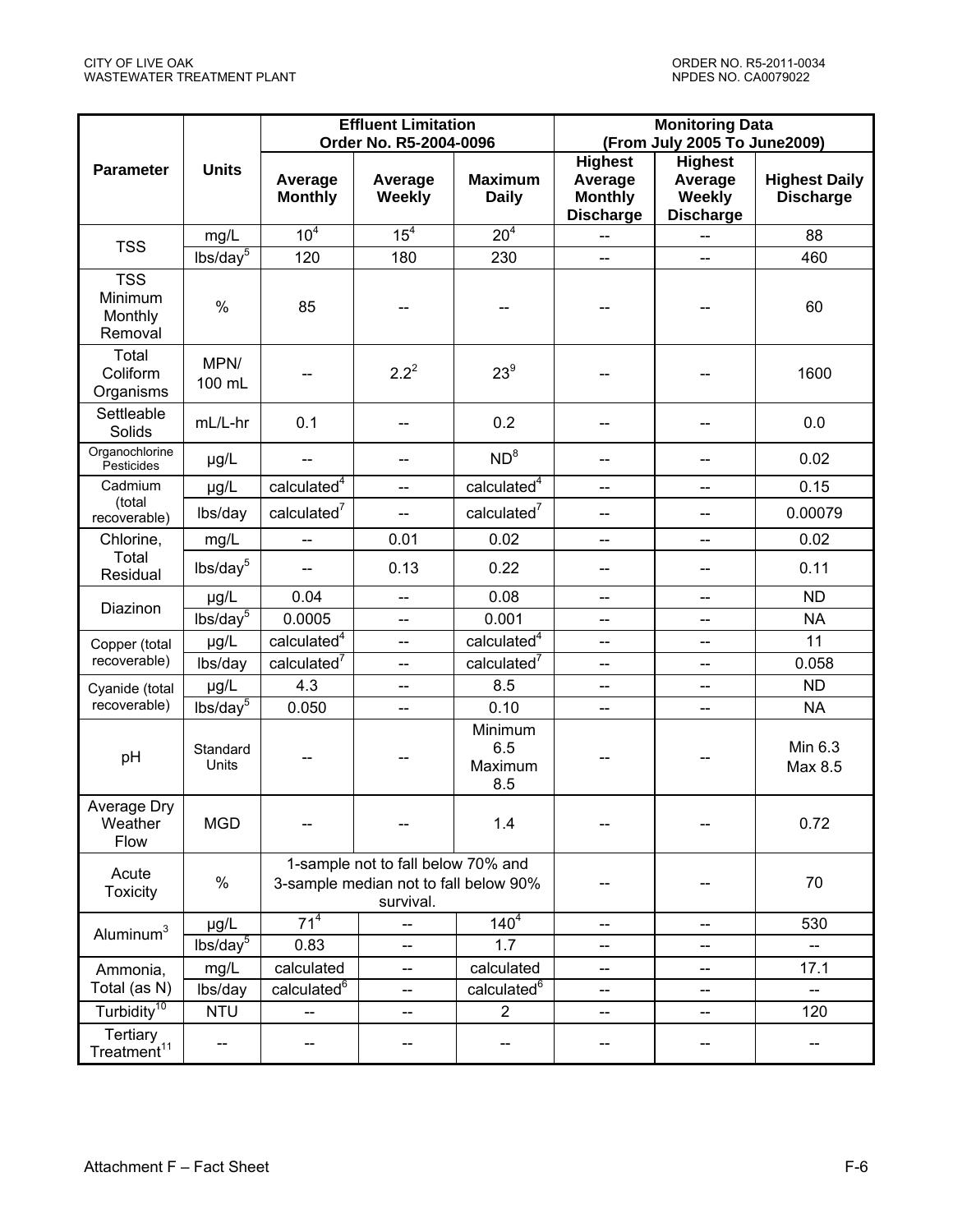| Parameter | Units | Effluent Limitation Order No. R5-2004-0096 | | | Monitoring Data (From July 2005 To June2009) | | |
|---|---|---|---|---|---|---|---|
| | | Average Monthly | Average Weekly | Maximum Daily | Highest Average Monthly Discharge | Highest Average Weekly Discharge | Highest Daily Discharge |
| TSS | mg/L | 10[4] | 15[4] | 20[4] | -- | -- | 88 |
| | lbs/day[5] | 120 | 180 | 230 | -- | -- | 460 |
| TSS Minimum Monthly Removal | % | 85 | -- | -- | -- | -- | 60 |
| Total Coliform Organisms | MPN/ 100 mL | -- | 2.2[2] | 23[9] | -- | -- | 1600 |
| Settleable Solids | mL/L-hr | 0.1 | -- | 0.2 | -- | -- | 0.0 |
| Organochlorine Pesticides | µg/L | -- | -- | ND[8] | -- | -- | 0.02 |
| Cadmium (total recoverable) | µg/L | calculated[4] | -- | calculated[4] | -- | -- | 0.15 |
| | lbs/day | calculated[7] | -- | calculated[7] | -- | -- | 0.00079 |
| Chlorine, Total Residual | mg/L | -- | 0.01 | 0.02 | -- | -- | 0.02 |
| | lbs/day[5] | -- | 0.13 | 0.22 | -- | -- | 0.11 |
| Diazinon | µg/L | 0.04 | -- | 0.08 | -- | -- | ND |
| | lbs/day[5] | 0.0005 | -- | 0.001 | -- | -- | NA |
| Copper (total recoverable) | µg/L | calculated[4] | -- | calculated[4] | -- | -- | 11 |
| | lbs/day | calculated[7] | -- | calculated[7] | -- | -- | 0.058 |
| Cyanide (total recoverable) | µg/L | 4.3 | -- | 8.5 | -- | -- | ND |
| | lbs/day[5] | 0.050 | -- | 0.10 | -- | -- | NA |
| pH | Standard Units | -- | -- | Minimum 6.5 Maximum 8.5 | -- | -- | Min 6.3 Max 8.5 |
| Average Dry Weather Flow | MGD | -- | -- | 1.4 | -- | -- | 0.72 |
| Acute Toxicity | % | 1-sample not to fall below 70% and 3-sample median not to fall below 90% survival. | | | -- | -- | 70 |
| Aluminum[3] | µg/L | 71[4] | -- | 140[4] | -- | -- | 530 |
| | lbs/day[5] | 0.83 | -- | 1.7 | -- | -- | -- |
| Ammonia, Total (as N) | mg/L | calculated | -- | calculated | -- | -- | 17.1 |
| | lbs/day | calculated[6] | -- | calculated[6] | -- | -- | -- |
| Turbidity[10] | NTU | -- | -- | 2 | -- | -- | 120 |
| Tertiary Treatment[11] | -- | -- | -- | -- | -- | -- | -- |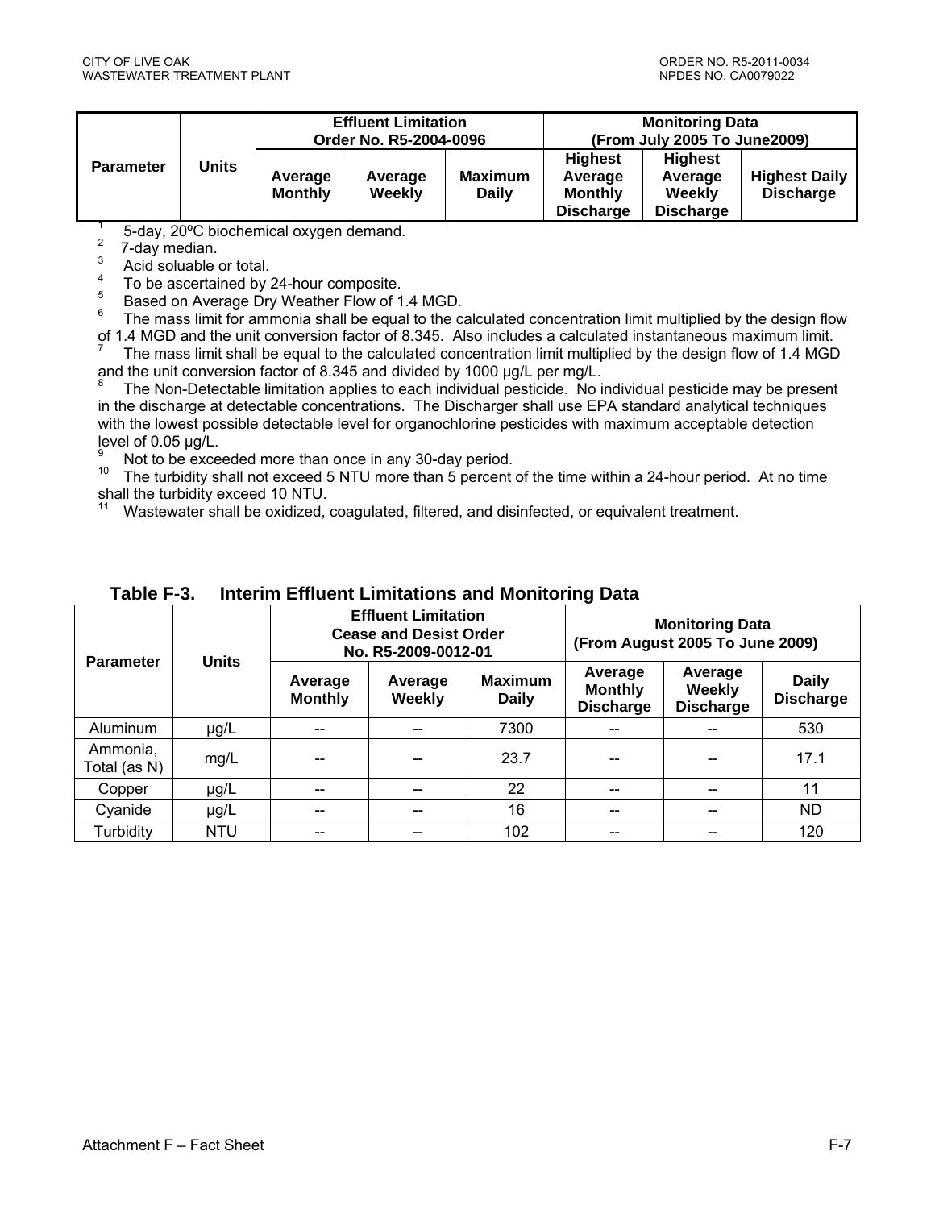| Parameter | Units | Effluent Limitation Order No. R5-2004-0096 | | | Monitoring Data (From July 2005 To June2009) | | |
|---|---|---|---|---|---|---|---|
| | | Average Monthly | Average Weekly | Maximum Daily | Highest Average Monthly Discharge | Highest Average Weekly Discharge | Highest Daily Discharge |

[1] 5-day, 20ºC biochemical oxygen demand.
[2] 7-day median.
[3] Acid soluable or total.
[4] To be ascertained by 24-hour composite.
[5] Based on Average Dry Weather Flow of 1.4 MGD.
[6] The mass limit for ammonia shall be equal to the calculated concentration limit multiplied by the design flow of 1.4 MGD and the unit conversion factor of 8.345. Also includes a calculated instantaneous maximum limit.
[7] The mass limit shall be equal to the calculated concentration limit multiplied by the design flow of 1.4 MGD and the unit conversion factor of 8.345 and divided by 1000 µg/L per mg/L.
[8] The Non-Detectable limitation applies to each individual pesticide. No individual pesticide may be present in the discharge at detectable concentrations. The Discharger shall use EPA standard analytical techniques with the lowest possible detectable level for organochlorine pesticides with maximum acceptable detection level of 0.05 µg/L.
[9] Not to be exceeded more than once in any 30-day period.
[10] The turbidity shall not exceed 5 NTU more than 5 percent of the time within a 24-hour period. At no time shall the turbidity exceed 10 NTU.
[11] Wastewater shall be oxidized, coagulated, filtered, and disinfected, or equivalent treatment.

**Table F-3. Interim Effluent Limitations and Monitoring Data**

| Parameter | Units | Effluent Limitation Cease and Desist Order No. R5-2009-0012-01 | | | Monitoring Data (From August 2005 To June 2009) | | |
|---|---|---|---|---|---|---|---|
| | | Average Monthly | Average Weekly | Maximum Daily | Average Monthly Discharge | Average Weekly Discharge | Daily Discharge |
| Aluminum | µg/L | -- | -- | 7300 | -- | -- | 530 |
| Ammonia, Total (as N) | mg/L | -- | -- | 23.7 | -- | -- | 17.1 |
| Copper | µg/L | -- | -- | 22 | -- | -- | 11 |
| Cyanide | µg/L | -- | -- | 16 | -- | -- | ND |
| Turbidity | NTU | -- | -- | 102 | -- | -- | 120 |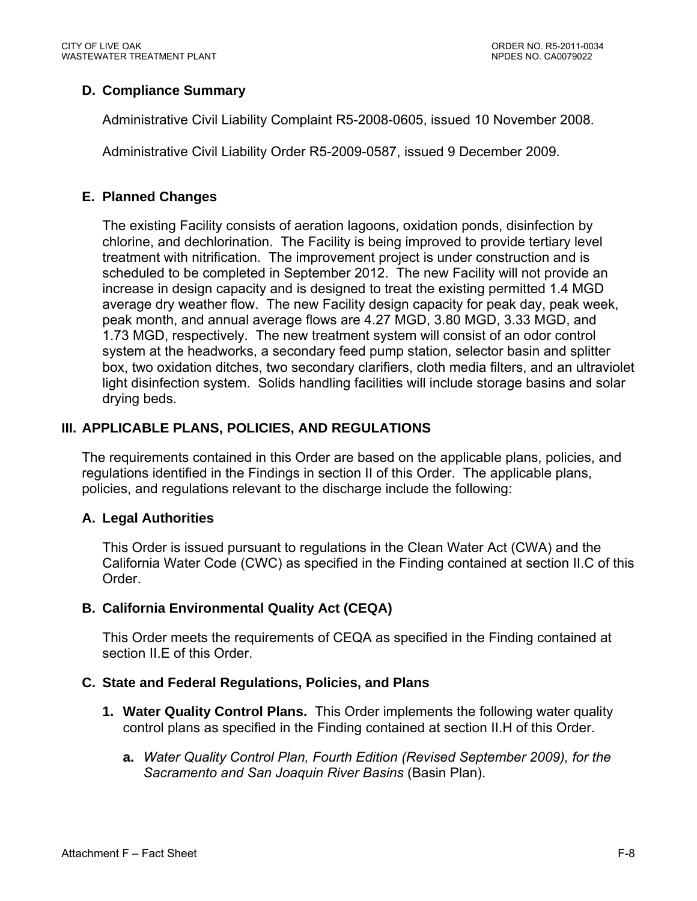### D. Compliance Summary

Administrative Civil Liability Complaint R5-2008-0605, issued 10 November 2008.

Administrative Civil Liability Order R5-2009-0587, issued 9 December 2009.

### E. Planned Changes

The existing Facility consists of aeration lagoons, oxidation ponds, disinfection by chlorine, and dechlorination. The Facility is being improved to provide tertiary level treatment with nitrification. The improvement project is under construction and is scheduled to be completed in September 2012. The new Facility will not provide an increase in design capacity and is designed to treat the existing permitted 1.4 MGD average dry weather flow. The new Facility design capacity for peak day, peak week, peak month, and annual average flows are 4.27 MGD, 3.80 MGD, 3.33 MGD, and 1.73 MGD, respectively. The new treatment system will consist of an odor control system at the headworks, a secondary feed pump station, selector basin and splitter box, two oxidation ditches, two secondary clarifiers, cloth media filters, and an ultraviolet light disinfection system. Solids handling facilities will include storage basins and solar drying beds.

## III. APPLICABLE PLANS, POLICIES, AND REGULATIONS

The requirements contained in this Order are based on the applicable plans, policies, and regulations identified in the Findings in section II of this Order. The applicable plans, policies, and regulations relevant to the discharge include the following:

### A. Legal Authorities

This Order is issued pursuant to regulations in the Clean Water Act (CWA) and the California Water Code (CWC) as specified in the Finding contained at section II.C of this Order.

### B. California Environmental Quality Act (CEQA)

This Order meets the requirements of CEQA as specified in the Finding contained at section II.E of this Order.

### C. State and Federal Regulations, Policies, and Plans

1. **Water Quality Control Plans.** This Order implements the following water quality control plans as specified in the Finding contained at section II.H of this Order.

   a. *Water Quality Control Plan, Fourth Edition (Revised September 2009), for the Sacramento and San Joaquin River Basins* (Basin Plan).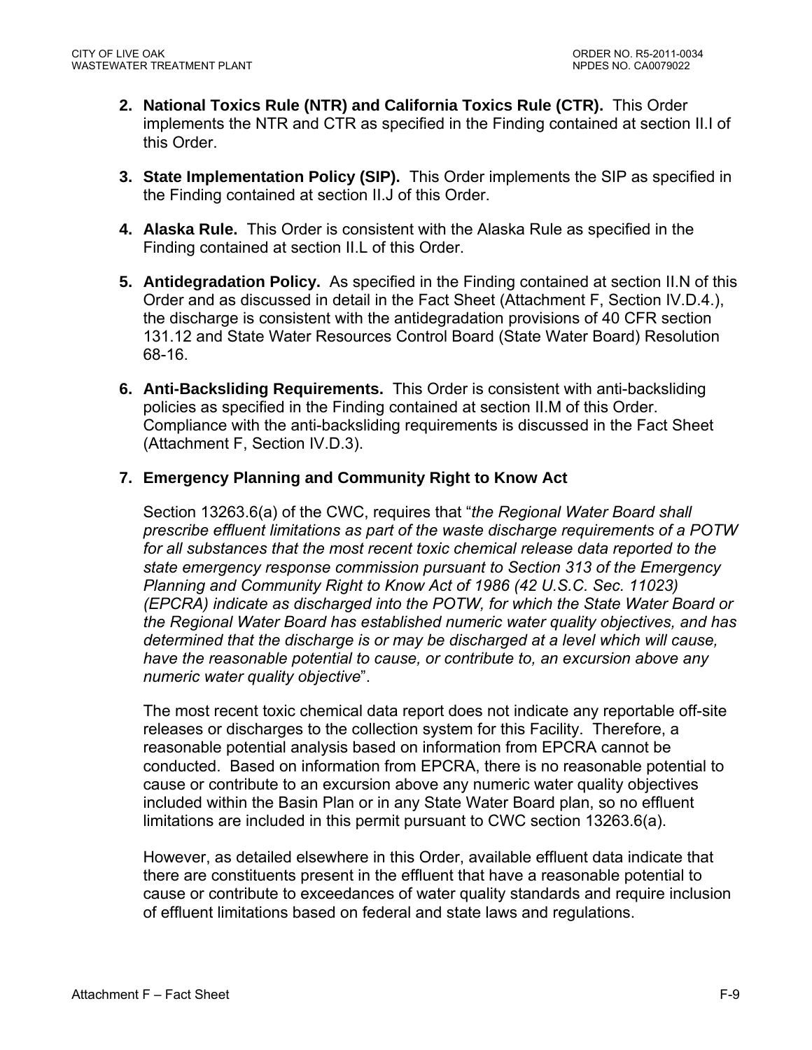2. **National Toxics Rule (NTR) and California Toxics Rule (CTR).** This Order implements the NTR and CTR as specified in the Finding contained at section II.I of this Order.

3. **State Implementation Policy (SIP).** This Order implements the SIP as specified in the Finding contained at section II.J of this Order.

4. **Alaska Rule.** This Order is consistent with the Alaska Rule as specified in the Finding contained at section II.L of this Order.

5. **Antidegradation Policy.** As specified in the Finding contained at section II.N of this Order and as discussed in detail in the Fact Sheet (Attachment F, Section IV.D.4.), the discharge is consistent with the antidegradation provisions of 40 CFR section 131.12 and State Water Resources Control Board (State Water Board) Resolution 68-16.

6. **Anti-Backsliding Requirements.** This Order is consistent with anti-backsliding policies as specified in the Finding contained at section II.M of this Order. Compliance with the anti-backsliding requirements is discussed in the Fact Sheet (Attachment F, Section IV.D.3).

7. **Emergency Planning and Community Right to Know Act**

   Section 13263.6(a) of the CWC, requires that "*the Regional Water Board shall prescribe effluent limitations as part of the waste discharge requirements of a POTW for all substances that the most recent toxic chemical release data reported to the state emergency response commission pursuant to Section 313 of the Emergency Planning and Community Right to Know Act of 1986 (42 U.S.C. Sec. 11023) (EPCRA) indicate as discharged into the POTW, for which the State Water Board or the Regional Water Board has established numeric water quality objectives, and has determined that the discharge is or may be discharged at a level which will cause, have the reasonable potential to cause, or contribute to, an excursion above any numeric water quality objective*".

   The most recent toxic chemical data report does not indicate any reportable off-site releases or discharges to the collection system for this Facility. Therefore, a reasonable potential analysis based on information from EPCRA cannot be conducted. Based on information from EPCRA, there is no reasonable potential to cause or contribute to an excursion above any numeric water quality objectives included within the Basin Plan or in any State Water Board plan, so no effluent limitations are included in this permit pursuant to CWC section 13263.6(a).

   However, as detailed elsewhere in this Order, available effluent data indicate that there are constituents present in the effluent that have a reasonable potential to cause or contribute to exceedances of water quality standards and require inclusion of effluent limitations based on federal and state laws and regulations.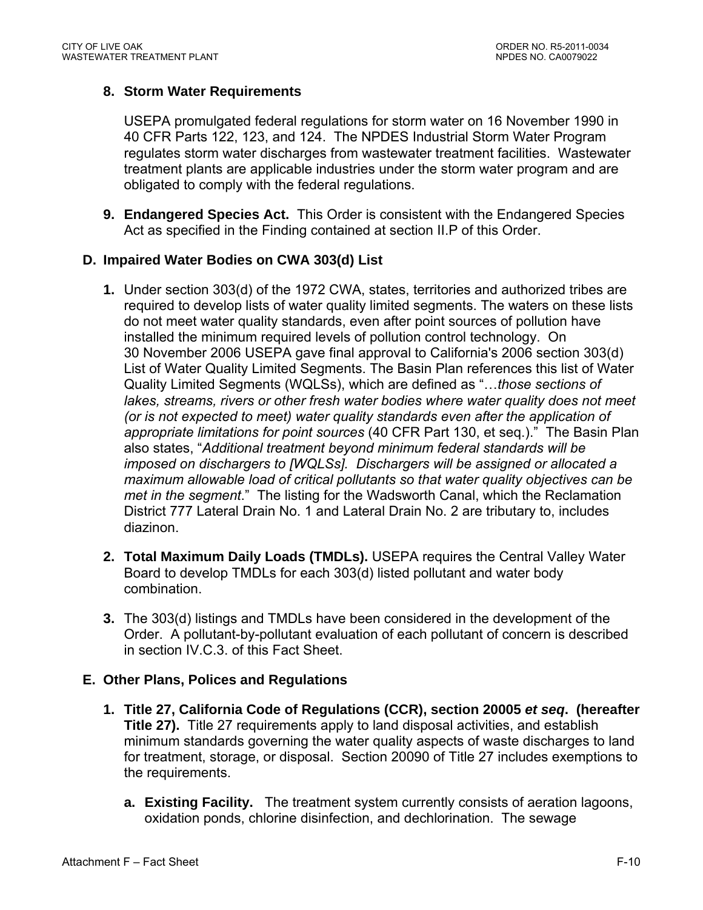8. **Storm Water Requirements**

   USEPA promulgated federal regulations for storm water on 16 November 1990 in 40 CFR Parts 122, 123, and 124. The NPDES Industrial Storm Water Program regulates storm water discharges from wastewater treatment facilities. Wastewater treatment plants are applicable industries under the storm water program and are obligated to comply with the federal regulations.

9. **Endangered Species Act.** This Order is consistent with the Endangered Species Act as specified in the Finding contained at section II.P of this Order.

## D. Impaired Water Bodies on CWA 303(d) List

1. Under section 303(d) of the 1972 CWA, states, territories and authorized tribes are required to develop lists of water quality limited segments. The waters on these lists do not meet water quality standards, even after point sources of pollution have installed the minimum required levels of pollution control technology. On 30 November 2006 USEPA gave final approval to California's 2006 section 303(d) List of Water Quality Limited Segments. The Basin Plan references this list of Water Quality Limited Segments (WQLSs), which are defined as "…*those sections of lakes, streams, rivers or other fresh water bodies where water quality does not meet (or is not expected to meet) water quality standards even after the application of appropriate limitations for point sources* (40 CFR Part 130, et seq.)." The Basin Plan also states, "*Additional treatment beyond minimum federal standards will be imposed on dischargers to [WQLSs]. Dischargers will be assigned or allocated a maximum allowable load of critical pollutants so that water quality objectives can be met in the segment*." The listing for the Wadsworth Canal, which the Reclamation District 777 Lateral Drain No. 1 and Lateral Drain No. 2 are tributary to, includes diazinon.

2. **Total Maximum Daily Loads (TMDLs).** USEPA requires the Central Valley Water Board to develop TMDLs for each 303(d) listed pollutant and water body combination.

3. The 303(d) listings and TMDLs have been considered in the development of the Order. A pollutant-by-pollutant evaluation of each pollutant of concern is described in section IV.C.3. of this Fact Sheet.

## E. Other Plans, Polices and Regulations

1. **Title 27, California Code of Regulations (CCR), section 20005 *et seq*. (hereafter Title 27).** Title 27 requirements apply to land disposal activities, and establish minimum standards governing the water quality aspects of waste discharges to land for treatment, storage, or disposal. Section 20090 of Title 27 includes exemptions to the requirements.

   a. **Existing Facility.** The treatment system currently consists of aeration lagoons, oxidation ponds, chlorine disinfection, and dechlorination. The sewage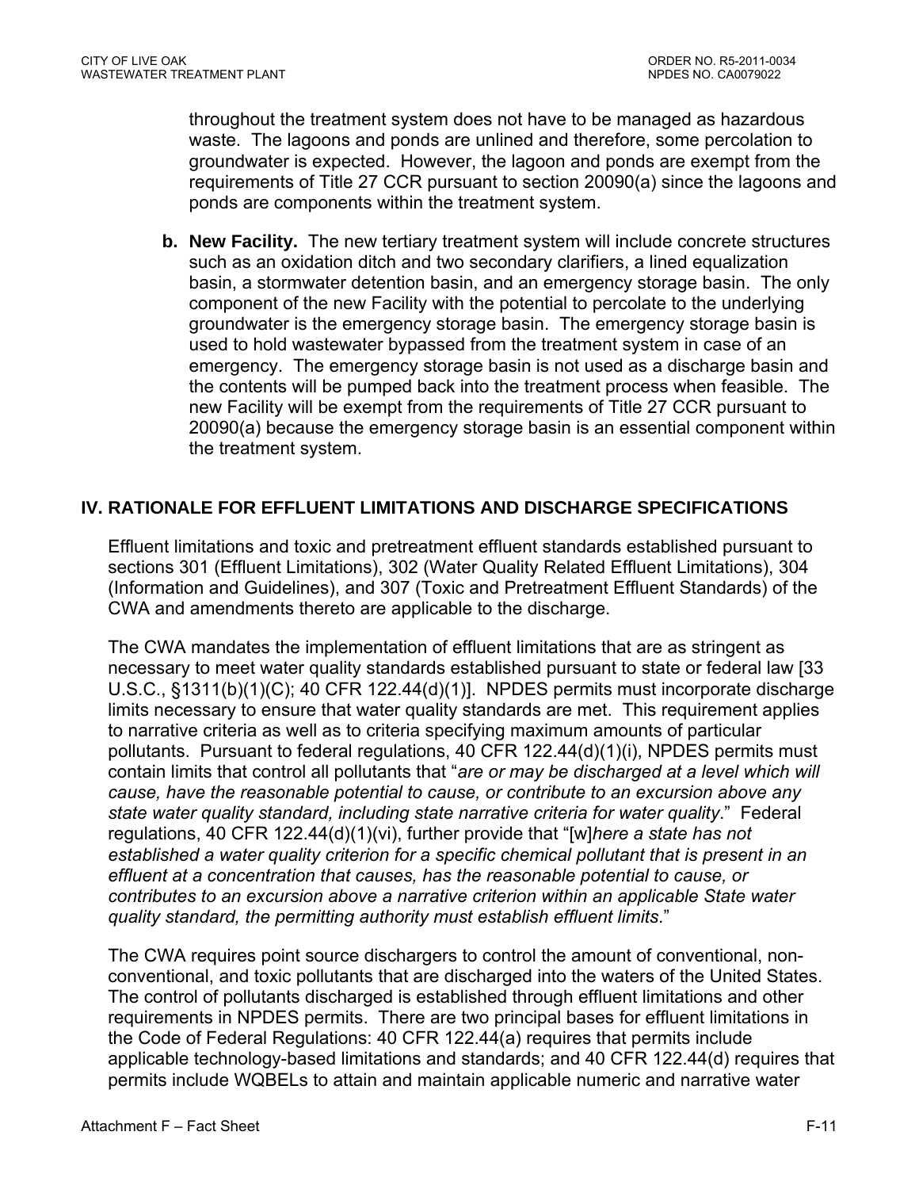throughout the treatment system does not have to be managed as hazardous waste. The lagoons and ponds are unlined and therefore, some percolation to groundwater is expected. However, the lagoon and ponds are exempt from the requirements of Title 27 CCR pursuant to section 20090(a) since the lagoons and ponds are components within the treatment system.

**b. New Facility.** The new tertiary treatment system will include concrete structures such as an oxidation ditch and two secondary clarifiers, a lined equalization basin, a stormwater detention basin, and an emergency storage basin. The only component of the new Facility with the potential to percolate to the underlying groundwater is the emergency storage basin. The emergency storage basin is used to hold wastewater bypassed from the treatment system in case of an emergency. The emergency storage basin is not used as a discharge basin and the contents will be pumped back into the treatment process when feasible. The new Facility will be exempt from the requirements of Title 27 CCR pursuant to 20090(a) because the emergency storage basin is an essential component within the treatment system.

## IV. RATIONALE FOR EFFLUENT LIMITATIONS AND DISCHARGE SPECIFICATIONS

Effluent limitations and toxic and pretreatment effluent standards established pursuant to sections 301 (Effluent Limitations), 302 (Water Quality Related Effluent Limitations), 304 (Information and Guidelines), and 307 (Toxic and Pretreatment Effluent Standards) of the CWA and amendments thereto are applicable to the discharge.

The CWA mandates the implementation of effluent limitations that are as stringent as necessary to meet water quality standards established pursuant to state or federal law [33 U.S.C., §1311(b)(1)(C); 40 CFR 122.44(d)(1)]. NPDES permits must incorporate discharge limits necessary to ensure that water quality standards are met. This requirement applies to narrative criteria as well as to criteria specifying maximum amounts of particular pollutants. Pursuant to federal regulations, 40 CFR 122.44(d)(1)(i), NPDES permits must contain limits that control all pollutants that "*are or may be discharged at a level which will cause, have the reasonable potential to cause, or contribute to an excursion above any state water quality standard, including state narrative criteria for water quality*." Federal regulations, 40 CFR 122.44(d)(1)(vi), further provide that "[w]*here a state has not established a water quality criterion for a specific chemical pollutant that is present in an effluent at a concentration that causes, has the reasonable potential to cause, or contributes to an excursion above a narrative criterion within an applicable State water quality standard, the permitting authority must establish effluent limits*."

The CWA requires point source dischargers to control the amount of conventional, non-conventional, and toxic pollutants that are discharged into the waters of the United States. The control of pollutants discharged is established through effluent limitations and other requirements in NPDES permits. There are two principal bases for effluent limitations in the Code of Federal Regulations: 40 CFR 122.44(a) requires that permits include applicable technology-based limitations and standards; and 40 CFR 122.44(d) requires that permits include WQBELs to attain and maintain applicable numeric and narrative water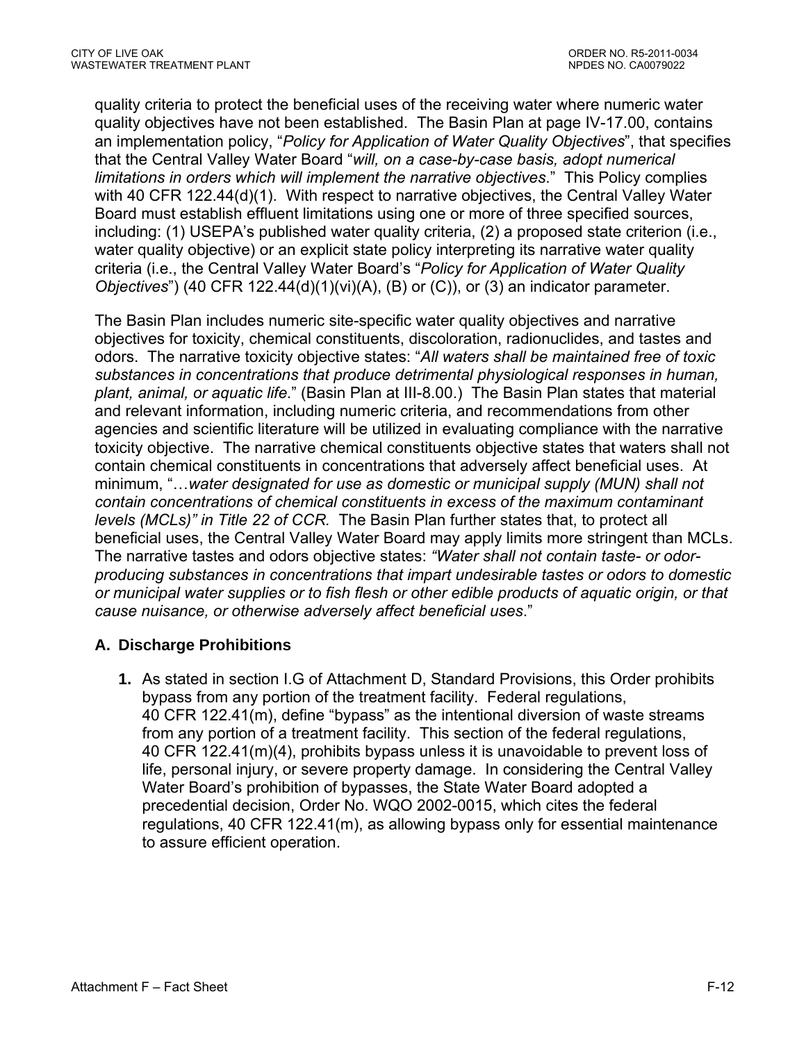quality criteria to protect the beneficial uses of the receiving water where numeric water quality objectives have not been established. The Basin Plan at page IV-17.00, contains an implementation policy, "*Policy for Application of Water Quality Objectives*", that specifies that the Central Valley Water Board "*will, on a case-by-case basis, adopt numerical limitations in orders which will implement the narrative objectives*." This Policy complies with 40 CFR 122.44(d)(1). With respect to narrative objectives, the Central Valley Water Board must establish effluent limitations using one or more of three specified sources, including: (1) USEPA's published water quality criteria, (2) a proposed state criterion (i.e., water quality objective) or an explicit state policy interpreting its narrative water quality criteria (i.e., the Central Valley Water Board's "*Policy for Application of Water Quality Objectives*") (40 CFR 122.44(d)(1)(vi)(A), (B) or (C)), or (3) an indicator parameter.

The Basin Plan includes numeric site-specific water quality objectives and narrative objectives for toxicity, chemical constituents, discoloration, radionuclides, and tastes and odors. The narrative toxicity objective states: "*All waters shall be maintained free of toxic substances in concentrations that produce detrimental physiological responses in human, plant, animal, or aquatic life*." (Basin Plan at III-8.00.) The Basin Plan states that material and relevant information, including numeric criteria, and recommendations from other agencies and scientific literature will be utilized in evaluating compliance with the narrative toxicity objective. The narrative chemical constituents objective states that waters shall not contain chemical constituents in concentrations that adversely affect beneficial uses. At minimum, "…*water designated for use as domestic or municipal supply (MUN) shall not contain concentrations of chemical constituents in excess of the maximum contaminant levels (MCLs)" in Title 22 of CCR.* The Basin Plan further states that, to protect all beneficial uses, the Central Valley Water Board may apply limits more stringent than MCLs. The narrative tastes and odors objective states: *"Water shall not contain taste- or odor-producing substances in concentrations that impart undesirable tastes or odors to domestic or municipal water supplies or to fish flesh or other edible products of aquatic origin, or that cause nuisance, or otherwise adversely affect beneficial uses*."

### A. Discharge Prohibitions

1. As stated in section I.G of Attachment D, Standard Provisions, this Order prohibits bypass from any portion of the treatment facility. Federal regulations, 40 CFR 122.41(m), define "bypass" as the intentional diversion of waste streams from any portion of a treatment facility. This section of the federal regulations, 40 CFR 122.41(m)(4), prohibits bypass unless it is unavoidable to prevent loss of life, personal injury, or severe property damage. In considering the Central Valley Water Board's prohibition of bypasses, the State Water Board adopted a precedential decision, Order No. WQO 2002-0015, which cites the federal regulations, 40 CFR 122.41(m), as allowing bypass only for essential maintenance to assure efficient operation.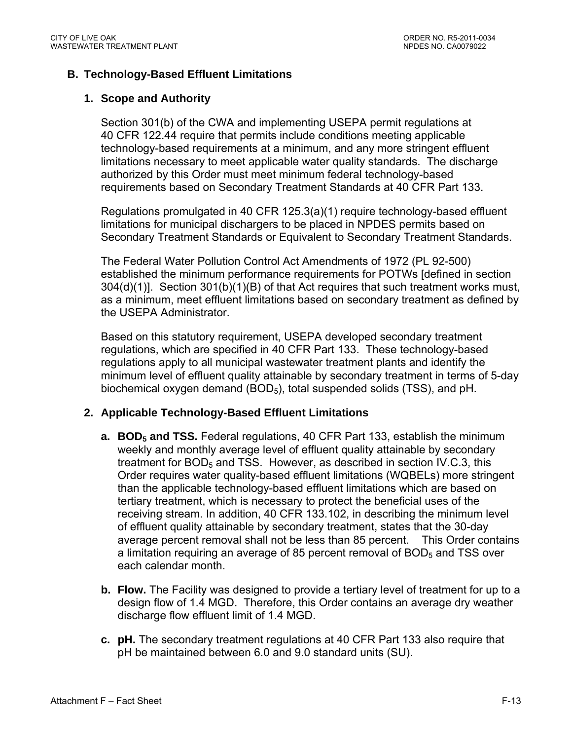## B. Technology-Based Effluent Limitations

### 1. Scope and Authority

Section 301(b) of the CWA and implementing USEPA permit regulations at 40 CFR 122.44 require that permits include conditions meeting applicable technology-based requirements at a minimum, and any more stringent effluent limitations necessary to meet applicable water quality standards. The discharge authorized by this Order must meet minimum federal technology-based requirements based on Secondary Treatment Standards at 40 CFR Part 133.

Regulations promulgated in 40 CFR 125.3(a)(1) require technology-based effluent limitations for municipal dischargers to be placed in NPDES permits based on Secondary Treatment Standards or Equivalent to Secondary Treatment Standards.

The Federal Water Pollution Control Act Amendments of 1972 (PL 92-500) established the minimum performance requirements for POTWs [defined in section 304(d)(1)]. Section 301(b)(1)(B) of that Act requires that such treatment works must, as a minimum, meet effluent limitations based on secondary treatment as defined by the USEPA Administrator.

Based on this statutory requirement, USEPA developed secondary treatment regulations, which are specified in 40 CFR Part 133. These technology-based regulations apply to all municipal wastewater treatment plants and identify the minimum level of effluent quality attainable by secondary treatment in terms of 5-day biochemical oxygen demand ($BOD_5$), total suspended solids (TSS), and pH.

### 2. Applicable Technology-Based Effluent Limitations

a. **$BOD_5$ and TSS.** Federal regulations, 40 CFR Part 133, establish the minimum weekly and monthly average level of effluent quality attainable by secondary treatment for $BOD_5$ and TSS. However, as described in section IV.C.3, this Order requires water quality-based effluent limitations (WQBELs) more stringent than the applicable technology-based effluent limitations which are based on tertiary treatment, which is necessary to protect the beneficial uses of the receiving stream. In addition, 40 CFR 133.102, in describing the minimum level of effluent quality attainable by secondary treatment, states that the 30-day average percent removal shall not be less than 85 percent. This Order contains a limitation requiring an average of 85 percent removal of $BOD_5$ and TSS over each calendar month.

b. **Flow.** The Facility was designed to provide a tertiary level of treatment for up to a design flow of 1.4 MGD. Therefore, this Order contains an average dry weather discharge flow effluent limit of 1.4 MGD.

c. **pH.** The secondary treatment regulations at 40 CFR Part 133 also require that pH be maintained between 6.0 and 9.0 standard units (SU).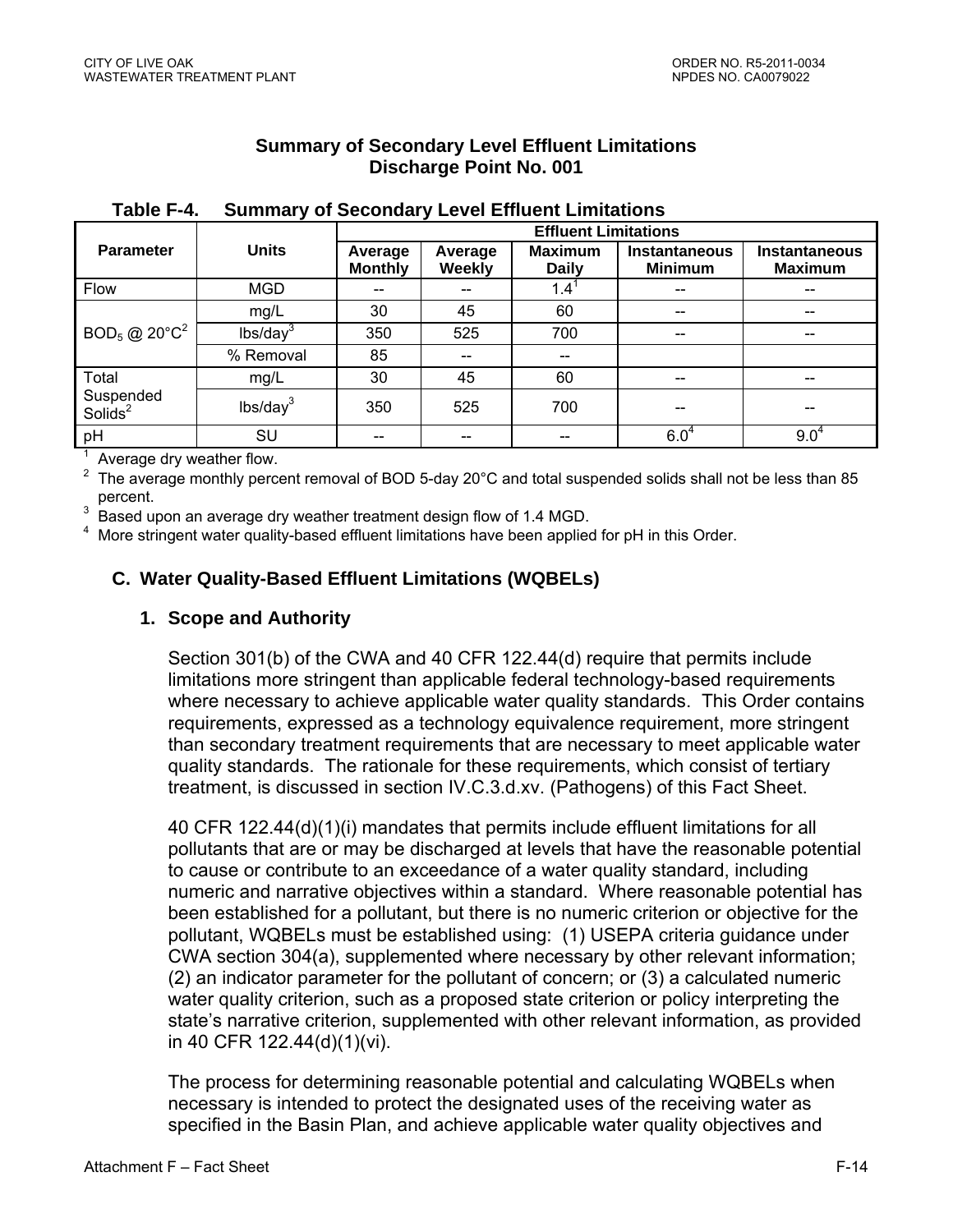**Summary of Secondary Level Effluent Limitations**
**Discharge Point No. 001**

**Table F-4. Summary of Secondary Level Effluent Limitations**

| Parameter | Units | Effluent Limitations | | | | |
|---|---|---|---|---|---|---|
| | | Average Monthly | Average Weekly | Maximum Daily | Instantaneous Minimum | Instantaneous Maximum |
| Flow | MGD | -- | -- | 1.4[1] | -- | -- |
| $BOD_5$ @ 20°C[2] | mg/L | 30 | 45 | 60 | -- | -- |
| | lbs/day[3] | 350 | 525 | 700 | -- | -- |
| | % Removal | 85 | -- | -- | | |
| Total Suspended Solids[2] | mg/L | 30 | 45 | 60 | -- | -- |
| | lbs/day[3] | 350 | 525 | 700 | -- | -- |
| pH | SU | -- | -- | -- | 6.0[4] | 9.0[4] |

[1] Average dry weather flow.
[2] The average monthly percent removal of BOD 5-day 20°C and total suspended solids shall not be less than 85 percent.
[3] Based upon an average dry weather treatment design flow of 1.4 MGD.
[4] More stringent water quality-based effluent limitations have been applied for pH in this Order.

## C. Water Quality-Based Effluent Limitations (WQBELs)

### 1. Scope and Authority

Section 301(b) of the CWA and 40 CFR 122.44(d) require that permits include limitations more stringent than applicable federal technology-based requirements where necessary to achieve applicable water quality standards. This Order contains requirements, expressed as a technology equivalence requirement, more stringent than secondary treatment requirements that are necessary to meet applicable water quality standards. The rationale for these requirements, which consist of tertiary treatment, is discussed in section IV.C.3.d.xv. (Pathogens) of this Fact Sheet.

40 CFR 122.44(d)(1)(i) mandates that permits include effluent limitations for all pollutants that are or may be discharged at levels that have the reasonable potential to cause or contribute to an exceedance of a water quality standard, including numeric and narrative objectives within a standard. Where reasonable potential has been established for a pollutant, but there is no numeric criterion or objective for the pollutant, WQBELs must be established using: (1) USEPA criteria guidance under CWA section 304(a), supplemented where necessary by other relevant information; (2) an indicator parameter for the pollutant of concern; or (3) a calculated numeric water quality criterion, such as a proposed state criterion or policy interpreting the state's narrative criterion, supplemented with other relevant information, as provided in 40 CFR 122.44(d)(1)(vi).

The process for determining reasonable potential and calculating WQBELs when necessary is intended to protect the designated uses of the receiving water as specified in the Basin Plan, and achieve applicable water quality objectives and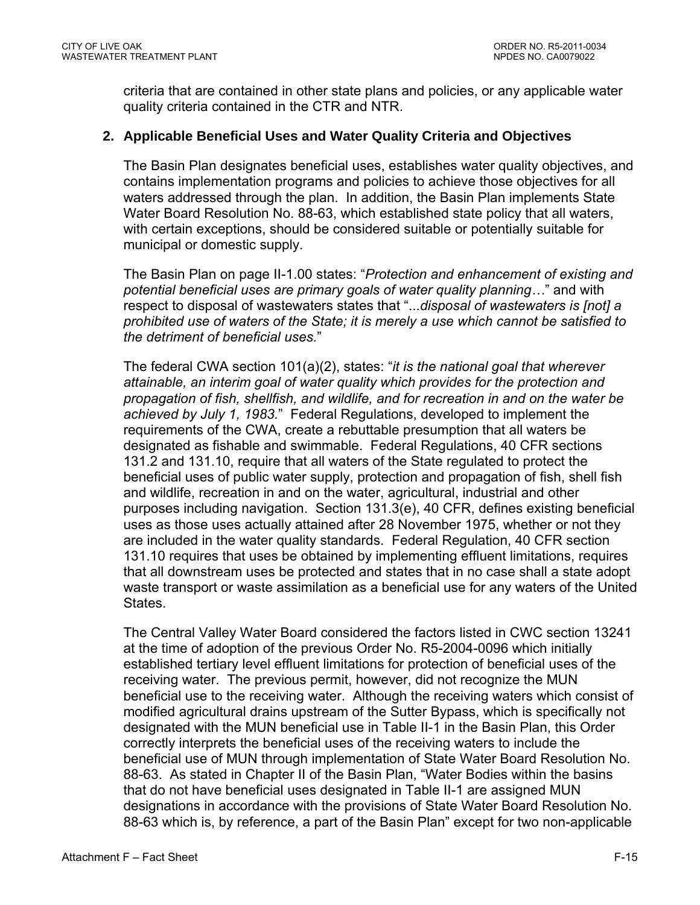criteria that are contained in other state plans and policies, or any applicable water quality criteria contained in the CTR and NTR.

**2. Applicable Beneficial Uses and Water Quality Criteria and Objectives**

The Basin Plan designates beneficial uses, establishes water quality objectives, and contains implementation programs and policies to achieve those objectives for all waters addressed through the plan. In addition, the Basin Plan implements State Water Board Resolution No. 88-63, which established state policy that all waters, with certain exceptions, should be considered suitable or potentially suitable for municipal or domestic supply.

The Basin Plan on page II-1.00 states: "*Protection and enhancement of existing and potential beneficial uses are primary goals of water quality planning…*" and with respect to disposal of wastewaters states that "...*disposal of wastewaters is [not] a prohibited use of waters of the State; it is merely a use which cannot be satisfied to the detriment of beneficial uses.*"

The federal CWA section 101(a)(2), states: "*it is the national goal that wherever attainable, an interim goal of water quality which provides for the protection and propagation of fish, shellfish, and wildlife, and for recreation in and on the water be achieved by July 1, 1983.*" Federal Regulations, developed to implement the requirements of the CWA, create a rebuttable presumption that all waters be designated as fishable and swimmable. Federal Regulations, 40 CFR sections 131.2 and 131.10, require that all waters of the State regulated to protect the beneficial uses of public water supply, protection and propagation of fish, shell fish and wildlife, recreation in and on the water, agricultural, industrial and other purposes including navigation. Section 131.3(e), 40 CFR, defines existing beneficial uses as those uses actually attained after 28 November 1975, whether or not they are included in the water quality standards. Federal Regulation, 40 CFR section 131.10 requires that uses be obtained by implementing effluent limitations, requires that all downstream uses be protected and states that in no case shall a state adopt waste transport or waste assimilation as a beneficial use for any waters of the United States.

The Central Valley Water Board considered the factors listed in CWC section 13241 at the time of adoption of the previous Order No. R5-2004-0096 which initially established tertiary level effluent limitations for protection of beneficial uses of the receiving water. The previous permit, however, did not recognize the MUN beneficial use to the receiving water. Although the receiving waters which consist of modified agricultural drains upstream of the Sutter Bypass, which is specifically not designated with the MUN beneficial use in Table II-1 in the Basin Plan, this Order correctly interprets the beneficial uses of the receiving waters to include the beneficial use of MUN through implementation of State Water Board Resolution No. 88-63. As stated in Chapter II of the Basin Plan, "Water Bodies within the basins that do not have beneficial uses designated in Table II-1 are assigned MUN designations in accordance with the provisions of State Water Board Resolution No. 88-63 which is, by reference, a part of the Basin Plan" except for two non-applicable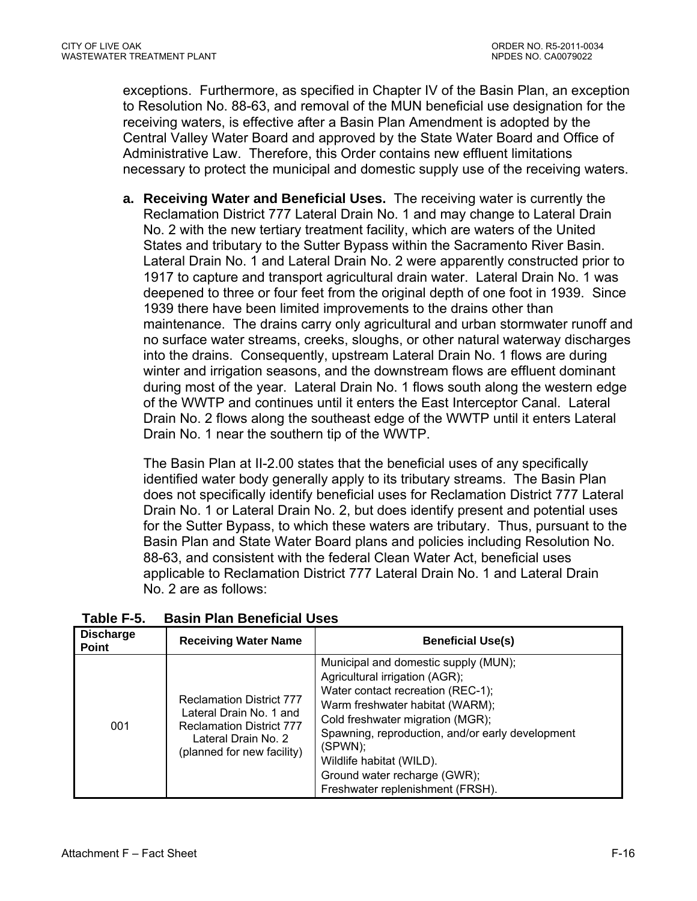exceptions. Furthermore, as specified in Chapter IV of the Basin Plan, an exception to Resolution No. 88-63, and removal of the MUN beneficial use designation for the receiving waters, is effective after a Basin Plan Amendment is adopted by the Central Valley Water Board and approved by the State Water Board and Office of Administrative Law. Therefore, this Order contains new effluent limitations necessary to protect the municipal and domestic supply use of the receiving waters.

a. **Receiving Water and Beneficial Uses.** The receiving water is currently the Reclamation District 777 Lateral Drain No. 1 and may change to Lateral Drain No. 2 with the new tertiary treatment facility, which are waters of the United States and tributary to the Sutter Bypass within the Sacramento River Basin. Lateral Drain No. 1 and Lateral Drain No. 2 were apparently constructed prior to 1917 to capture and transport agricultural drain water. Lateral Drain No. 1 was deepened to three or four feet from the original depth of one foot in 1939. Since 1939 there have been limited improvements to the drains other than maintenance. The drains carry only agricultural and urban stormwater runoff and no surface water streams, creeks, sloughs, or other natural waterway discharges into the drains. Consequently, upstream Lateral Drain No. 1 flows are during winter and irrigation seasons, and the downstream flows are effluent dominant during most of the year. Lateral Drain No. 1 flows south along the western edge of the WWTP and continues until it enters the East Interceptor Canal. Lateral Drain No. 2 flows along the southeast edge of the WWTP until it enters Lateral Drain No. 1 near the southern tip of the WWTP.

   The Basin Plan at II-2.00 states that the beneficial uses of any specifically identified water body generally apply to its tributary streams. The Basin Plan does not specifically identify beneficial uses for Reclamation District 777 Lateral Drain No. 1 or Lateral Drain No. 2, but does identify present and potential uses for the Sutter Bypass, to which these waters are tributary. Thus, pursuant to the Basin Plan and State Water Board plans and policies including Resolution No. 88-63, and consistent with the federal Clean Water Act, beneficial uses applicable to Reclamation District 777 Lateral Drain No. 1 and Lateral Drain No. 2 are as follows:

**Table F-5. Basin Plan Beneficial Uses**

| Discharge Point | Receiving Water Name | Beneficial Use(s) |
|---|---|---|
| 001 | Reclamation District 777 Lateral Drain No. 1 and Reclamation District 777 Lateral Drain No. 2 (planned for new facility) | Municipal and domestic supply (MUN); Agricultural irrigation (AGR); Water contact recreation (REC-1); Warm freshwater habitat (WARM); Cold freshwater migration (MGR); Spawning, reproduction, and/or early development (SPWN); Wildlife habitat (WILD). Ground water recharge (GWR); Freshwater replenishment (FRSH). |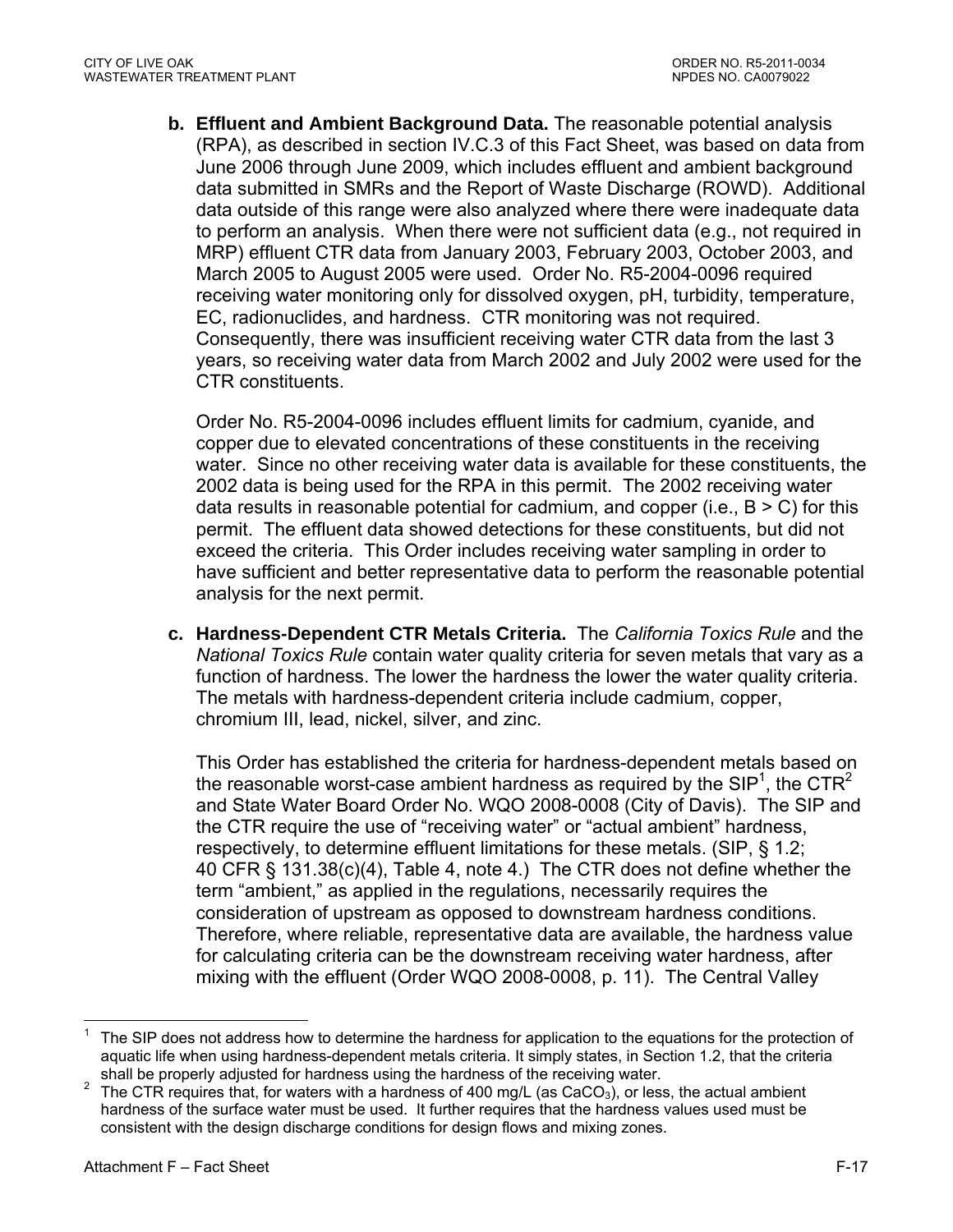b. **Effluent and Ambient Background Data.** The reasonable potential analysis (RPA), as described in section IV.C.3 of this Fact Sheet, was based on data from June 2006 through June 2009, which includes effluent and ambient background data submitted in SMRs and the Report of Waste Discharge (ROWD). Additional data outside of this range were also analyzed where there were inadequate data to perform an analysis. When there were not sufficient data (e.g., not required in MRP) effluent CTR data from January 2003, February 2003, October 2003, and March 2005 to August 2005 were used. Order No. R5-2004-0096 required receiving water monitoring only for dissolved oxygen, pH, turbidity, temperature, EC, radionuclides, and hardness. CTR monitoring was not required. Consequently, there was insufficient receiving water CTR data from the last 3 years, so receiving water data from March 2002 and July 2002 were used for the CTR constituents.

   Order No. R5-2004-0096 includes effluent limits for cadmium, cyanide, and copper due to elevated concentrations of these constituents in the receiving water. Since no other receiving water data is available for these constituents, the 2002 data is being used for the RPA in this permit. The 2002 receiving water data results in reasonable potential for cadmium, and copper (i.e., B > C) for this permit. The effluent data showed detections for these constituents, but did not exceed the criteria. This Order includes receiving water sampling in order to have sufficient and better representative data to perform the reasonable potential analysis for the next permit.

c. **Hardness-Dependent CTR Metals Criteria.** The *California Toxics Rule* and the *National Toxics Rule* contain water quality criteria for seven metals that vary as a function of hardness. The lower the hardness the lower the water quality criteria. The metals with hardness-dependent criteria include cadmium, copper, chromium III, lead, nickel, silver, and zinc.

   This Order has established the criteria for hardness-dependent metals based on the reasonable worst-case ambient hardness as required by the SIP[1], the CTR[2] and State Water Board Order No. WQO 2008-0008 (City of Davis). The SIP and the CTR require the use of "receiving water" or "actual ambient" hardness, respectively, to determine effluent limitations for these metals. (SIP, § 1.2; 40 CFR § 131.38(c)(4), Table 4, note 4.) The CTR does not define whether the term "ambient," as applied in the regulations, necessarily requires the consideration of upstream as opposed to downstream hardness conditions. Therefore, where reliable, representative data are available, the hardness value for calculating criteria can be the downstream receiving water hardness, after mixing with the effluent (Order WQO 2008-0008, p. 11). The Central Valley

---

[1] The SIP does not address how to determine the hardness for application to the equations for the protection of aquatic life when using hardness-dependent metals criteria. It simply states, in Section 1.2, that the criteria shall be properly adjusted for hardness using the hardness of the receiving water.

[2] The CTR requires that, for waters with a hardness of 400 mg/L (as $CaCO_3$), or less, the actual ambient hardness of the surface water must be used. It further requires that the hardness values used must be consistent with the design discharge conditions for design flows and mixing zones.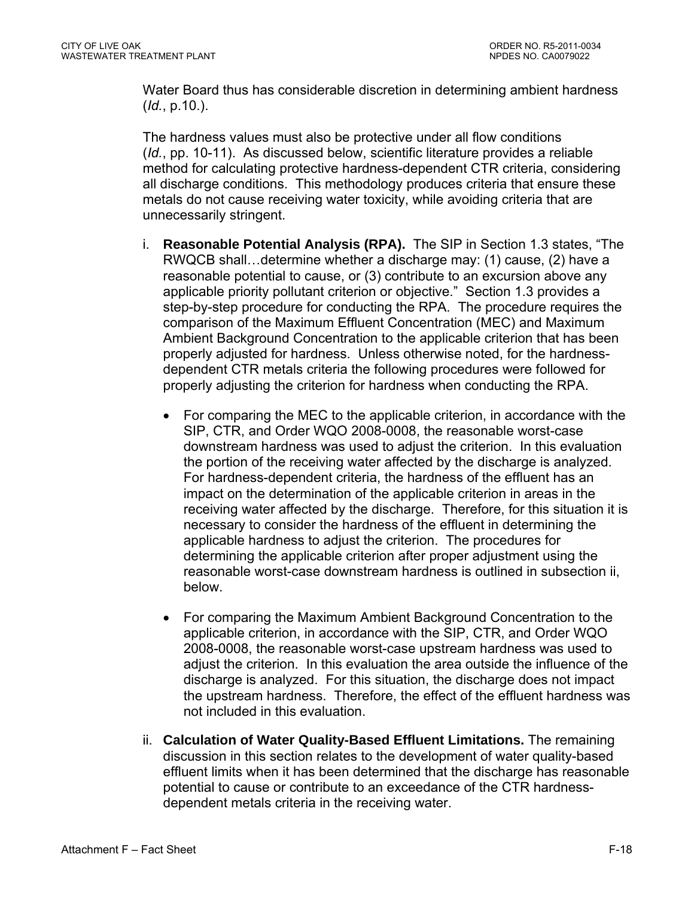Water Board thus has considerable discretion in determining ambient hardness (*Id.*, p.10.).

The hardness values must also be protective under all flow conditions (*Id.*, pp. 10-11). As discussed below, scientific literature provides a reliable method for calculating protective hardness-dependent CTR criteria, considering all discharge conditions. This methodology produces criteria that ensure these metals do not cause receiving water toxicity, while avoiding criteria that are unnecessarily stringent.

i. **Reasonable Potential Analysis (RPA).** The SIP in Section 1.3 states, "The RWQCB shall…determine whether a discharge may: (1) cause, (2) have a reasonable potential to cause, or (3) contribute to an excursion above any applicable priority pollutant criterion or objective." Section 1.3 provides a step-by-step procedure for conducting the RPA. The procedure requires the comparison of the Maximum Effluent Concentration (MEC) and Maximum Ambient Background Concentration to the applicable criterion that has been properly adjusted for hardness. Unless otherwise noted, for the hardness-dependent CTR metals criteria the following procedures were followed for properly adjusting the criterion for hardness when conducting the RPA.

   - For comparing the MEC to the applicable criterion, in accordance with the SIP, CTR, and Order WQO 2008-0008, the reasonable worst-case downstream hardness was used to adjust the criterion. In this evaluation the portion of the receiving water affected by the discharge is analyzed. For hardness-dependent criteria, the hardness of the effluent has an impact on the determination of the applicable criterion in areas in the receiving water affected by the discharge. Therefore, for this situation it is necessary to consider the hardness of the effluent in determining the applicable hardness to adjust the criterion. The procedures for determining the applicable criterion after proper adjustment using the reasonable worst-case downstream hardness is outlined in subsection ii, below.

   - For comparing the Maximum Ambient Background Concentration to the applicable criterion, in accordance with the SIP, CTR, and Order WQO 2008-0008, the reasonable worst-case upstream hardness was used to adjust the criterion. In this evaluation the area outside the influence of the discharge is analyzed. For this situation, the discharge does not impact the upstream hardness. Therefore, the effect of the effluent hardness was not included in this evaluation.

ii. **Calculation of Water Quality-Based Effluent Limitations.** The remaining discussion in this section relates to the development of water quality-based effluent limits when it has been determined that the discharge has reasonable potential to cause or contribute to an exceedance of the CTR hardness-dependent metals criteria in the receiving water.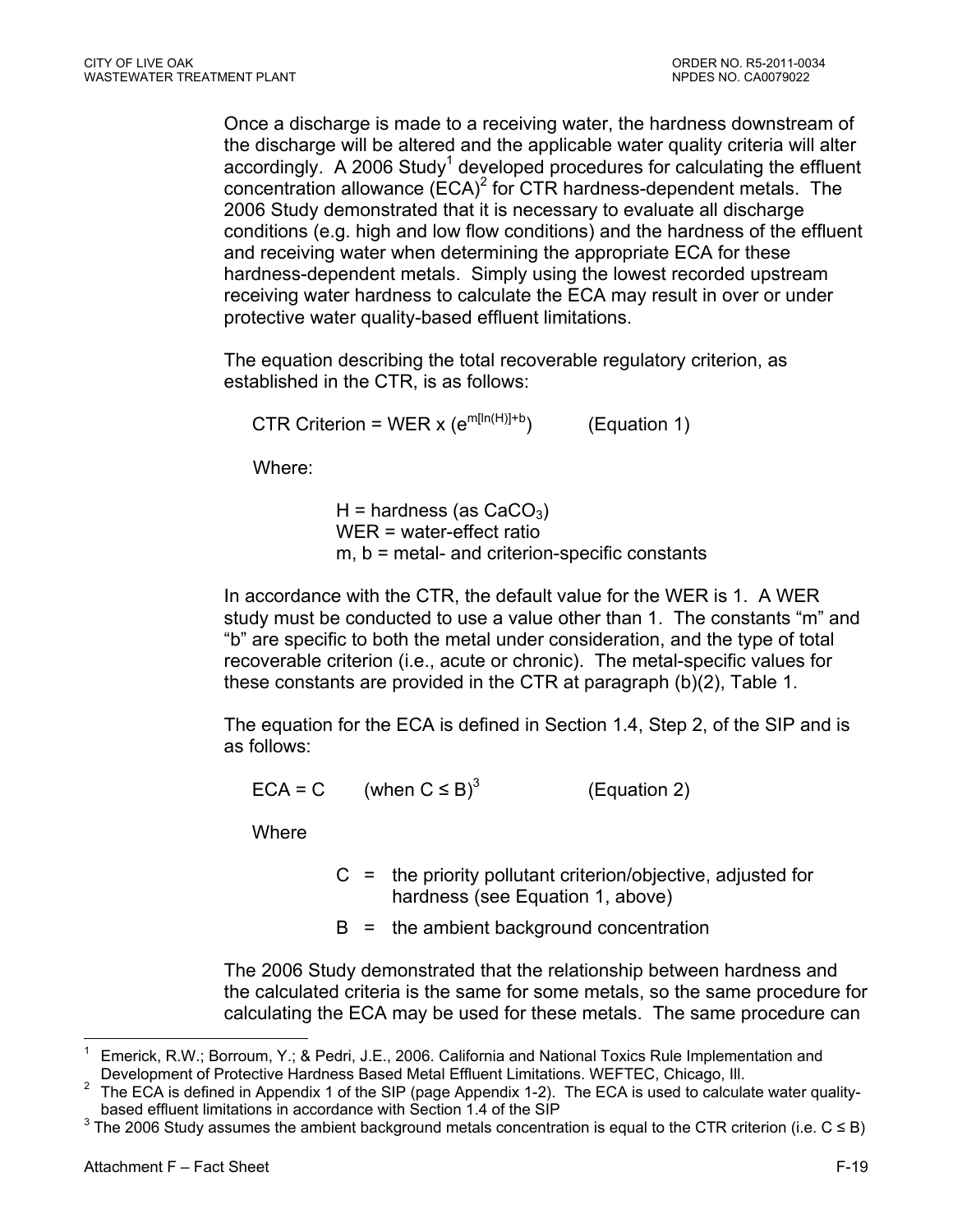Once a discharge is made to a receiving water, the hardness downstream of the discharge will be altered and the applicable water quality criteria will alter accordingly. A 2006 Study[1] developed procedures for calculating the effluent concentration allowance (ECA)[2] for CTR hardness-dependent metals. The 2006 Study demonstrated that it is necessary to evaluate all discharge conditions (e.g. high and low flow conditions) and the hardness of the effluent and receiving water when determining the appropriate ECA for these hardness-dependent metals. Simply using the lowest recorded upstream receiving water hardness to calculate the ECA may result in over or under protective water quality-based effluent limitations.

The equation describing the total recoverable regulatory criterion, as established in the CTR, is as follows:

$$\text{CTR Criterion} = \text{WER} \times (e^{m[\ln(H)]+b}) \qquad \text{(Equation 1)}$$

Where:

- H = hardness (as $CaCO_3$)
- WER = water-effect ratio
- m, b = metal- and criterion-specific constants

In accordance with the CTR, the default value for the WER is 1. A WER study must be conducted to use a value other than 1. The constants "m" and "b" are specific to both the metal under consideration, and the type of total recoverable criterion (i.e., acute or chronic). The metal-specific values for these constants are provided in the CTR at paragraph (b)(2), Table 1.

The equation for the ECA is defined in Section 1.4, Step 2, of the SIP and is as follows:

$$\text{ECA} = C \qquad (\text{when } C \leq B)^{3} \qquad \text{(Equation 2)}$$

Where

- C = the priority pollutant criterion/objective, adjusted for hardness (see Equation 1, above)
- B = the ambient background concentration

The 2006 Study demonstrated that the relationship between hardness and the calculated criteria is the same for some metals, so the same procedure for calculating the ECA may be used for these metals. The same procedure can

---

[1] Emerick, R.W.; Borroum, Y.; & Pedri, J.E., 2006. California and National Toxics Rule Implementation and Development of Protective Hardness Based Metal Effluent Limitations. WEFTEC, Chicago, Ill.

[2] The ECA is defined in Appendix 1 of the SIP (page Appendix 1-2). The ECA is used to calculate water quality-based effluent limitations in accordance with Section 1.4 of the SIP

[3] The 2006 Study assumes the ambient background metals concentration is equal to the CTR criterion (i.e. C ≤ B)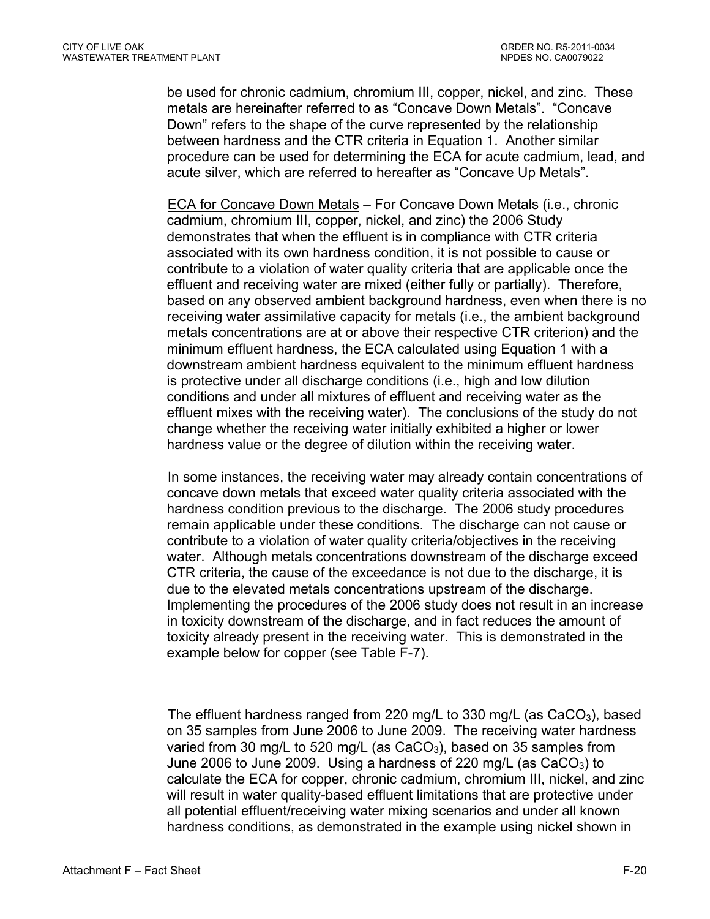be used for chronic cadmium, chromium III, copper, nickel, and zinc. These metals are hereinafter referred to as “Concave Down Metals”. “Concave Down” refers to the shape of the curve represented by the relationship between hardness and the CTR criteria in Equation 1. Another similar procedure can be used for determining the ECA for acute cadmium, lead, and acute silver, which are referred to hereafter as “Concave Up Metals”.

ECA for Concave Down Metals – For Concave Down Metals (i.e., chronic cadmium, chromium III, copper, nickel, and zinc) the 2006 Study demonstrates that when the effluent is in compliance with CTR criteria associated with its own hardness condition, it is not possible to cause or contribute to a violation of water quality criteria that are applicable once the effluent and receiving water are mixed (either fully or partially). Therefore, based on any observed ambient background hardness, even when there is no receiving water assimilative capacity for metals (i.e., the ambient background metals concentrations are at or above their respective CTR criterion) and the minimum effluent hardness, the ECA calculated using Equation 1 with a downstream ambient hardness equivalent to the minimum effluent hardness is protective under all discharge conditions (i.e., high and low dilution conditions and under all mixtures of effluent and receiving water as the effluent mixes with the receiving water). The conclusions of the study do not change whether the receiving water initially exhibited a higher or lower hardness value or the degree of dilution within the receiving water.

In some instances, the receiving water may already contain concentrations of concave down metals that exceed water quality criteria associated with the hardness condition previous to the discharge. The 2006 study procedures remain applicable under these conditions. The discharge can not cause or contribute to a violation of water quality criteria/objectives in the receiving water. Although metals concentrations downstream of the discharge exceed CTR criteria, the cause of the exceedance is not due to the discharge, it is due to the elevated metals concentrations upstream of the discharge. Implementing the procedures of the 2006 study does not result in an increase in toxicity downstream of the discharge, and in fact reduces the amount of toxicity already present in the receiving water. This is demonstrated in the example below for copper (see Table F-7).

The effluent hardness ranged from 220 mg/L to 330 mg/L (as $CaCO_3$), based on 35 samples from June 2006 to June 2009. The receiving water hardness varied from 30 mg/L to 520 mg/L (as $CaCO_3$), based on 35 samples from June 2006 to June 2009. Using a hardness of 220 mg/L (as $CaCO_3$) to calculate the ECA for copper, chronic cadmium, chromium III, nickel, and zinc will result in water quality-based effluent limitations that are protective under all potential effluent/receiving water mixing scenarios and under all known hardness conditions, as demonstrated in the example using nickel shown in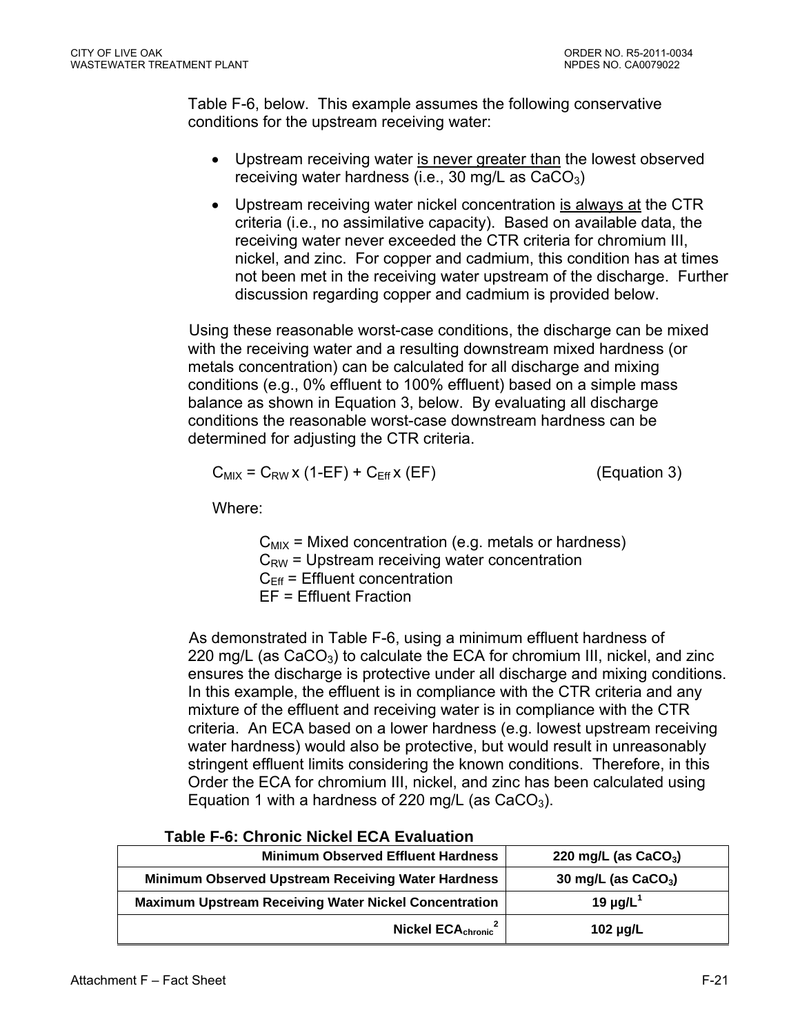Table F-6, below. This example assumes the following conservative conditions for the upstream receiving water:

- Upstream receiving water is never greater than the lowest observed receiving water hardness (i.e., 30 mg/L as $CaCO_3$)
- Upstream receiving water nickel concentration is always at the CTR criteria (i.e., no assimilative capacity). Based on available data, the receiving water never exceeded the CTR criteria for chromium III, nickel, and zinc. For copper and cadmium, this condition has at times not been met in the receiving water upstream of the discharge. Further discussion regarding copper and cadmium is provided below.

Using these reasonable worst-case conditions, the discharge can be mixed with the receiving water and a resulting downstream mixed hardness (or metals concentration) can be calculated for all discharge and mixing conditions (e.g., 0% effluent to 100% effluent) based on a simple mass balance as shown in Equation 3, below. By evaluating all discharge conditions the reasonable worst-case downstream hardness can be determined for adjusting the CTR criteria.

$$C_{MIX} = C_{RW} \times (1\text{-}EF) + C_{Eff} \times (EF) \qquad \text{(Equation 3)}$$

Where:

$C_{MIX}$ = Mixed concentration (e.g. metals or hardness)
$C_{RW}$ = Upstream receiving water concentration
$C_{Eff}$ = Effluent concentration
EF = Effluent Fraction

As demonstrated in Table F-6, using a minimum effluent hardness of 220 mg/L (as $CaCO_3$) to calculate the ECA for chromium III, nickel, and zinc ensures the discharge is protective under all discharge and mixing conditions. In this example, the effluent is in compliance with the CTR criteria and any mixture of the effluent and receiving water is in compliance with the CTR criteria. An ECA based on a lower hardness (e.g. lowest upstream receiving water hardness) would also be protective, but would result in unreasonably stringent effluent limits considering the known conditions. Therefore, in this Order the ECA for chromium III, nickel, and zinc has been calculated using Equation 1 with a hardness of 220 mg/L (as $CaCO_3$).

**Table F-6: Chronic Nickel ECA Evaluation**

| | |
|---|---|
| **Minimum Observed Effluent Hardness** | **220 mg/L (as $CaCO_3$)** |
| **Minimum Observed Upstream Receiving Water Hardness** | **30 mg/L (as $CaCO_3$)** |
| **Maximum Upstream Receiving Water Nickel Concentration** | **19 µg/L[1]** |
| **Nickel $ECA_{chronic}$[2]** | **102 µg/L** |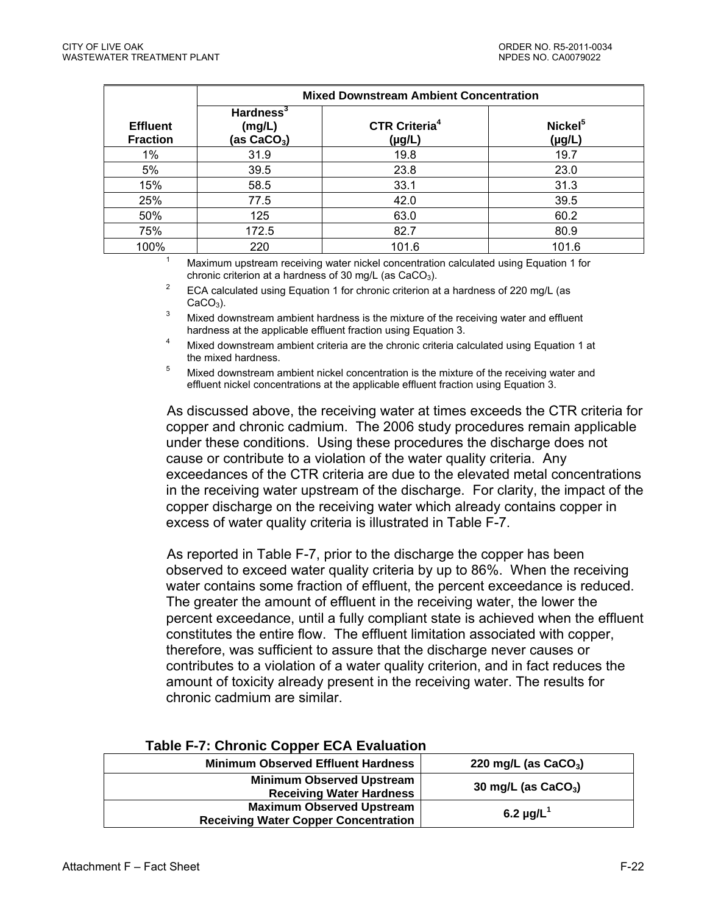| Effluent Fraction | Mixed Downstream Ambient Concentration | | |
|---|---|---|---|
| | Hardness[3] (mg/L) (as $CaCO_3$) | CTR Criteria[4] (µg/L) | Nickel[5] (µg/L) |
| 1% | 31.9 | 19.8 | 19.7 |
| 5% | 39.5 | 23.8 | 23.0 |
| 15% | 58.5 | 33.1 | 31.3 |
| 25% | 77.5 | 42.0 | 39.5 |
| 50% | 125 | 63.0 | 60.2 |
| 75% | 172.5 | 82.7 | 80.9 |
| 100% | 220 | 101.6 | 101.6 |

[1] Maximum upstream receiving water nickel concentration calculated using Equation 1 for chronic criterion at a hardness of 30 mg/L (as $CaCO_3$).

[2] ECA calculated using Equation 1 for chronic criterion at a hardness of 220 mg/L (as $CaCO_3$).

[3] Mixed downstream ambient hardness is the mixture of the receiving water and effluent hardness at the applicable effluent fraction using Equation 3.

[4] Mixed downstream ambient criteria are the chronic criteria calculated using Equation 1 at the mixed hardness.

[5] Mixed downstream ambient nickel concentration is the mixture of the receiving water and effluent nickel concentrations at the applicable effluent fraction using Equation 3.

As discussed above, the receiving water at times exceeds the CTR criteria for copper and chronic cadmium. The 2006 study procedures remain applicable under these conditions. Using these procedures the discharge does not cause or contribute to a violation of the water quality criteria. Any exceedances of the CTR criteria are due to the elevated metal concentrations in the receiving water upstream of the discharge. For clarity, the impact of the copper discharge on the receiving water which already contains copper in excess of water quality criteria is illustrated in Table F-7.

As reported in Table F-7, prior to the discharge the copper has been observed to exceed water quality criteria by up to 86%. When the receiving water contains some fraction of effluent, the percent exceedance is reduced. The greater the amount of effluent in the receiving water, the lower the percent exceedance, until a fully compliant state is achieved when the effluent constitutes the entire flow. The effluent limitation associated with copper, therefore, was sufficient to assure that the discharge never causes or contributes to a violation of a water quality criterion, and in fact reduces the amount of toxicity already present in the receiving water. The results for chronic cadmium are similar.

**Table F-7: Chronic Copper ECA Evaluation**

| | |
|---|---|
| **Minimum Observed Effluent Hardness** | **220 mg/L (as $CaCO_3$)** |
| **Minimum Observed Upstream Receiving Water Hardness** | **30 mg/L (as $CaCO_3$)** |
| **Maximum Observed Upstream Receiving Water Copper Concentration** | **6.2 µg/L[1]** |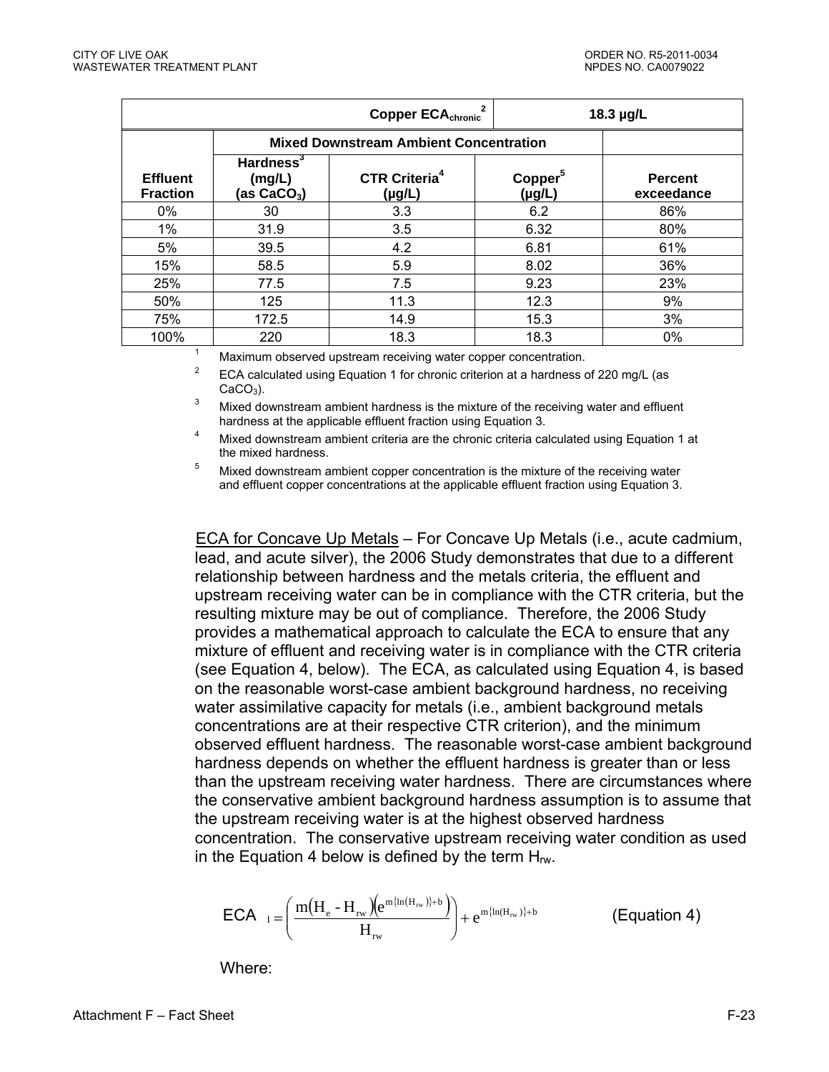| | | Copper $ECA_{chronic}$[2] | | 18.3 µg/L |
|---|---|---|---|---|
| | Mixed Downstream Ambient Concentration | | | |
| Effluent Fraction | Hardness[3] (mg/L) (as $CaCO_3$) | CTR Criteria[4] (µg/L) | Copper[5] (µg/L) | Percent exceedance |
| 0% | 30 | 3.3 | 6.2 | 86% |
| 1% | 31.9 | 3.5 | 6.32 | 80% |
| 5% | 39.5 | 4.2 | 6.81 | 61% |
| 15% | 58.5 | 5.9 | 8.02 | 36% |
| 25% | 77.5 | 7.5 | 9.23 | 23% |
| 50% | 125 | 11.3 | 12.3 | 9% |
| 75% | 172.5 | 14.9 | 15.3 | 3% |
| 100% | 220 | 18.3 | 18.3 | 0% |

[1] Maximum observed upstream receiving water copper concentration.

[2] ECA calculated using Equation 1 for chronic criterion at a hardness of 220 mg/L (as $CaCO_3$).

[3] Mixed downstream ambient hardness is the mixture of the receiving water and effluent hardness at the applicable effluent fraction using Equation 3.

[4] Mixed downstream ambient criteria are the chronic criteria calculated using Equation 1 at the mixed hardness.

[5] Mixed downstream ambient copper concentration is the mixture of the receiving water and effluent copper concentrations at the applicable effluent fraction using Equation 3.

<u>ECA for Concave Up Metals</u> – For Concave Up Metals (i.e., acute cadmium, lead, and acute silver), the 2006 Study demonstrates that due to a different relationship between hardness and the metals criteria, the effluent and upstream receiving water can be in compliance with the CTR criteria, but the resulting mixture may be out of compliance. Therefore, the 2006 Study provides a mathematical approach to calculate the ECA to ensure that any mixture of effluent and receiving water is in compliance with the CTR criteria (see Equation 4, below). The ECA, as calculated using Equation 4, is based on the reasonable worst-case ambient background hardness, no receiving water assimilative capacity for metals (i.e., ambient background metals concentrations are at their respective CTR criterion), and the minimum observed effluent hardness. The reasonable worst-case ambient background hardness depends on whether the effluent hardness is greater than or less than the upstream receiving water hardness. There are circumstances where the conservative ambient background hardness assumption is to assume that the upstream receiving water is at the highest observed hardness concentration. The conservative upstream receiving water condition as used in the Equation 4 below is defined by the term $H_{rw}$.

$$ECA_{1} = \left( \frac{m(H_e - H_{rw})\left(e^{m\{\ln(H_{rw})\}+b}\right)}{H_{rw}} \right) + e^{m\{\ln(H_{rw})\}+b} \qquad \text{(Equation 4)}$$

Where: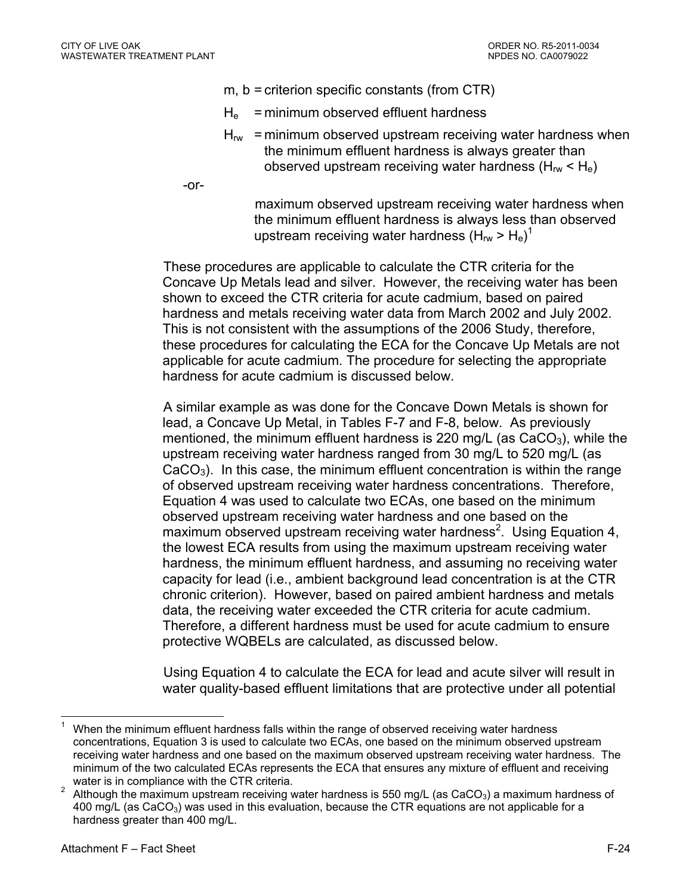m, b = criterion specific constants (from CTR)

$H_e$ = minimum observed effluent hardness

$H_{rw}$ = minimum observed upstream receiving water hardness when the minimum effluent hardness is always greater than observed upstream receiving water hardness ($H_{rw} < H_e$)

-or-

maximum observed upstream receiving water hardness when the minimum effluent hardness is always less than observed upstream receiving water hardness ($H_{rw} > H_e$)[1]

These procedures are applicable to calculate the CTR criteria for the Concave Up Metals lead and silver. However, the receiving water has been shown to exceed the CTR criteria for acute cadmium, based on paired hardness and metals receiving water data from March 2002 and July 2002. This is not consistent with the assumptions of the 2006 Study, therefore, these procedures for calculating the ECA for the Concave Up Metals are not applicable for acute cadmium. The procedure for selecting the appropriate hardness for acute cadmium is discussed below.

A similar example as was done for the Concave Down Metals is shown for lead, a Concave Up Metal, in Tables F-7 and F-8, below. As previously mentioned, the minimum effluent hardness is 220 mg/L (as $CaCO_3$), while the upstream receiving water hardness ranged from 30 mg/L to 520 mg/L (as $CaCO_3$). In this case, the minimum effluent concentration is within the range of observed upstream receiving water hardness concentrations. Therefore, Equation 4 was used to calculate two ECAs, one based on the minimum observed upstream receiving water hardness and one based on the maximum observed upstream receiving water hardness[2]. Using Equation 4, the lowest ECA results from using the maximum upstream receiving water hardness, the minimum effluent hardness, and assuming no receiving water capacity for lead (i.e., ambient background lead concentration is at the CTR chronic criterion). However, based on paired ambient hardness and metals data, the receiving water exceeded the CTR criteria for acute cadmium. Therefore, a different hardness must be used for acute cadmium to ensure protective WQBELs are calculated, as discussed below.

Using Equation 4 to calculate the ECA for lead and acute silver will result in water quality-based effluent limitations that are protective under all potential

---

[1] When the minimum effluent hardness falls within the range of observed receiving water hardness concentrations, Equation 3 is used to calculate two ECAs, one based on the minimum observed upstream receiving water hardness and one based on the maximum observed upstream receiving water hardness. The minimum of the two calculated ECAs represents the ECA that ensures any mixture of effluent and receiving water is in compliance with the CTR criteria.

[2] Although the maximum upstream receiving water hardness is 550 mg/L (as $CaCO_3$) a maximum hardness of 400 mg/L (as $CaCO_3$) was used in this evaluation, because the CTR equations are not applicable for a hardness greater than 400 mg/L.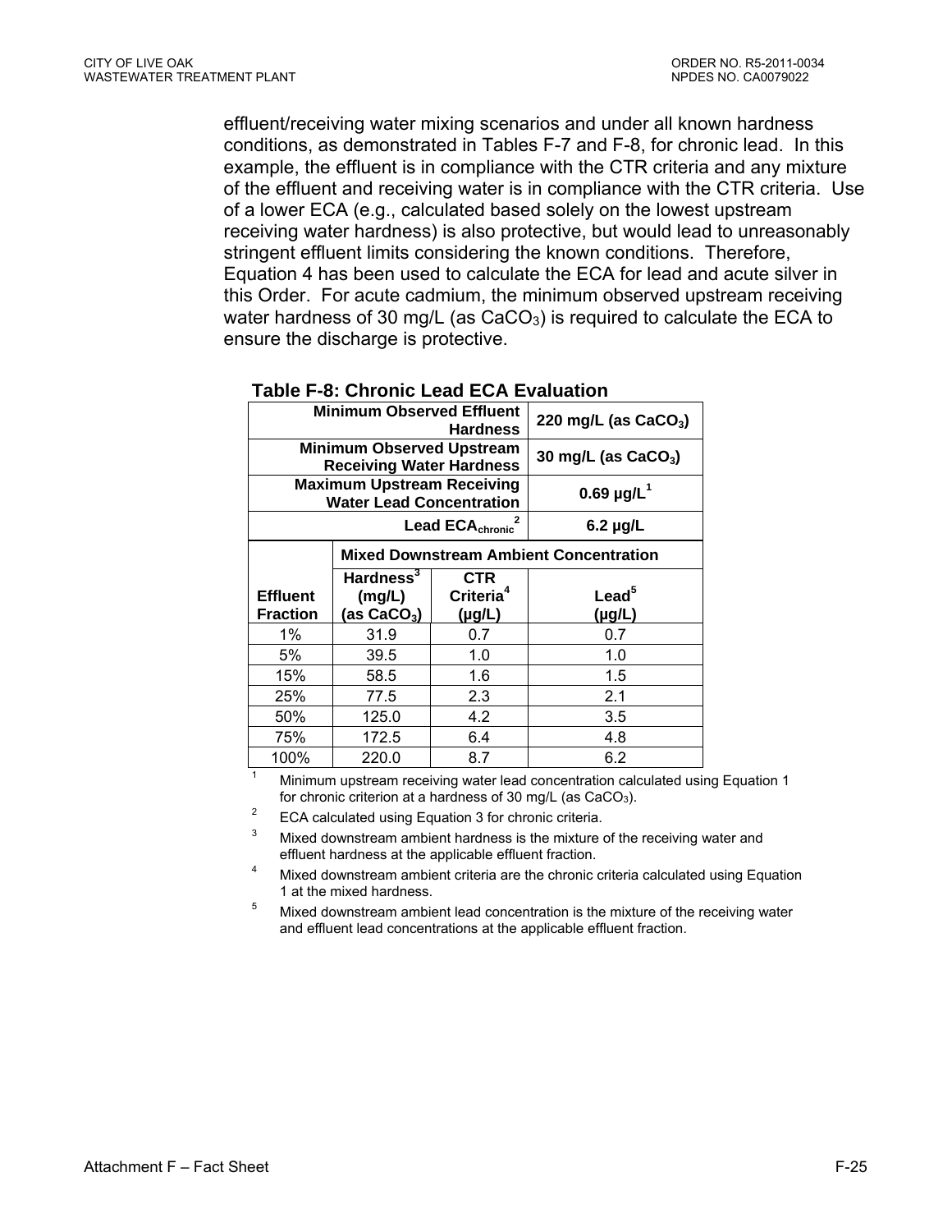effluent/receiving water mixing scenarios and under all known hardness conditions, as demonstrated in Tables F-7 and F-8, for chronic lead. In this example, the effluent is in compliance with the CTR criteria and any mixture of the effluent and receiving water is in compliance with the CTR criteria. Use of a lower ECA (e.g., calculated based solely on the lowest upstream receiving water hardness) is also protective, but would lead to unreasonably stringent effluent limits considering the known conditions. Therefore, Equation 4 has been used to calculate the ECA for lead and acute silver in this Order. For acute cadmium, the minimum observed upstream receiving water hardness of 30 mg/L (as $CaCO_3$) is required to calculate the ECA to ensure the discharge is protective.

**Table F-8: Chronic Lead ECA Evaluation**

| | | Minimum Observed Effluent Hardness | 220 mg/L (as $CaCO_3$) |
|---|---|---|---|
| | | Minimum Observed Upstream Receiving Water Hardness | 30 mg/L (as $CaCO_3$) |
| | | Maximum Upstream Receiving Water Lead Concentration | 0.69 µg/L[1] |
| | | Lead $ECA_{chronic}$[2] | 6.2 µg/L |
| | Mixed Downstream Ambient Concentration | | |
| Effluent Fraction | Hardness[3] (mg/L) (as $CaCO_3$) | CTR Criteria[4] (µg/L) | Lead[5] (µg/L) |
| 1% | 31.9 | 0.7 | 0.7 |
| 5% | 39.5 | 1.0 | 1.0 |
| 15% | 58.5 | 1.6 | 1.5 |
| 25% | 77.5 | 2.3 | 2.1 |
| 50% | 125.0 | 4.2 | 3.5 |
| 75% | 172.5 | 6.4 | 4.8 |
| 100% | 220.0 | 8.7 | 6.2 |

1. Minimum upstream receiving water lead concentration calculated using Equation 1 for chronic criterion at a hardness of 30 mg/L (as $CaCO_3$).
2. ECA calculated using Equation 3 for chronic criteria.
3. Mixed downstream ambient hardness is the mixture of the receiving water and effluent hardness at the applicable effluent fraction.
4. Mixed downstream ambient criteria are the chronic criteria calculated using Equation 1 at the mixed hardness.
5. Mixed downstream ambient lead concentration is the mixture of the receiving water and effluent lead concentrations at the applicable effluent fraction.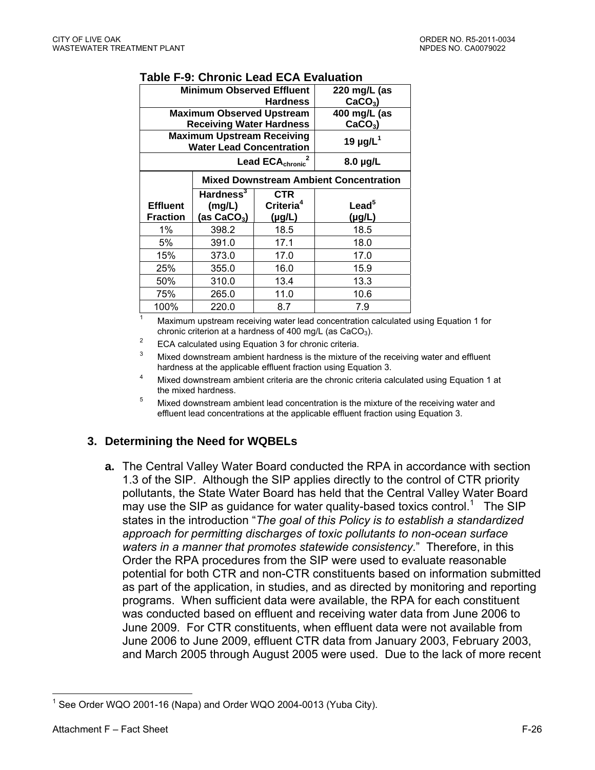**Table F-9: Chronic Lead ECA Evaluation**

| Minimum Observed Effluent Hardness | | | 220 mg/L (as $CaCO_3$) |
|---|---|---|---|
| Maximum Observed Upstream Receiving Water Hardness | | | 400 mg/L (as $CaCO_3$) |
| Maximum Upstream Receiving Water Lead Concentration | | | 19 µg/L[1] |
| Lead $ECA_{chronic}$[2] | | | 8.0 µg/L |
| | Mixed Downstream Ambient Concentration | | |
| Effluent Fraction | Hardness[3] (mg/L) (as $CaCO_3$) | CTR Criteria[4] (µg/L) | Lead[5] (µg/L) |
| 1% | 398.2 | 18.5 | 18.5 |
| 5% | 391.0 | 17.1 | 18.0 |
| 15% | 373.0 | 17.0 | 17.0 |
| 25% | 355.0 | 16.0 | 15.9 |
| 50% | 310.0 | 13.4 | 13.3 |
| 75% | 265.0 | 11.0 | 10.6 |
| 100% | 220.0 | 8.7 | 7.9 |

[1] Maximum upstream receiving water lead concentration calculated using Equation 1 for chronic criterion at a hardness of 400 mg/L (as $CaCO_3$).

[2] ECA calculated using Equation 3 for chronic criteria.

[3] Mixed downstream ambient hardness is the mixture of the receiving water and effluent hardness at the applicable effluent fraction using Equation 3.

[4] Mixed downstream ambient criteria are the chronic criteria calculated using Equation 1 at the mixed hardness.

[5] Mixed downstream ambient lead concentration is the mixture of the receiving water and effluent lead concentrations at the applicable effluent fraction using Equation 3.

### 3. Determining the Need for WQBELs

**a.** The Central Valley Water Board conducted the RPA in accordance with section 1.3 of the SIP. Although the SIP applies directly to the control of CTR priority pollutants, the State Water Board has held that the Central Valley Water Board may use the SIP as guidance for water quality-based toxics control.[1] The SIP states in the introduction "*The goal of this Policy is to establish a standardized approach for permitting discharges of toxic pollutants to non-ocean surface waters in a manner that promotes statewide consistency*." Therefore, in this Order the RPA procedures from the SIP were used to evaluate reasonable potential for both CTR and non-CTR constituents based on information submitted as part of the application, in studies, and as directed by monitoring and reporting programs. When sufficient data were available, the RPA for each constituent was conducted based on effluent and receiving water data from June 2006 to June 2009. For CTR constituents, when effluent data were not available from June 2006 to June 2009, effluent CTR data from January 2003, February 2003, and March 2005 through August 2005 were used. Due to the lack of more recent

[1] See Order WQO 2001-16 (Napa) and Order WQO 2004-0013 (Yuba City).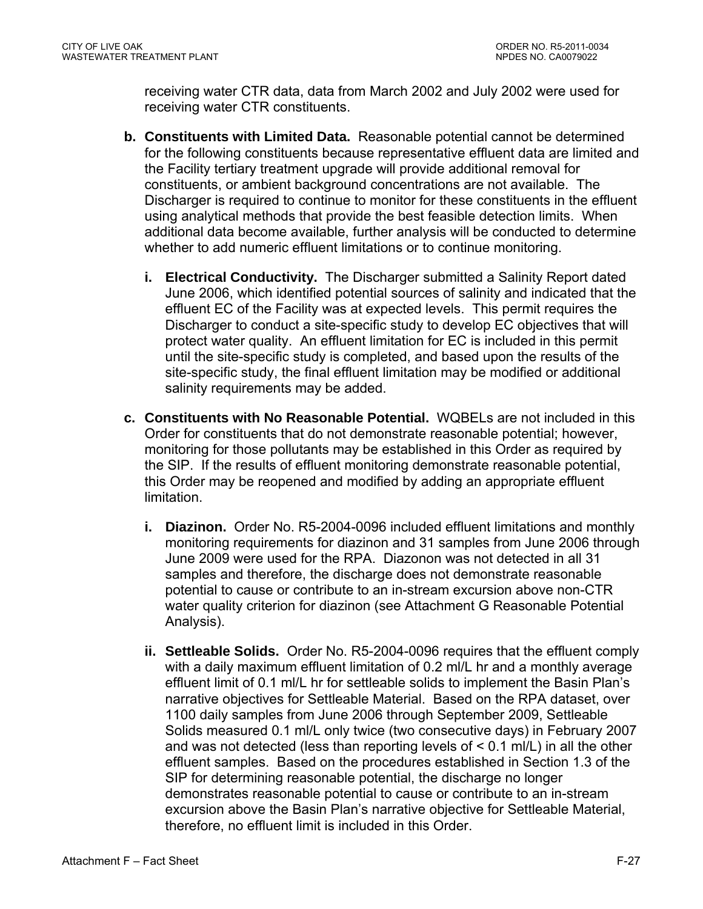receiving water CTR data, data from March 2002 and July 2002 were used for receiving water CTR constituents.

**b. Constituents with Limited Data.** Reasonable potential cannot be determined for the following constituents because representative effluent data are limited and the Facility tertiary treatment upgrade will provide additional removal for constituents, or ambient background concentrations are not available. The Discharger is required to continue to monitor for these constituents in the effluent using analytical methods that provide the best feasible detection limits. When additional data become available, further analysis will be conducted to determine whether to add numeric effluent limitations or to continue monitoring.

   **i. Electrical Conductivity.** The Discharger submitted a Salinity Report dated June 2006, which identified potential sources of salinity and indicated that the effluent EC of the Facility was at expected levels. This permit requires the Discharger to conduct a site-specific study to develop EC objectives that will protect water quality. An effluent limitation for EC is included in this permit until the site-specific study is completed, and based upon the results of the site-specific study, the final effluent limitation may be modified or additional salinity requirements may be added.

**c. Constituents with No Reasonable Potential.** WQBELs are not included in this Order for constituents that do not demonstrate reasonable potential; however, monitoring for those pollutants may be established in this Order as required by the SIP. If the results of effluent monitoring demonstrate reasonable potential, this Order may be reopened and modified by adding an appropriate effluent limitation.

   **i. Diazinon.** Order No. R5-2004-0096 included effluent limitations and monthly monitoring requirements for diazinon and 31 samples from June 2006 through June 2009 were used for the RPA. Diazonon was not detected in all 31 samples and therefore, the discharge does not demonstrate reasonable potential to cause or contribute to an in-stream excursion above non-CTR water quality criterion for diazinon (see Attachment G Reasonable Potential Analysis).

   **ii. Settleable Solids.** Order No. R5-2004-0096 requires that the effluent comply with a daily maximum effluent limitation of 0.2 ml/L hr and a monthly average effluent limit of 0.1 ml/L hr for settleable solids to implement the Basin Plan's narrative objectives for Settleable Material. Based on the RPA dataset, over 1100 daily samples from June 2006 through September 2009, Settleable Solids measured 0.1 ml/L only twice (two consecutive days) in February 2007 and was not detected (less than reporting levels of < 0.1 ml/L) in all the other effluent samples. Based on the procedures established in Section 1.3 of the SIP for determining reasonable potential, the discharge no longer demonstrates reasonable potential to cause or contribute to an in-stream excursion above the Basin Plan's narrative objective for Settleable Material, therefore, no effluent limit is included in this Order.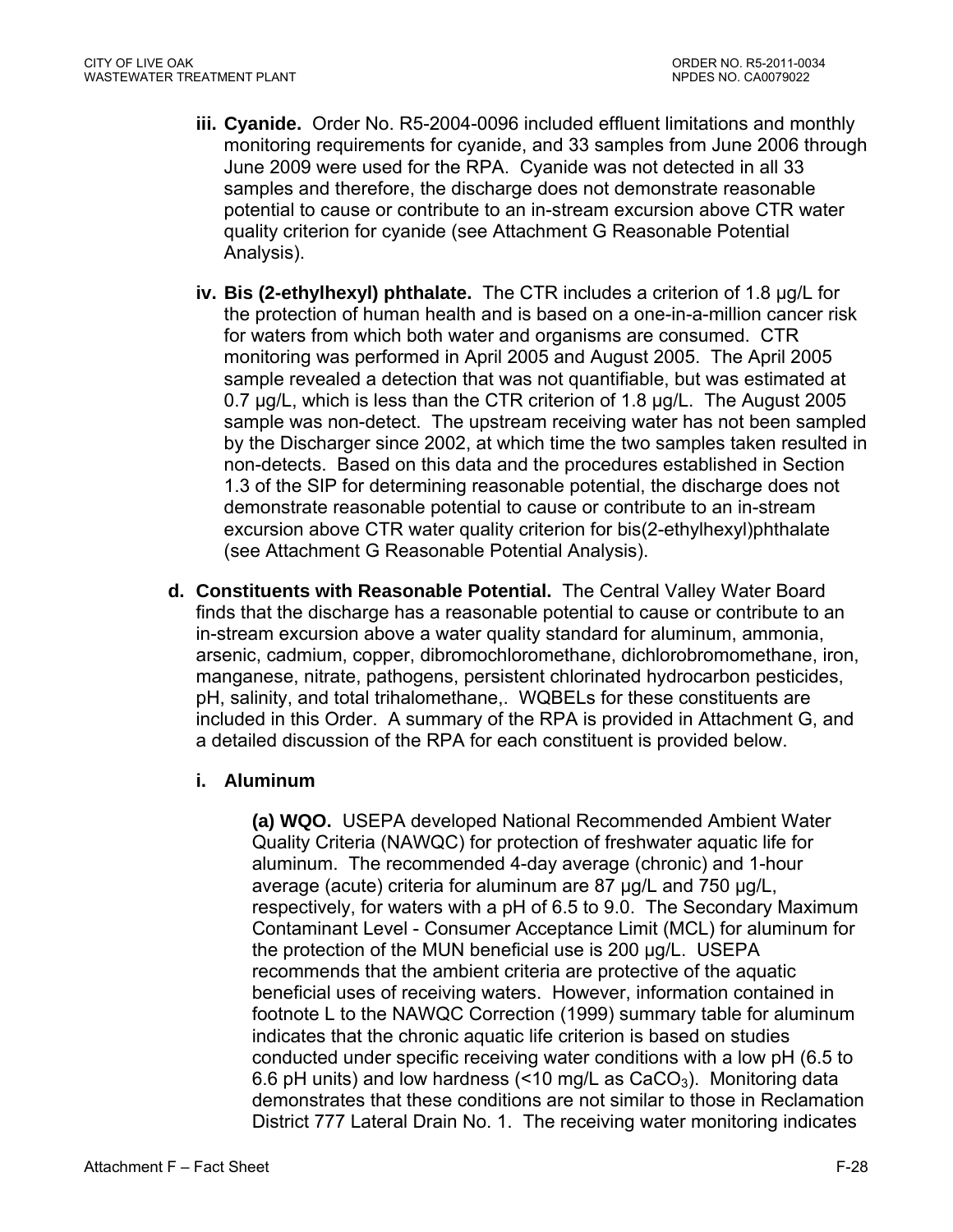iii. **Cyanide.** Order No. R5-2004-0096 included effluent limitations and monthly monitoring requirements for cyanide, and 33 samples from June 2006 through June 2009 were used for the RPA. Cyanide was not detected in all 33 samples and therefore, the discharge does not demonstrate reasonable potential to cause or contribute to an in-stream excursion above CTR water quality criterion for cyanide (see Attachment G Reasonable Potential Analysis).

iv. **Bis (2-ethylhexyl) phthalate.** The CTR includes a criterion of 1.8 µg/L for the protection of human health and is based on a one-in-a-million cancer risk for waters from which both water and organisms are consumed. CTR monitoring was performed in April 2005 and August 2005. The April 2005 sample revealed a detection that was not quantifiable, but was estimated at 0.7 µg/L, which is less than the CTR criterion of 1.8 µg/L. The August 2005 sample was non-detect. The upstream receiving water has not been sampled by the Discharger since 2002, at which time the two samples taken resulted in non-detects. Based on this data and the procedures established in Section 1.3 of the SIP for determining reasonable potential, the discharge does not demonstrate reasonable potential to cause or contribute to an in-stream excursion above CTR water quality criterion for bis(2-ethylhexyl)phthalate (see Attachment G Reasonable Potential Analysis).

d. **Constituents with Reasonable Potential.** The Central Valley Water Board finds that the discharge has a reasonable potential to cause or contribute to an in-stream excursion above a water quality standard for aluminum, ammonia, arsenic, cadmium, copper, dibromochloromethane, dichlorobromomethane, iron, manganese, nitrate, pathogens, persistent chlorinated hydrocarbon pesticides, pH, salinity, and total trihalomethane,. WQBELs for these constituents are included in this Order. A summary of the RPA is provided in Attachment G, and a detailed discussion of the RPA for each constituent is provided below.

i. **Aluminum**

**(a) WQO.** USEPA developed National Recommended Ambient Water Quality Criteria (NAWQC) for protection of freshwater aquatic life for aluminum. The recommended 4-day average (chronic) and 1-hour average (acute) criteria for aluminum are 87 µg/L and 750 µg/L, respectively, for waters with a pH of 6.5 to 9.0. The Secondary Maximum Contaminant Level - Consumer Acceptance Limit (MCL) for aluminum for the protection of the MUN beneficial use is 200 µg/L. USEPA recommends that the ambient criteria are protective of the aquatic beneficial uses of receiving waters. However, information contained in footnote L to the NAWQC Correction (1999) summary table for aluminum indicates that the chronic aquatic life criterion is based on studies conducted under specific receiving water conditions with a low pH (6.5 to 6.6 pH units) and low hardness (<10 mg/L as $CaCO_3$). Monitoring data demonstrates that these conditions are not similar to those in Reclamation District 777 Lateral Drain No. 1. The receiving water monitoring indicates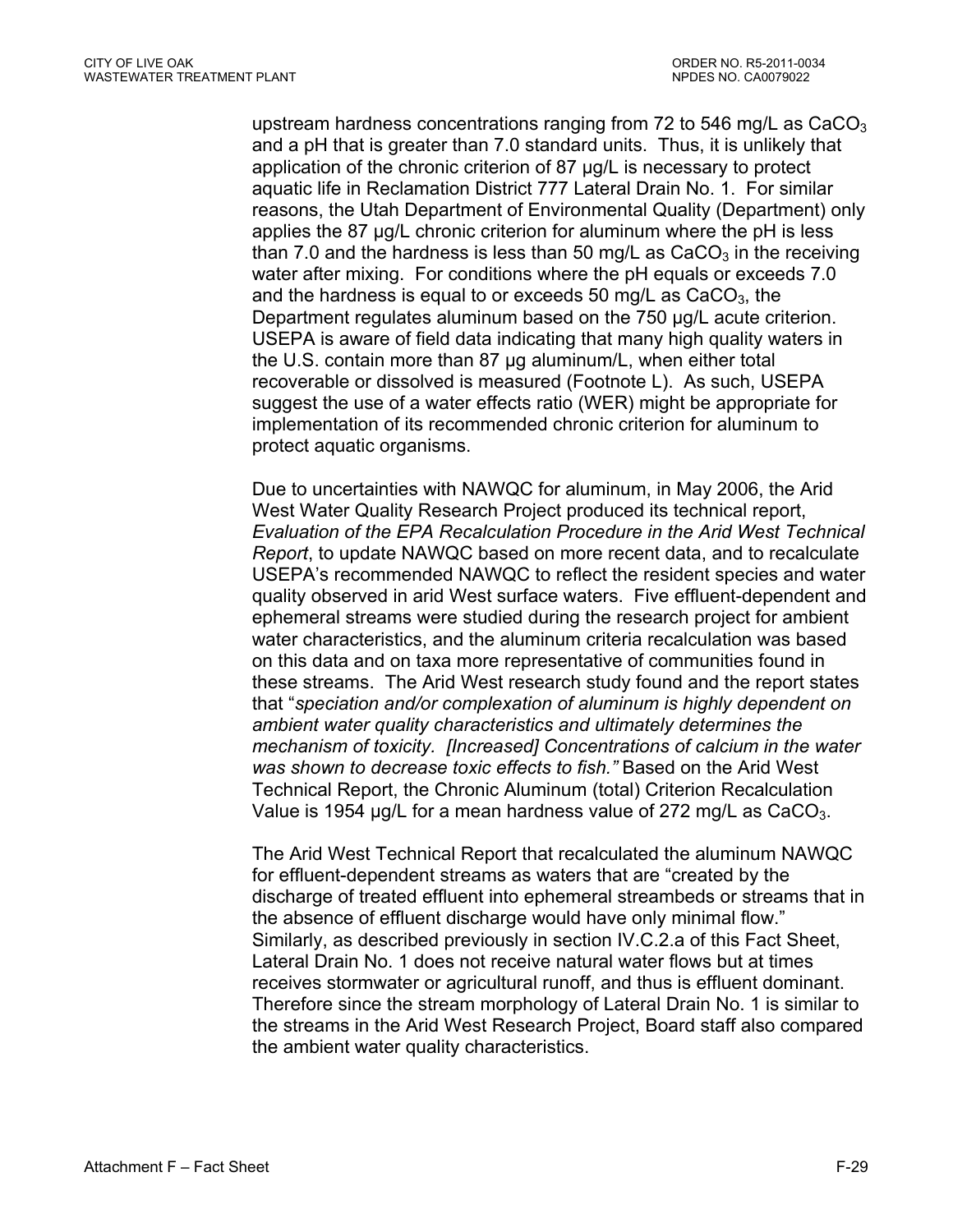upstream hardness concentrations ranging from 72 to 546 mg/L as $CaCO_3$ and a pH that is greater than 7.0 standard units. Thus, it is unlikely that application of the chronic criterion of 87 µg/L is necessary to protect aquatic life in Reclamation District 777 Lateral Drain No. 1. For similar reasons, the Utah Department of Environmental Quality (Department) only applies the 87 µg/L chronic criterion for aluminum where the pH is less than 7.0 and the hardness is less than 50 mg/L as $CaCO_3$ in the receiving water after mixing. For conditions where the pH equals or exceeds 7.0 and the hardness is equal to or exceeds 50 mg/L as $CaCO_3$, the Department regulates aluminum based on the 750 µg/L acute criterion. USEPA is aware of field data indicating that many high quality waters in the U.S. contain more than 87 µg aluminum/L, when either total recoverable or dissolved is measured (Footnote L). As such, USEPA suggest the use of a water effects ratio (WER) might be appropriate for implementation of its recommended chronic criterion for aluminum to protect aquatic organisms.

Due to uncertainties with NAWQC for aluminum, in May 2006, the Arid West Water Quality Research Project produced its technical report, *Evaluation of the EPA Recalculation Procedure in the Arid West Technical Report*, to update NAWQC based on more recent data, and to recalculate USEPA's recommended NAWQC to reflect the resident species and water quality observed in arid West surface waters. Five effluent-dependent and ephemeral streams were studied during the research project for ambient water characteristics, and the aluminum criteria recalculation was based on this data and on taxa more representative of communities found in these streams. The Arid West research study found and the report states that "*speciation and/or complexation of aluminum is highly dependent on ambient water quality characteristics and ultimately determines the mechanism of toxicity. [Increased] Concentrations of calcium in the water was shown to decrease toxic effects to fish."* Based on the Arid West Technical Report, the Chronic Aluminum (total) Criterion Recalculation Value is 1954 µg/L for a mean hardness value of 272 mg/L as $CaCO_3$.

The Arid West Technical Report that recalculated the aluminum NAWQC for effluent-dependent streams as waters that are "created by the discharge of treated effluent into ephemeral streambeds or streams that in the absence of effluent discharge would have only minimal flow." Similarly, as described previously in section IV.C.2.a of this Fact Sheet, Lateral Drain No. 1 does not receive natural water flows but at times receives stormwater or agricultural runoff, and thus is effluent dominant. Therefore since the stream morphology of Lateral Drain No. 1 is similar to the streams in the Arid West Research Project, Board staff also compared the ambient water quality characteristics.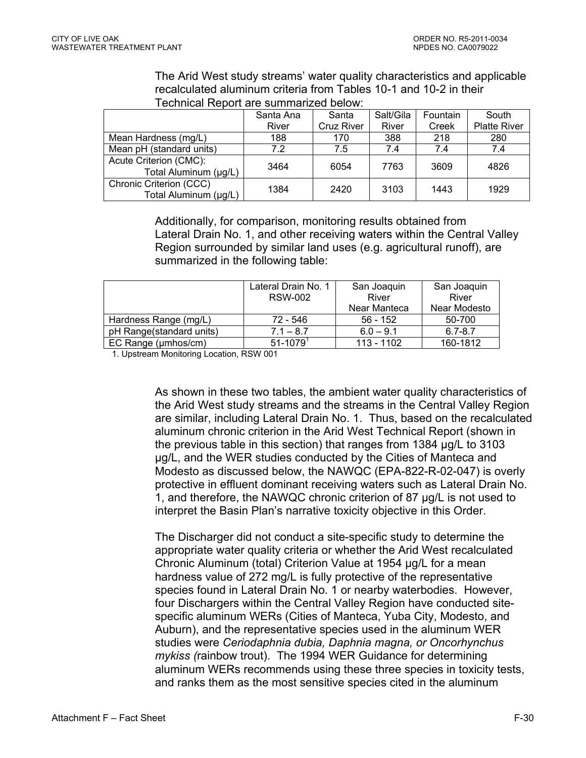The Arid West study streams' water quality characteristics and applicable recalculated aluminum criteria from Tables 10-1 and 10-2 in their Technical Report are summarized below:

| | Santa Ana River | Santa Cruz River | Salt/Gila River | Fountain Creek | South Platte River |
|---|---|---|---|---|---|
| Mean Hardness (mg/L) | 188 | 170 | 388 | 218 | 280 |
| Mean pH (standard units) | 7.2 | 7.5 | 7.4 | 7.4 | 7.4 |
| Acute Criterion (CMC): Total Aluminum (µg/L) | 3464 | 6054 | 7763 | 3609 | 4826 |
| Chronic Criterion (CCC) Total Aluminum (µg/L) | 1384 | 2420 | 3103 | 1443 | 1929 |

Additionally, for comparison, monitoring results obtained from Lateral Drain No. 1, and other receiving waters within the Central Valley Region surrounded by similar land uses (e.g. agricultural runoff), are summarized in the following table:

| | Lateral Drain No. 1 RSW-002 | San Joaquin River Near Manteca | San Joaquin River Near Modesto |
|---|---|---|---|
| Hardness Range (mg/L) | 72 - 546 | 56 - 152 | 50-700 |
| pH Range(standard units) | 7.1 – 8.7 | 6.0 – 9.1 | 6.7-8.7 |
| EC Range (µmhos/cm) | 51-1079[1] | 113 - 1102 | 160-1812 |

1. Upstream Monitoring Location, RSW 001

As shown in these two tables, the ambient water quality characteristics of the Arid West study streams and the streams in the Central Valley Region are similar, including Lateral Drain No. 1. Thus, based on the recalculated aluminum chronic criterion in the Arid West Technical Report (shown in the previous table in this section) that ranges from 1384 µg/L to 3103 µg/L, and the WER studies conducted by the Cities of Manteca and Modesto as discussed below, the NAWQC (EPA-822-R-02-047) is overly protective in effluent dominant receiving waters such as Lateral Drain No. 1, and therefore, the NAWQC chronic criterion of 87 µg/L is not used to interpret the Basin Plan's narrative toxicity objective in this Order.

The Discharger did not conduct a site-specific study to determine the appropriate water quality criteria or whether the Arid West recalculated Chronic Aluminum (total) Criterion Value at 1954 µg/L for a mean hardness value of 272 mg/L is fully protective of the representative species found in Lateral Drain No. 1 or nearby waterbodies. However, four Dischargers within the Central Valley Region have conducted site-specific aluminum WERs (Cities of Manteca, Yuba City, Modesto, and Auburn), and the representative species used in the aluminum WER studies were *Ceriodaphnia dubia, Daphnia magna, or Oncorhynchus mykiss (*rainbow trout). The 1994 WER Guidance for determining aluminum WERs recommends using these three species in toxicity tests, and ranks them as the most sensitive species cited in the aluminum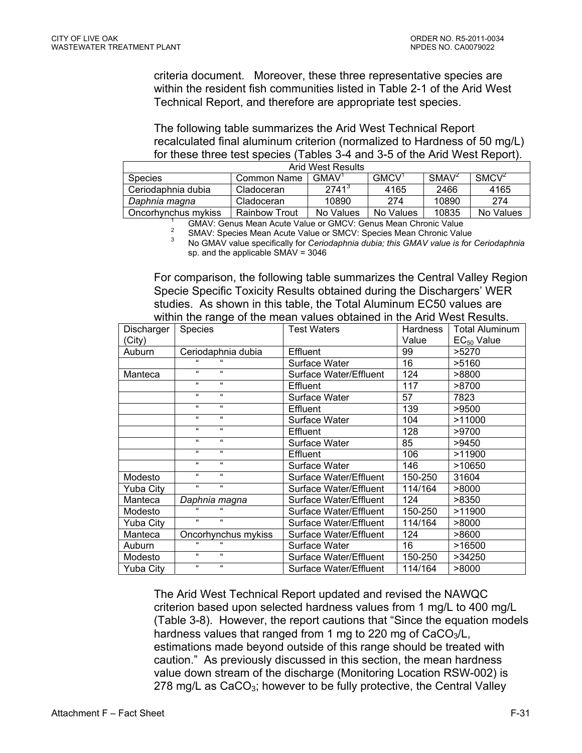criteria document. Moreover, these three representative species are within the resident fish communities listed in Table 2-1 of the Arid West Technical Report, and therefore are appropriate test species.

The following table summarizes the Arid West Technical Report recalculated final aluminum criterion (normalized to Hardness of 50 mg/L) for these three test species (Tables 3-4 and 3-5 of the Arid West Report).

| Arid West Results | | | | | |
|---|---|---|---|---|---|
| Species | Common Name | GMAV[1] | GMCV[1] | SMAV[2] | SMCV[2] |
| Ceriodaphnia dubia | Cladoceran | 2741[3] | 4165 | 2466 | 4165 |
| *Daphnia magna* | Cladoceran | 10890 | 274 | 10890 | 274 |
| Oncorhynchus mykiss | Rainbow Trout | No Values | No Values | 10835 | No Values |

[1] GMAV: Genus Mean Acute Value or GMCV: Genus Mean Chronic Value

[2] SMAV: Species Mean Acute Value or SMCV: Species Mean Chronic Value

[3] No GMAV value specifically for *Ceriodaphnia dubia; this GMAV value is* for *Ceriodaphnia* sp. and the applicable SMAV = 3046

For comparison, the following table summarizes the Central Valley Region Specie Specific Toxicity Results obtained during the Dischargers' WER studies. As shown in this table, the Total Aluminum EC50 values are within the range of the mean values obtained in the Arid West Results.

| Discharger (City) | Species | Test Waters | Hardness Value | Total Aluminum $EC_{50}$ Value |
|---|---|---|---|---|
| Auburn | Ceriodaphnia dubia | Effluent | 99 | >5270 |
| | " " | Surface Water | 16 | >5160 |
| Manteca | " " | Surface Water/Effluent | 124 | >8800 |
| | " " | Effluent | 117 | >8700 |
| | " " | Surface Water | 57 | 7823 |
| | " " | Effluent | 139 | >9500 |
| | " " | Surface Water | 104 | >11000 |
| | " " | Effluent | 128 | >9700 |
| | " " | Surface Water | 85 | >9450 |
| | " " | Effluent | 106 | >11900 |
| | " " | Surface Water | 146 | >10650 |
| Modesto | " " | Surface Water/Effluent | 150-250 | 31604 |
| Yuba City | " " | Surface Water/Effluent | 114/164 | >8000 |
| Manteca | *Daphnia magna* | Surface Water/Effluent | 124 | >8350 |
| Modesto | " " | Surface Water/Effluent | 150-250 | >11900 |
| Yuba City | " " | Surface Water/Effluent | 114/164 | >8000 |
| Manteca | Oncorhynchus mykiss | Surface Water/Effluent | 124 | >8600 |
| Auburn | " " | Surface Water | 16 | >16500 |
| Modesto | " " | Surface Water/Effluent | 150-250 | >34250 |
| Yuba City | " " | Surface Water/Effluent | 114/164 | >8000 |

The Arid West Technical Report updated and revised the NAWQC criterion based upon selected hardness values from 1 mg/L to 400 mg/L (Table 3-8). However, the report cautions that "Since the equation models hardness values that ranged from 1 mg to 220 mg of $CaCO_3$/L, estimations made beyond outside of this range should be treated with caution." As previously discussed in this section, the mean hardness value down stream of the discharge (Monitoring Location RSW-002) is 278 mg/L as $CaCO_3$; however to be fully protective, the Central Valley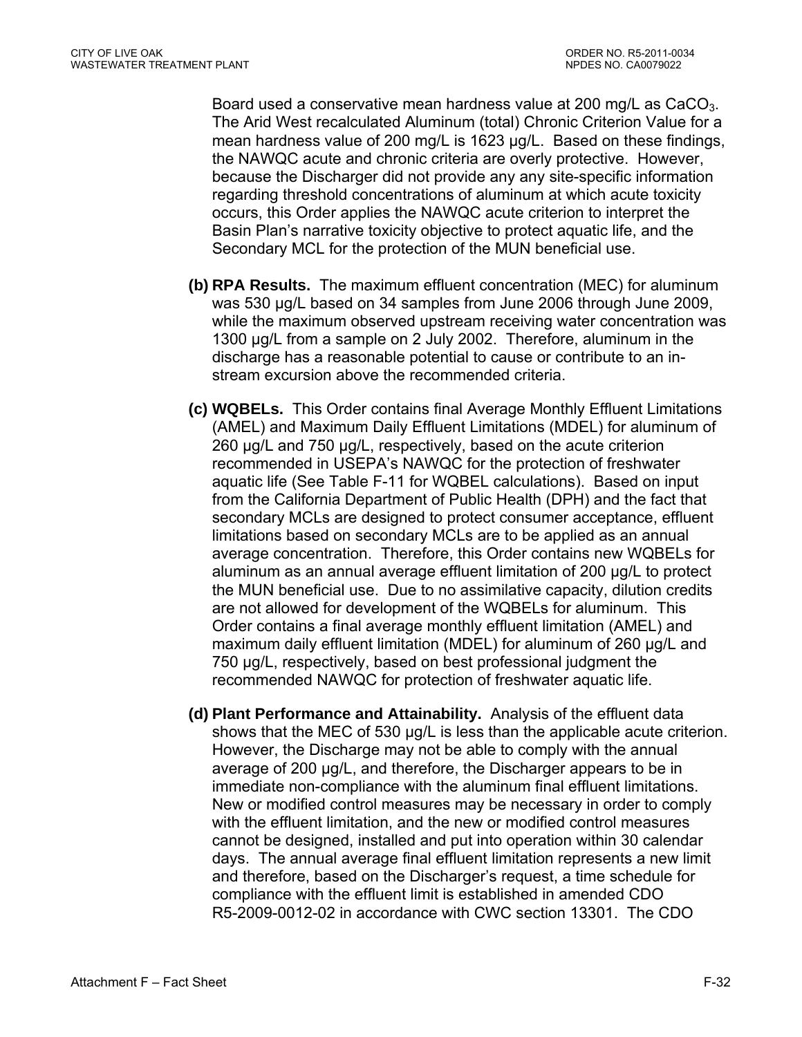Board used a conservative mean hardness value at 200 mg/L as $CaCO_3$. The Arid West recalculated Aluminum (total) Chronic Criterion Value for a mean hardness value of 200 mg/L is 1623 µg/L. Based on these findings, the NAWQC acute and chronic criteria are overly protective. However, because the Discharger did not provide any any site-specific information regarding threshold concentrations of aluminum at which acute toxicity occurs, this Order applies the NAWQC acute criterion to interpret the Basin Plan's narrative toxicity objective to protect aquatic life, and the Secondary MCL for the protection of the MUN beneficial use.

**(b) RPA Results.** The maximum effluent concentration (MEC) for aluminum was 530 µg/L based on 34 samples from June 2006 through June 2009, while the maximum observed upstream receiving water concentration was 1300 µg/L from a sample on 2 July 2002. Therefore, aluminum in the discharge has a reasonable potential to cause or contribute to an in-stream excursion above the recommended criteria.

**(c) WQBELs.** This Order contains final Average Monthly Effluent Limitations (AMEL) and Maximum Daily Effluent Limitations (MDEL) for aluminum of 260 µg/L and 750 µg/L, respectively, based on the acute criterion recommended in USEPA's NAWQC for the protection of freshwater aquatic life (See Table F-11 for WQBEL calculations). Based on input from the California Department of Public Health (DPH) and the fact that secondary MCLs are designed to protect consumer acceptance, effluent limitations based on secondary MCLs are to be applied as an annual average concentration. Therefore, this Order contains new WQBELs for aluminum as an annual average effluent limitation of 200 µg/L to protect the MUN beneficial use. Due to no assimilative capacity, dilution credits are not allowed for development of the WQBELs for aluminum. This Order contains a final average monthly effluent limitation (AMEL) and maximum daily effluent limitation (MDEL) for aluminum of 260 µg/L and 750 µg/L, respectively, based on best professional judgment the recommended NAWQC for protection of freshwater aquatic life.

**(d) Plant Performance and Attainability.** Analysis of the effluent data shows that the MEC of 530 µg/L is less than the applicable acute criterion. However, the Discharge may not be able to comply with the annual average of 200 µg/L, and therefore, the Discharger appears to be in immediate non-compliance with the aluminum final effluent limitations. New or modified control measures may be necessary in order to comply with the effluent limitation, and the new or modified control measures cannot be designed, installed and put into operation within 30 calendar days. The annual average final effluent limitation represents a new limit and therefore, based on the Discharger's request, a time schedule for compliance with the effluent limit is established in amended CDO R5-2009-0012-02 in accordance with CWC section 13301. The CDO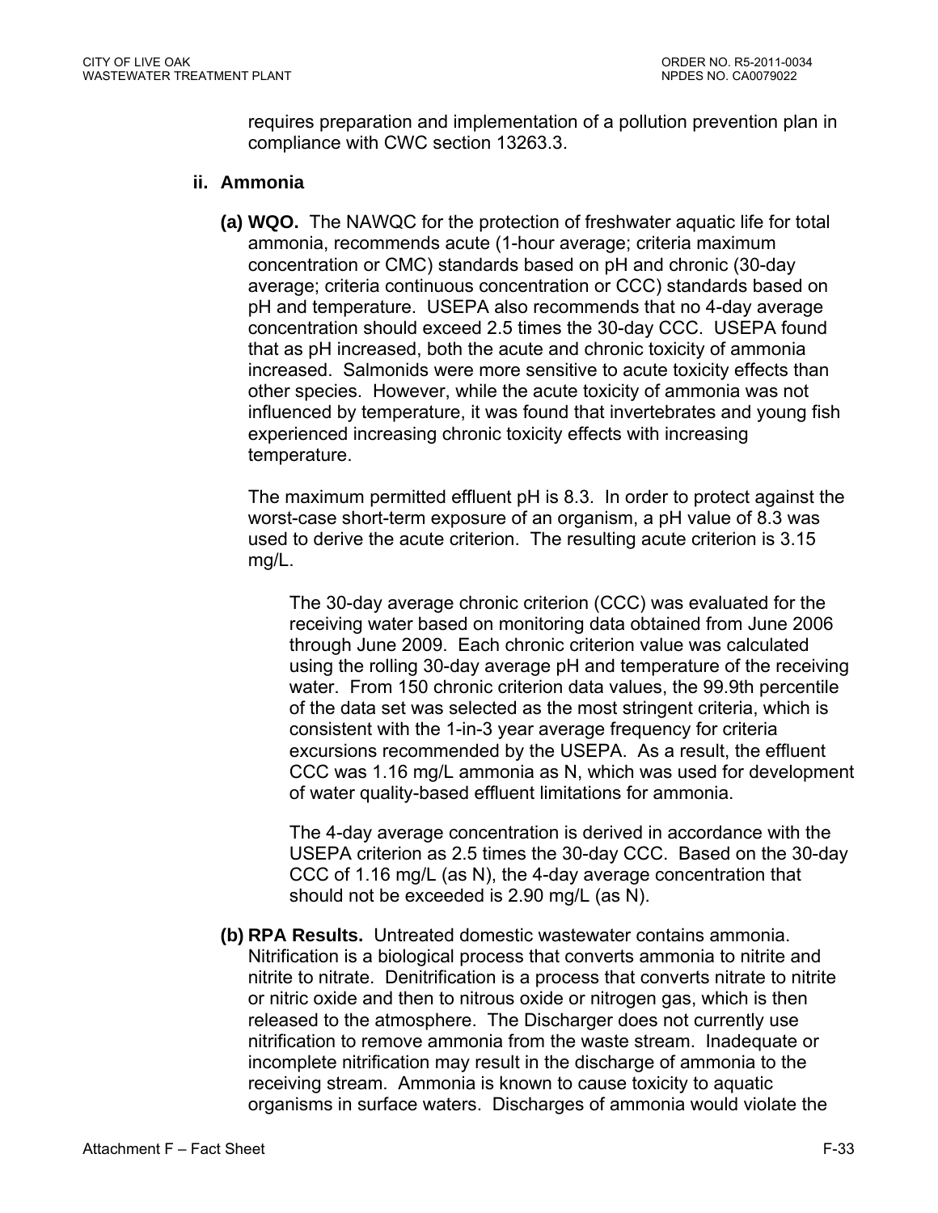requires preparation and implementation of a pollution prevention plan in compliance with CWC section 13263.3.

**ii. Ammonia**

**(a) WQO.** The NAWQC for the protection of freshwater aquatic life for total ammonia, recommends acute (1-hour average; criteria maximum concentration or CMC) standards based on pH and chronic (30-day average; criteria continuous concentration or CCC) standards based on pH and temperature. USEPA also recommends that no 4-day average concentration should exceed 2.5 times the 30-day CCC. USEPA found that as pH increased, both the acute and chronic toxicity of ammonia increased. Salmonids were more sensitive to acute toxicity effects than other species. However, while the acute toxicity of ammonia was not influenced by temperature, it was found that invertebrates and young fish experienced increasing chronic toxicity effects with increasing temperature.

The maximum permitted effluent pH is 8.3. In order to protect against the worst-case short-term exposure of an organism, a pH value of 8.3 was used to derive the acute criterion. The resulting acute criterion is 3.15 mg/L.

The 30-day average chronic criterion (CCC) was evaluated for the receiving water based on monitoring data obtained from June 2006 through June 2009. Each chronic criterion value was calculated using the rolling 30-day average pH and temperature of the receiving water. From 150 chronic criterion data values, the 99.9th percentile of the data set was selected as the most stringent criteria, which is consistent with the 1-in-3 year average frequency for criteria excursions recommended by the USEPA. As a result, the effluent CCC was 1.16 mg/L ammonia as N, which was used for development of water quality-based effluent limitations for ammonia.

The 4-day average concentration is derived in accordance with the USEPA criterion as 2.5 times the 30-day CCC. Based on the 30-day CCC of 1.16 mg/L (as N), the 4-day average concentration that should not be exceeded is 2.90 mg/L (as N).

**(b) RPA Results.** Untreated domestic wastewater contains ammonia. Nitrification is a biological process that converts ammonia to nitrite and nitrite to nitrate. Denitrification is a process that converts nitrate to nitrite or nitric oxide and then to nitrous oxide or nitrogen gas, which is then released to the atmosphere. The Discharger does not currently use nitrification to remove ammonia from the waste stream. Inadequate or incomplete nitrification may result in the discharge of ammonia to the receiving stream. Ammonia is known to cause toxicity to aquatic organisms in surface waters. Discharges of ammonia would violate the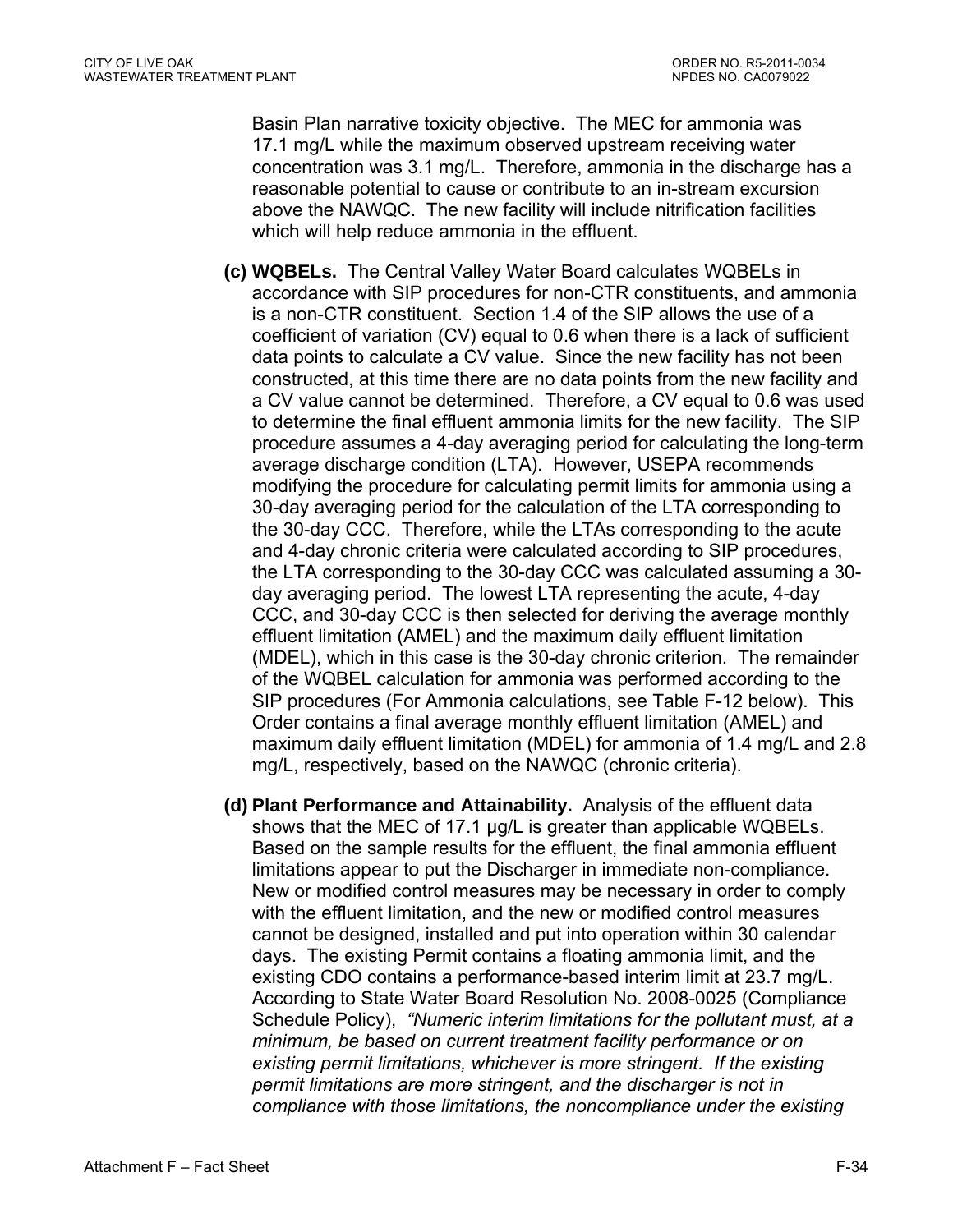Basin Plan narrative toxicity objective. The MEC for ammonia was 17.1 mg/L while the maximum observed upstream receiving water concentration was 3.1 mg/L. Therefore, ammonia in the discharge has a reasonable potential to cause or contribute to an in-stream excursion above the NAWQC. The new facility will include nitrification facilities which will help reduce ammonia in the effluent.

**(c) WQBELs.** The Central Valley Water Board calculates WQBELs in accordance with SIP procedures for non-CTR constituents, and ammonia is a non-CTR constituent. Section 1.4 of the SIP allows the use of a coefficient of variation (CV) equal to 0.6 when there is a lack of sufficient data points to calculate a CV value. Since the new facility has not been constructed, at this time there are no data points from the new facility and a CV value cannot be determined. Therefore, a CV equal to 0.6 was used to determine the final effluent ammonia limits for the new facility. The SIP procedure assumes a 4-day averaging period for calculating the long-term average discharge condition (LTA). However, USEPA recommends modifying the procedure for calculating permit limits for ammonia using a 30-day averaging period for the calculation of the LTA corresponding to the 30-day CCC. Therefore, while the LTAs corresponding to the acute and 4-day chronic criteria were calculated according to SIP procedures, the LTA corresponding to the 30-day CCC was calculated assuming a 30-day averaging period. The lowest LTA representing the acute, 4-day CCC, and 30-day CCC is then selected for deriving the average monthly effluent limitation (AMEL) and the maximum daily effluent limitation (MDEL), which in this case is the 30-day chronic criterion. The remainder of the WQBEL calculation for ammonia was performed according to the SIP procedures (For Ammonia calculations, see Table F-12 below). This Order contains a final average monthly effluent limitation (AMEL) and maximum daily effluent limitation (MDEL) for ammonia of 1.4 mg/L and 2.8 mg/L, respectively, based on the NAWQC (chronic criteria).

**(d) Plant Performance and Attainability.** Analysis of the effluent data shows that the MEC of 17.1 µg/L is greater than applicable WQBELs. Based on the sample results for the effluent, the final ammonia effluent limitations appear to put the Discharger in immediate non-compliance. New or modified control measures may be necessary in order to comply with the effluent limitation, and the new or modified control measures cannot be designed, installed and put into operation within 30 calendar days. The existing Permit contains a floating ammonia limit, and the existing CDO contains a performance-based interim limit at 23.7 mg/L. According to State Water Board Resolution No. 2008-0025 (Compliance Schedule Policy), *"Numeric interim limitations for the pollutant must, at a minimum, be based on current treatment facility performance or on existing permit limitations, whichever is more stringent. If the existing permit limitations are more stringent, and the discharger is not in compliance with those limitations, the noncompliance under the existing*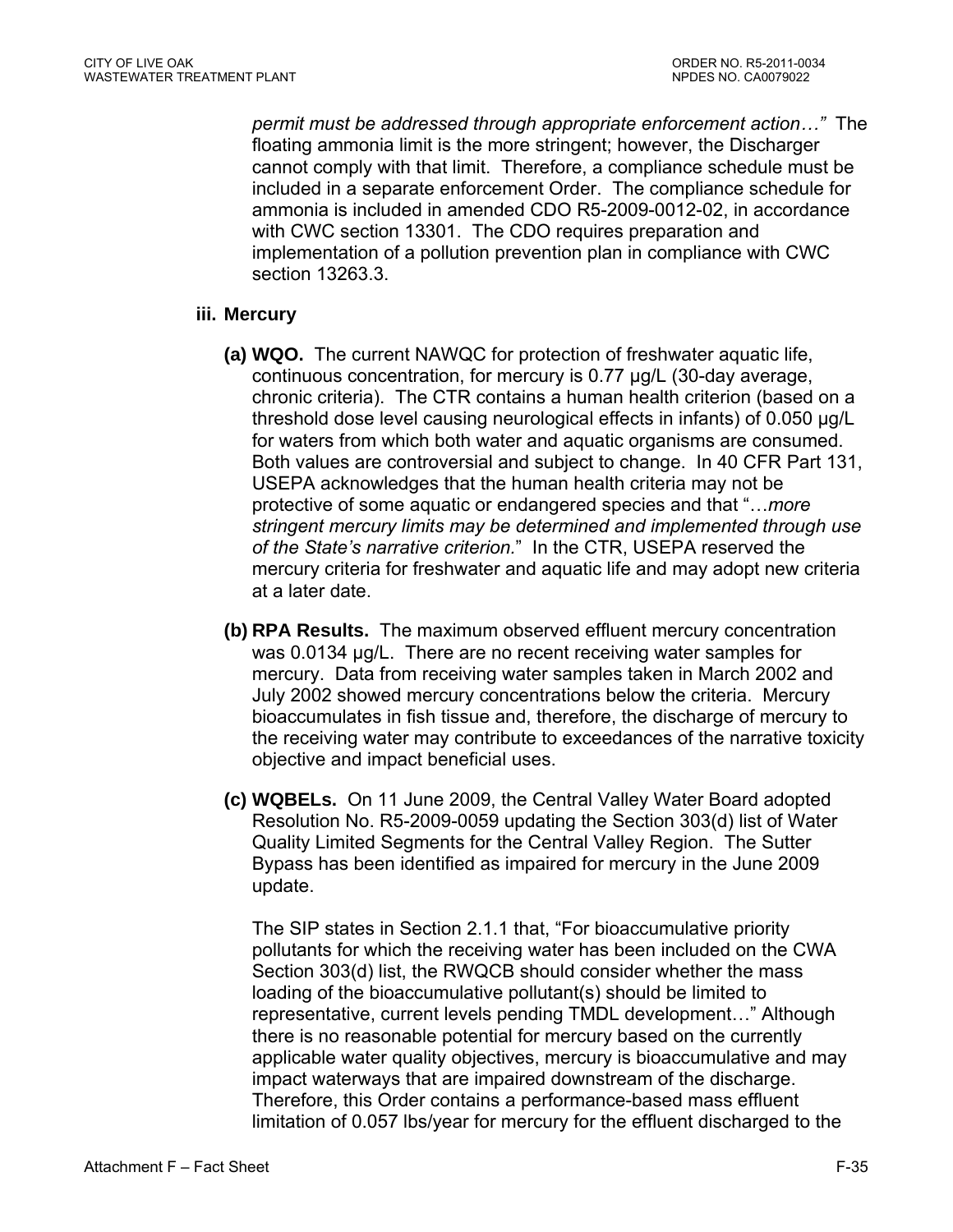*permit must be addressed through appropriate enforcement action…"* The floating ammonia limit is the more stringent; however, the Discharger cannot comply with that limit. Therefore, a compliance schedule must be included in a separate enforcement Order. The compliance schedule for ammonia is included in amended CDO R5-2009-0012-02, in accordance with CWC section 13301. The CDO requires preparation and implementation of a pollution prevention plan in compliance with CWC section 13263.3.

**iii. Mercury**

**(a) WQO.** The current NAWQC for protection of freshwater aquatic life, continuous concentration, for mercury is 0.77 µg/L (30-day average, chronic criteria). The CTR contains a human health criterion (based on a threshold dose level causing neurological effects in infants) of 0.050 µg/L for waters from which both water and aquatic organisms are consumed. Both values are controversial and subject to change. In 40 CFR Part 131, USEPA acknowledges that the human health criteria may not be protective of some aquatic or endangered species and that "…*more stringent mercury limits may be determined and implemented through use of the State's narrative criterion.*" In the CTR, USEPA reserved the mercury criteria for freshwater and aquatic life and may adopt new criteria at a later date.

**(b) RPA Results.** The maximum observed effluent mercury concentration was 0.0134 µg/L. There are no recent receiving water samples for mercury. Data from receiving water samples taken in March 2002 and July 2002 showed mercury concentrations below the criteria. Mercury bioaccumulates in fish tissue and, therefore, the discharge of mercury to the receiving water may contribute to exceedances of the narrative toxicity objective and impact beneficial uses.

**(c) WQBELs.** On 11 June 2009, the Central Valley Water Board adopted Resolution No. R5-2009-0059 updating the Section 303(d) list of Water Quality Limited Segments for the Central Valley Region. The Sutter Bypass has been identified as impaired for mercury in the June 2009 update.

The SIP states in Section 2.1.1 that, "For bioaccumulative priority pollutants for which the receiving water has been included on the CWA Section 303(d) list, the RWQCB should consider whether the mass loading of the bioaccumulative pollutant(s) should be limited to representative, current levels pending TMDL development…" Although there is no reasonable potential for mercury based on the currently applicable water quality objectives, mercury is bioaccumulative and may impact waterways that are impaired downstream of the discharge. Therefore, this Order contains a performance-based mass effluent limitation of 0.057 lbs/year for mercury for the effluent discharged to the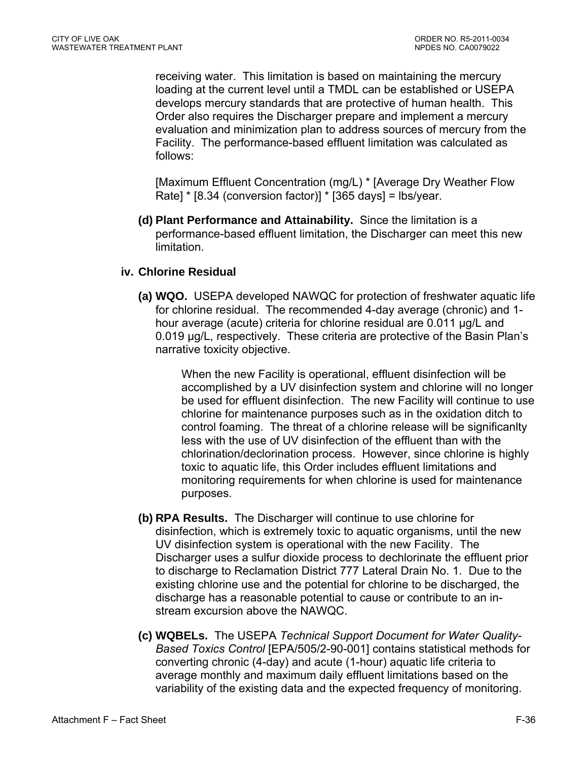receiving water. This limitation is based on maintaining the mercury loading at the current level until a TMDL can be established or USEPA develops mercury standards that are protective of human health. This Order also requires the Discharger prepare and implement a mercury evaluation and minimization plan to address sources of mercury from the Facility. The performance-based effluent limitation was calculated as follows:

[Maximum Effluent Concentration (mg/L) * [Average Dry Weather Flow Rate] * [8.34 (conversion factor)] * [365 days] = lbs/year.

**(d) Plant Performance and Attainability.** Since the limitation is a performance-based effluent limitation, the Discharger can meet this new limitation.

**iv. Chlorine Residual**

**(a) WQO.** USEPA developed NAWQC for protection of freshwater aquatic life for chlorine residual. The recommended 4-day average (chronic) and 1-hour average (acute) criteria for chlorine residual are 0.011 µg/L and 0.019 µg/L, respectively. These criteria are protective of the Basin Plan's narrative toxicity objective.

When the new Facility is operational, effluent disinfection will be accomplished by a UV disinfection system and chlorine will no longer be used for effluent disinfection. The new Facility will continue to use chlorine for maintenance purposes such as in the oxidation ditch to control foaming. The threat of a chlorine release will be significanlty less with the use of UV disinfection of the effluent than with the chlorination/declorination process. However, since chlorine is highly toxic to aquatic life, this Order includes effluent limitations and monitoring requirements for when chlorine is used for maintenance purposes.

**(b) RPA Results.** The Discharger will continue to use chlorine for disinfection, which is extremely toxic to aquatic organisms, until the new UV disinfection system is operational with the new Facility. The Discharger uses a sulfur dioxide process to dechlorinate the effluent prior to discharge to Reclamation District 777 Lateral Drain No. 1. Due to the existing chlorine use and the potential for chlorine to be discharged, the discharge has a reasonable potential to cause or contribute to an in-stream excursion above the NAWQC.

**(c) WQBELs.** The USEPA *Technical Support Document for Water Quality-Based Toxics Control* [EPA/505/2-90-001] contains statistical methods for converting chronic (4-day) and acute (1-hour) aquatic life criteria to average monthly and maximum daily effluent limitations based on the variability of the existing data and the expected frequency of monitoring.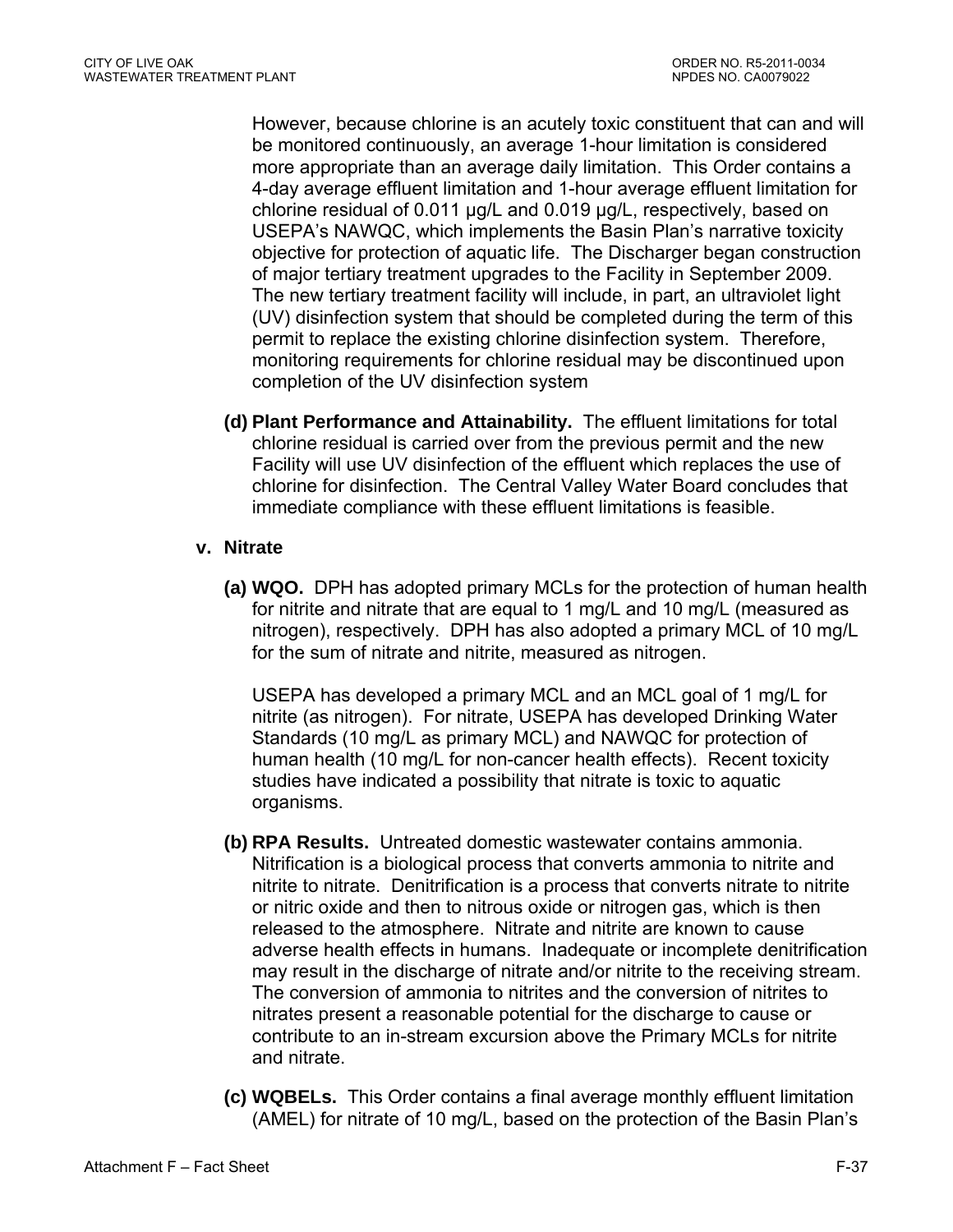However, because chlorine is an acutely toxic constituent that can and will be monitored continuously, an average 1-hour limitation is considered more appropriate than an average daily limitation. This Order contains a 4-day average effluent limitation and 1-hour average effluent limitation for chlorine residual of 0.011 µg/L and 0.019 µg/L, respectively, based on USEPA's NAWQC, which implements the Basin Plan's narrative toxicity objective for protection of aquatic life. The Discharger began construction of major tertiary treatment upgrades to the Facility in September 2009. The new tertiary treatment facility will include, in part, an ultraviolet light (UV) disinfection system that should be completed during the term of this permit to replace the existing chlorine disinfection system. Therefore, monitoring requirements for chlorine residual may be discontinued upon completion of the UV disinfection system

**(d) Plant Performance and Attainability.** The effluent limitations for total chlorine residual is carried over from the previous permit and the new Facility will use UV disinfection of the effluent which replaces the use of chlorine for disinfection. The Central Valley Water Board concludes that immediate compliance with these effluent limitations is feasible.

**v. Nitrate**

**(a) WQO.** DPH has adopted primary MCLs for the protection of human health for nitrite and nitrate that are equal to 1 mg/L and 10 mg/L (measured as nitrogen), respectively. DPH has also adopted a primary MCL of 10 mg/L for the sum of nitrate and nitrite, measured as nitrogen.

USEPA has developed a primary MCL and an MCL goal of 1 mg/L for nitrite (as nitrogen). For nitrate, USEPA has developed Drinking Water Standards (10 mg/L as primary MCL) and NAWQC for protection of human health (10 mg/L for non-cancer health effects). Recent toxicity studies have indicated a possibility that nitrate is toxic to aquatic organisms.

**(b) RPA Results.** Untreated domestic wastewater contains ammonia. Nitrification is a biological process that converts ammonia to nitrite and nitrite to nitrate. Denitrification is a process that converts nitrate to nitrite or nitric oxide and then to nitrous oxide or nitrogen gas, which is then released to the atmosphere. Nitrate and nitrite are known to cause adverse health effects in humans. Inadequate or incomplete denitrification may result in the discharge of nitrate and/or nitrite to the receiving stream. The conversion of ammonia to nitrites and the conversion of nitrites to nitrates present a reasonable potential for the discharge to cause or contribute to an in-stream excursion above the Primary MCLs for nitrite and nitrate.

**(c) WQBELs.** This Order contains a final average monthly effluent limitation (AMEL) for nitrate of 10 mg/L, based on the protection of the Basin Plan's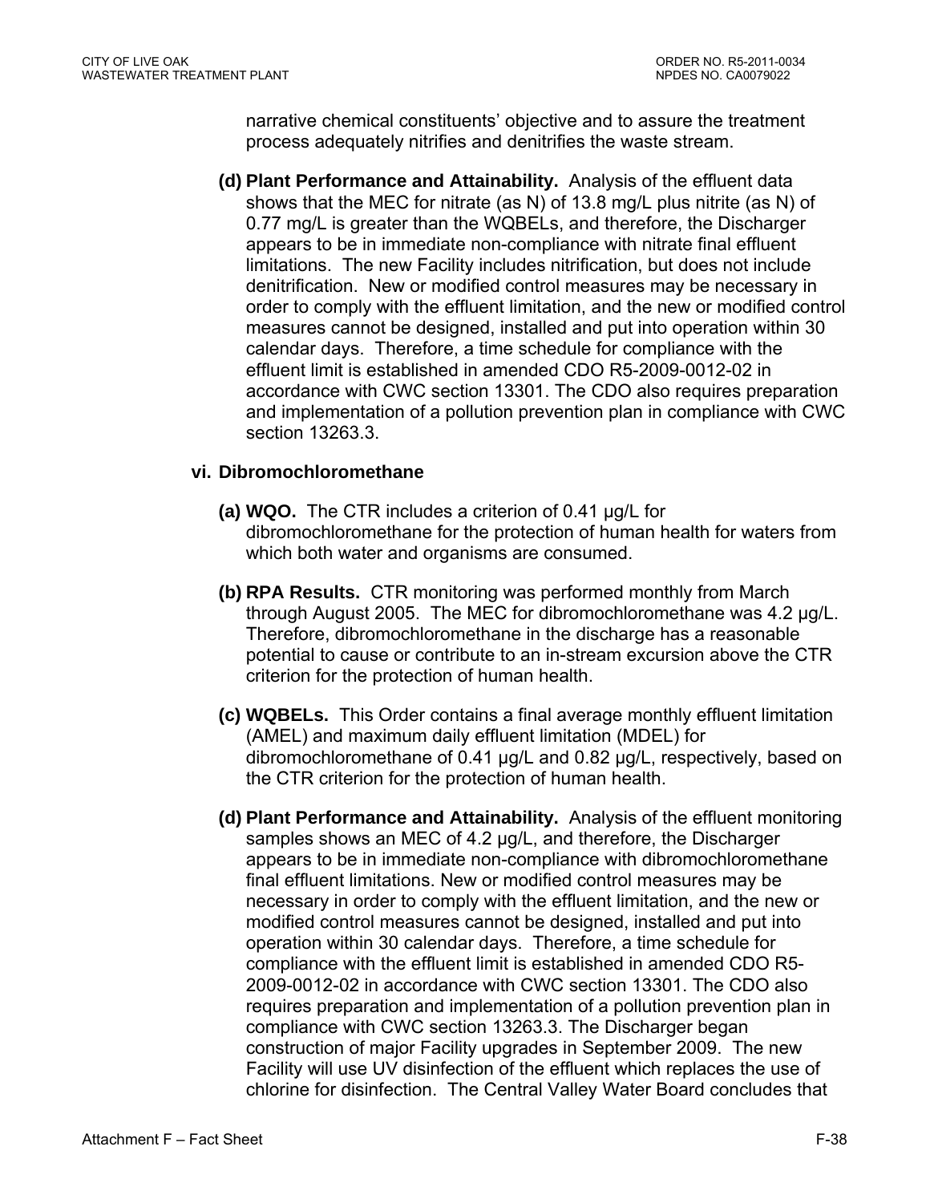narrative chemical constituents' objective and to assure the treatment process adequately nitrifies and denitrifies the waste stream.

**(d) Plant Performance and Attainability.** Analysis of the effluent data shows that the MEC for nitrate (as N) of 13.8 mg/L plus nitrite (as N) of 0.77 mg/L is greater than the WQBELs, and therefore, the Discharger appears to be in immediate non-compliance with nitrate final effluent limitations. The new Facility includes nitrification, but does not include denitrification. New or modified control measures may be necessary in order to comply with the effluent limitation, and the new or modified control measures cannot be designed, installed and put into operation within 30 calendar days. Therefore, a time schedule for compliance with the effluent limit is established in amended CDO R5-2009-0012-02 in accordance with CWC section 13301. The CDO also requires preparation and implementation of a pollution prevention plan in compliance with CWC section 13263.3.

**vi. Dibromochloromethane**

**(a) WQO.** The CTR includes a criterion of 0.41 µg/L for dibromochloromethane for the protection of human health for waters from which both water and organisms are consumed.

**(b) RPA Results.** CTR monitoring was performed monthly from March through August 2005. The MEC for dibromochloromethane was 4.2 µg/L. Therefore, dibromochloromethane in the discharge has a reasonable potential to cause or contribute to an in-stream excursion above the CTR criterion for the protection of human health.

**(c) WQBELs.** This Order contains a final average monthly effluent limitation (AMEL) and maximum daily effluent limitation (MDEL) for dibromochloromethane of 0.41 µg/L and 0.82 µg/L, respectively, based on the CTR criterion for the protection of human health.

**(d) Plant Performance and Attainability.** Analysis of the effluent monitoring samples shows an MEC of 4.2 µg/L, and therefore, the Discharger appears to be in immediate non-compliance with dibromochloromethane final effluent limitations. New or modified control measures may be necessary in order to comply with the effluent limitation, and the new or modified control measures cannot be designed, installed and put into operation within 30 calendar days. Therefore, a time schedule for compliance with the effluent limit is established in amended CDO R5-2009-0012-02 in accordance with CWC section 13301. The CDO also requires preparation and implementation of a pollution prevention plan in compliance with CWC section 13263.3. The Discharger began construction of major Facility upgrades in September 2009. The new Facility will use UV disinfection of the effluent which replaces the use of chlorine for disinfection. The Central Valley Water Board concludes that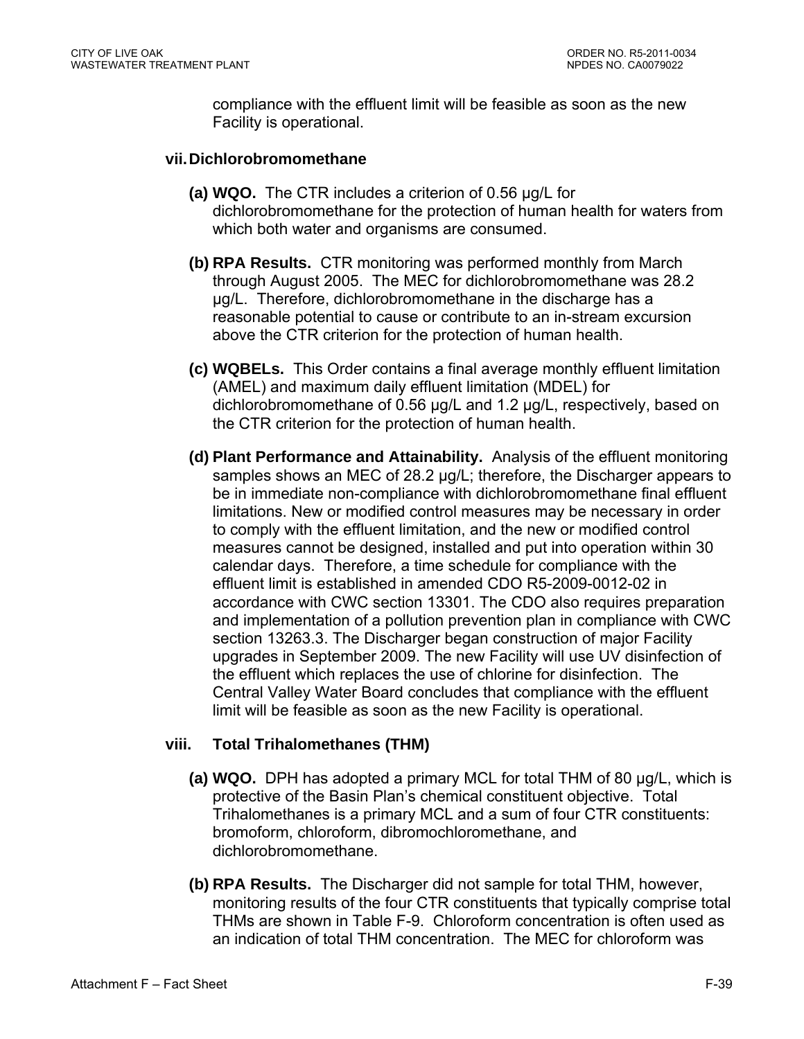compliance with the effluent limit will be feasible as soon as the new Facility is operational.

**vii. Dichlorobromomethane**

**(a) WQO.** The CTR includes a criterion of 0.56 µg/L for dichlorobromomethane for the protection of human health for waters from which both water and organisms are consumed.

**(b) RPA Results.** CTR monitoring was performed monthly from March through August 2005. The MEC for dichlorobromomethane was 28.2 µg/L. Therefore, dichlorobromomethane in the discharge has a reasonable potential to cause or contribute to an in-stream excursion above the CTR criterion for the protection of human health.

**(c) WQBELs.** This Order contains a final average monthly effluent limitation (AMEL) and maximum daily effluent limitation (MDEL) for dichlorobromomethane of 0.56 µg/L and 1.2 µg/L, respectively, based on the CTR criterion for the protection of human health.

**(d) Plant Performance and Attainability.** Analysis of the effluent monitoring samples shows an MEC of 28.2 µg/L; therefore, the Discharger appears to be in immediate non-compliance with dichlorobromomethane final effluent limitations. New or modified control measures may be necessary in order to comply with the effluent limitation, and the new or modified control measures cannot be designed, installed and put into operation within 30 calendar days. Therefore, a time schedule for compliance with the effluent limit is established in amended CDO R5-2009-0012-02 in accordance with CWC section 13301. The CDO also requires preparation and implementation of a pollution prevention plan in compliance with CWC section 13263.3. The Discharger began construction of major Facility upgrades in September 2009. The new Facility will use UV disinfection of the effluent which replaces the use of chlorine for disinfection. The Central Valley Water Board concludes that compliance with the effluent limit will be feasible as soon as the new Facility is operational.

**viii. Total Trihalomethanes (THM)**

**(a) WQO.** DPH has adopted a primary MCL for total THM of 80 µg/L, which is protective of the Basin Plan's chemical constituent objective. Total Trihalomethanes is a primary MCL and a sum of four CTR constituents: bromoform, chloroform, dibromochloromethane, and dichlorobromomethane.

**(b) RPA Results.** The Discharger did not sample for total THM, however, monitoring results of the four CTR constituents that typically comprise total THMs are shown in Table F-9. Chloroform concentration is often used as an indication of total THM concentration. The MEC for chloroform was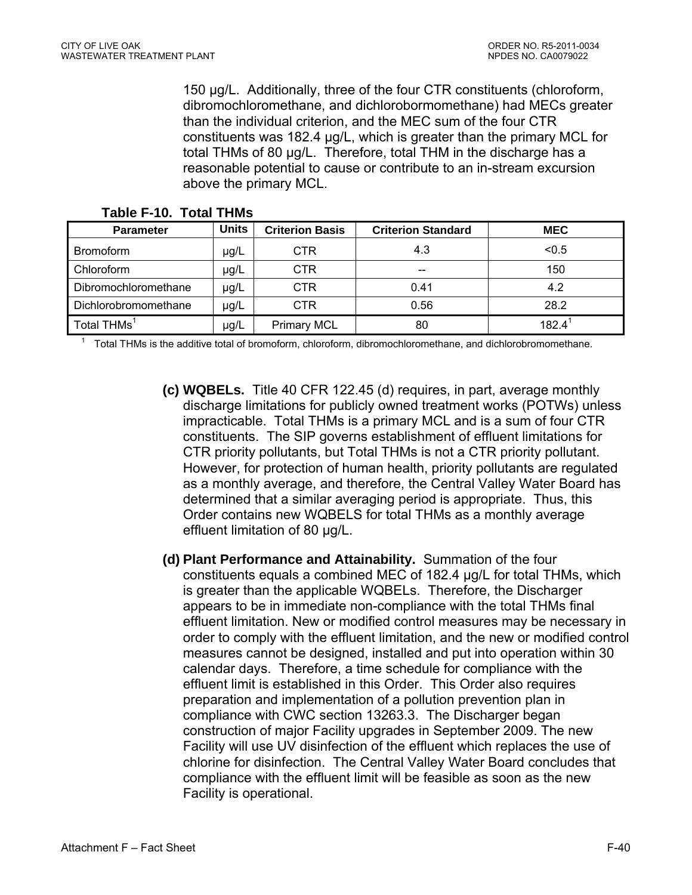150 µg/L. Additionally, three of the four CTR constituents (chloroform, dibromochloromethane, and dichlorobormomethane) had MECs greater than the individual criterion, and the MEC sum of the four CTR constituents was 182.4 µg/L, which is greater than the primary MCL for total THMs of 80 µg/L. Therefore, total THM in the discharge has a reasonable potential to cause or contribute to an in-stream excursion above the primary MCL.

**Table F-10. Total THMs**

| Parameter | Units | Criterion Basis | Criterion Standard | MEC |
|---|---|---|---|---|
| Bromoform | µg/L | CTR | 4.3 | <0.5 |
| Chloroform | µg/L | CTR | -- | 150 |
| Dibromochloromethane | µg/L | CTR | 0.41 | 4.2 |
| Dichlorobromomethane | µg/L | CTR | 0.56 | 28.2 |
| Total THMs[1] | µg/L | Primary MCL | 80 | 182.4[1] |

[1] Total THMs is the additive total of bromoform, chloroform, dibromochloromethane, and dichlorobromomethane.

**(c) WQBELs.** Title 40 CFR 122.45 (d) requires, in part, average monthly discharge limitations for publicly owned treatment works (POTWs) unless impracticable. Total THMs is a primary MCL and is a sum of four CTR constituents. The SIP governs establishment of effluent limitations for CTR priority pollutants, but Total THMs is not a CTR priority pollutant. However, for protection of human health, priority pollutants are regulated as a monthly average, and therefore, the Central Valley Water Board has determined that a similar averaging period is appropriate. Thus, this Order contains new WQBELS for total THMs as a monthly average effluent limitation of 80 µg/L.

**(d) Plant Performance and Attainability.** Summation of the four constituents equals a combined MEC of 182.4 µg/L for total THMs, which is greater than the applicable WQBELs. Therefore, the Discharger appears to be in immediate non-compliance with the total THMs final effluent limitation. New or modified control measures may be necessary in order to comply with the effluent limitation, and the new or modified control measures cannot be designed, installed and put into operation within 30 calendar days. Therefore, a time schedule for compliance with the effluent limit is established in this Order. This Order also requires preparation and implementation of a pollution prevention plan in compliance with CWC section 13263.3. The Discharger began construction of major Facility upgrades in September 2009. The new Facility will use UV disinfection of the effluent which replaces the use of chlorine for disinfection. The Central Valley Water Board concludes that compliance with the effluent limit will be feasible as soon as the new Facility is operational.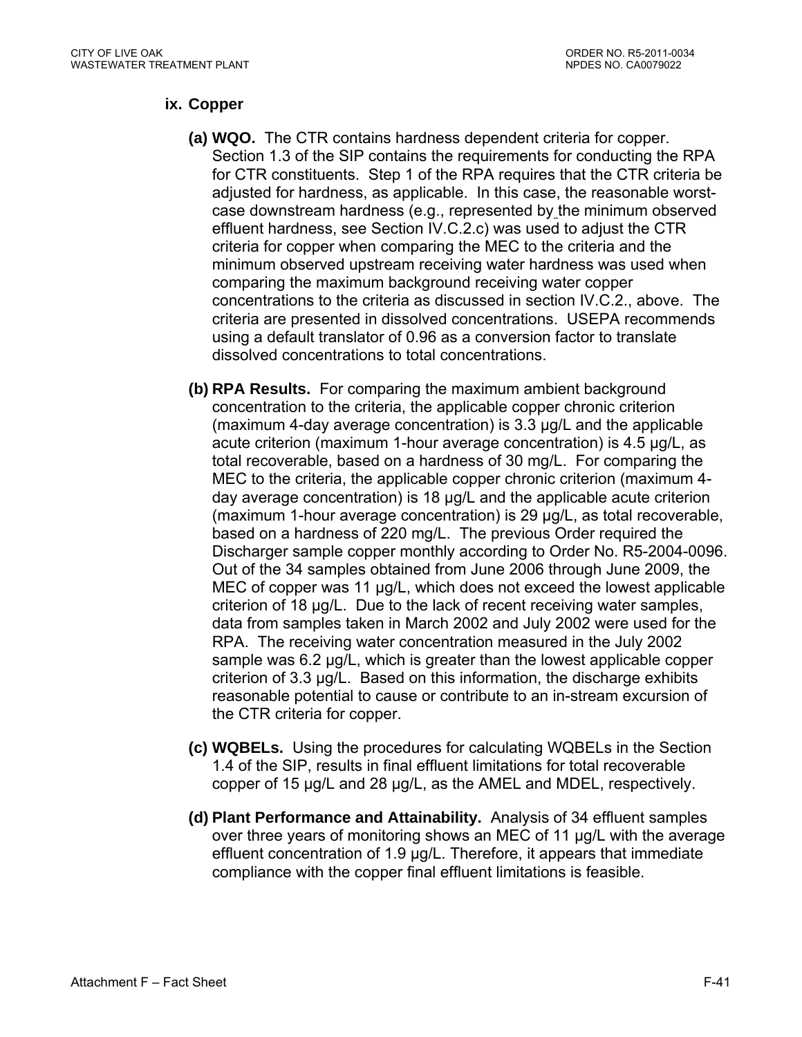### ix. Copper

**(a) WQO.** The CTR contains hardness dependent criteria for copper. Section 1.3 of the SIP contains the requirements for conducting the RPA for CTR constituents. Step 1 of the RPA requires that the CTR criteria be adjusted for hardness, as applicable. In this case, the reasonable worst-case downstream hardness (e.g., represented by the minimum observed effluent hardness, see Section IV.C.2.c) was used to adjust the CTR criteria for copper when comparing the MEC to the criteria and the minimum observed upstream receiving water hardness was used when comparing the maximum background receiving water copper concentrations to the criteria as discussed in section IV.C.2., above. The criteria are presented in dissolved concentrations. USEPA recommends using a default translator of 0.96 as a conversion factor to translate dissolved concentrations to total concentrations.

**(b) RPA Results.** For comparing the maximum ambient background concentration to the criteria, the applicable copper chronic criterion (maximum 4-day average concentration) is 3.3 µg/L and the applicable acute criterion (maximum 1-hour average concentration) is 4.5 µg/L, as total recoverable, based on a hardness of 30 mg/L. For comparing the MEC to the criteria, the applicable copper chronic criterion (maximum 4-day average concentration) is 18 µg/L and the applicable acute criterion (maximum 1-hour average concentration) is 29 µg/L, as total recoverable, based on a hardness of 220 mg/L. The previous Order required the Discharger sample copper monthly according to Order No. R5-2004-0096. Out of the 34 samples obtained from June 2006 through June 2009, the MEC of copper was 11 µg/L, which does not exceed the lowest applicable criterion of 18 µg/L. Due to the lack of recent receiving water samples, data from samples taken in March 2002 and July 2002 were used for the RPA. The receiving water concentration measured in the July 2002 sample was 6.2 µg/L, which is greater than the lowest applicable copper criterion of 3.3 µg/L. Based on this information, the discharge exhibits reasonable potential to cause or contribute to an in-stream excursion of the CTR criteria for copper.

**(c) WQBELs.** Using the procedures for calculating WQBELs in the Section 1.4 of the SIP, results in final effluent limitations for total recoverable copper of 15 µg/L and 28 µg/L, as the AMEL and MDEL, respectively.

**(d) Plant Performance and Attainability.** Analysis of 34 effluent samples over three years of monitoring shows an MEC of 11 µg/L with the average effluent concentration of 1.9 µg/L. Therefore, it appears that immediate compliance with the copper final effluent limitations is feasible.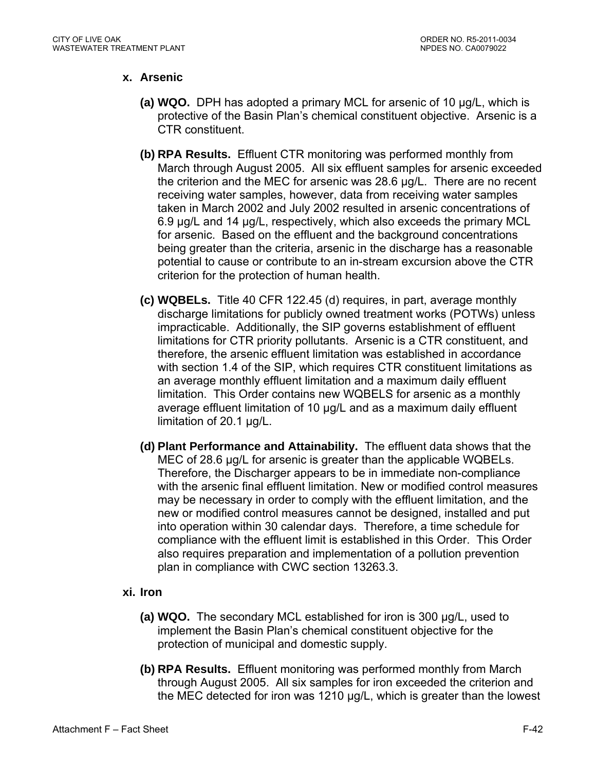**x. Arsenic**

**(a) WQO.** DPH has adopted a primary MCL for arsenic of 10 µg/L, which is protective of the Basin Plan's chemical constituent objective. Arsenic is a CTR constituent.

**(b) RPA Results.** Effluent CTR monitoring was performed monthly from March through August 2005. All six effluent samples for arsenic exceeded the criterion and the MEC for arsenic was 28.6 µg/L. There are no recent receiving water samples, however, data from receiving water samples taken in March 2002 and July 2002 resulted in arsenic concentrations of 6.9 µg/L and 14 µg/L, respectively, which also exceeds the primary MCL for arsenic. Based on the effluent and the background concentrations being greater than the criteria, arsenic in the discharge has a reasonable potential to cause or contribute to an in-stream excursion above the CTR criterion for the protection of human health.

**(c) WQBELs.** Title 40 CFR 122.45 (d) requires, in part, average monthly discharge limitations for publicly owned treatment works (POTWs) unless impracticable. Additionally, the SIP governs establishment of effluent limitations for CTR priority pollutants. Arsenic is a CTR constituent, and therefore, the arsenic effluent limitation was established in accordance with section 1.4 of the SIP, which requires CTR constituent limitations as an average monthly effluent limitation and a maximum daily effluent limitation. This Order contains new WQBELS for arsenic as a monthly average effluent limitation of 10 µg/L and as a maximum daily effluent limitation of 20.1 µg/L.

**(d) Plant Performance and Attainability.** The effluent data shows that the MEC of 28.6 µg/L for arsenic is greater than the applicable WQBELs. Therefore, the Discharger appears to be in immediate non-compliance with the arsenic final effluent limitation. New or modified control measures may be necessary in order to comply with the effluent limitation, and the new or modified control measures cannot be designed, installed and put into operation within 30 calendar days. Therefore, a time schedule for compliance with the effluent limit is established in this Order. This Order also requires preparation and implementation of a pollution prevention plan in compliance with CWC section 13263.3.

**xi. Iron**

**(a) WQO.** The secondary MCL established for iron is 300 µg/L, used to implement the Basin Plan's chemical constituent objective for the protection of municipal and domestic supply.

**(b) RPA Results.** Effluent monitoring was performed monthly from March through August 2005. All six samples for iron exceeded the criterion and the MEC detected for iron was 1210 µg/L, which is greater than the lowest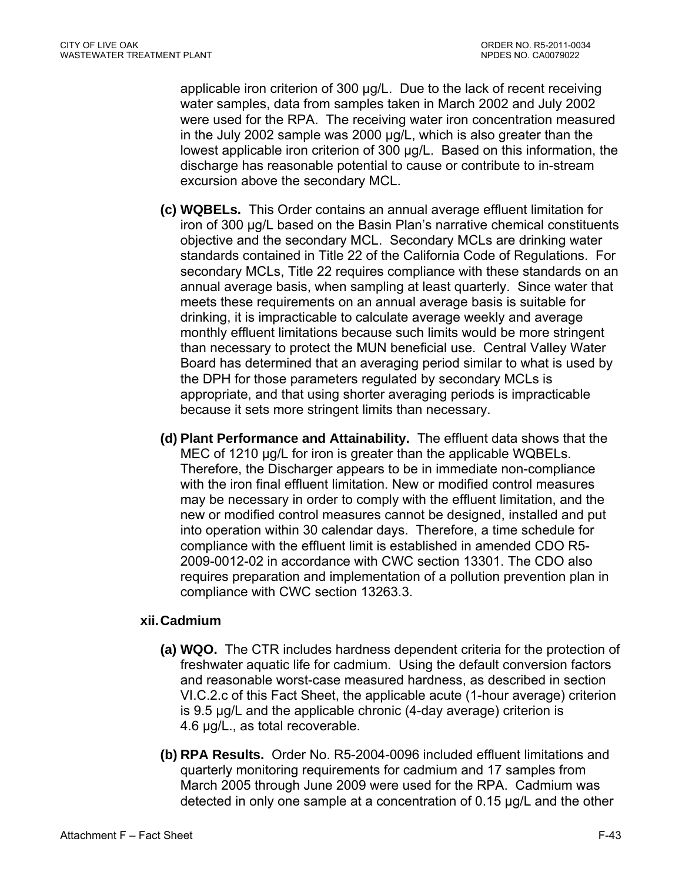applicable iron criterion of 300 µg/L. Due to the lack of recent receiving water samples, data from samples taken in March 2002 and July 2002 were used for the RPA. The receiving water iron concentration measured in the July 2002 sample was 2000 µg/L, which is also greater than the lowest applicable iron criterion of 300 µg/L. Based on this information, the discharge has reasonable potential to cause or contribute to in-stream excursion above the secondary MCL.

(c) **WQBELs.** This Order contains an annual average effluent limitation for iron of 300 µg/L based on the Basin Plan's narrative chemical constituents objective and the secondary MCL. Secondary MCLs are drinking water standards contained in Title 22 of the California Code of Regulations. For secondary MCLs, Title 22 requires compliance with these standards on an annual average basis, when sampling at least quarterly. Since water that meets these requirements on an annual average basis is suitable for drinking, it is impracticable to calculate average weekly and average monthly effluent limitations because such limits would be more stringent than necessary to protect the MUN beneficial use. Central Valley Water Board has determined that an averaging period similar to what is used by the DPH for those parameters regulated by secondary MCLs is appropriate, and that using shorter averaging periods is impracticable because it sets more stringent limits than necessary.

(d) **Plant Performance and Attainability.** The effluent data shows that the MEC of 1210 µg/L for iron is greater than the applicable WQBELs. Therefore, the Discharger appears to be in immediate non-compliance with the iron final effluent limitation. New or modified control measures may be necessary in order to comply with the effluent limitation, and the new or modified control measures cannot be designed, installed and put into operation within 30 calendar days. Therefore, a time schedule for compliance with the effluent limit is established in amended CDO R5-2009-0012-02 in accordance with CWC section 13301. The CDO also requires preparation and implementation of a pollution prevention plan in compliance with CWC section 13263.3.

**xii. Cadmium**

(a) **WQO.** The CTR includes hardness dependent criteria for the protection of freshwater aquatic life for cadmium. Using the default conversion factors and reasonable worst-case measured hardness, as described in section VI.C.2.c of this Fact Sheet, the applicable acute (1-hour average) criterion is 9.5 µg/L and the applicable chronic (4-day average) criterion is 4.6 µg/L., as total recoverable.

(b) **RPA Results.** Order No. R5-2004-0096 included effluent limitations and quarterly monitoring requirements for cadmium and 17 samples from March 2005 through June 2009 were used for the RPA. Cadmium was detected in only one sample at a concentration of 0.15 µg/L and the other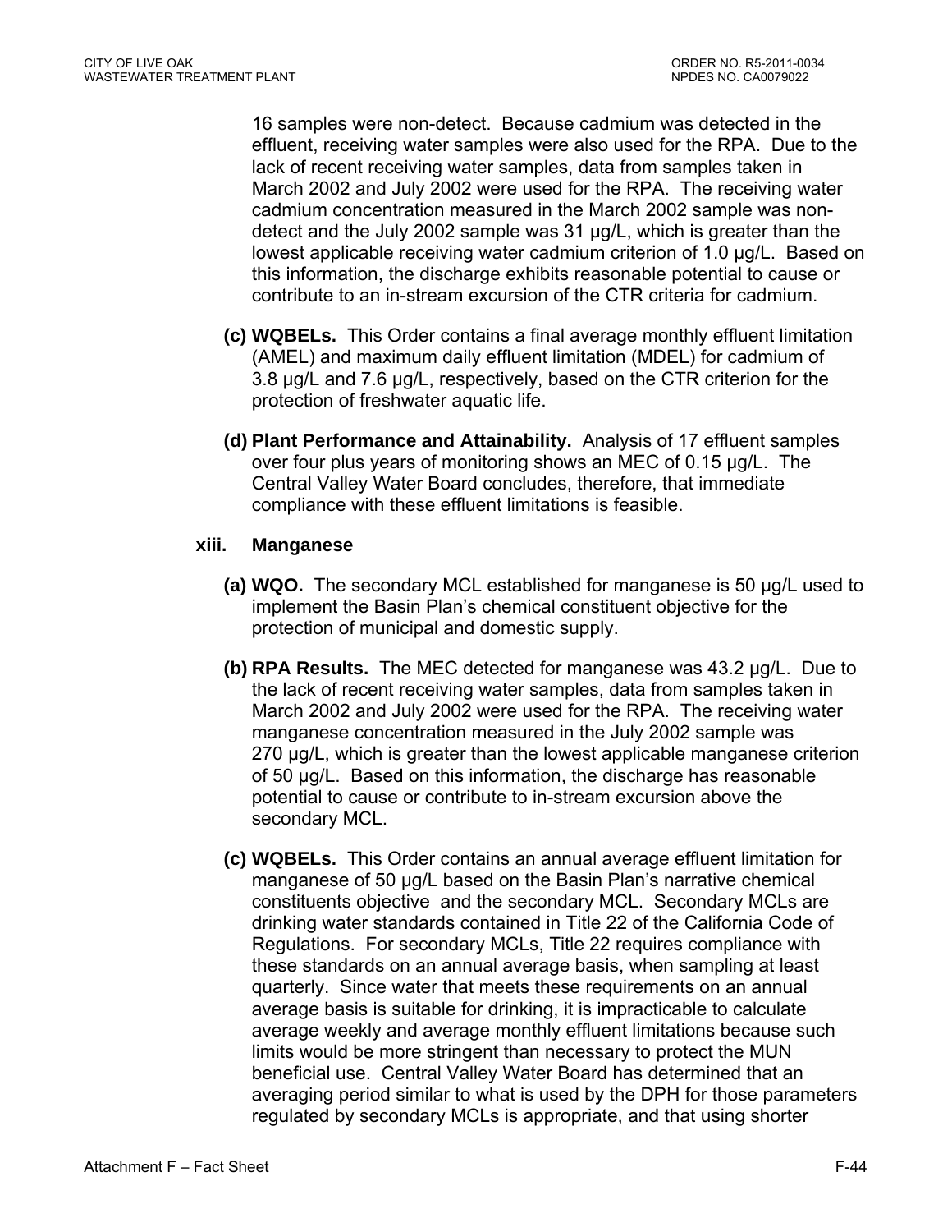16 samples were non-detect. Because cadmium was detected in the effluent, receiving water samples were also used for the RPA. Due to the lack of recent receiving water samples, data from samples taken in March 2002 and July 2002 were used for the RPA. The receiving water cadmium concentration measured in the March 2002 sample was non-detect and the July 2002 sample was 31 µg/L, which is greater than the lowest applicable receiving water cadmium criterion of 1.0 µg/L. Based on this information, the discharge exhibits reasonable potential to cause or contribute to an in-stream excursion of the CTR criteria for cadmium.

**(c) WQBELs.** This Order contains a final average monthly effluent limitation (AMEL) and maximum daily effluent limitation (MDEL) for cadmium of 3.8 µg/L and 7.6 µg/L, respectively, based on the CTR criterion for the protection of freshwater aquatic life.

**(d) Plant Performance and Attainability.** Analysis of 17 effluent samples over four plus years of monitoring shows an MEC of 0.15 µg/L. The Central Valley Water Board concludes, therefore, that immediate compliance with these effluent limitations is feasible.

**xiii. Manganese**

**(a) WQO.** The secondary MCL established for manganese is 50 µg/L used to implement the Basin Plan's chemical constituent objective for the protection of municipal and domestic supply.

**(b) RPA Results.** The MEC detected for manganese was 43.2 µg/L. Due to the lack of recent receiving water samples, data from samples taken in March 2002 and July 2002 were used for the RPA. The receiving water manganese concentration measured in the July 2002 sample was 270 µg/L, which is greater than the lowest applicable manganese criterion of 50 µg/L. Based on this information, the discharge has reasonable potential to cause or contribute to in-stream excursion above the secondary MCL.

**(c) WQBELs.** This Order contains an annual average effluent limitation for manganese of 50 µg/L based on the Basin Plan's narrative chemical constituents objective and the secondary MCL. Secondary MCLs are drinking water standards contained in Title 22 of the California Code of Regulations. For secondary MCLs, Title 22 requires compliance with these standards on an annual average basis, when sampling at least quarterly. Since water that meets these requirements on an annual average basis is suitable for drinking, it is impracticable to calculate average weekly and average monthly effluent limitations because such limits would be more stringent than necessary to protect the MUN beneficial use. Central Valley Water Board has determined that an averaging period similar to what is used by the DPH for those parameters regulated by secondary MCLs is appropriate, and that using shorter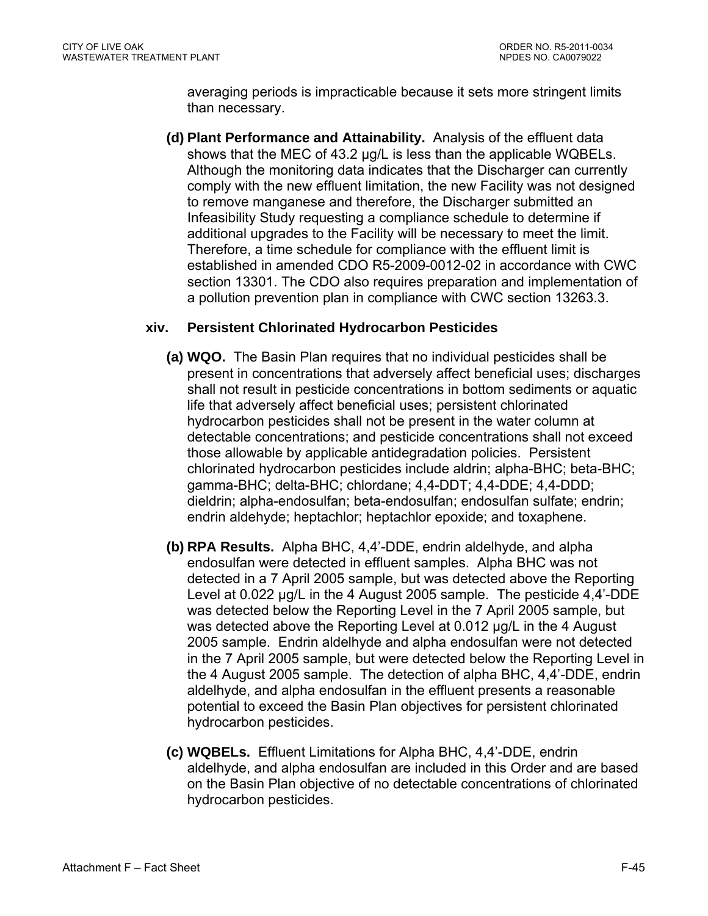averaging periods is impracticable because it sets more stringent limits than necessary.

**(d) Plant Performance and Attainability.** Analysis of the effluent data shows that the MEC of 43.2 µg/L is less than the applicable WQBELs. Although the monitoring data indicates that the Discharger can currently comply with the new effluent limitation, the new Facility was not designed to remove manganese and therefore, the Discharger submitted an Infeasibility Study requesting a compliance schedule to determine if additional upgrades to the Facility will be necessary to meet the limit. Therefore, a time schedule for compliance with the effluent limit is established in amended CDO R5-2009-0012-02 in accordance with CWC section 13301. The CDO also requires preparation and implementation of a pollution prevention plan in compliance with CWC section 13263.3.

**xiv. Persistent Chlorinated Hydrocarbon Pesticides**

**(a) WQO.** The Basin Plan requires that no individual pesticides shall be present in concentrations that adversely affect beneficial uses; discharges shall not result in pesticide concentrations in bottom sediments or aquatic life that adversely affect beneficial uses; persistent chlorinated hydrocarbon pesticides shall not be present in the water column at detectable concentrations; and pesticide concentrations shall not exceed those allowable by applicable antidegradation policies. Persistent chlorinated hydrocarbon pesticides include aldrin; alpha-BHC; beta-BHC; gamma-BHC; delta-BHC; chlordane; 4,4-DDT; 4,4-DDE; 4,4-DDD; dieldrin; alpha-endosulfan; beta-endosulfan; endosulfan sulfate; endrin; endrin aldehyde; heptachlor; heptachlor epoxide; and toxaphene.

**(b) RPA Results.** Alpha BHC, 4,4'-DDE, endrin aldelhyde, and alpha endosulfan were detected in effluent samples. Alpha BHC was not detected in a 7 April 2005 sample, but was detected above the Reporting Level at 0.022 µg/L in the 4 August 2005 sample. The pesticide 4,4'-DDE was detected below the Reporting Level in the 7 April 2005 sample, but was detected above the Reporting Level at 0.012 µg/L in the 4 August 2005 sample. Endrin aldelhyde and alpha endosulfan were not detected in the 7 April 2005 sample, but were detected below the Reporting Level in the 4 August 2005 sample. The detection of alpha BHC, 4,4'-DDE, endrin aldelhyde, and alpha endosulfan in the effluent presents a reasonable potential to exceed the Basin Plan objectives for persistent chlorinated hydrocarbon pesticides.

**(c) WQBELs.** Effluent Limitations for Alpha BHC, 4,4'-DDE, endrin aldelhyde, and alpha endosulfan are included in this Order and are based on the Basin Plan objective of no detectable concentrations of chlorinated hydrocarbon pesticides.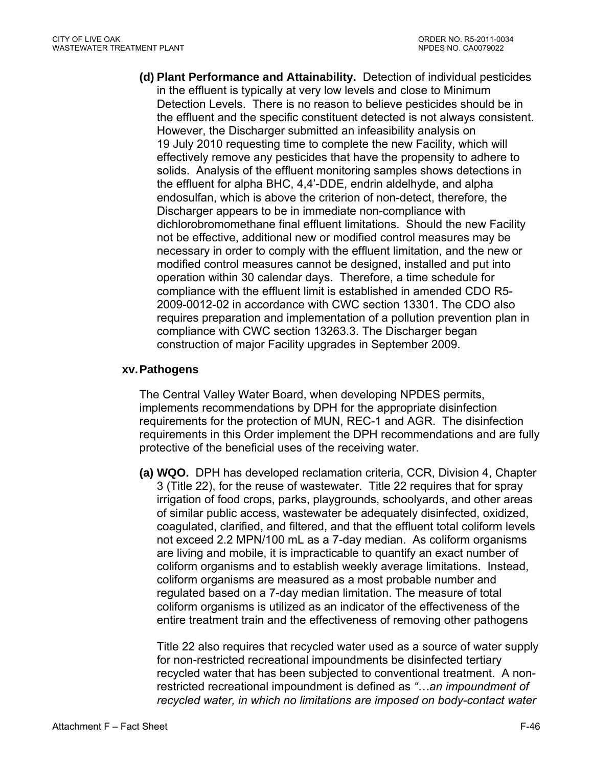**(d) Plant Performance and Attainability.** Detection of individual pesticides in the effluent is typically at very low levels and close to Minimum Detection Levels. There is no reason to believe pesticides should be in the effluent and the specific constituent detected is not always consistent. However, the Discharger submitted an infeasibility analysis on 19 July 2010 requesting time to complete the new Facility, which will effectively remove any pesticides that have the propensity to adhere to solids. Analysis of the effluent monitoring samples shows detections in the effluent for alpha BHC, 4,4'-DDE, endrin aldelhyde, and alpha endosulfan, which is above the criterion of non-detect, therefore, the Discharger appears to be in immediate non-compliance with dichlorobromomethane final effluent limitations. Should the new Facility not be effective, additional new or modified control measures may be necessary in order to comply with the effluent limitation, and the new or modified control measures cannot be designed, installed and put into operation within 30 calendar days. Therefore, a time schedule for compliance with the effluent limit is established in amended CDO R5-2009-0012-02 in accordance with CWC section 13301. The CDO also requires preparation and implementation of a pollution prevention plan in compliance with CWC section 13263.3. The Discharger began construction of major Facility upgrades in September 2009.

### xv. Pathogens

The Central Valley Water Board, when developing NPDES permits, implements recommendations by DPH for the appropriate disinfection requirements for the protection of MUN, REC-1 and AGR. The disinfection requirements in this Order implement the DPH recommendations and are fully protective of the beneficial uses of the receiving water.

**(a) WQO.** DPH has developed reclamation criteria, CCR, Division 4, Chapter 3 (Title 22), for the reuse of wastewater. Title 22 requires that for spray irrigation of food crops, parks, playgrounds, schoolyards, and other areas of similar public access, wastewater be adequately disinfected, oxidized, coagulated, clarified, and filtered, and that the effluent total coliform levels not exceed 2.2 MPN/100 mL as a 7-day median. As coliform organisms are living and mobile, it is impracticable to quantify an exact number of coliform organisms and to establish weekly average limitations. Instead, coliform organisms are measured as a most probable number and regulated based on a 7-day median limitation. The measure of total coliform organisms is utilized as an indicator of the effectiveness of the entire treatment train and the effectiveness of removing other pathogens

Title 22 also requires that recycled water used as a source of water supply for non-restricted recreational impoundments be disinfected tertiary recycled water that has been subjected to conventional treatment. A non-restricted recreational impoundment is defined as *"…an impoundment of recycled water, in which no limitations are imposed on body-contact water*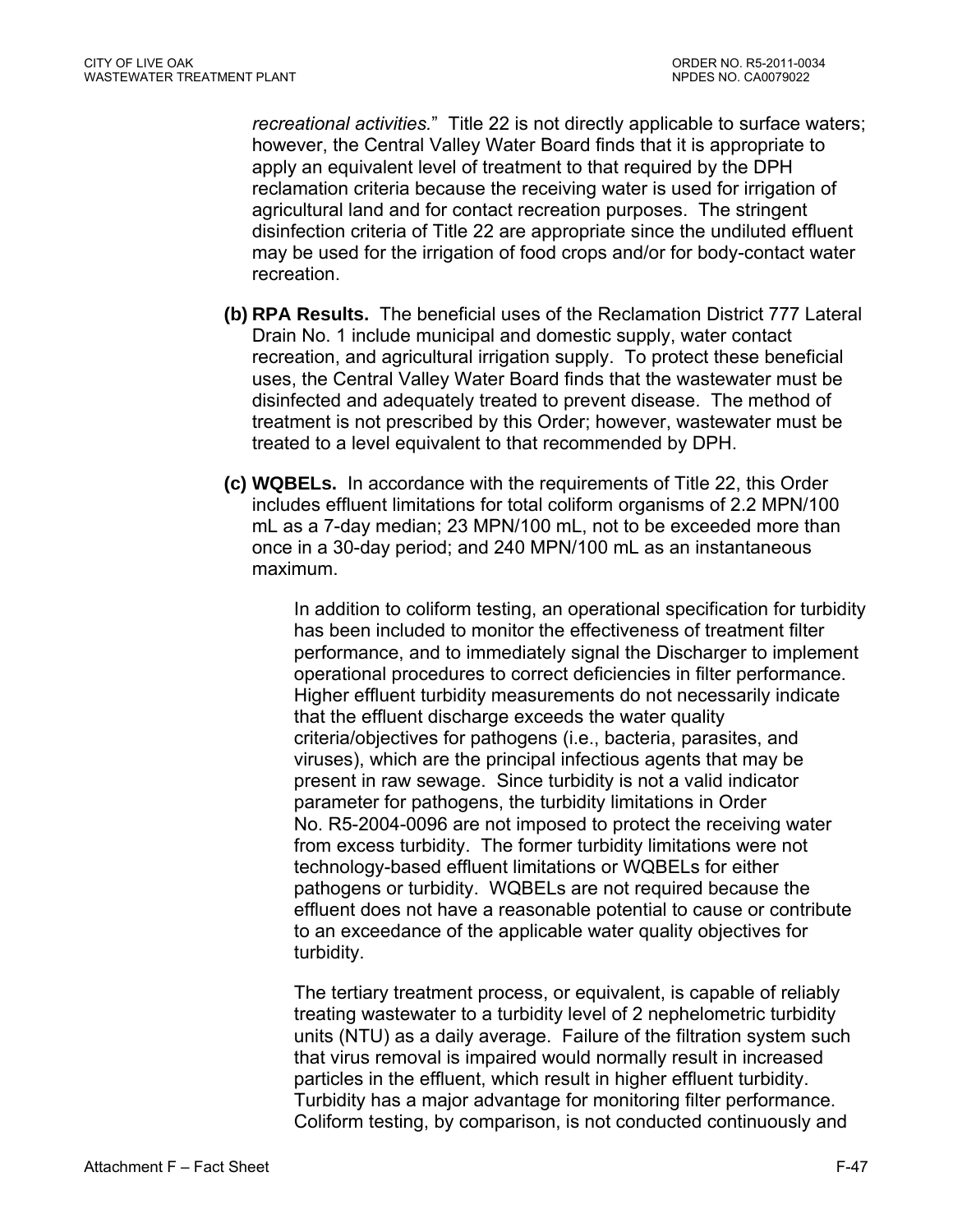*recreational activities.*" Title 22 is not directly applicable to surface waters; however, the Central Valley Water Board finds that it is appropriate to apply an equivalent level of treatment to that required by the DPH reclamation criteria because the receiving water is used for irrigation of agricultural land and for contact recreation purposes. The stringent disinfection criteria of Title 22 are appropriate since the undiluted effluent may be used for the irrigation of food crops and/or for body-contact water recreation.

**(b) RPA Results.** The beneficial uses of the Reclamation District 777 Lateral Drain No. 1 include municipal and domestic supply, water contact recreation, and agricultural irrigation supply. To protect these beneficial uses, the Central Valley Water Board finds that the wastewater must be disinfected and adequately treated to prevent disease. The method of treatment is not prescribed by this Order; however, wastewater must be treated to a level equivalent to that recommended by DPH.

**(c) WQBELs.** In accordance with the requirements of Title 22, this Order includes effluent limitations for total coliform organisms of 2.2 MPN/100 mL as a 7-day median; 23 MPN/100 mL, not to be exceeded more than once in a 30-day period; and 240 MPN/100 mL as an instantaneous maximum.

In addition to coliform testing, an operational specification for turbidity has been included to monitor the effectiveness of treatment filter performance, and to immediately signal the Discharger to implement operational procedures to correct deficiencies in filter performance. Higher effluent turbidity measurements do not necessarily indicate that the effluent discharge exceeds the water quality criteria/objectives for pathogens (i.e., bacteria, parasites, and viruses), which are the principal infectious agents that may be present in raw sewage. Since turbidity is not a valid indicator parameter for pathogens, the turbidity limitations in Order No. R5-2004-0096 are not imposed to protect the receiving water from excess turbidity. The former turbidity limitations were not technology-based effluent limitations or WQBELs for either pathogens or turbidity. WQBELs are not required because the effluent does not have a reasonable potential to cause or contribute to an exceedance of the applicable water quality objectives for turbidity.

The tertiary treatment process, or equivalent, is capable of reliably treating wastewater to a turbidity level of 2 nephelometric turbidity units (NTU) as a daily average. Failure of the filtration system such that virus removal is impaired would normally result in increased particles in the effluent, which result in higher effluent turbidity. Turbidity has a major advantage for monitoring filter performance. Coliform testing, by comparison, is not conducted continuously and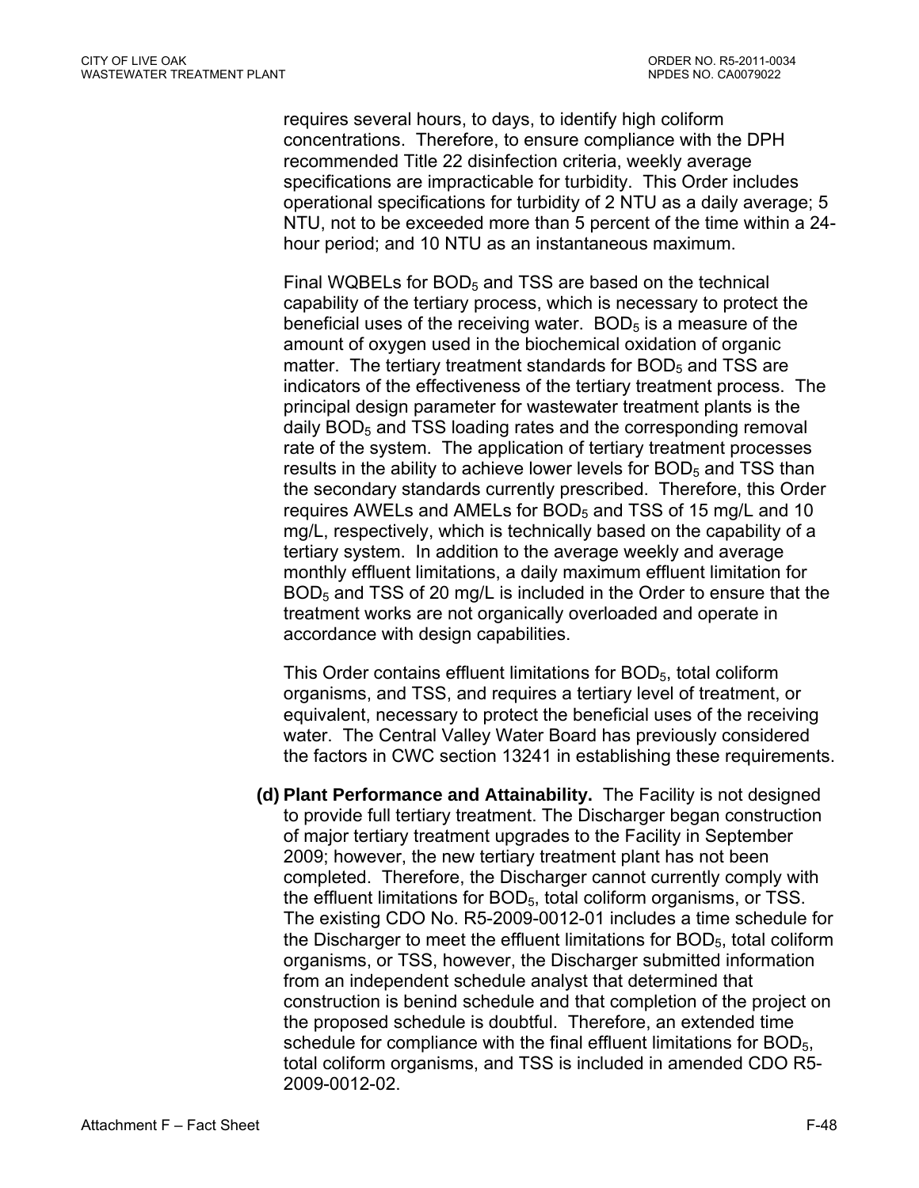requires several hours, to days, to identify high coliform concentrations. Therefore, to ensure compliance with the DPH recommended Title 22 disinfection criteria, weekly average specifications are impracticable for turbidity. This Order includes operational specifications for turbidity of 2 NTU as a daily average; 5 NTU, not to be exceeded more than 5 percent of the time within a 24-hour period; and 10 NTU as an instantaneous maximum.

Final WQBELs for $BOD_5$ and TSS are based on the technical capability of the tertiary process, which is necessary to protect the beneficial uses of the receiving water. $BOD_5$ is a measure of the amount of oxygen used in the biochemical oxidation of organic matter. The tertiary treatment standards for $BOD_5$ and TSS are indicators of the effectiveness of the tertiary treatment process. The principal design parameter for wastewater treatment plants is the daily $BOD_5$ and TSS loading rates and the corresponding removal rate of the system. The application of tertiary treatment processes results in the ability to achieve lower levels for $BOD_5$ and TSS than the secondary standards currently prescribed. Therefore, this Order requires AWELs and AMELs for $BOD_5$ and TSS of 15 mg/L and 10 mg/L, respectively, which is technically based on the capability of a tertiary system. In addition to the average weekly and average monthly effluent limitations, a daily maximum effluent limitation for $BOD_5$ and TSS of 20 mg/L is included in the Order to ensure that the treatment works are not organically overloaded and operate in accordance with design capabilities.

This Order contains effluent limitations for $BOD_5$, total coliform organisms, and TSS, and requires a tertiary level of treatment, or equivalent, necessary to protect the beneficial uses of the receiving water. The Central Valley Water Board has previously considered the factors in CWC section 13241 in establishing these requirements.

**(d) Plant Performance and Attainability.** The Facility is not designed to provide full tertiary treatment. The Discharger began construction of major tertiary treatment upgrades to the Facility in September 2009; however, the new tertiary treatment plant has not been completed. Therefore, the Discharger cannot currently comply with the effluent limitations for $BOD_5$, total coliform organisms, or TSS. The existing CDO No. R5-2009-0012-01 includes a time schedule for the Discharger to meet the effluent limitations for $BOD_5$, total coliform organisms, or TSS, however, the Discharger submitted information from an independent schedule analyst that determined that construction is benind schedule and that completion of the project on the proposed schedule is doubtful. Therefore, an extended time schedule for compliance with the final effluent limitations for $BOD_5$, total coliform organisms, and TSS is included in amended CDO R5-2009-0012-02.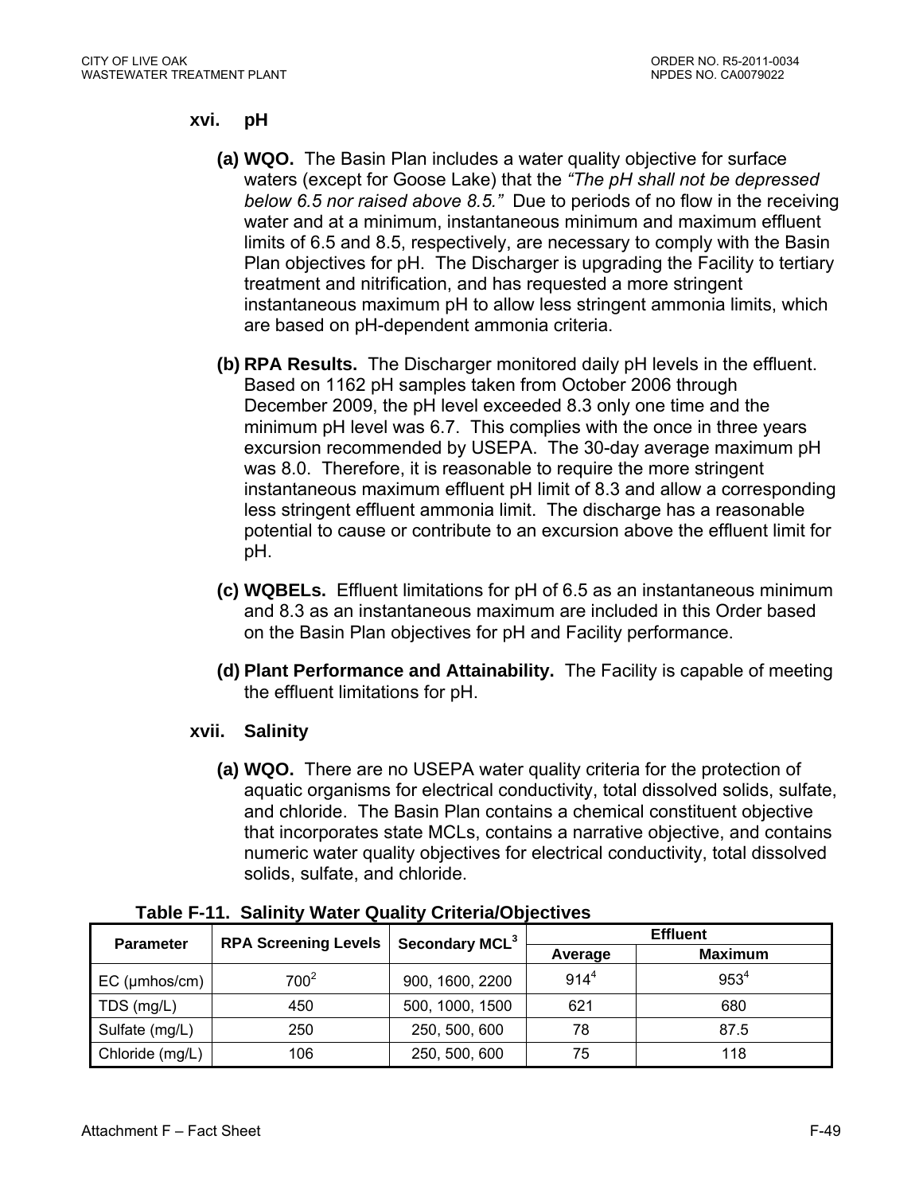**xvi. pH**

**(a) WQO.** The Basin Plan includes a water quality objective for surface waters (except for Goose Lake) that the *"The pH shall not be depressed below 6.5 nor raised above 8.5."* Due to periods of no flow in the receiving water and at a minimum, instantaneous minimum and maximum effluent limits of 6.5 and 8.5, respectively, are necessary to comply with the Basin Plan objectives for pH. The Discharger is upgrading the Facility to tertiary treatment and nitrification, and has requested a more stringent instantaneous maximum pH to allow less stringent ammonia limits, which are based on pH-dependent ammonia criteria.

**(b) RPA Results.** The Discharger monitored daily pH levels in the effluent. Based on 1162 pH samples taken from October 2006 through December 2009, the pH level exceeded 8.3 only one time and the minimum pH level was 6.7. This complies with the once in three years excursion recommended by USEPA. The 30-day average maximum pH was 8.0. Therefore, it is reasonable to require the more stringent instantaneous maximum effluent pH limit of 8.3 and allow a corresponding less stringent effluent ammonia limit. The discharge has a reasonable potential to cause or contribute to an excursion above the effluent limit for pH.

**(c) WQBELs.** Effluent limitations for pH of 6.5 as an instantaneous minimum and 8.3 as an instantaneous maximum are included in this Order based on the Basin Plan objectives for pH and Facility performance.

**(d) Plant Performance and Attainability.** The Facility is capable of meeting the effluent limitations for pH.

**xvii. Salinity**

**(a) WQO.** There are no USEPA water quality criteria for the protection of aquatic organisms for electrical conductivity, total dissolved solids, sulfate, and chloride. The Basin Plan contains a chemical constituent objective that incorporates state MCLs, contains a narrative objective, and contains numeric water quality objectives for electrical conductivity, total dissolved solids, sulfate, and chloride.

**Table F-11. Salinity Water Quality Criteria/Objectives**

| Parameter | RPA Screening Levels | Secondary MCL[3] | Effluent | |
|---|---|---|---|---|
| | | | Average | Maximum |
| EC (µmhos/cm) | 700[2] | 900, 1600, 2200 | 914[4] | 953[4] |
| TDS (mg/L) | 450 | 500, 1000, 1500 | 621 | 680 |
| Sulfate (mg/L) | 250 | 250, 500, 600 | 78 | 87.5 |
| Chloride (mg/L) | 106 | 250, 500, 600 | 75 | 118 |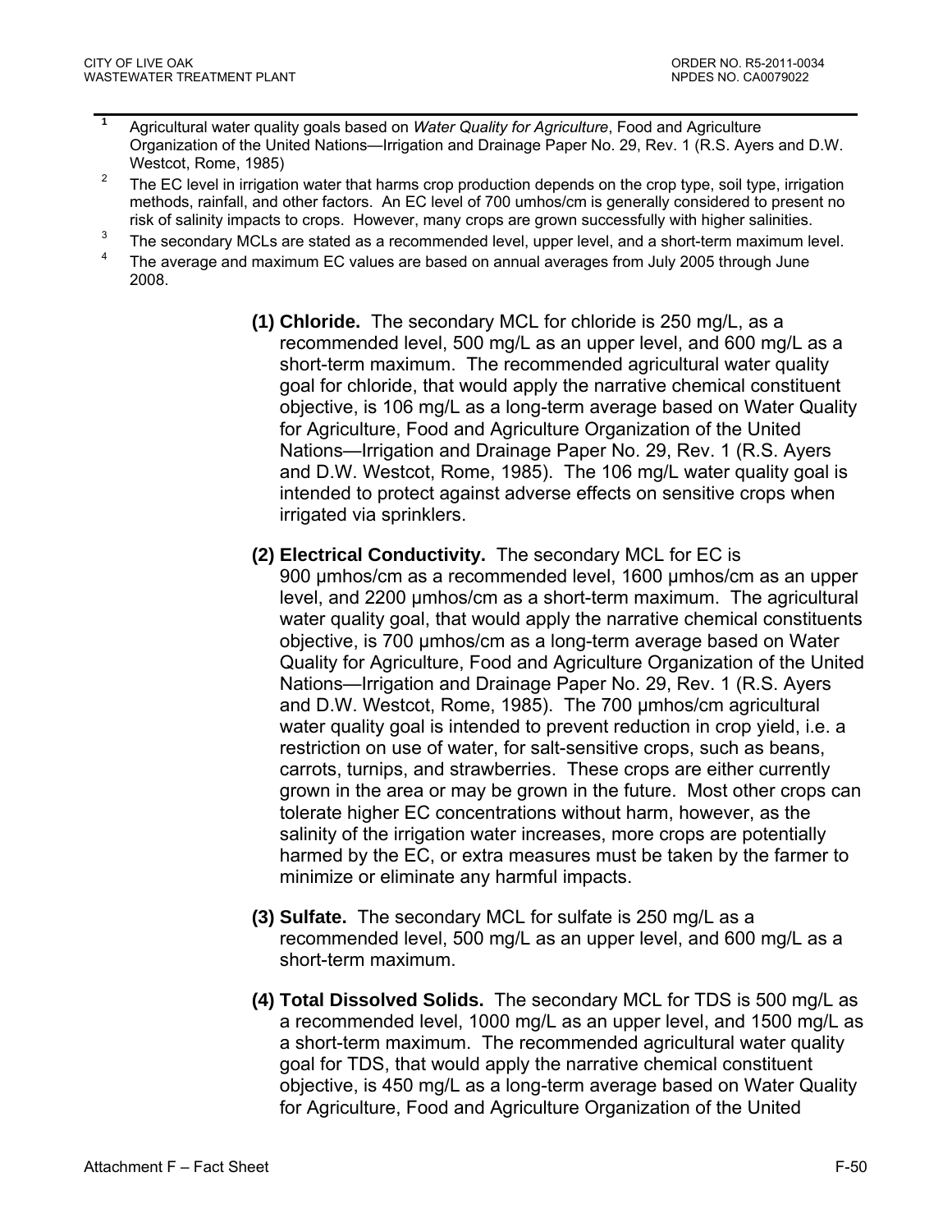[1] Agricultural water quality goals based on *Water Quality for Agriculture*, Food and Agriculture Organization of the United Nations—Irrigation and Drainage Paper No. 29, Rev. 1 (R.S. Ayers and D.W. Westcot, Rome, 1985)

[2] The EC level in irrigation water that harms crop production depends on the crop type, soil type, irrigation methods, rainfall, and other factors. An EC level of 700 umhos/cm is generally considered to present no risk of salinity impacts to crops. However, many crops are grown successfully with higher salinities.

[3] The secondary MCLs are stated as a recommended level, upper level, and a short-term maximum level.

[4] The average and maximum EC values are based on annual averages from July 2005 through June 2008.

**(1) Chloride.** The secondary MCL for chloride is 250 mg/L, as a recommended level, 500 mg/L as an upper level, and 600 mg/L as a short-term maximum. The recommended agricultural water quality goal for chloride, that would apply the narrative chemical constituent objective, is 106 mg/L as a long-term average based on Water Quality for Agriculture, Food and Agriculture Organization of the United Nations—Irrigation and Drainage Paper No. 29, Rev. 1 (R.S. Ayers and D.W. Westcot, Rome, 1985). The 106 mg/L water quality goal is intended to protect against adverse effects on sensitive crops when irrigated via sprinklers.

**(2) Electrical Conductivity.** The secondary MCL for EC is 900 µmhos/cm as a recommended level, 1600 µmhos/cm as an upper level, and 2200 µmhos/cm as a short-term maximum. The agricultural water quality goal, that would apply the narrative chemical constituents objective, is 700 µmhos/cm as a long-term average based on Water Quality for Agriculture, Food and Agriculture Organization of the United Nations—Irrigation and Drainage Paper No. 29, Rev. 1 (R.S. Ayers and D.W. Westcot, Rome, 1985). The 700 µmhos/cm agricultural water quality goal is intended to prevent reduction in crop yield, i.e. a restriction on use of water, for salt-sensitive crops, such as beans, carrots, turnips, and strawberries. These crops are either currently grown in the area or may be grown in the future. Most other crops can tolerate higher EC concentrations without harm, however, as the salinity of the irrigation water increases, more crops are potentially harmed by the EC, or extra measures must be taken by the farmer to minimize or eliminate any harmful impacts.

**(3) Sulfate.** The secondary MCL for sulfate is 250 mg/L as a recommended level, 500 mg/L as an upper level, and 600 mg/L as a short-term maximum.

**(4) Total Dissolved Solids.** The secondary MCL for TDS is 500 mg/L as a recommended level, 1000 mg/L as an upper level, and 1500 mg/L as a short-term maximum. The recommended agricultural water quality goal for TDS, that would apply the narrative chemical constituent objective, is 450 mg/L as a long-term average based on Water Quality for Agriculture, Food and Agriculture Organization of the United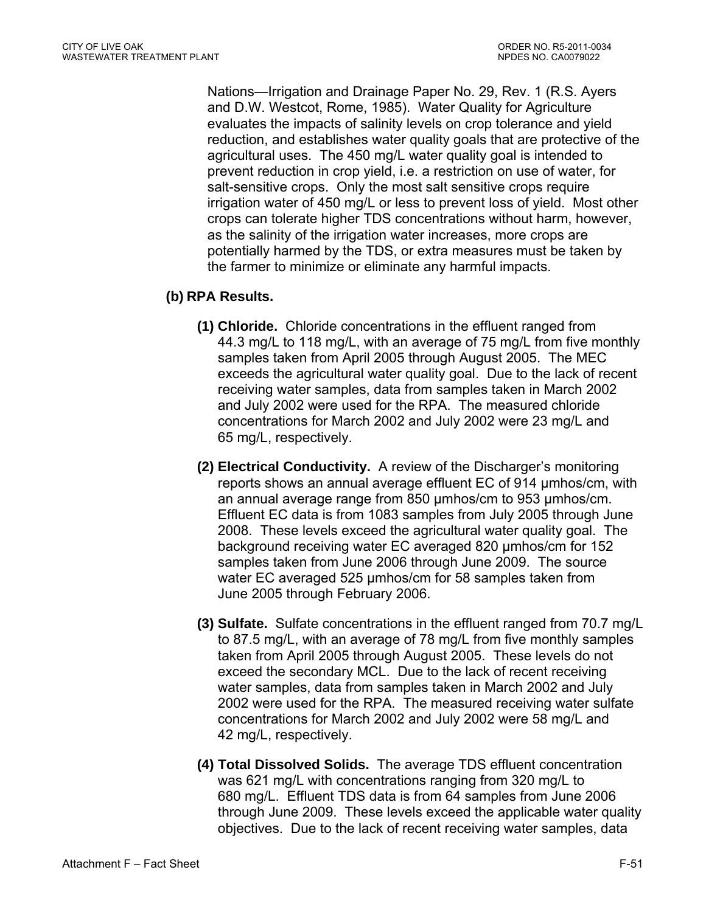Nations—Irrigation and Drainage Paper No. 29, Rev. 1 (R.S. Ayers and D.W. Westcot, Rome, 1985). Water Quality for Agriculture evaluates the impacts of salinity levels on crop tolerance and yield reduction, and establishes water quality goals that are protective of the agricultural uses. The 450 mg/L water quality goal is intended to prevent reduction in crop yield, i.e. a restriction on use of water, for salt-sensitive crops. Only the most salt sensitive crops require irrigation water of 450 mg/L or less to prevent loss of yield. Most other crops can tolerate higher TDS concentrations without harm, however, as the salinity of the irrigation water increases, more crops are potentially harmed by the TDS, or extra measures must be taken by the farmer to minimize or eliminate any harmful impacts.

**(b) RPA Results.**

**(1) Chloride.** Chloride concentrations in the effluent ranged from 44.3 mg/L to 118 mg/L, with an average of 75 mg/L from five monthly samples taken from April 2005 through August 2005. The MEC exceeds the agricultural water quality goal. Due to the lack of recent receiving water samples, data from samples taken in March 2002 and July 2002 were used for the RPA. The measured chloride concentrations for March 2002 and July 2002 were 23 mg/L and 65 mg/L, respectively.

**(2) Electrical Conductivity.** A review of the Discharger's monitoring reports shows an annual average effluent EC of 914 µmhos/cm, with an annual average range from 850 µmhos/cm to 953 µmhos/cm. Effluent EC data is from 1083 samples from July 2005 through June 2008. These levels exceed the agricultural water quality goal. The background receiving water EC averaged 820 µmhos/cm for 152 samples taken from June 2006 through June 2009. The source water EC averaged 525 µmhos/cm for 58 samples taken from June 2005 through February 2006.

**(3) Sulfate.** Sulfate concentrations in the effluent ranged from 70.7 mg/L to 87.5 mg/L, with an average of 78 mg/L from five monthly samples taken from April 2005 through August 2005. These levels do not exceed the secondary MCL. Due to the lack of recent receiving water samples, data from samples taken in March 2002 and July 2002 were used for the RPA. The measured receiving water sulfate concentrations for March 2002 and July 2002 were 58 mg/L and 42 mg/L, respectively.

**(4) Total Dissolved Solids.** The average TDS effluent concentration was 621 mg/L with concentrations ranging from 320 mg/L to 680 mg/L. Effluent TDS data is from 64 samples from June 2006 through June 2009. These levels exceed the applicable water quality objectives. Due to the lack of recent receiving water samples, data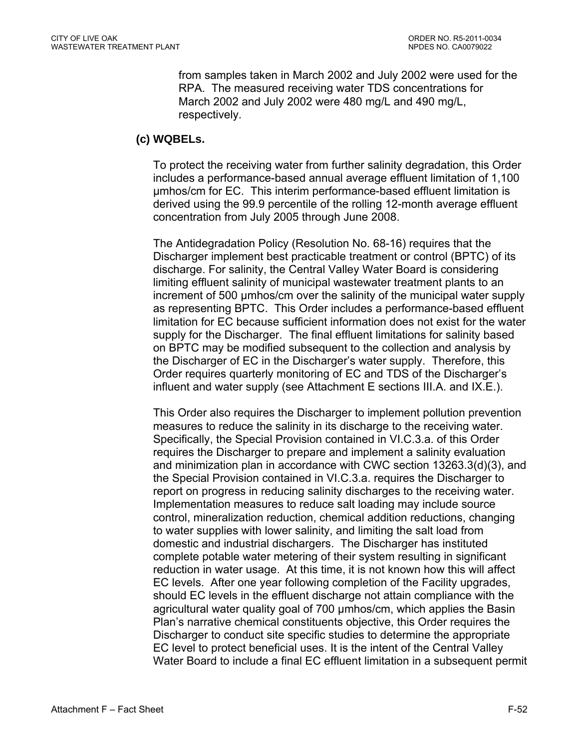from samples taken in March 2002 and July 2002 were used for the RPA. The measured receiving water TDS concentrations for March 2002 and July 2002 were 480 mg/L and 490 mg/L, respectively.

**(c) WQBELs.**

To protect the receiving water from further salinity degradation, this Order includes a performance-based annual average effluent limitation of 1,100 µmhos/cm for EC. This interim performance-based effluent limitation is derived using the 99.9 percentile of the rolling 12-month average effluent concentration from July 2005 through June 2008.

The Antidegradation Policy (Resolution No. 68-16) requires that the Discharger implement best practicable treatment or control (BPTC) of its discharge. For salinity, the Central Valley Water Board is considering limiting effluent salinity of municipal wastewater treatment plants to an increment of 500 µmhos/cm over the salinity of the municipal water supply as representing BPTC. This Order includes a performance-based effluent limitation for EC because sufficient information does not exist for the water supply for the Discharger. The final effluent limitations for salinity based on BPTC may be modified subsequent to the collection and analysis by the Discharger of EC in the Discharger's water supply. Therefore, this Order requires quarterly monitoring of EC and TDS of the Discharger's influent and water supply (see Attachment E sections III.A. and IX.E.).

This Order also requires the Discharger to implement pollution prevention measures to reduce the salinity in its discharge to the receiving water. Specifically, the Special Provision contained in VI.C.3.a. of this Order requires the Discharger to prepare and implement a salinity evaluation and minimization plan in accordance with CWC section 13263.3(d)(3), and the Special Provision contained in VI.C.3.a. requires the Discharger to report on progress in reducing salinity discharges to the receiving water. Implementation measures to reduce salt loading may include source control, mineralization reduction, chemical addition reductions, changing to water supplies with lower salinity, and limiting the salt load from domestic and industrial dischargers. The Discharger has instituted complete potable water metering of their system resulting in significant reduction in water usage. At this time, it is not known how this will affect EC levels. After one year following completion of the Facility upgrades, should EC levels in the effluent discharge not attain compliance with the agricultural water quality goal of 700 µmhos/cm, which applies the Basin Plan's narrative chemical constituents objective, this Order requires the Discharger to conduct site specific studies to determine the appropriate EC level to protect beneficial uses. It is the intent of the Central Valley Water Board to include a final EC effluent limitation in a subsequent permit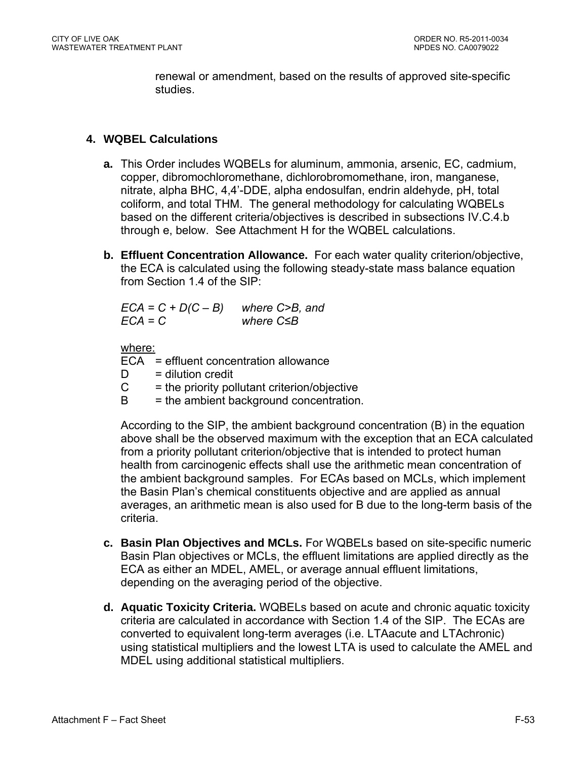renewal or amendment, based on the results of approved site-specific studies.

### 4. WQBEL Calculations

**a.** This Order includes WQBELs for aluminum, ammonia, arsenic, EC, cadmium, copper, dibromochloromethane, dichlorobromomethane, iron, manganese, nitrate, alpha BHC, 4,4'-DDE, alpha endosulfan, endrin aldehyde, pH, total coliform, and total THM. The general methodology for calculating WQBELs based on the different criteria/objectives is described in subsections IV.C.4.b through e, below. See Attachment H for the WQBEL calculations.

**b. Effluent Concentration Allowance.** For each water quality criterion/objective, the ECA is calculated using the following steady-state mass balance equation from Section 1.4 of the SIP:

$ECA = C + D(C - B)$ *where C>B, and*
$ECA = C$ *where C≤B*

where:
ECA = effluent concentration allowance
D = dilution credit
C = the priority pollutant criterion/objective
B = the ambient background concentration.

According to the SIP, the ambient background concentration (B) in the equation above shall be the observed maximum with the exception that an ECA calculated from a priority pollutant criterion/objective that is intended to protect human health from carcinogenic effects shall use the arithmetic mean concentration of the ambient background samples. For ECAs based on MCLs, which implement the Basin Plan's chemical constituents objective and are applied as annual averages, an arithmetic mean is also used for B due to the long-term basis of the criteria.

**c. Basin Plan Objectives and MCLs.** For WQBELs based on site-specific numeric Basin Plan objectives or MCLs, the effluent limitations are applied directly as the ECA as either an MDEL, AMEL, or average annual effluent limitations, depending on the averaging period of the objective.

**d. Aquatic Toxicity Criteria.** WQBELs based on acute and chronic aquatic toxicity criteria are calculated in accordance with Section 1.4 of the SIP. The ECAs are converted to equivalent long-term averages (i.e. LTAacute and LTAchronic) using statistical multipliers and the lowest LTA is used to calculate the AMEL and MDEL using additional statistical multipliers.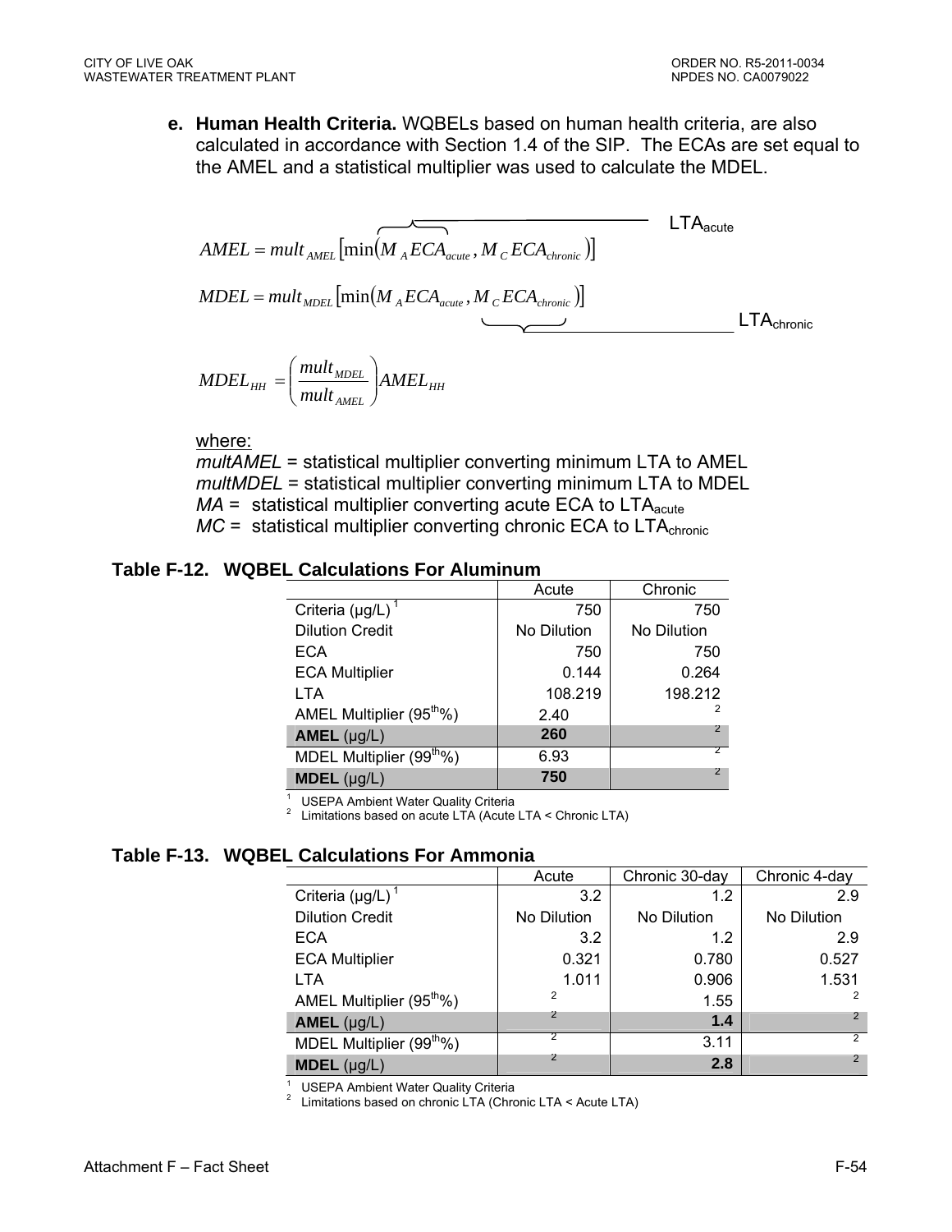**e. Human Health Criteria.** WQBELs based on human health criteria, are also calculated in accordance with Section 1.4 of the SIP. The ECAs are set equal to the AMEL and a statistical multiplier was used to calculate the MDEL.

$$AMEL = mult_{AMEL}\left[\min\left(\overbrace{M_A ECA_{acute}}^{LTA_{acute}}, M_C ECA_{chronic}\right)\right]$$

$$MDEL = mult_{MDEL}\left[\min\left(M_A ECA_{acute}, \underbrace{M_C ECA_{chronic}}_{LTA_{chronic}}\right)\right]$$

$$MDEL_{HH} = \left(\frac{mult_{MDEL}}{mult_{AMEL}}\right) AMEL_{HH}$$

where:
*multAMEL* = statistical multiplier converting minimum LTA to AMEL
*multMDEL* = statistical multiplier converting minimum LTA to MDEL
*MA* = statistical multiplier converting acute ECA to $LTA_{acute}$
*MC* = statistical multiplier converting chronic ECA to $LTA_{chronic}$

**Table F-12. WQBEL Calculations For Aluminum**

| | Acute | Chronic |
|---|---|---|
| Criteria (µg/L) [1] | 750 | 750 |
| Dilution Credit | No Dilution | No Dilution |
| ECA | 750 | 750 |
| ECA Multiplier | 0.144 | 0.264 |
| LTA | 108.219 | 198.212 |
| AMEL Multiplier (95th%) | 2.40 | [2] |
| **AMEL** (µg/L) | **260** | [2] |
| MDEL Multiplier (99th%) | 6.93 | [2] |
| **MDEL** (µg/L) | **750** | [2] |

[1] USEPA Ambient Water Quality Criteria
[2] Limitations based on acute LTA (Acute LTA < Chronic LTA)

**Table F-13. WQBEL Calculations For Ammonia**

| | Acute | Chronic 30-day | Chronic 4-day |
|---|---|---|---|
| Criteria (µg/L) [1] | 3.2 | 1.2 | 2.9 |
| Dilution Credit | No Dilution | No Dilution | No Dilution |
| ECA | 3.2 | 1.2 | 2.9 |
| ECA Multiplier | 0.321 | 0.780 | 0.527 |
| LTA | 1.011 | 0.906 | 1.531 |
| AMEL Multiplier (95th%) | [2] | 1.55 | [2] |
| **AMEL** (µg/L) | [2] | **1.4** | [2] |
| MDEL Multiplier (99th%) | [2] | 3.11 | [2] |
| **MDEL** (µg/L) | [2] | **2.8** | [2] |

[1] USEPA Ambient Water Quality Criteria
[2] Limitations based on chronic LTA (Chronic LTA < Acute LTA)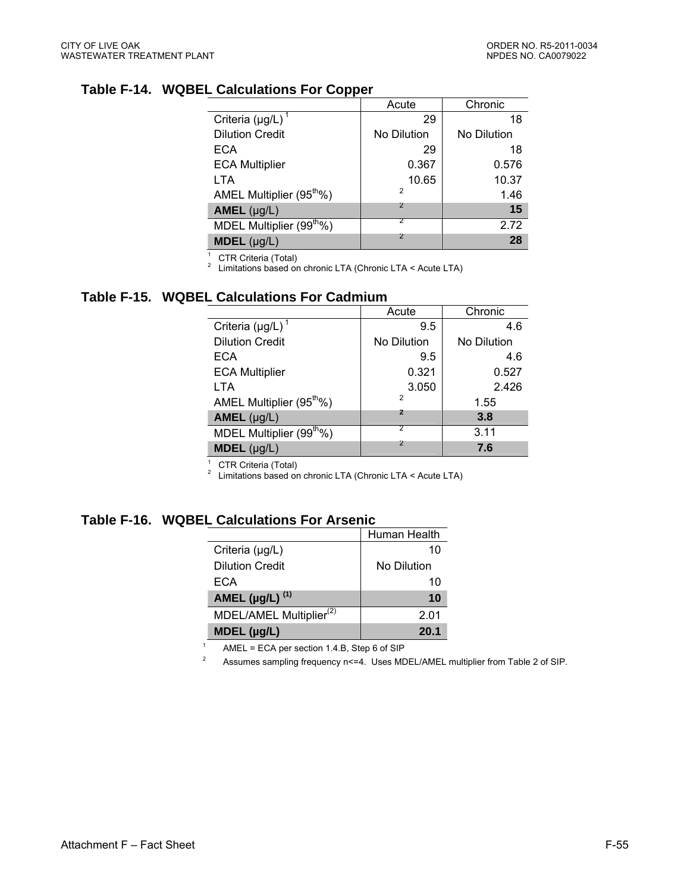### Table F-14. WQBEL Calculations For Copper

| | Acute | Chronic |
|---|---|---|
| Criteria (µg/L) [1] | 29 | 18 |
| Dilution Credit | No Dilution | No Dilution |
| ECA | 29 | 18 |
| ECA Multiplier | 0.367 | 0.576 |
| LTA | 10.65 | 10.37 |
| AMEL Multiplier (95th%) | [2] | 1.46 |
| **AMEL** (µg/L) | [2] | **15** |
| MDEL Multiplier (99th%) | [2] | 2.72 |
| **MDEL** (µg/L) | [2] | **28** |

[1] CTR Criteria (Total)
[2] Limitations based on chronic LTA (Chronic LTA < Acute LTA)

### Table F-15. WQBEL Calculations For Cadmium

| | Acute | Chronic |
|---|---|---|
| Criteria (µg/L) [1] | 9.5 | 4.6 |
| Dilution Credit | No Dilution | No Dilution |
| ECA | 9.5 | 4.6 |
| ECA Multiplier | 0.321 | 0.527 |
| LTA | 3.050 | 2.426 |
| AMEL Multiplier (95th%) | [2] | 1.55 |
| **AMEL** (µg/L) | [2] | **3.8** |
| MDEL Multiplier (99th%) | [2] | 3.11 |
| **MDEL** (µg/L) | [2] | **7.6** |

[1] CTR Criteria (Total)
[2] Limitations based on chronic LTA (Chronic LTA < Acute LTA)

### Table F-16. WQBEL Calculations For Arsenic

| | Human Health |
|---|---|
| Criteria (µg/L) | 10 |
| Dilution Credit | No Dilution |
| ECA | 10 |
| **AMEL (µg/L) (1)** | **10** |
| MDEL/AMEL Multiplier(2) | 2.01 |
| **MDEL (µg/L)** | **20.1** |

[1] AMEL = ECA per section 1.4.B, Step 6 of SIP
[2] Assumes sampling frequency n<=4. Uses MDEL/AMEL multiplier from Table 2 of SIP.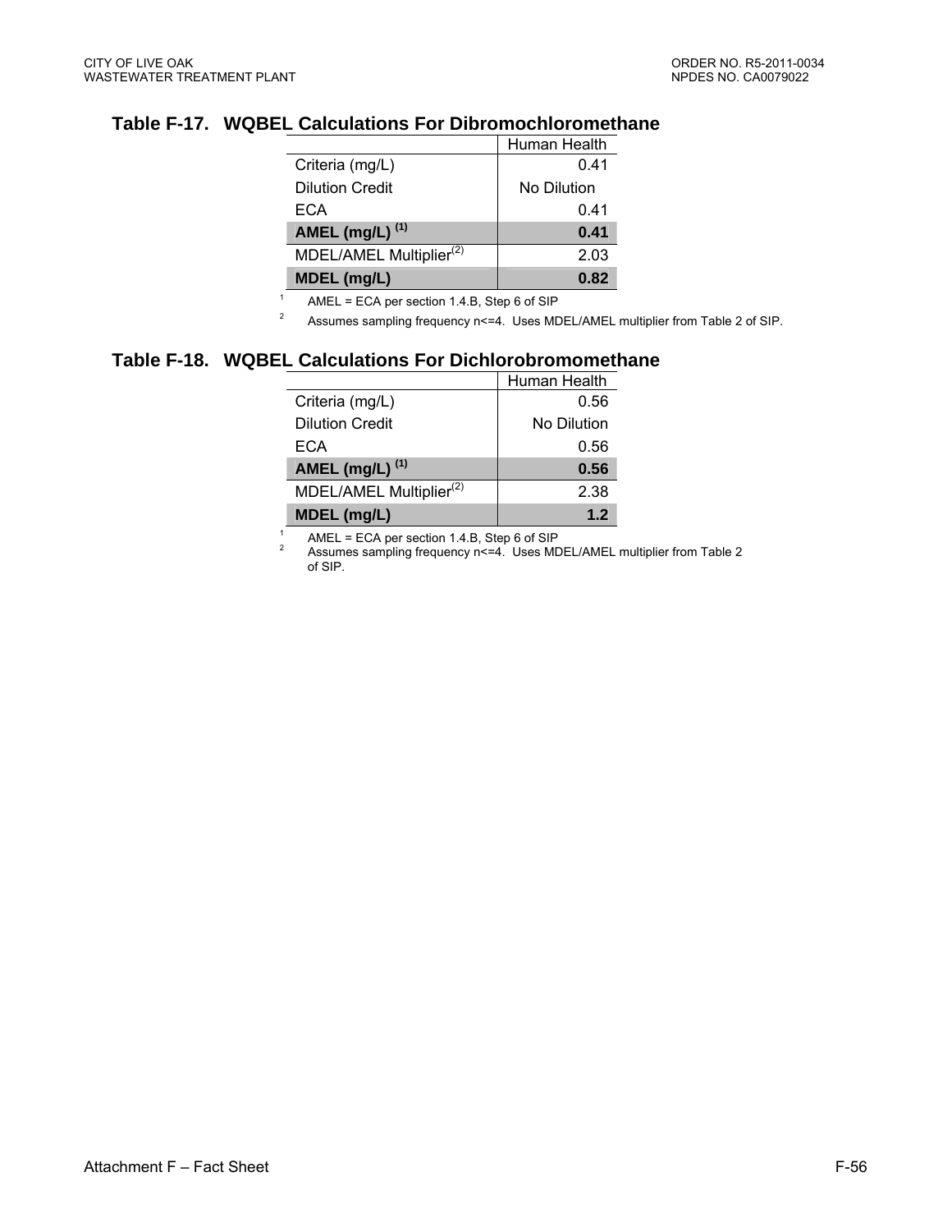### Table F-17. WQBEL Calculations For Dibromochloromethane

| | Human Health |
|---|---|
| Criteria (mg/L) | 0.41 |
| Dilution Credit | No Dilution |
| ECA | 0.41 |
| **AMEL (mg/L)** [(1)] | **0.41** |
| MDEL/AMEL Multiplier[(2)] | 2.03 |
| **MDEL (mg/L)** | **0.82** |

[1] AMEL = ECA per section 1.4.B, Step 6 of SIP

[2] Assumes sampling frequency n<=4. Uses MDEL/AMEL multiplier from Table 2 of SIP.

### Table F-18. WQBEL Calculations For Dichlorobromomethane

| | Human Health |
|---|---|
| Criteria (mg/L) | 0.56 |
| Dilution Credit | No Dilution |
| ECA | 0.56 |
| **AMEL (mg/L)** [(1)] | **0.56** |
| MDEL/AMEL Multiplier[(2)] | 2.38 |
| **MDEL (mg/L)** | **1.2** |

[1] AMEL = ECA per section 1.4.B, Step 6 of SIP

[2] Assumes sampling frequency n<=4. Uses MDEL/AMEL multiplier from Table 2 of SIP.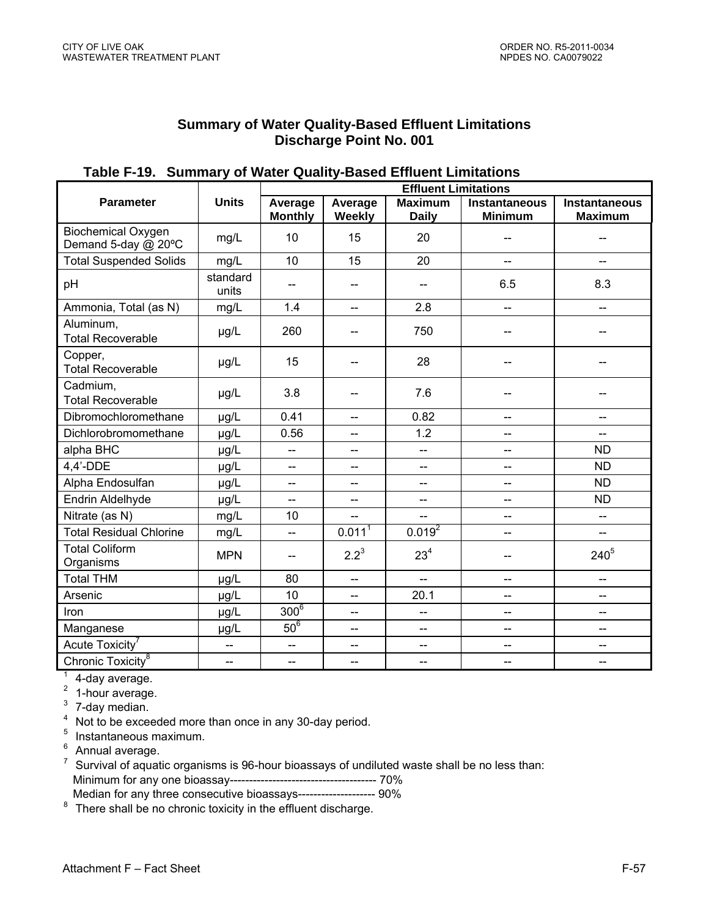## Summary of Water Quality-Based Effluent Limitations
## Discharge Point No. 001

**Table F-19. Summary of Water Quality-Based Effluent Limitations**

| Parameter | Units | Effluent Limitations | | | | |
|---|---|---|---|---|---|---|
| | | Average Monthly | Average Weekly | Maximum Daily | Instantaneous Minimum | Instantaneous Maximum |
| Biochemical Oxygen Demand 5-day @ 20ºC | mg/L | 10 | 15 | 20 | -- | -- |
| Total Suspended Solids | mg/L | 10 | 15 | 20 | -- | -- |
| pH | standard units | -- | -- | -- | 6.5 | 8.3 |
| Ammonia, Total (as N) | mg/L | 1.4 | -- | 2.8 | -- | -- |
| Aluminum, Total Recoverable | µg/L | 260 | -- | 750 | -- | -- |
| Copper, Total Recoverable | µg/L | 15 | -- | 28 | -- | -- |
| Cadmium, Total Recoverable | µg/L | 3.8 | -- | 7.6 | -- | -- |
| Dibromochloromethane | µg/L | 0.41 | -- | 0.82 | -- | -- |
| Dichlorobromomethane | µg/L | 0.56 | -- | 1.2 | -- | -- |
| alpha BHC | µg/L | -- | -- | -- | -- | ND |
| 4,4'-DDE | µg/L | -- | -- | -- | -- | ND |
| Alpha Endosulfan | µg/L | -- | -- | -- | -- | ND |
| Endrin Aldelhyde | µg/L | -- | -- | -- | -- | ND |
| Nitrate (as N) | mg/L | 10 | -- | -- | -- | -- |
| Total Residual Chlorine | mg/L | -- | 0.011[1] | 0.019[2] | -- | -- |
| Total Coliform Organisms | MPN | -- | 2.2[3] | 23[4] | -- | 240[5] |
| Total THM | µg/L | 80 | -- | -- | -- | -- |
| Arsenic | µg/L | 10 | -- | 20.1 | -- | -- |
| Iron | µg/L | 300[6] | -- | -- | -- | -- |
| Manganese | µg/L | 50[6] | -- | -- | -- | -- |
| Acute Toxicity[7] | -- | -- | -- | -- | -- | -- |
| Chronic Toxicity[8] | -- | -- | -- | -- | -- | -- |

[1] 4-day average.
[2] 1-hour average.
[3] 7-day median.
[4] Not to be exceeded more than once in any 30-day period.
[5] Instantaneous maximum.
[6] Annual average.
[7] Survival of aquatic organisms is 96-hour bioassays of undiluted waste shall be no less than:
Minimum for any one bioassay-------------------------------------- 70%
Median for any three consecutive bioassays-------------------- 90%
[8] There shall be no chronic toxicity in the effluent discharge.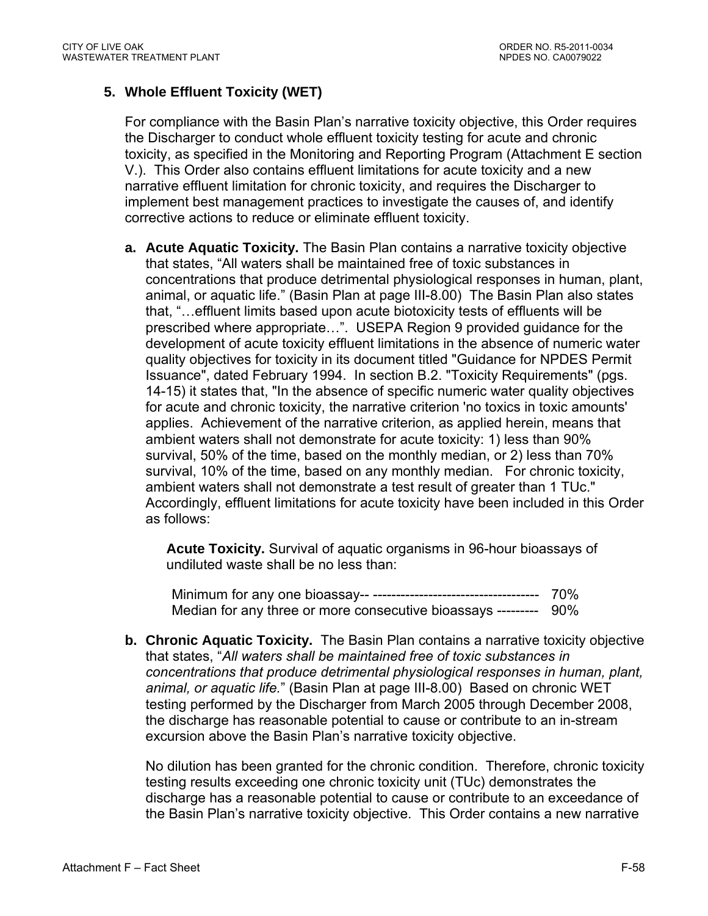### 5. Whole Effluent Toxicity (WET)

For compliance with the Basin Plan's narrative toxicity objective, this Order requires the Discharger to conduct whole effluent toxicity testing for acute and chronic toxicity, as specified in the Monitoring and Reporting Program (Attachment E section V.). This Order also contains effluent limitations for acute toxicity and a new narrative effluent limitation for chronic toxicity, and requires the Discharger to implement best management practices to investigate the causes of, and identify corrective actions to reduce or eliminate effluent toxicity.

**a. Acute Aquatic Toxicity.** The Basin Plan contains a narrative toxicity objective that states, "All waters shall be maintained free of toxic substances in concentrations that produce detrimental physiological responses in human, plant, animal, or aquatic life." (Basin Plan at page III-8.00) The Basin Plan also states that, "…effluent limits based upon acute biotoxicity tests of effluents will be prescribed where appropriate…". USEPA Region 9 provided guidance for the development of acute toxicity effluent limitations in the absence of numeric water quality objectives for toxicity in its document titled "Guidance for NPDES Permit Issuance", dated February 1994. In section B.2. "Toxicity Requirements" (pgs. 14-15) it states that, "In the absence of specific numeric water quality objectives for acute and chronic toxicity, the narrative criterion 'no toxics in toxic amounts' applies. Achievement of the narrative criterion, as applied herein, means that ambient waters shall not demonstrate for acute toxicity: 1) less than 90% survival, 50% of the time, based on the monthly median, or 2) less than 70% survival, 10% of the time, based on any monthly median. For chronic toxicity, ambient waters shall not demonstrate a test result of greater than 1 TUc." Accordingly, effluent limitations for acute toxicity have been included in this Order as follows:

> **Acute Toxicity.** Survival of aquatic organisms in 96-hour bioassays of undiluted waste shall be no less than:
>
> Minimum for any one bioassay-- ------------------------------------ 70%
> Median for any three or more consecutive bioassays --------- 90%

**b. Chronic Aquatic Toxicity.** The Basin Plan contains a narrative toxicity objective that states, "*All waters shall be maintained free of toxic substances in concentrations that produce detrimental physiological responses in human, plant, animal, or aquatic life.*" (Basin Plan at page III-8.00) Based on chronic WET testing performed by the Discharger from March 2005 through December 2008, the discharge has reasonable potential to cause or contribute to an in-stream excursion above the Basin Plan's narrative toxicity objective.

No dilution has been granted for the chronic condition. Therefore, chronic toxicity testing results exceeding one chronic toxicity unit (TUc) demonstrates the discharge has a reasonable potential to cause or contribute to an exceedance of the Basin Plan's narrative toxicity objective. This Order contains a new narrative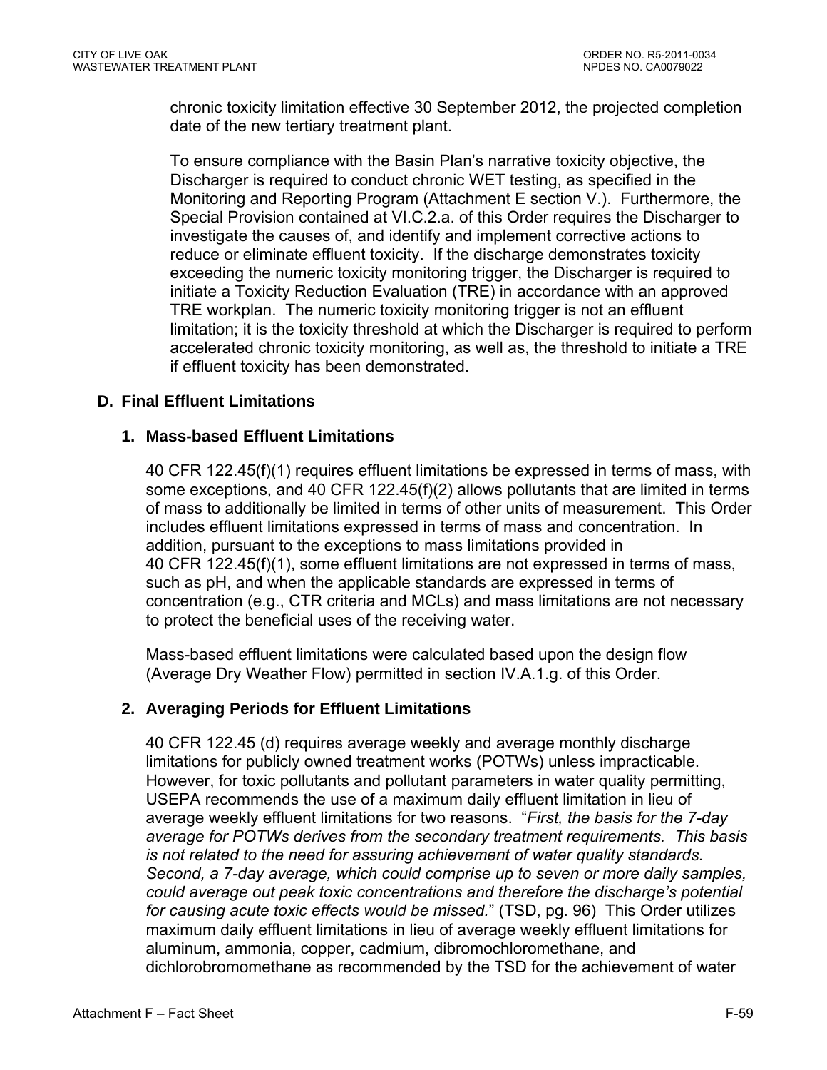chronic toxicity limitation effective 30 September 2012, the projected completion date of the new tertiary treatment plant.

To ensure compliance with the Basin Plan's narrative toxicity objective, the Discharger is required to conduct chronic WET testing, as specified in the Monitoring and Reporting Program (Attachment E section V.). Furthermore, the Special Provision contained at VI.C.2.a. of this Order requires the Discharger to investigate the causes of, and identify and implement corrective actions to reduce or eliminate effluent toxicity. If the discharge demonstrates toxicity exceeding the numeric toxicity monitoring trigger, the Discharger is required to initiate a Toxicity Reduction Evaluation (TRE) in accordance with an approved TRE workplan. The numeric toxicity monitoring trigger is not an effluent limitation; it is the toxicity threshold at which the Discharger is required to perform accelerated chronic toxicity monitoring, as well as, the threshold to initiate a TRE if effluent toxicity has been demonstrated.

## D. Final Effluent Limitations

### 1. Mass-based Effluent Limitations

40 CFR 122.45(f)(1) requires effluent limitations be expressed in terms of mass, with some exceptions, and 40 CFR 122.45(f)(2) allows pollutants that are limited in terms of mass to additionally be limited in terms of other units of measurement. This Order includes effluent limitations expressed in terms of mass and concentration. In addition, pursuant to the exceptions to mass limitations provided in 40 CFR 122.45(f)(1), some effluent limitations are not expressed in terms of mass, such as pH, and when the applicable standards are expressed in terms of concentration (e.g., CTR criteria and MCLs) and mass limitations are not necessary to protect the beneficial uses of the receiving water.

Mass-based effluent limitations were calculated based upon the design flow (Average Dry Weather Flow) permitted in section IV.A.1.g. of this Order.

### 2. Averaging Periods for Effluent Limitations

40 CFR 122.45 (d) requires average weekly and average monthly discharge limitations for publicly owned treatment works (POTWs) unless impracticable. However, for toxic pollutants and pollutant parameters in water quality permitting, USEPA recommends the use of a maximum daily effluent limitation in lieu of average weekly effluent limitations for two reasons. "*First, the basis for the 7-day average for POTWs derives from the secondary treatment requirements. This basis is not related to the need for assuring achievement of water quality standards. Second, a 7-day average, which could comprise up to seven or more daily samples, could average out peak toxic concentrations and therefore the discharge's potential for causing acute toxic effects would be missed.*" (TSD, pg. 96) This Order utilizes maximum daily effluent limitations in lieu of average weekly effluent limitations for aluminum, ammonia, copper, cadmium, dibromochloromethane, and dichlorobromomethane as recommended by the TSD for the achievement of water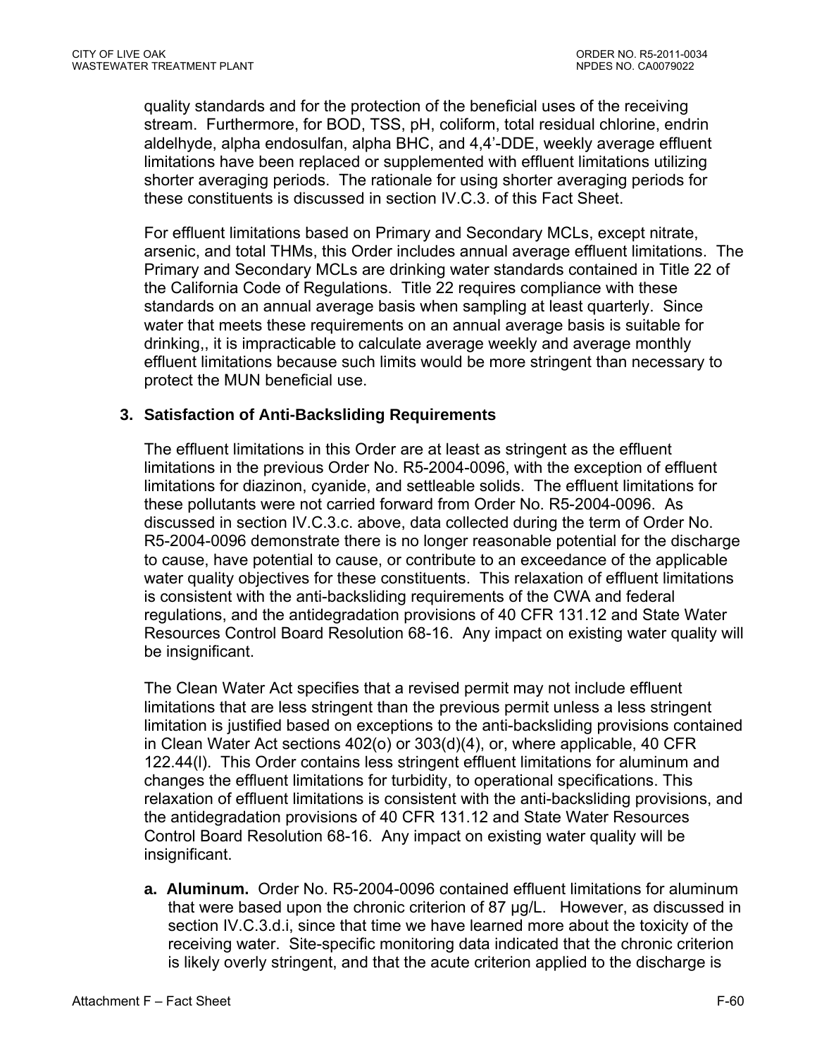quality standards and for the protection of the beneficial uses of the receiving stream. Furthermore, for BOD, TSS, pH, coliform, total residual chlorine, endrin aldelhyde, alpha endosulfan, alpha BHC, and 4,4'-DDE, weekly average effluent limitations have been replaced or supplemented with effluent limitations utilizing shorter averaging periods. The rationale for using shorter averaging periods for these constituents is discussed in section IV.C.3. of this Fact Sheet.

For effluent limitations based on Primary and Secondary MCLs, except nitrate, arsenic, and total THMs, this Order includes annual average effluent limitations. The Primary and Secondary MCLs are drinking water standards contained in Title 22 of the California Code of Regulations. Title 22 requires compliance with these standards on an annual average basis when sampling at least quarterly. Since water that meets these requirements on an annual average basis is suitable for drinking,, it is impracticable to calculate average weekly and average monthly effluent limitations because such limits would be more stringent than necessary to protect the MUN beneficial use.

### 3. Satisfaction of Anti-Backsliding Requirements

The effluent limitations in this Order are at least as stringent as the effluent limitations in the previous Order No. R5-2004-0096, with the exception of effluent limitations for diazinon, cyanide, and settleable solids. The effluent limitations for these pollutants were not carried forward from Order No. R5-2004-0096. As discussed in section IV.C.3.c. above, data collected during the term of Order No. R5-2004-0096 demonstrate there is no longer reasonable potential for the discharge to cause, have potential to cause, or contribute to an exceedance of the applicable water quality objectives for these constituents. This relaxation of effluent limitations is consistent with the anti-backsliding requirements of the CWA and federal regulations, and the antidegradation provisions of 40 CFR 131.12 and State Water Resources Control Board Resolution 68-16. Any impact on existing water quality will be insignificant.

The Clean Water Act specifies that a revised permit may not include effluent limitations that are less stringent than the previous permit unless a less stringent limitation is justified based on exceptions to the anti-backsliding provisions contained in Clean Water Act sections 402(o) or 303(d)(4), or, where applicable, 40 CFR 122.44(l). This Order contains less stringent effluent limitations for aluminum and changes the effluent limitations for turbidity, to operational specifications. This relaxation of effluent limitations is consistent with the anti-backsliding provisions, and the antidegradation provisions of 40 CFR 131.12 and State Water Resources Control Board Resolution 68-16. Any impact on existing water quality will be insignificant.

a. **Aluminum.** Order No. R5-2004-0096 contained effluent limitations for aluminum that were based upon the chronic criterion of 87 µg/L. However, as discussed in section IV.C.3.d.i, since that time we have learned more about the toxicity of the receiving water. Site-specific monitoring data indicated that the chronic criterion is likely overly stringent, and that the acute criterion applied to the discharge is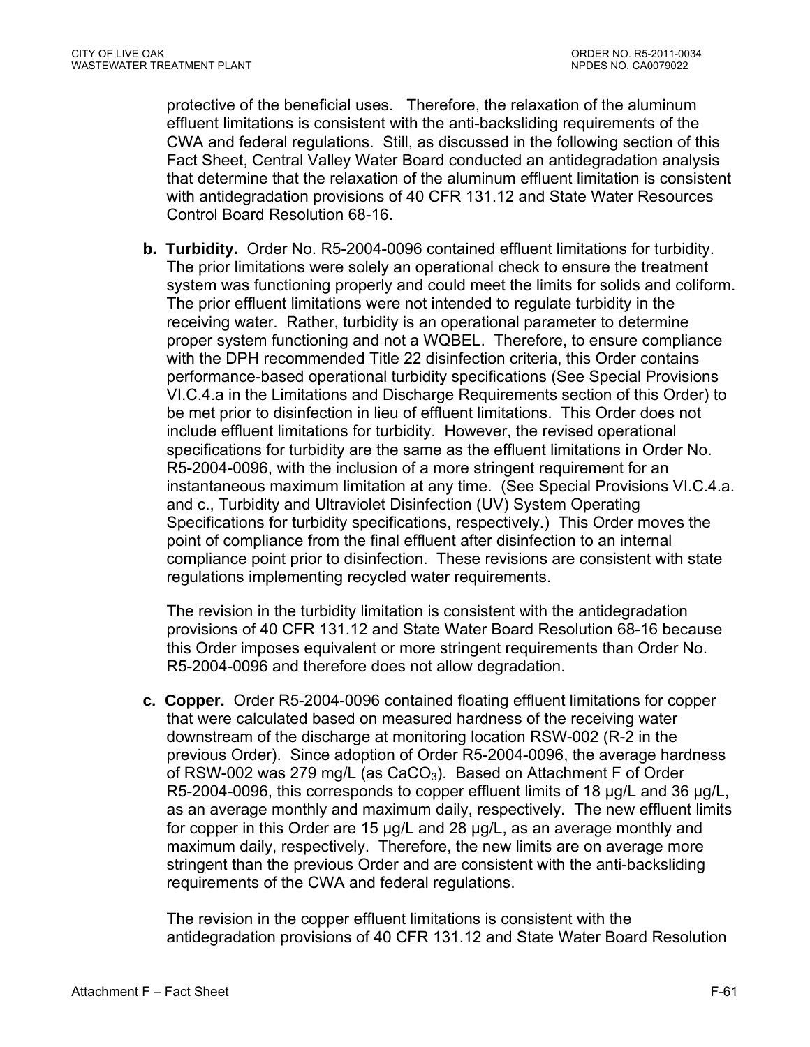protective of the beneficial uses. Therefore, the relaxation of the aluminum effluent limitations is consistent with the anti-backsliding requirements of the CWA and federal regulations. Still, as discussed in the following section of this Fact Sheet, Central Valley Water Board conducted an antidegradation analysis that determine that the relaxation of the aluminum effluent limitation is consistent with antidegradation provisions of 40 CFR 131.12 and State Water Resources Control Board Resolution 68-16.

**b. Turbidity.** Order No. R5-2004-0096 contained effluent limitations for turbidity. The prior limitations were solely an operational check to ensure the treatment system was functioning properly and could meet the limits for solids and coliform. The prior effluent limitations were not intended to regulate turbidity in the receiving water. Rather, turbidity is an operational parameter to determine proper system functioning and not a WQBEL. Therefore, to ensure compliance with the DPH recommended Title 22 disinfection criteria, this Order contains performance-based operational turbidity specifications (See Special Provisions VI.C.4.a in the Limitations and Discharge Requirements section of this Order) to be met prior to disinfection in lieu of effluent limitations. This Order does not include effluent limitations for turbidity. However, the revised operational specifications for turbidity are the same as the effluent limitations in Order No. R5-2004-0096, with the inclusion of a more stringent requirement for an instantaneous maximum limitation at any time. (See Special Provisions VI.C.4.a. and c., Turbidity and Ultraviolet Disinfection (UV) System Operating Specifications for turbidity specifications, respectively.) This Order moves the point of compliance from the final effluent after disinfection to an internal compliance point prior to disinfection. These revisions are consistent with state regulations implementing recycled water requirements.

The revision in the turbidity limitation is consistent with the antidegradation provisions of 40 CFR 131.12 and State Water Board Resolution 68-16 because this Order imposes equivalent or more stringent requirements than Order No. R5-2004-0096 and therefore does not allow degradation.

**c. Copper.** Order R5-2004-0096 contained floating effluent limitations for copper that were calculated based on measured hardness of the receiving water downstream of the discharge at monitoring location RSW-002 (R-2 in the previous Order). Since adoption of Order R5-2004-0096, the average hardness of RSW-002 was 279 mg/L (as $CaCO_3$). Based on Attachment F of Order R5-2004-0096, this corresponds to copper effluent limits of 18 µg/L and 36 µg/L, as an average monthly and maximum daily, respectively. The new effluent limits for copper in this Order are 15 µg/L and 28 µg/L, as an average monthly and maximum daily, respectively. Therefore, the new limits are on average more stringent than the previous Order and are consistent with the anti-backsliding requirements of the CWA and federal regulations.

The revision in the copper effluent limitations is consistent with the antidegradation provisions of 40 CFR 131.12 and State Water Board Resolution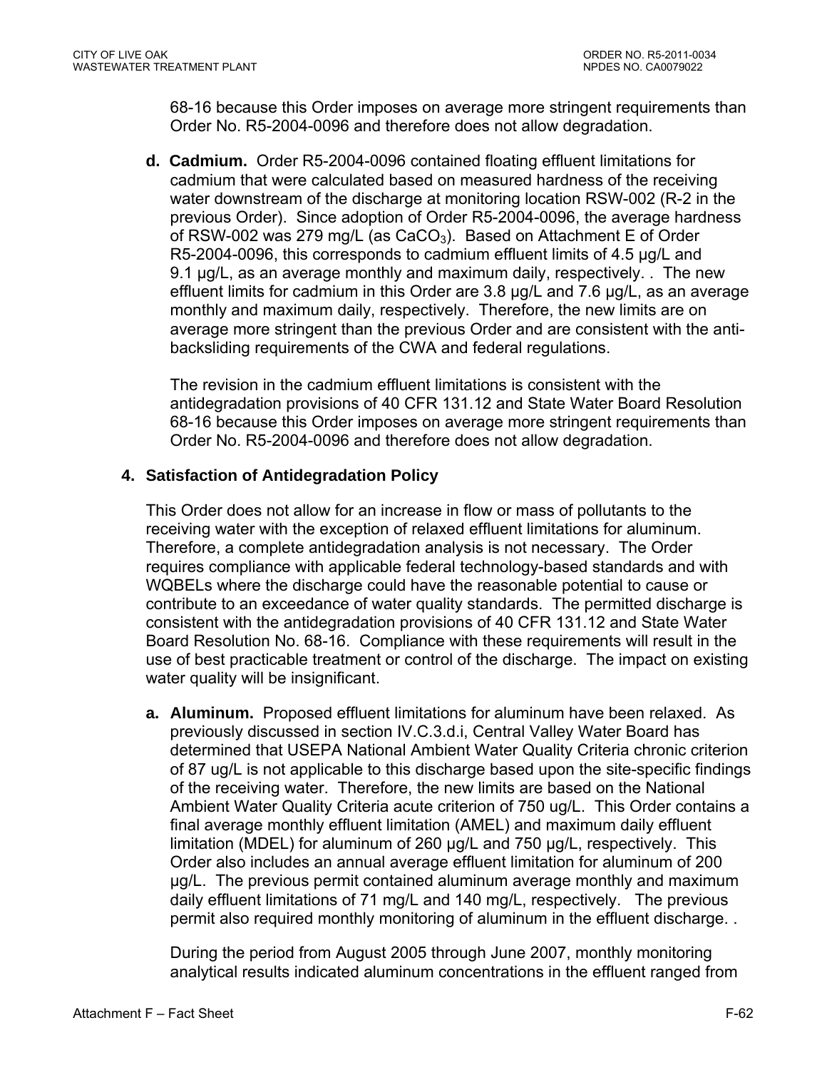68-16 because this Order imposes on average more stringent requirements than Order No. R5-2004-0096 and therefore does not allow degradation.

**d. Cadmium.** Order R5-2004-0096 contained floating effluent limitations for cadmium that were calculated based on measured hardness of the receiving water downstream of the discharge at monitoring location RSW-002 (R-2 in the previous Order). Since adoption of Order R5-2004-0096, the average hardness of RSW-002 was 279 mg/L (as $CaCO_3$). Based on Attachment E of Order R5-2004-0096, this corresponds to cadmium effluent limits of 4.5 µg/L and 9.1 µg/L, as an average monthly and maximum daily, respectively. . The new effluent limits for cadmium in this Order are 3.8 µg/L and 7.6 µg/L, as an average monthly and maximum daily, respectively. Therefore, the new limits are on average more stringent than the previous Order and are consistent with the anti-backsliding requirements of the CWA and federal regulations.

The revision in the cadmium effluent limitations is consistent with the antidegradation provisions of 40 CFR 131.12 and State Water Board Resolution 68-16 because this Order imposes on average more stringent requirements than Order No. R5-2004-0096 and therefore does not allow degradation.

**4. Satisfaction of Antidegradation Policy**

This Order does not allow for an increase in flow or mass of pollutants to the receiving water with the exception of relaxed effluent limitations for aluminum. Therefore, a complete antidegradation analysis is not necessary. The Order requires compliance with applicable federal technology-based standards and with WQBELs where the discharge could have the reasonable potential to cause or contribute to an exceedance of water quality standards. The permitted discharge is consistent with the antidegradation provisions of 40 CFR 131.12 and State Water Board Resolution No. 68-16. Compliance with these requirements will result in the use of best practicable treatment or control of the discharge. The impact on existing water quality will be insignificant.

**a. Aluminum.** Proposed effluent limitations for aluminum have been relaxed. As previously discussed in section IV.C.3.d.i, Central Valley Water Board has determined that USEPA National Ambient Water Quality Criteria chronic criterion of 87 ug/L is not applicable to this discharge based upon the site-specific findings of the receiving water. Therefore, the new limits are based on the National Ambient Water Quality Criteria acute criterion of 750 ug/L. This Order contains a final average monthly effluent limitation (AMEL) and maximum daily effluent limitation (MDEL) for aluminum of 260 µg/L and 750 µg/L, respectively. This Order also includes an annual average effluent limitation for aluminum of 200 µg/L. The previous permit contained aluminum average monthly and maximum daily effluent limitations of 71 mg/L and 140 mg/L, respectively. The previous permit also required monthly monitoring of aluminum in the effluent discharge. .

During the period from August 2005 through June 2007, monthly monitoring analytical results indicated aluminum concentrations in the effluent ranged from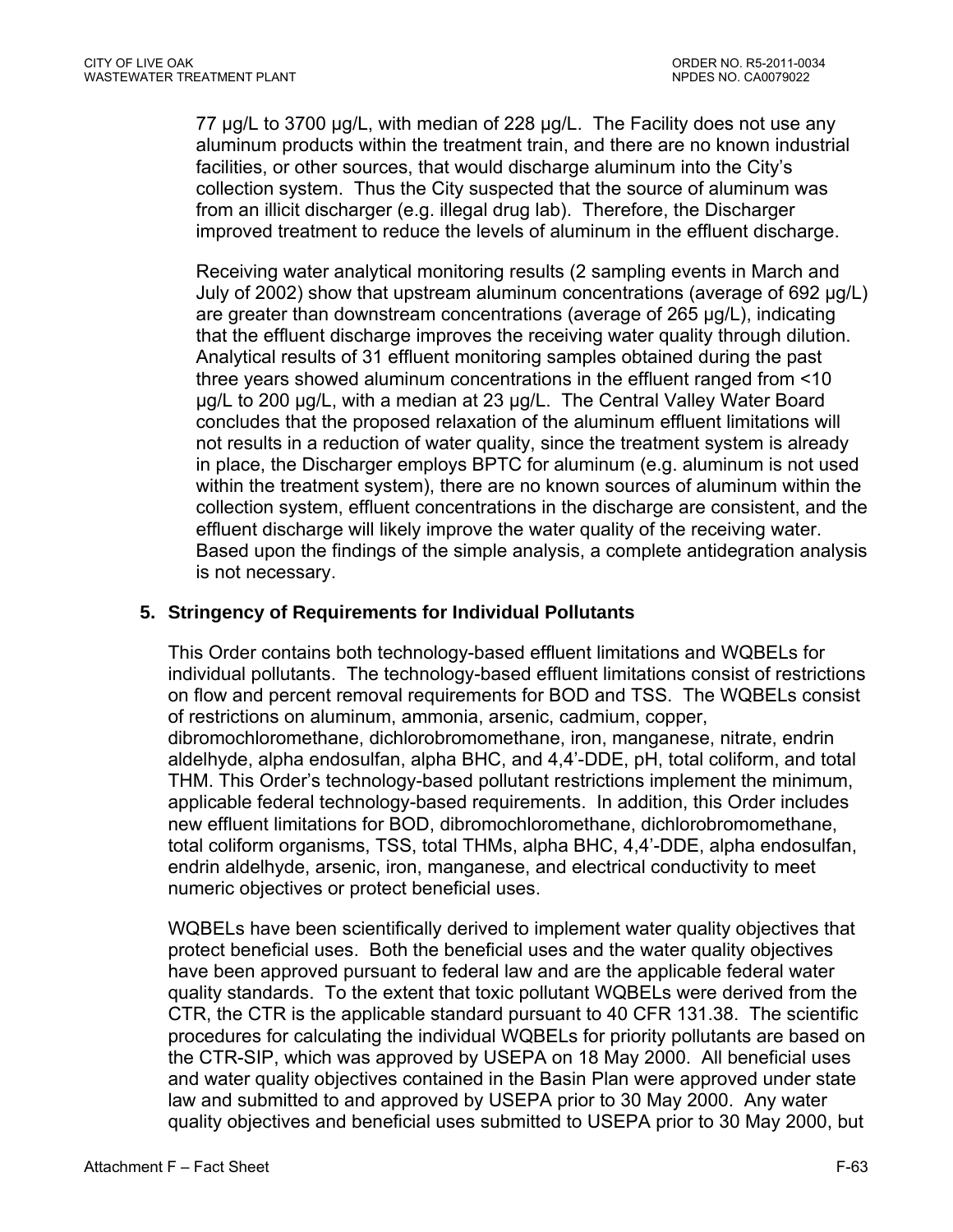77 µg/L to 3700 µg/L, with median of 228 µg/L. The Facility does not use any aluminum products within the treatment train, and there are no known industrial facilities, or other sources, that would discharge aluminum into the City's collection system. Thus the City suspected that the source of aluminum was from an illicit discharger (e.g. illegal drug lab). Therefore, the Discharger improved treatment to reduce the levels of aluminum in the effluent discharge.

Receiving water analytical monitoring results (2 sampling events in March and July of 2002) show that upstream aluminum concentrations (average of 692 µg/L) are greater than downstream concentrations (average of 265 µg/L), indicating that the effluent discharge improves the receiving water quality through dilution. Analytical results of 31 effluent monitoring samples obtained during the past three years showed aluminum concentrations in the effluent ranged from <10 µg/L to 200 µg/L, with a median at 23 µg/L. The Central Valley Water Board concludes that the proposed relaxation of the aluminum effluent limitations will not results in a reduction of water quality, since the treatment system is already in place, the Discharger employs BPTC for aluminum (e.g. aluminum is not used within the treatment system), there are no known sources of aluminum within the collection system, effluent concentrations in the discharge are consistent, and the effluent discharge will likely improve the water quality of the receiving water. Based upon the findings of the simple analysis, a complete antidegration analysis is not necessary.

## 5. Stringency of Requirements for Individual Pollutants

This Order contains both technology-based effluent limitations and WQBELs for individual pollutants. The technology-based effluent limitations consist of restrictions on flow and percent removal requirements for BOD and TSS. The WQBELs consist of restrictions on aluminum, ammonia, arsenic, cadmium, copper, dibromochloromethane, dichlorobromomethane, iron, manganese, nitrate, endrin aldelhyde, alpha endosulfan, alpha BHC, and 4,4'-DDE, pH, total coliform, and total THM. This Order's technology-based pollutant restrictions implement the minimum, applicable federal technology-based requirements. In addition, this Order includes new effluent limitations for BOD, dibromochloromethane, dichlorobromomethane, total coliform organisms, TSS, total THMs, alpha BHC, 4,4'-DDE, alpha endosulfan, endrin aldelhyde, arsenic, iron, manganese, and electrical conductivity to meet numeric objectives or protect beneficial uses.

WQBELs have been scientifically derived to implement water quality objectives that protect beneficial uses. Both the beneficial uses and the water quality objectives have been approved pursuant to federal law and are the applicable federal water quality standards. To the extent that toxic pollutant WQBELs were derived from the CTR, the CTR is the applicable standard pursuant to 40 CFR 131.38. The scientific procedures for calculating the individual WQBELs for priority pollutants are based on the CTR-SIP, which was approved by USEPA on 18 May 2000. All beneficial uses and water quality objectives contained in the Basin Plan were approved under state law and submitted to and approved by USEPA prior to 30 May 2000. Any water quality objectives and beneficial uses submitted to USEPA prior to 30 May 2000, but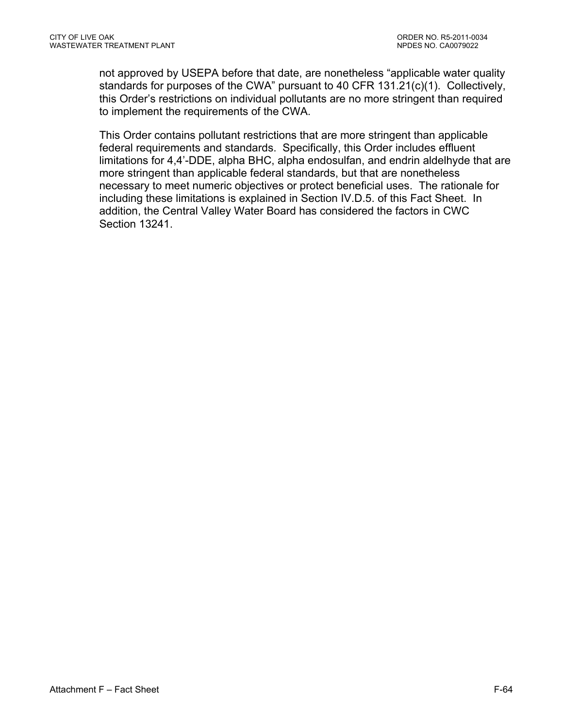not approved by USEPA before that date, are nonetheless “applicable water quality standards for purposes of the CWA” pursuant to 40 CFR 131.21(c)(1). Collectively, this Order’s restrictions on individual pollutants are no more stringent than required to implement the requirements of the CWA.

This Order contains pollutant restrictions that are more stringent than applicable federal requirements and standards. Specifically, this Order includes effluent limitations for 4,4’-DDE, alpha BHC, alpha endosulfan, and endrin aldelhyde that are more stringent than applicable federal standards, but that are nonetheless necessary to meet numeric objectives or protect beneficial uses. The rationale for including these limitations is explained in Section IV.D.5. of this Fact Sheet. In addition, the Central Valley Water Board has considered the factors in CWC Section 13241.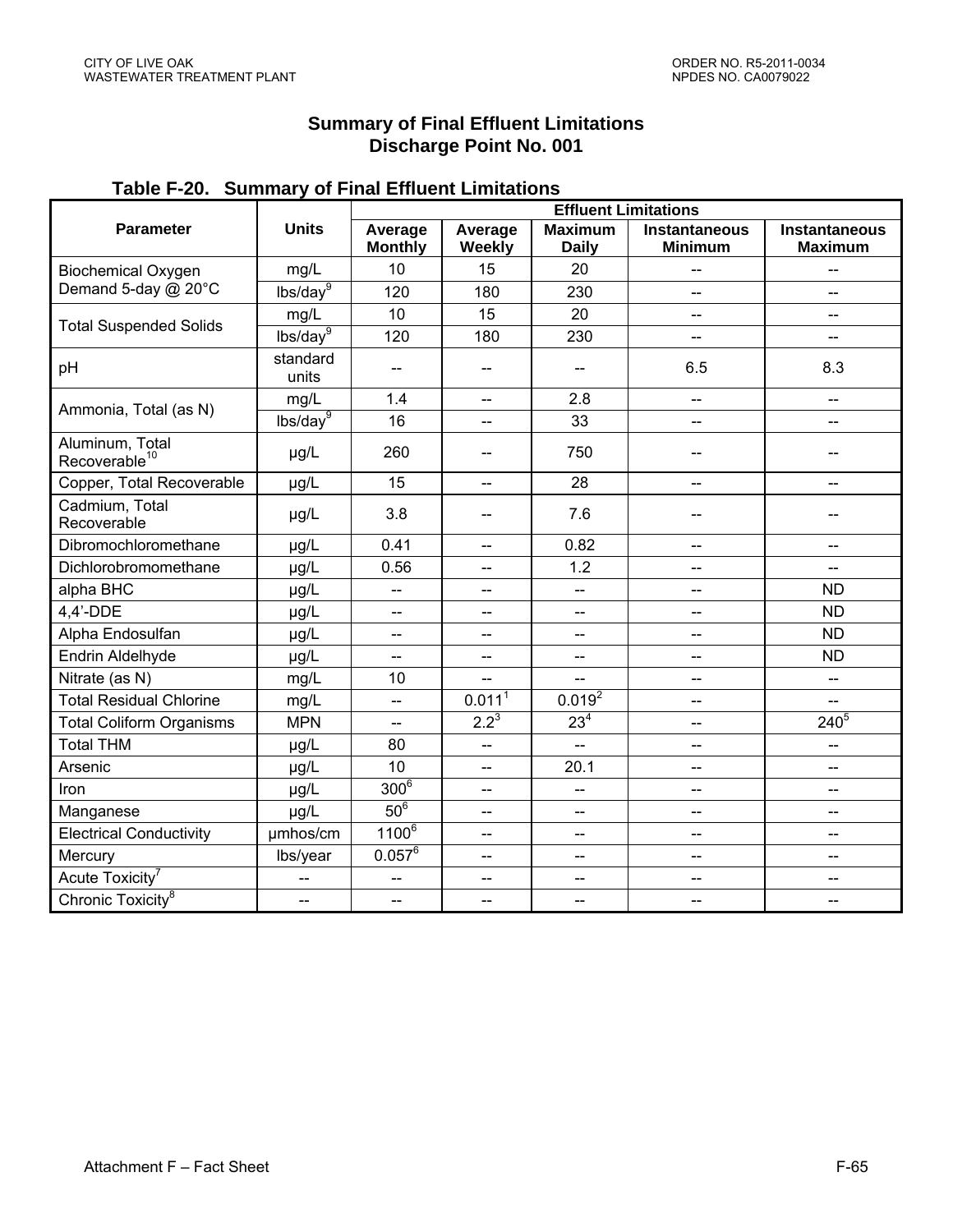## Summary of Final Effluent Limitations
## Discharge Point No. 001

**Table F-20. Summary of Final Effluent Limitations**

| Parameter | Units | Effluent Limitations | | | | |
|---|---|---|---|---|---|---|
| | | Average Monthly | Average Weekly | Maximum Daily | Instantaneous Minimum | Instantaneous Maximum |
| Biochemical Oxygen Demand 5-day @ 20°C | mg/L | 10 | 15 | 20 | -- | -- |
| | lbs/day[9] | 120 | 180 | 230 | -- | -- |
| Total Suspended Solids | mg/L | 10 | 15 | 20 | -- | -- |
| | lbs/day[9] | 120 | 180 | 230 | -- | -- |
| pH | standard units | -- | -- | -- | 6.5 | 8.3 |
| Ammonia, Total (as N) | mg/L | 1.4 | -- | 2.8 | -- | -- |
| | lbs/day[9] | 16 | -- | 33 | -- | -- |
| Aluminum, Total Recoverable[10] | µg/L | 260 | -- | 750 | -- | -- |
| Copper, Total Recoverable | µg/L | 15 | -- | 28 | -- | -- |
| Cadmium, Total Recoverable | µg/L | 3.8 | -- | 7.6 | -- | -- |
| Dibromochloromethane | µg/L | 0.41 | -- | 0.82 | -- | -- |
| Dichlorobromomethane | µg/L | 0.56 | -- | 1.2 | -- | -- |
| alpha BHC | µg/L | -- | -- | -- | -- | ND |
| 4,4'-DDE | µg/L | -- | -- | -- | -- | ND |
| Alpha Endosulfan | µg/L | -- | -- | -- | -- | ND |
| Endrin Aldelhyde | µg/L | -- | -- | -- | -- | ND |
| Nitrate (as N) | mg/L | 10 | -- | -- | -- | -- |
| Total Residual Chlorine | mg/L | -- | 0.011[1] | 0.019[2] | -- | -- |
| Total Coliform Organisms | MPN | -- | 2.2[3] | 23[4] | -- | 240[5] |
| Total THM | µg/L | 80 | -- | -- | -- | -- |
| Arsenic | µg/L | 10 | -- | 20.1 | -- | -- |
| Iron | µg/L | 300[6] | -- | -- | -- | -- |
| Manganese | µg/L | 50[6] | -- | -- | -- | -- |
| Electrical Conductivity | µmhos/cm | 1100[6] | -- | -- | -- | -- |
| Mercury | lbs/year | 0.057[6] | -- | -- | -- | -- |
| Acute Toxicity[7] | -- | -- | -- | -- | -- | -- |
| Chronic Toxicity[8] | -- | -- | -- | -- | -- | -- |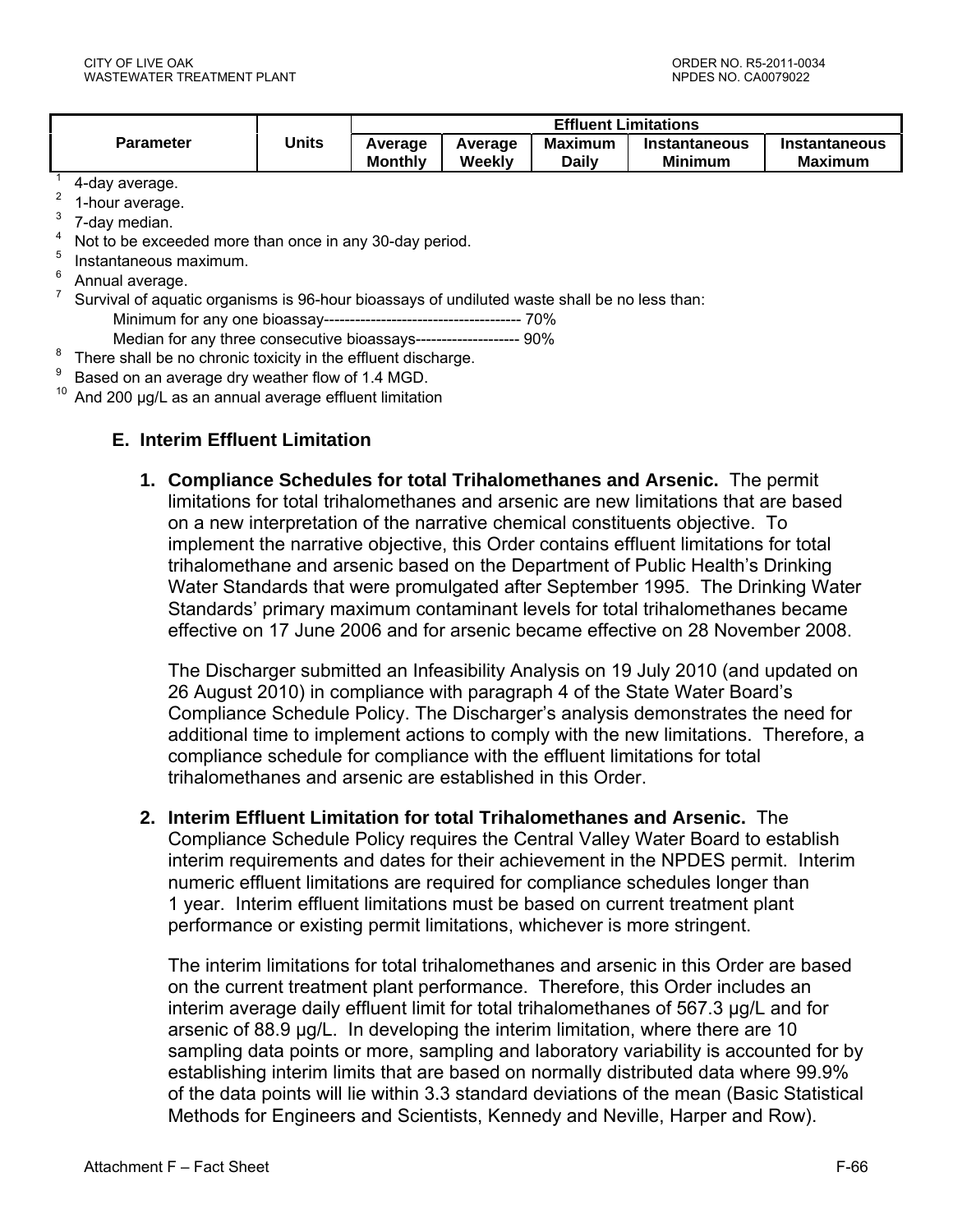| Parameter | Units | Effluent Limitations | | | | |
|---|---|---|---|---|---|---|
| | | Average Monthly | Average Weekly | Maximum Daily | Instantaneous Minimum | Instantaneous Maximum |

[1] 4-day average.
[2] 1-hour average.
[3] 7-day median.
[4] Not to be exceeded more than once in any 30-day period.
[5] Instantaneous maximum.
[6] Annual average.
[7] Survival of aquatic organisms is 96-hour bioassays of undiluted waste shall be no less than:
 Minimum for any one bioassay-------------------------------------- 70%
 Median for any three consecutive bioassays-------------------- 90%
[8] There shall be no chronic toxicity in the effluent discharge.
[9] Based on an average dry weather flow of 1.4 MGD.
[10] And 200 µg/L as an annual average effluent limitation

## E. Interim Effluent Limitation

1. **Compliance Schedules for total Trihalomethanes and Arsenic.** The permit limitations for total trihalomethanes and arsenic are new limitations that are based on a new interpretation of the narrative chemical constituents objective. To implement the narrative objective, this Order contains effluent limitations for total trihalomethane and arsenic based on the Department of Public Health's Drinking Water Standards that were promulgated after September 1995. The Drinking Water Standards' primary maximum contaminant levels for total trihalomethanes became effective on 17 June 2006 and for arsenic became effective on 28 November 2008.

   The Discharger submitted an Infeasibility Analysis on 19 July 2010 (and updated on 26 August 2010) in compliance with paragraph 4 of the State Water Board's Compliance Schedule Policy. The Discharger's analysis demonstrates the need for additional time to implement actions to comply with the new limitations. Therefore, a compliance schedule for compliance with the effluent limitations for total trihalomethanes and arsenic are established in this Order.

2. **Interim Effluent Limitation for total Trihalomethanes and Arsenic.** The Compliance Schedule Policy requires the Central Valley Water Board to establish interim requirements and dates for their achievement in the NPDES permit. Interim numeric effluent limitations are required for compliance schedules longer than 1 year. Interim effluent limitations must be based on current treatment plant performance or existing permit limitations, whichever is more stringent.

   The interim limitations for total trihalomethanes and arsenic in this Order are based on the current treatment plant performance. Therefore, this Order includes an interim average daily effluent limit for total trihalomethanes of 567.3 µg/L and for arsenic of 88.9 µg/L. In developing the interim limitation, where there are 10 sampling data points or more, sampling and laboratory variability is accounted for by establishing interim limits that are based on normally distributed data where 99.9% of the data points will lie within 3.3 standard deviations of the mean (Basic Statistical Methods for Engineers and Scientists, Kennedy and Neville, Harper and Row).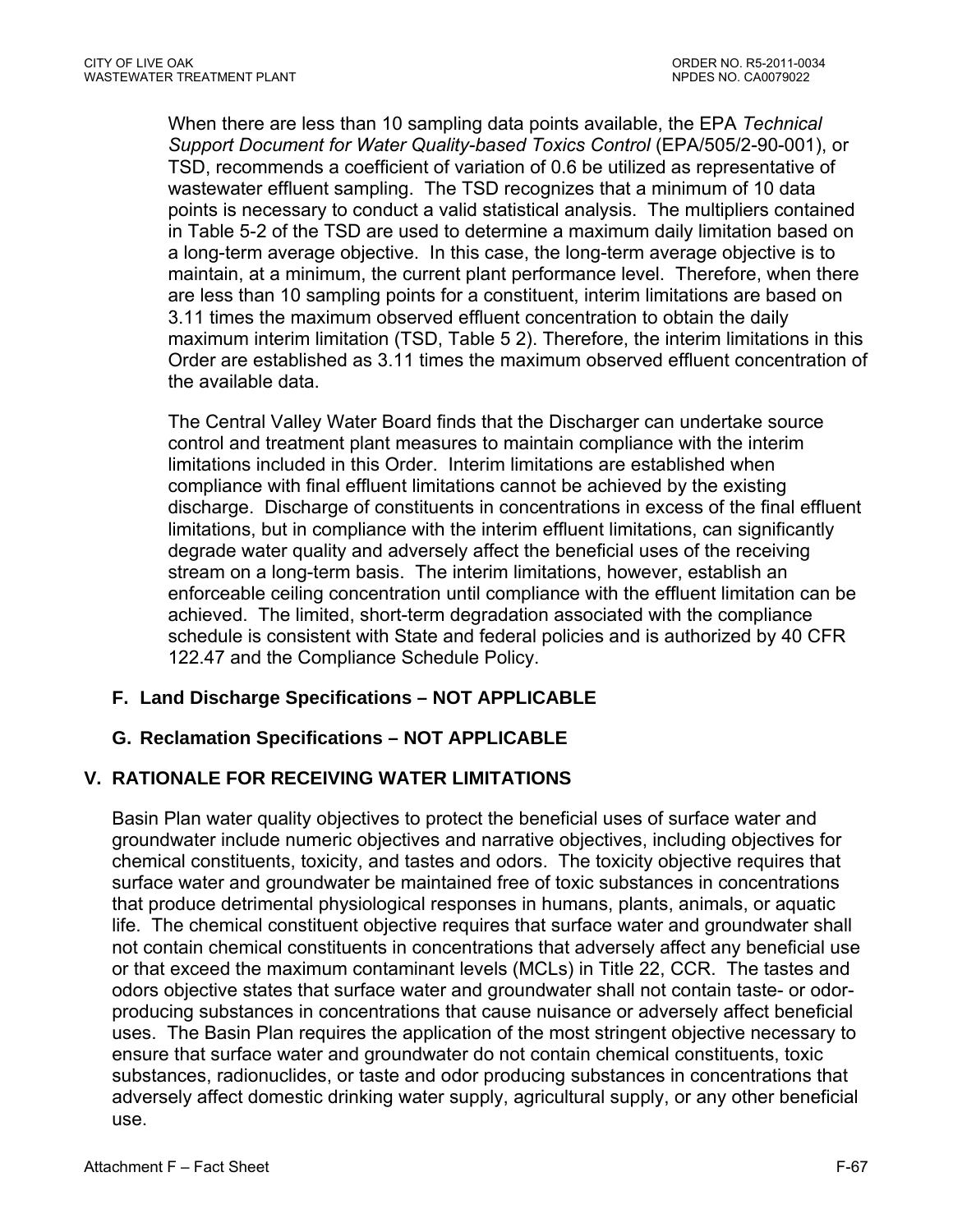When there are less than 10 sampling data points available, the EPA *Technical Support Document for Water Quality-based Toxics Control* (EPA/505/2-90-001), or TSD, recommends a coefficient of variation of 0.6 be utilized as representative of wastewater effluent sampling. The TSD recognizes that a minimum of 10 data points is necessary to conduct a valid statistical analysis. The multipliers contained in Table 5-2 of the TSD are used to determine a maximum daily limitation based on a long-term average objective. In this case, the long-term average objective is to maintain, at a minimum, the current plant performance level. Therefore, when there are less than 10 sampling points for a constituent, interim limitations are based on 3.11 times the maximum observed effluent concentration to obtain the daily maximum interim limitation (TSD, Table 5 2). Therefore, the interim limitations in this Order are established as 3.11 times the maximum observed effluent concentration of the available data.

The Central Valley Water Board finds that the Discharger can undertake source control and treatment plant measures to maintain compliance with the interim limitations included in this Order. Interim limitations are established when compliance with final effluent limitations cannot be achieved by the existing discharge. Discharge of constituents in concentrations in excess of the final effluent limitations, but in compliance with the interim effluent limitations, can significantly degrade water quality and adversely affect the beneficial uses of the receiving stream on a long-term basis. The interim limitations, however, establish an enforceable ceiling concentration until compliance with the effluent limitation can be achieved. The limited, short-term degradation associated with the compliance schedule is consistent with State and federal policies and is authorized by 40 CFR 122.47 and the Compliance Schedule Policy.

### F. Land Discharge Specifications – NOT APPLICABLE

### G. Reclamation Specifications – NOT APPLICABLE

## V. RATIONALE FOR RECEIVING WATER LIMITATIONS

Basin Plan water quality objectives to protect the beneficial uses of surface water and groundwater include numeric objectives and narrative objectives, including objectives for chemical constituents, toxicity, and tastes and odors. The toxicity objective requires that surface water and groundwater be maintained free of toxic substances in concentrations that produce detrimental physiological responses in humans, plants, animals, or aquatic life. The chemical constituent objective requires that surface water and groundwater shall not contain chemical constituents in concentrations that adversely affect any beneficial use or that exceed the maximum contaminant levels (MCLs) in Title 22, CCR. The tastes and odors objective states that surface water and groundwater shall not contain taste- or odor-producing substances in concentrations that cause nuisance or adversely affect beneficial uses. The Basin Plan requires the application of the most stringent objective necessary to ensure that surface water and groundwater do not contain chemical constituents, toxic substances, radionuclides, or taste and odor producing substances in concentrations that adversely affect domestic drinking water supply, agricultural supply, or any other beneficial use.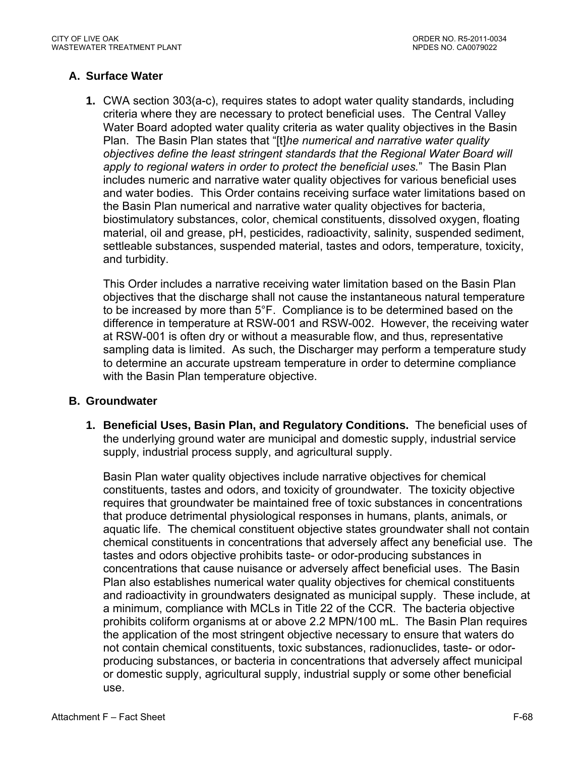### A. Surface Water

**1.** CWA section 303(a-c), requires states to adopt water quality standards, including criteria where they are necessary to protect beneficial uses. The Central Valley Water Board adopted water quality criteria as water quality objectives in the Basin Plan. The Basin Plan states that "[t]*he numerical and narrative water quality objectives define the least stringent standards that the Regional Water Board will apply to regional waters in order to protect the beneficial uses.*" The Basin Plan includes numeric and narrative water quality objectives for various beneficial uses and water bodies. This Order contains receiving surface water limitations based on the Basin Plan numerical and narrative water quality objectives for bacteria, biostimulatory substances, color, chemical constituents, dissolved oxygen, floating material, oil and grease, pH, pesticides, radioactivity, salinity, suspended sediment, settleable substances, suspended material, tastes and odors, temperature, toxicity, and turbidity.

This Order includes a narrative receiving water limitation based on the Basin Plan objectives that the discharge shall not cause the instantaneous natural temperature to be increased by more than 5°F. Compliance is to be determined based on the difference in temperature at RSW-001 and RSW-002. However, the receiving water at RSW-001 is often dry or without a measurable flow, and thus, representative sampling data is limited. As such, the Discharger may perform a temperature study to determine an accurate upstream temperature in order to determine compliance with the Basin Plan temperature objective.

### B. Groundwater

**1. Beneficial Uses, Basin Plan, and Regulatory Conditions.** The beneficial uses of the underlying ground water are municipal and domestic supply, industrial service supply, industrial process supply, and agricultural supply.

Basin Plan water quality objectives include narrative objectives for chemical constituents, tastes and odors, and toxicity of groundwater. The toxicity objective requires that groundwater be maintained free of toxic substances in concentrations that produce detrimental physiological responses in humans, plants, animals, or aquatic life. The chemical constituent objective states groundwater shall not contain chemical constituents in concentrations that adversely affect any beneficial use. The tastes and odors objective prohibits taste- or odor-producing substances in concentrations that cause nuisance or adversely affect beneficial uses. The Basin Plan also establishes numerical water quality objectives for chemical constituents and radioactivity in groundwaters designated as municipal supply. These include, at a minimum, compliance with MCLs in Title 22 of the CCR. The bacteria objective prohibits coliform organisms at or above 2.2 MPN/100 mL. The Basin Plan requires the application of the most stringent objective necessary to ensure that waters do not contain chemical constituents, toxic substances, radionuclides, taste- or odor-producing substances, or bacteria in concentrations that adversely affect municipal or domestic supply, agricultural supply, industrial supply or some other beneficial use.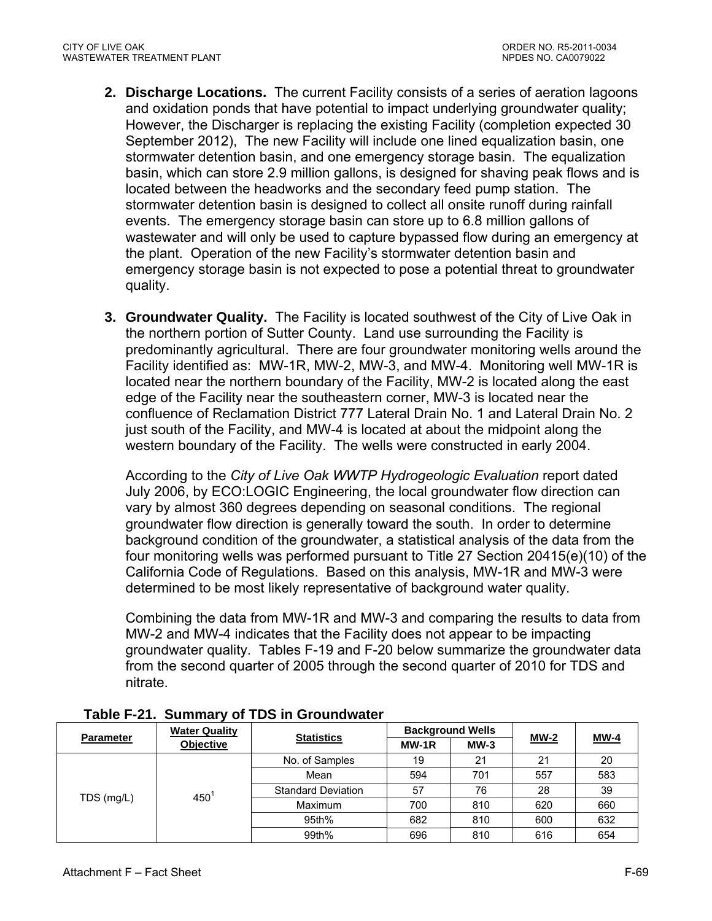2. **Discharge Locations.** The current Facility consists of a series of aeration lagoons and oxidation ponds that have potential to impact underlying groundwater quality; However, the Discharger is replacing the existing Facility (completion expected 30 September 2012), The new Facility will include one lined equalization basin, one stormwater detention basin, and one emergency storage basin. The equalization basin, which can store 2.9 million gallons, is designed for shaving peak flows and is located between the headworks and the secondary feed pump station. The stormwater detention basin is designed to collect all onsite runoff during rainfall events. The emergency storage basin can store up to 6.8 million gallons of wastewater and will only be used to capture bypassed flow during an emergency at the plant. Operation of the new Facility's stormwater detention basin and emergency storage basin is not expected to pose a potential threat to groundwater quality.

3. **Groundwater Quality.** The Facility is located southwest of the City of Live Oak in the northern portion of Sutter County. Land use surrounding the Facility is predominantly agricultural. There are four groundwater monitoring wells around the Facility identified as: MW-1R, MW-2, MW-3, and MW-4. Monitoring well MW-1R is located near the northern boundary of the Facility, MW-2 is located along the east edge of the Facility near the southeastern corner, MW-3 is located near the confluence of Reclamation District 777 Lateral Drain No. 1 and Lateral Drain No. 2 just south of the Facility, and MW-4 is located at about the midpoint along the western boundary of the Facility. The wells were constructed in early 2004.

   According to the *City of Live Oak WWTP Hydrogeologic Evaluation* report dated July 2006, by ECO:LOGIC Engineering, the local groundwater flow direction can vary by almost 360 degrees depending on seasonal conditions. The regional groundwater flow direction is generally toward the south. In order to determine background condition of the groundwater, a statistical analysis of the data from the four monitoring wells was performed pursuant to Title 27 Section 20415(e)(10) of the California Code of Regulations. Based on this analysis, MW-1R and MW-3 were determined to be most likely representative of background water quality.

   Combining the data from MW-1R and MW-3 and comparing the results to data from MW-2 and MW-4 indicates that the Facility does not appear to be impacting groundwater quality. Tables F-19 and F-20 below summarize the groundwater data from the second quarter of 2005 through the second quarter of 2010 for TDS and nitrate.

**Table F-21. Summary of TDS in Groundwater**

| Parameter | Water Quality Objective | Statistics | Background Wells | | MW-2 | MW-4 |
|---|---|---|---|---|---|---|
| | | | MW-1R | MW-3 | | |
| TDS (mg/L) | 450[1] | No. of Samples | 19 | 21 | 21 | 20 |
| | | Mean | 594 | 701 | 557 | 583 |
| | | Standard Deviation | 57 | 76 | 28 | 39 |
| | | Maximum | 700 | 810 | 620 | 660 |
| | | 95th% | 682 | 810 | 600 | 632 |
| | | 99th% | 696 | 810 | 616 | 654 |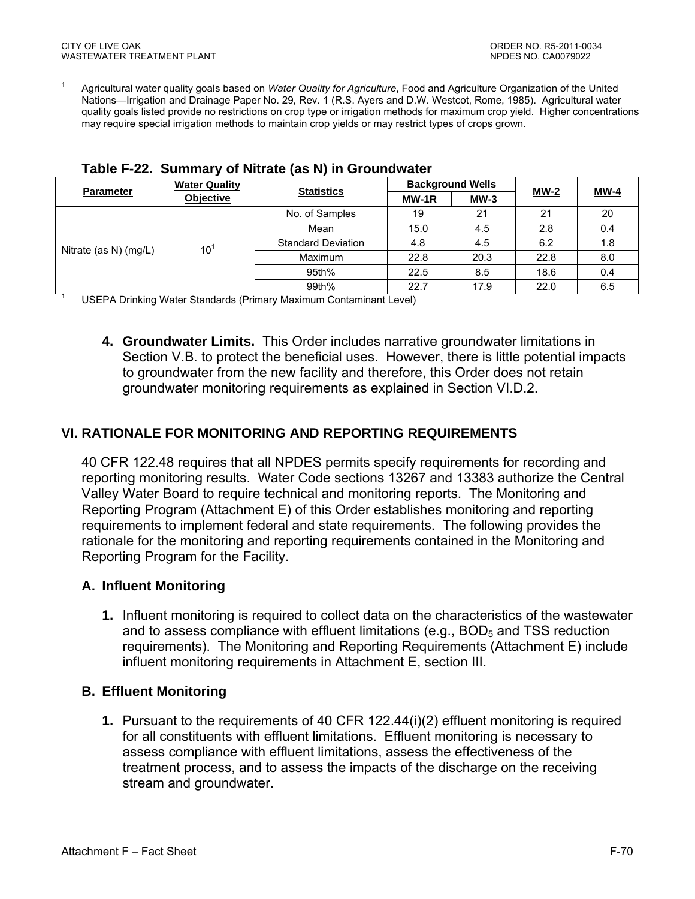[1] Agricultural water quality goals based on *Water Quality for Agriculture*, Food and Agriculture Organization of the United Nations—Irrigation and Drainage Paper No. 29, Rev. 1 (R.S. Ayers and D.W. Westcot, Rome, 1985). Agricultural water quality goals listed provide no restrictions on crop type or irrigation methods for maximum crop yield. Higher concentrations may require special irrigation methods to maintain crop yields or may restrict types of crops grown.

**Table F-22. Summary of Nitrate (as N) in Groundwater**

| Parameter | Water Quality Objective | Statistics | Background Wells | | MW-2 | MW-4 |
|---|---|---|---|---|---|---|
| | | | MW-1R | MW-3 | | |
| Nitrate (as N) (mg/L) | 10[1] | No. of Samples | 19 | 21 | 21 | 20 |
| | | Mean | 15.0 | 4.5 | 2.8 | 0.4 |
| | | Standard Deviation | 4.8 | 4.5 | 6.2 | 1.8 |
| | | Maximum | 22.8 | 20.3 | 22.8 | 8.0 |
| | | 95th% | 22.5 | 8.5 | 18.6 | 0.4 |
| | | 99th% | 22.7 | 17.9 | 22.0 | 6.5 |

[1] USEPA Drinking Water Standards (Primary Maximum Contaminant Level)

**4. Groundwater Limits.** This Order includes narrative groundwater limitations in Section V.B. to protect the beneficial uses. However, there is little potential impacts to groundwater from the new facility and therefore, this Order does not retain groundwater monitoring requirements as explained in Section VI.D.2.

## VI. RATIONALE FOR MONITORING AND REPORTING REQUIREMENTS

40 CFR 122.48 requires that all NPDES permits specify requirements for recording and reporting monitoring results. Water Code sections 13267 and 13383 authorize the Central Valley Water Board to require technical and monitoring reports. The Monitoring and Reporting Program (Attachment E) of this Order establishes monitoring and reporting requirements to implement federal and state requirements. The following provides the rationale for the monitoring and reporting requirements contained in the Monitoring and Reporting Program for the Facility.

### A. Influent Monitoring

**1.** Influent monitoring is required to collect data on the characteristics of the wastewater and to assess compliance with effluent limitations (e.g., $BOD_5$ and TSS reduction requirements). The Monitoring and Reporting Requirements (Attachment E) include influent monitoring requirements in Attachment E, section III.

### B. Effluent Monitoring

**1.** Pursuant to the requirements of 40 CFR 122.44(i)(2) effluent monitoring is required for all constituents with effluent limitations. Effluent monitoring is necessary to assess compliance with effluent limitations, assess the effectiveness of the treatment process, and to assess the impacts of the discharge on the receiving stream and groundwater.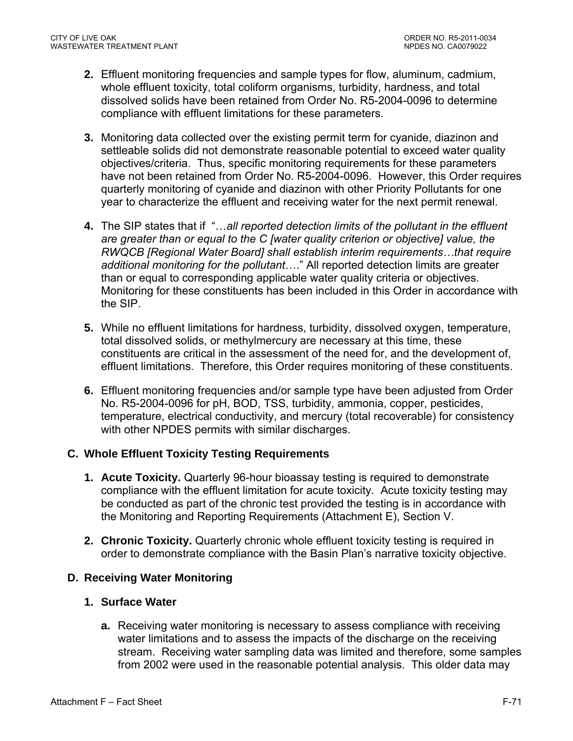2. Effluent monitoring frequencies and sample types for flow, aluminum, cadmium, whole effluent toxicity, total coliform organisms, turbidity, hardness, and total dissolved solids have been retained from Order No. R5-2004-0096 to determine compliance with effluent limitations for these parameters.

3. Monitoring data collected over the existing permit term for cyanide, diazinon and settleable solids did not demonstrate reasonable potential to exceed water quality objectives/criteria. Thus, specific monitoring requirements for these parameters have not been retained from Order No. R5-2004-0096. However, this Order requires quarterly monitoring of cyanide and diazinon with other Priority Pollutants for one year to characterize the effluent and receiving water for the next permit renewal.

4. The SIP states that if "…*all reported detection limits of the pollutant in the effluent are greater than or equal to the C [water quality criterion or objective] value, the RWQCB [Regional Water Board] shall establish interim requirements…that require additional monitoring for the pollutant*…." All reported detection limits are greater than or equal to corresponding applicable water quality criteria or objectives. Monitoring for these constituents has been included in this Order in accordance with the SIP.

5. While no effluent limitations for hardness, turbidity, dissolved oxygen, temperature, total dissolved solids, or methylmercury are necessary at this time, these constituents are critical in the assessment of the need for, and the development of, effluent limitations. Therefore, this Order requires monitoring of these constituents.

6. Effluent monitoring frequencies and/or sample type have been adjusted from Order No. R5-2004-0096 for pH, BOD, TSS, turbidity, ammonia, copper, pesticides, temperature, electrical conductivity, and mercury (total recoverable) for consistency with other NPDES permits with similar discharges.

### C. Whole Effluent Toxicity Testing Requirements

1. **Acute Toxicity.** Quarterly 96-hour bioassay testing is required to demonstrate compliance with the effluent limitation for acute toxicity. Acute toxicity testing may be conducted as part of the chronic test provided the testing is in accordance with the Monitoring and Reporting Requirements (Attachment E), Section V.

2. **Chronic Toxicity.** Quarterly chronic whole effluent toxicity testing is required in order to demonstrate compliance with the Basin Plan's narrative toxicity objective.

### D. Receiving Water Monitoring

#### 1. Surface Water

a. Receiving water monitoring is necessary to assess compliance with receiving water limitations and to assess the impacts of the discharge on the receiving stream. Receiving water sampling data was limited and therefore, some samples from 2002 were used in the reasonable potential analysis. This older data may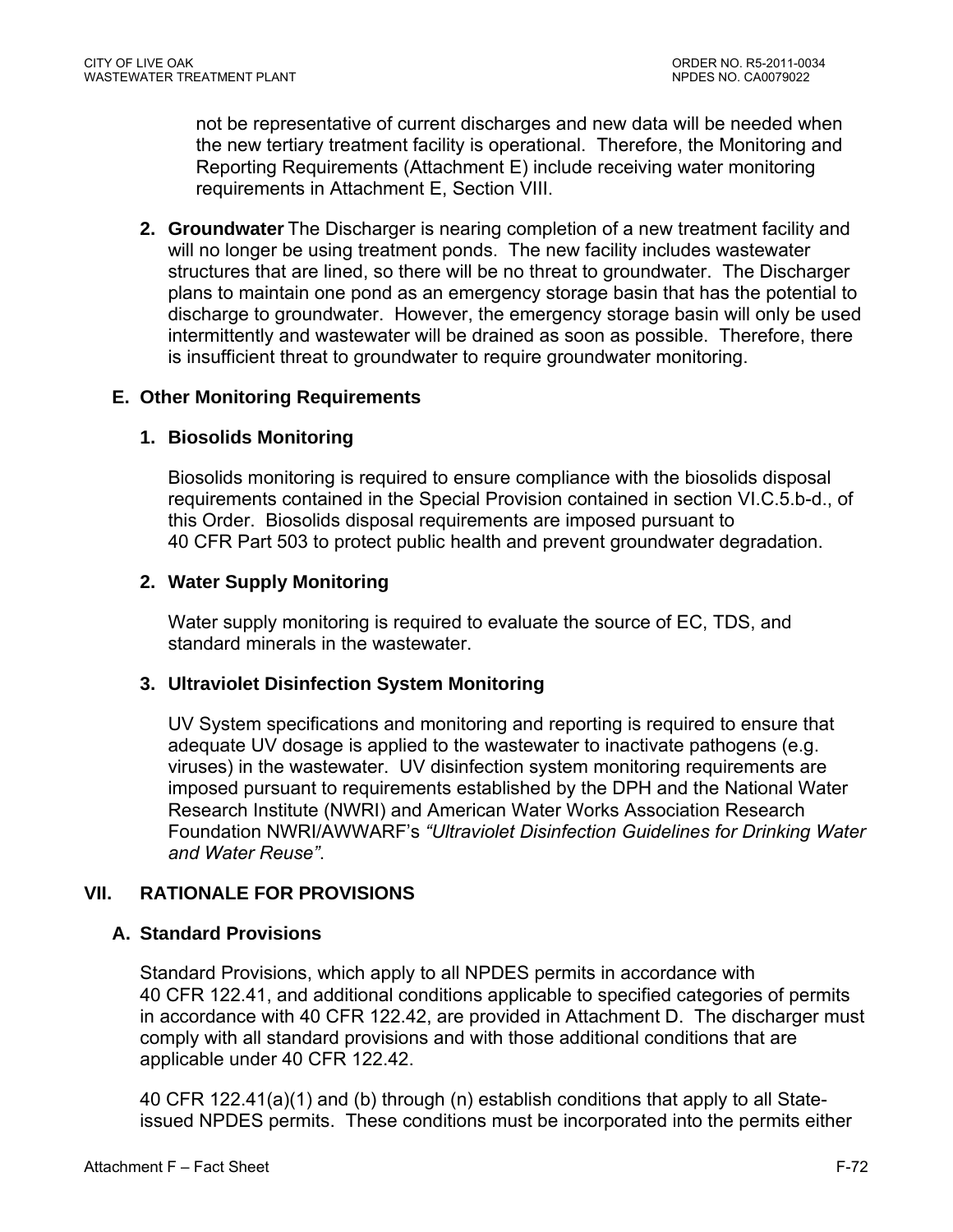not be representative of current discharges and new data will be needed when the new tertiary treatment facility is operational. Therefore, the Monitoring and Reporting Requirements (Attachment E) include receiving water monitoring requirements in Attachment E, Section VIII.

2. **Groundwater** The Discharger is nearing completion of a new treatment facility and will no longer be using treatment ponds. The new facility includes wastewater structures that are lined, so there will be no threat to groundwater. The Discharger plans to maintain one pond as an emergency storage basin that has the potential to discharge to groundwater. However, the emergency storage basin will only be used intermittently and wastewater will be drained as soon as possible. Therefore, there is insufficient threat to groundwater to require groundwater monitoring.

### E. Other Monitoring Requirements

#### 1. Biosolids Monitoring

Biosolids monitoring is required to ensure compliance with the biosolids disposal requirements contained in the Special Provision contained in section VI.C.5.b-d., of this Order. Biosolids disposal requirements are imposed pursuant to 40 CFR Part 503 to protect public health and prevent groundwater degradation.

#### 2. Water Supply Monitoring

Water supply monitoring is required to evaluate the source of EC, TDS, and standard minerals in the wastewater.

#### 3. Ultraviolet Disinfection System Monitoring

UV System specifications and monitoring and reporting is required to ensure that adequate UV dosage is applied to the wastewater to inactivate pathogens (e.g. viruses) in the wastewater. UV disinfection system monitoring requirements are imposed pursuant to requirements established by the DPH and the National Water Research Institute (NWRI) and American Water Works Association Research Foundation NWRI/AWWARF's *"Ultraviolet Disinfection Guidelines for Drinking Water and Water Reuse"*.

## VII. RATIONALE FOR PROVISIONS

### A. Standard Provisions

Standard Provisions, which apply to all NPDES permits in accordance with 40 CFR 122.41, and additional conditions applicable to specified categories of permits in accordance with 40 CFR 122.42, are provided in Attachment D. The discharger must comply with all standard provisions and with those additional conditions that are applicable under 40 CFR 122.42.

40 CFR 122.41(a)(1) and (b) through (n) establish conditions that apply to all State-issued NPDES permits. These conditions must be incorporated into the permits either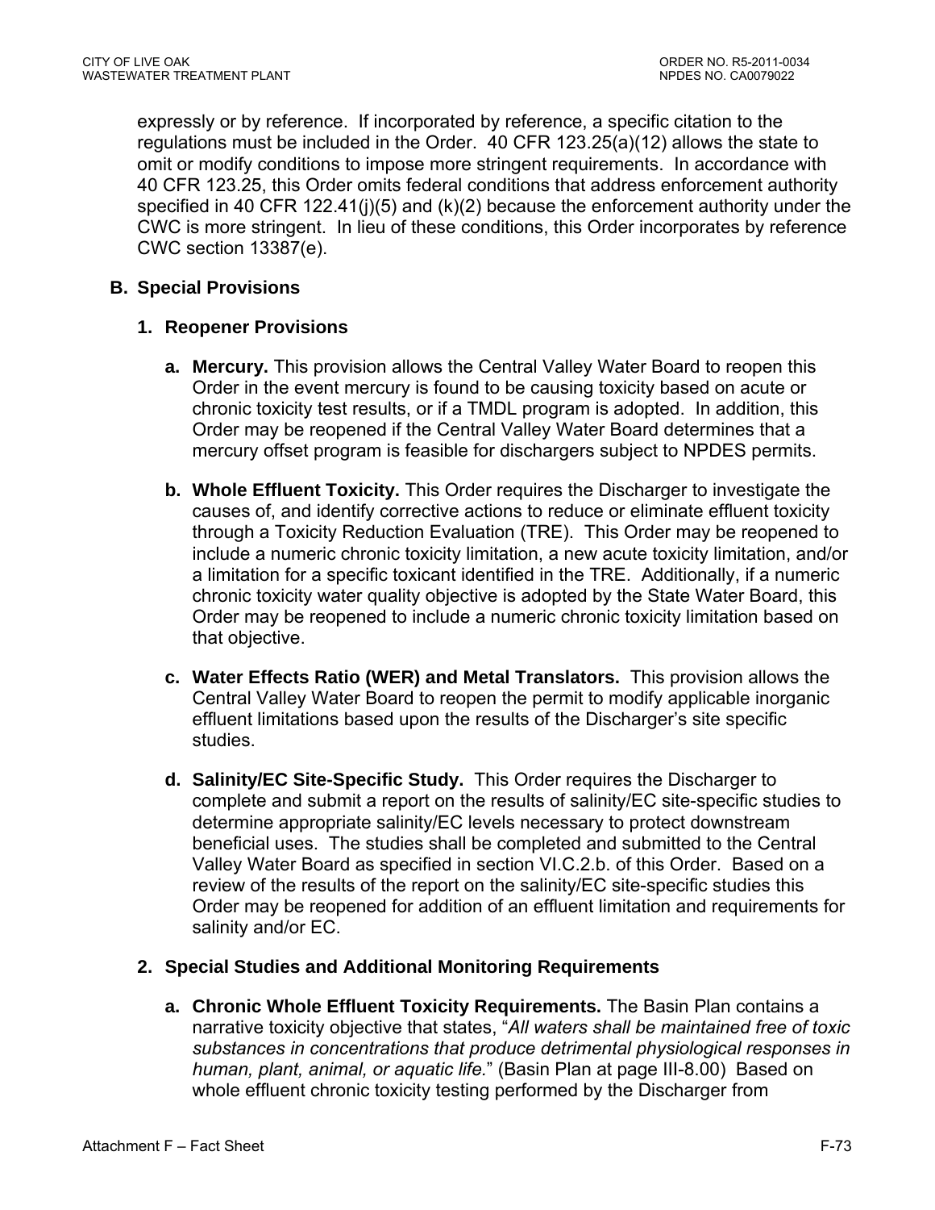expressly or by reference. If incorporated by reference, a specific citation to the regulations must be included in the Order. 40 CFR 123.25(a)(12) allows the state to omit or modify conditions to impose more stringent requirements. In accordance with 40 CFR 123.25, this Order omits federal conditions that address enforcement authority specified in 40 CFR 122.41(j)(5) and (k)(2) because the enforcement authority under the CWC is more stringent. In lieu of these conditions, this Order incorporates by reference CWC section 13387(e).

## B. Special Provisions

### 1. Reopener Provisions

a. **Mercury.** This provision allows the Central Valley Water Board to reopen this Order in the event mercury is found to be causing toxicity based on acute or chronic toxicity test results, or if a TMDL program is adopted. In addition, this Order may be reopened if the Central Valley Water Board determines that a mercury offset program is feasible for dischargers subject to NPDES permits.

b. **Whole Effluent Toxicity.** This Order requires the Discharger to investigate the causes of, and identify corrective actions to reduce or eliminate effluent toxicity through a Toxicity Reduction Evaluation (TRE). This Order may be reopened to include a numeric chronic toxicity limitation, a new acute toxicity limitation, and/or a limitation for a specific toxicant identified in the TRE. Additionally, if a numeric chronic toxicity water quality objective is adopted by the State Water Board, this Order may be reopened to include a numeric chronic toxicity limitation based on that objective.

c. **Water Effects Ratio (WER) and Metal Translators.** This provision allows the Central Valley Water Board to reopen the permit to modify applicable inorganic effluent limitations based upon the results of the Discharger's site specific studies.

d. **Salinity/EC Site-Specific Study.** This Order requires the Discharger to complete and submit a report on the results of salinity/EC site-specific studies to determine appropriate salinity/EC levels necessary to protect downstream beneficial uses. The studies shall be completed and submitted to the Central Valley Water Board as specified in section VI.C.2.b. of this Order. Based on a review of the results of the report on the salinity/EC site-specific studies this Order may be reopened for addition of an effluent limitation and requirements for salinity and/or EC.

### 2. Special Studies and Additional Monitoring Requirements

a. **Chronic Whole Effluent Toxicity Requirements.** The Basin Plan contains a narrative toxicity objective that states, "*All waters shall be maintained free of toxic substances in concentrations that produce detrimental physiological responses in human, plant, animal, or aquatic life.*" (Basin Plan at page III-8.00) Based on whole effluent chronic toxicity testing performed by the Discharger from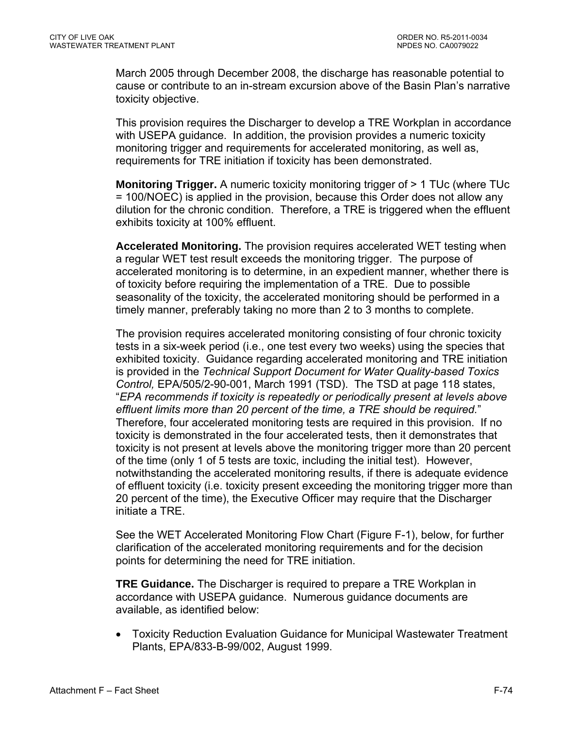March 2005 through December 2008, the discharge has reasonable potential to cause or contribute to an in-stream excursion above of the Basin Plan's narrative toxicity objective.

This provision requires the Discharger to develop a TRE Workplan in accordance with USEPA guidance. In addition, the provision provides a numeric toxicity monitoring trigger and requirements for accelerated monitoring, as well as, requirements for TRE initiation if toxicity has been demonstrated.

**Monitoring Trigger.** A numeric toxicity monitoring trigger of > 1 TUc (where TUc = 100/NOEC) is applied in the provision, because this Order does not allow any dilution for the chronic condition. Therefore, a TRE is triggered when the effluent exhibits toxicity at 100% effluent.

**Accelerated Monitoring.** The provision requires accelerated WET testing when a regular WET test result exceeds the monitoring trigger. The purpose of accelerated monitoring is to determine, in an expedient manner, whether there is of toxicity before requiring the implementation of a TRE. Due to possible seasonality of the toxicity, the accelerated monitoring should be performed in a timely manner, preferably taking no more than 2 to 3 months to complete.

The provision requires accelerated monitoring consisting of four chronic toxicity tests in a six-week period (i.e., one test every two weeks) using the species that exhibited toxicity. Guidance regarding accelerated monitoring and TRE initiation is provided in the *Technical Support Document for Water Quality-based Toxics Control,* EPA/505/2-90-001, March 1991 (TSD). The TSD at page 118 states, "*EPA recommends if toxicity is repeatedly or periodically present at levels above effluent limits more than 20 percent of the time, a TRE should be required.*" Therefore, four accelerated monitoring tests are required in this provision. If no toxicity is demonstrated in the four accelerated tests, then it demonstrates that toxicity is not present at levels above the monitoring trigger more than 20 percent of the time (only 1 of 5 tests are toxic, including the initial test). However, notwithstanding the accelerated monitoring results, if there is adequate evidence of effluent toxicity (i.e. toxicity present exceeding the monitoring trigger more than 20 percent of the time), the Executive Officer may require that the Discharger initiate a TRE.

See the WET Accelerated Monitoring Flow Chart (Figure F-1), below, for further clarification of the accelerated monitoring requirements and for the decision points for determining the need for TRE initiation.

**TRE Guidance.** The Discharger is required to prepare a TRE Workplan in accordance with USEPA guidance. Numerous guidance documents are available, as identified below:

- Toxicity Reduction Evaluation Guidance for Municipal Wastewater Treatment Plants, EPA/833-B-99/002, August 1999.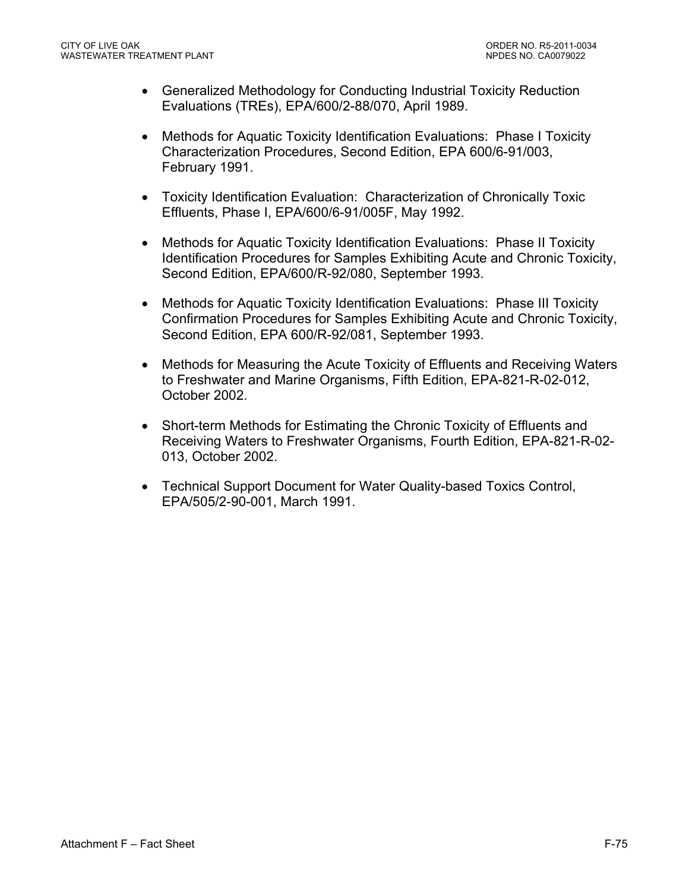- Generalized Methodology for Conducting Industrial Toxicity Reduction Evaluations (TREs), EPA/600/2-88/070, April 1989.

- Methods for Aquatic Toxicity Identification Evaluations: Phase I Toxicity Characterization Procedures, Second Edition, EPA 600/6-91/003, February 1991.

- Toxicity Identification Evaluation: Characterization of Chronically Toxic Effluents, Phase I, EPA/600/6-91/005F, May 1992.

- Methods for Aquatic Toxicity Identification Evaluations: Phase II Toxicity Identification Procedures for Samples Exhibiting Acute and Chronic Toxicity, Second Edition, EPA/600/R-92/080, September 1993.

- Methods for Aquatic Toxicity Identification Evaluations: Phase III Toxicity Confirmation Procedures for Samples Exhibiting Acute and Chronic Toxicity, Second Edition, EPA 600/R-92/081, September 1993.

- Methods for Measuring the Acute Toxicity of Effluents and Receiving Waters to Freshwater and Marine Organisms, Fifth Edition, EPA-821-R-02-012, October 2002.

- Short-term Methods for Estimating the Chronic Toxicity of Effluents and Receiving Waters to Freshwater Organisms, Fourth Edition, EPA-821-R-02-013, October 2002.

- Technical Support Document for Water Quality-based Toxics Control, EPA/505/2-90-001, March 1991.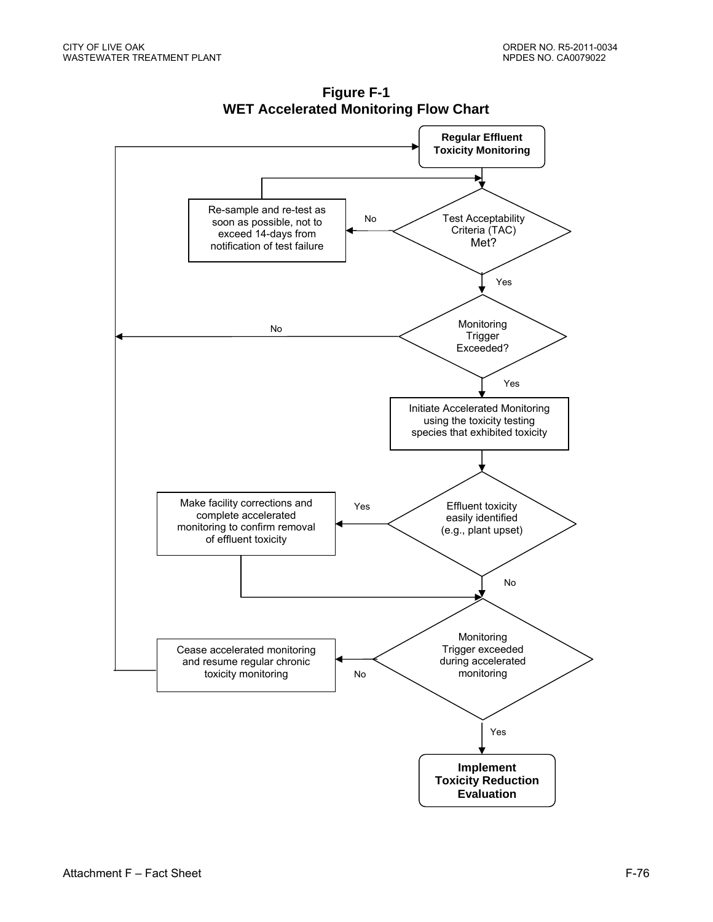**Figure F-1**
**WET Accelerated Monitoring Flow Chart**

- **Regular Effluent Toxicity Monitoring**
- Test Acceptability Criteria (TAC) Met?
  - No → Re-sample and re-test as soon as possible, not to exceed 14-days from notification of test failure (return to Test Acceptability Criteria (TAC) Met?)
  - Yes → Monitoring Trigger Exceeded?
    - No → Regular Effluent Toxicity Monitoring
    - Yes → Initiate Accelerated Monitoring using the toxicity testing species that exhibited toxicity
      - Effluent toxicity easily identified (e.g., plant upset)
        - Yes → Make facility corrections and complete accelerated monitoring to confirm removal of effluent toxicity → Monitoring Trigger exceeded during accelerated monitoring
        - No → Monitoring Trigger exceeded during accelerated monitoring
          - No → Cease accelerated monitoring and resume regular chronic toxicity monitoring → Regular Effluent Toxicity Monitoring
          - Yes → **Implement Toxicity Reduction Evaluation**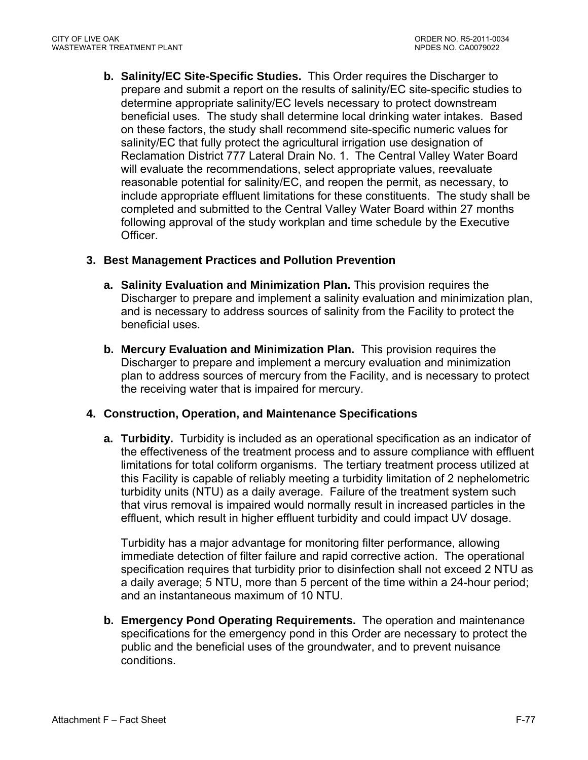b. **Salinity/EC Site-Specific Studies.** This Order requires the Discharger to prepare and submit a report on the results of salinity/EC site-specific studies to determine appropriate salinity/EC levels necessary to protect downstream beneficial uses. The study shall determine local drinking water intakes. Based on these factors, the study shall recommend site-specific numeric values for salinity/EC that fully protect the agricultural irrigation use designation of Reclamation District 777 Lateral Drain No. 1. The Central Valley Water Board will evaluate the recommendations, select appropriate values, reevaluate reasonable potential for salinity/EC, and reopen the permit, as necessary, to include appropriate effluent limitations for these constituents. The study shall be completed and submitted to the Central Valley Water Board within 27 months following approval of the study workplan and time schedule by the Executive Officer.

### 3. Best Management Practices and Pollution Prevention

a. **Salinity Evaluation and Minimization Plan.** This provision requires the Discharger to prepare and implement a salinity evaluation and minimization plan, and is necessary to address sources of salinity from the Facility to protect the beneficial uses.

b. **Mercury Evaluation and Minimization Plan.** This provision requires the Discharger to prepare and implement a mercury evaluation and minimization plan to address sources of mercury from the Facility, and is necessary to protect the receiving water that is impaired for mercury.

### 4. Construction, Operation, and Maintenance Specifications

a. **Turbidity.** Turbidity is included as an operational specification as an indicator of the effectiveness of the treatment process and to assure compliance with effluent limitations for total coliform organisms. The tertiary treatment process utilized at this Facility is capable of reliably meeting a turbidity limitation of 2 nephelometric turbidity units (NTU) as a daily average. Failure of the treatment system such that virus removal is impaired would normally result in increased particles in the effluent, which result in higher effluent turbidity and could impact UV dosage.

Turbidity has a major advantage for monitoring filter performance, allowing immediate detection of filter failure and rapid corrective action. The operational specification requires that turbidity prior to disinfection shall not exceed 2 NTU as a daily average; 5 NTU, more than 5 percent of the time within a 24-hour period; and an instantaneous maximum of 10 NTU.

b. **Emergency Pond Operating Requirements.** The operation and maintenance specifications for the emergency pond in this Order are necessary to protect the public and the beneficial uses of the groundwater, and to prevent nuisance conditions.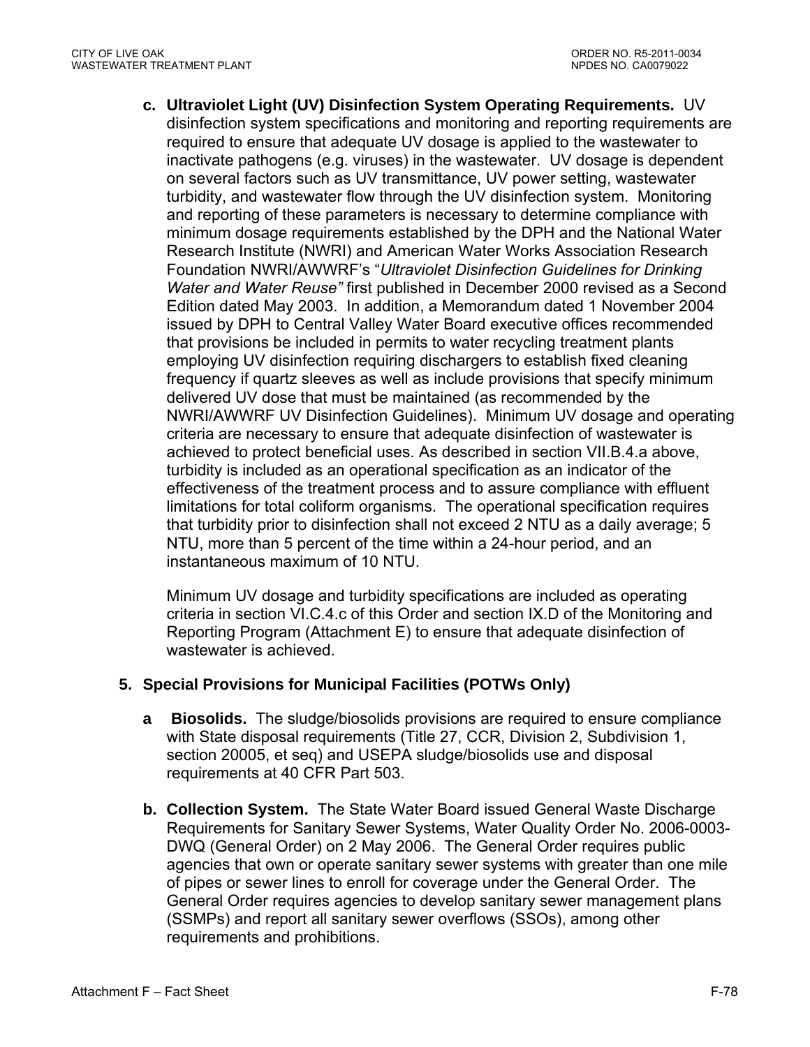**c. Ultraviolet Light (UV) Disinfection System Operating Requirements.** UV disinfection system specifications and monitoring and reporting requirements are required to ensure that adequate UV dosage is applied to the wastewater to inactivate pathogens (e.g. viruses) in the wastewater. UV dosage is dependent on several factors such as UV transmittance, UV power setting, wastewater turbidity, and wastewater flow through the UV disinfection system. Monitoring and reporting of these parameters is necessary to determine compliance with minimum dosage requirements established by the DPH and the National Water Research Institute (NWRI) and American Water Works Association Research Foundation NWRI/AWWRF's "*Ultraviolet Disinfection Guidelines for Drinking Water and Water Reuse"* first published in December 2000 revised as a Second Edition dated May 2003. In addition, a Memorandum dated 1 November 2004 issued by DPH to Central Valley Water Board executive offices recommended that provisions be included in permits to water recycling treatment plants employing UV disinfection requiring dischargers to establish fixed cleaning frequency if quartz sleeves as well as include provisions that specify minimum delivered UV dose that must be maintained (as recommended by the NWRI/AWWRF UV Disinfection Guidelines). Minimum UV dosage and operating criteria are necessary to ensure that adequate disinfection of wastewater is achieved to protect beneficial uses. As described in section VII.B.4.a above, turbidity is included as an operational specification as an indicator of the effectiveness of the treatment process and to assure compliance with effluent limitations for total coliform organisms. The operational specification requires that turbidity prior to disinfection shall not exceed 2 NTU as a daily average; 5 NTU, more than 5 percent of the time within a 24-hour period, and an instantaneous maximum of 10 NTU.

Minimum UV dosage and turbidity specifications are included as operating criteria in section VI.C.4.c of this Order and section IX.D of the Monitoring and Reporting Program (Attachment E) to ensure that adequate disinfection of wastewater is achieved.

### 5. Special Provisions for Municipal Facilities (POTWs Only)

**a Biosolids.** The sludge/biosolids provisions are required to ensure compliance with State disposal requirements (Title 27, CCR, Division 2, Subdivision 1, section 20005, et seq) and USEPA sludge/biosolids use and disposal requirements at 40 CFR Part 503.

**b. Collection System.** The State Water Board issued General Waste Discharge Requirements for Sanitary Sewer Systems, Water Quality Order No. 2006-0003-DWQ (General Order) on 2 May 2006. The General Order requires public agencies that own or operate sanitary sewer systems with greater than one mile of pipes or sewer lines to enroll for coverage under the General Order. The General Order requires agencies to develop sanitary sewer management plans (SSMPs) and report all sanitary sewer overflows (SSOs), among other requirements and prohibitions.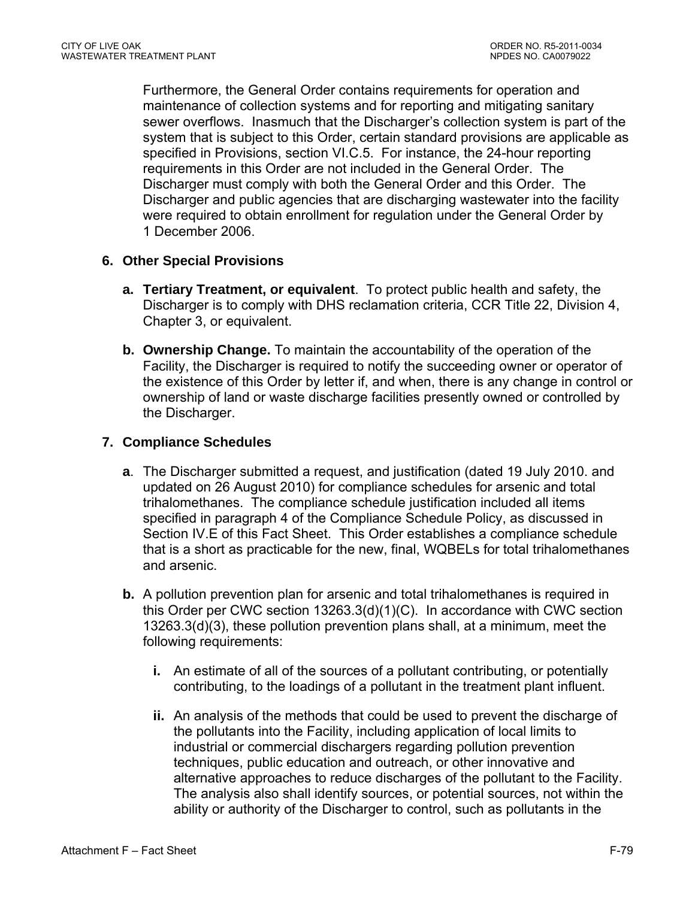Furthermore, the General Order contains requirements for operation and maintenance of collection systems and for reporting and mitigating sanitary sewer overflows. Inasmuch that the Discharger's collection system is part of the system that is subject to this Order, certain standard provisions are applicable as specified in Provisions, section VI.C.5. For instance, the 24-hour reporting requirements in this Order are not included in the General Order. The Discharger must comply with both the General Order and this Order. The Discharger and public agencies that are discharging wastewater into the facility were required to obtain enrollment for regulation under the General Order by 1 December 2006.

### 6. Other Special Provisions

**a. Tertiary Treatment, or equivalent**. To protect public health and safety, the Discharger is to comply with DHS reclamation criteria, CCR Title 22, Division 4, Chapter 3, or equivalent.

**b. Ownership Change.** To maintain the accountability of the operation of the Facility, the Discharger is required to notify the succeeding owner or operator of the existence of this Order by letter if, and when, there is any change in control or ownership of land or waste discharge facilities presently owned or controlled by the Discharger.

### 7. Compliance Schedules

**a**. The Discharger submitted a request, and justification (dated 19 July 2010. and updated on 26 August 2010) for compliance schedules for arsenic and total trihalomethanes. The compliance schedule justification included all items specified in paragraph 4 of the Compliance Schedule Policy, as discussed in Section IV.E of this Fact Sheet. This Order establishes a compliance schedule that is a short as practicable for the new, final, WQBELs for total trihalomethanes and arsenic.

**b.** A pollution prevention plan for arsenic and total trihalomethanes is required in this Order per CWC section 13263.3(d)(1)(C). In accordance with CWC section 13263.3(d)(3), these pollution prevention plans shall, at a minimum, meet the following requirements:

**i.** An estimate of all of the sources of a pollutant contributing, or potentially contributing, to the loadings of a pollutant in the treatment plant influent.

**ii.** An analysis of the methods that could be used to prevent the discharge of the pollutants into the Facility, including application of local limits to industrial or commercial dischargers regarding pollution prevention techniques, public education and outreach, or other innovative and alternative approaches to reduce discharges of the pollutant to the Facility. The analysis also shall identify sources, or potential sources, not within the ability or authority of the Discharger to control, such as pollutants in the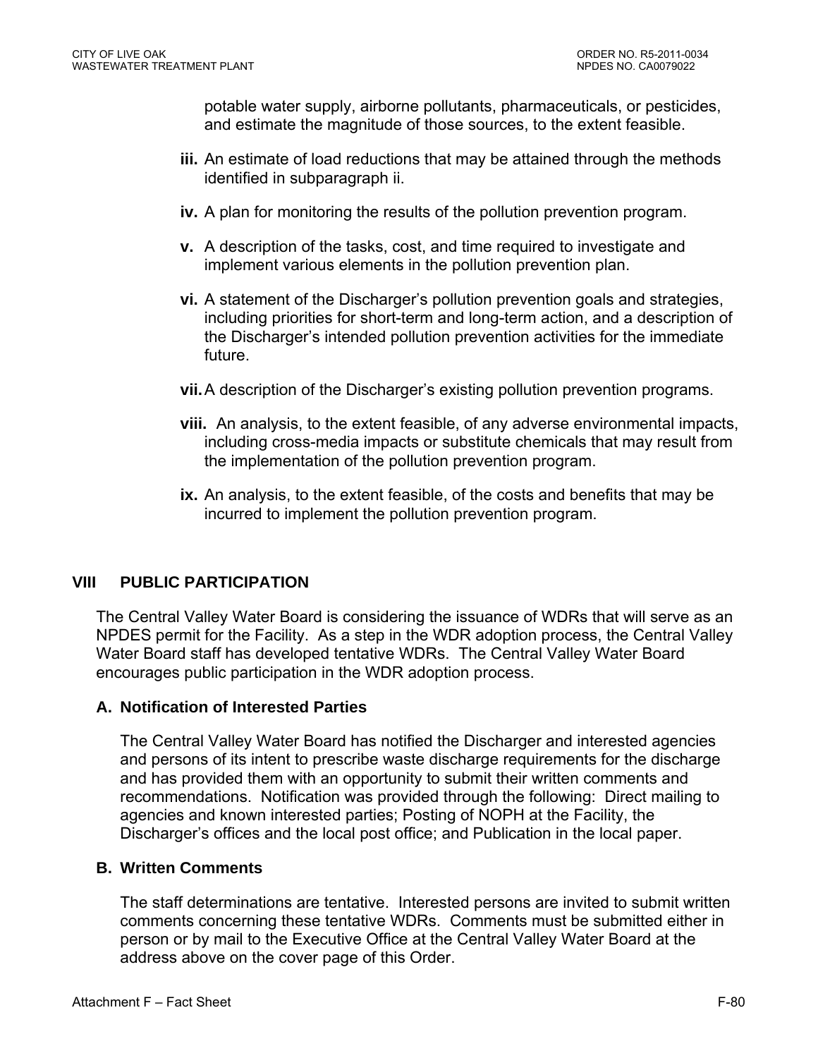potable water supply, airborne pollutants, pharmaceuticals, or pesticides, and estimate the magnitude of those sources, to the extent feasible.

**iii.** An estimate of load reductions that may be attained through the methods identified in subparagraph ii.

**iv.** A plan for monitoring the results of the pollution prevention program.

**v.** A description of the tasks, cost, and time required to investigate and implement various elements in the pollution prevention plan.

**vi.** A statement of the Discharger's pollution prevention goals and strategies, including priorities for short-term and long-term action, and a description of the Discharger's intended pollution prevention activities for the immediate future.

**vii.** A description of the Discharger's existing pollution prevention programs.

**viii.** An analysis, to the extent feasible, of any adverse environmental impacts, including cross-media impacts or substitute chemicals that may result from the implementation of the pollution prevention program.

**ix.** An analysis, to the extent feasible, of the costs and benefits that may be incurred to implement the pollution prevention program.

## VIII PUBLIC PARTICIPATION

The Central Valley Water Board is considering the issuance of WDRs that will serve as an NPDES permit for the Facility. As a step in the WDR adoption process, the Central Valley Water Board staff has developed tentative WDRs. The Central Valley Water Board encourages public participation in the WDR adoption process.

### A. Notification of Interested Parties

The Central Valley Water Board has notified the Discharger and interested agencies and persons of its intent to prescribe waste discharge requirements for the discharge and has provided them with an opportunity to submit their written comments and recommendations. Notification was provided through the following: Direct mailing to agencies and known interested parties; Posting of NOPH at the Facility, the Discharger's offices and the local post office; and Publication in the local paper.

### B. Written Comments

The staff determinations are tentative. Interested persons are invited to submit written comments concerning these tentative WDRs. Comments must be submitted either in person or by mail to the Executive Office at the Central Valley Water Board at the address above on the cover page of this Order.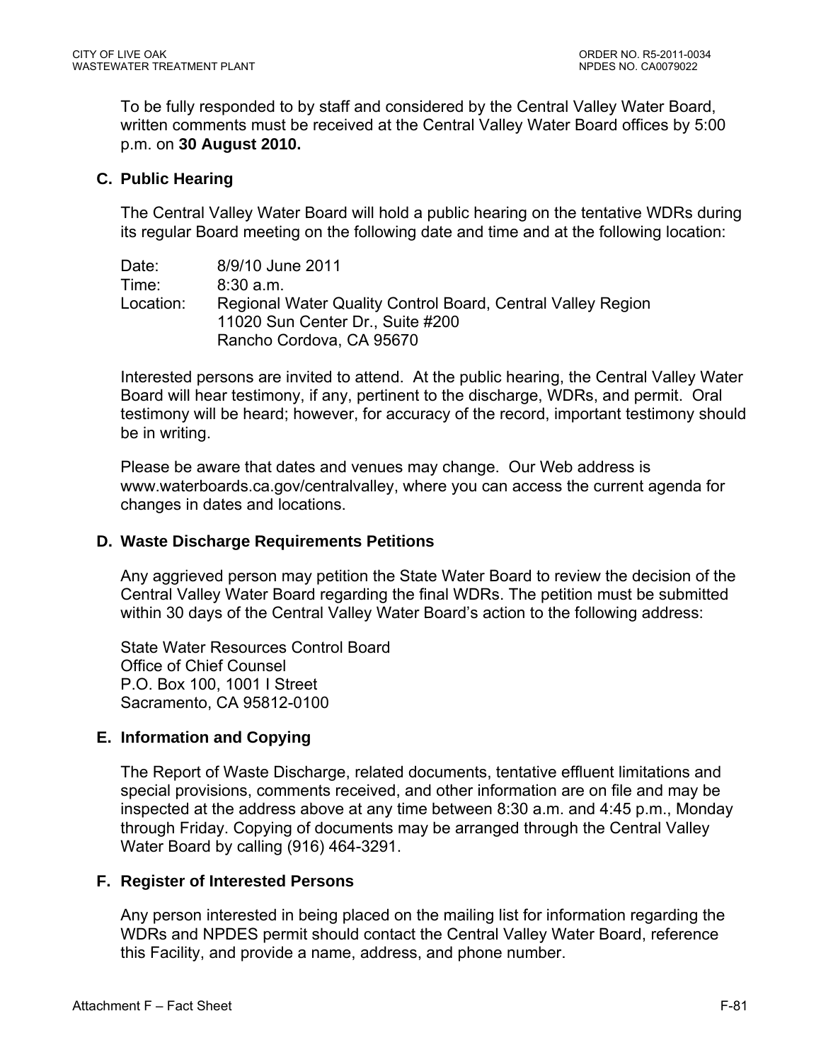To be fully responded to by staff and considered by the Central Valley Water Board, written comments must be received at the Central Valley Water Board offices by 5:00 p.m. on **30 August 2010.**

### C. Public Hearing

The Central Valley Water Board will hold a public hearing on the tentative WDRs during its regular Board meeting on the following date and time and at the following location:

Date: 8/9/10 June 2011
Time: 8:30 a.m.
Location: Regional Water Quality Control Board, Central Valley Region
11020 Sun Center Dr., Suite #200
Rancho Cordova, CA 95670

Interested persons are invited to attend. At the public hearing, the Central Valley Water Board will hear testimony, if any, pertinent to the discharge, WDRs, and permit. Oral testimony will be heard; however, for accuracy of the record, important testimony should be in writing.

Please be aware that dates and venues may change. Our Web address is www.waterboards.ca.gov/centralvalley, where you can access the current agenda for changes in dates and locations.

### D. Waste Discharge Requirements Petitions

Any aggrieved person may petition the State Water Board to review the decision of the Central Valley Water Board regarding the final WDRs. The petition must be submitted within 30 days of the Central Valley Water Board's action to the following address:

State Water Resources Control Board
Office of Chief Counsel
P.O. Box 100, 1001 I Street
Sacramento, CA 95812-0100

### E. Information and Copying

The Report of Waste Discharge, related documents, tentative effluent limitations and special provisions, comments received, and other information are on file and may be inspected at the address above at any time between 8:30 a.m. and 4:45 p.m., Monday through Friday. Copying of documents may be arranged through the Central Valley Water Board by calling (916) 464-3291.

### F. Register of Interested Persons

Any person interested in being placed on the mailing list for information regarding the WDRs and NPDES permit should contact the Central Valley Water Board, reference this Facility, and provide a name, address, and phone number.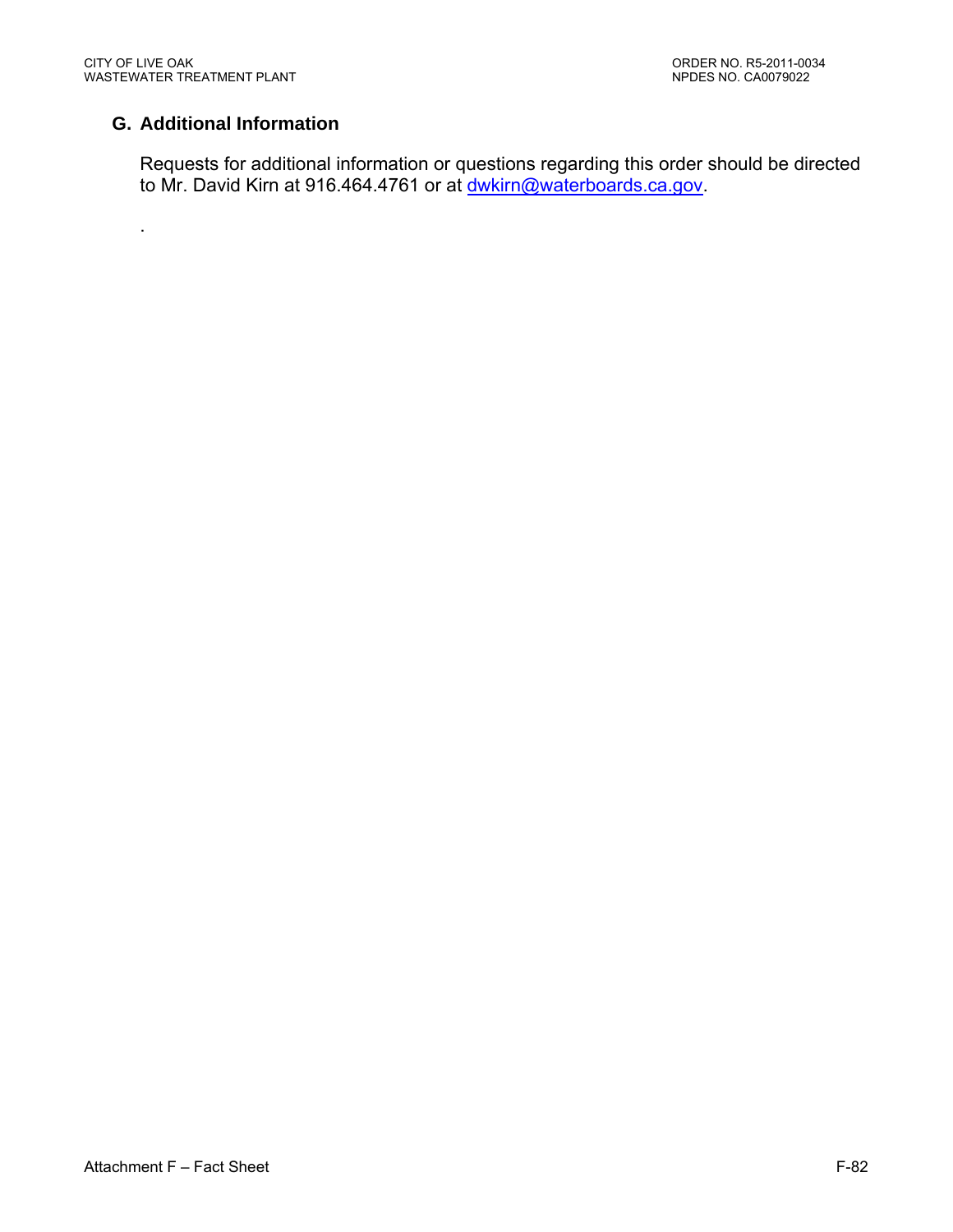### G. Additional Information

Requests for additional information or questions regarding this order should be directed to Mr. David Kirn at 916.464.4761 or at dwkirn@waterboards.ca.gov.

.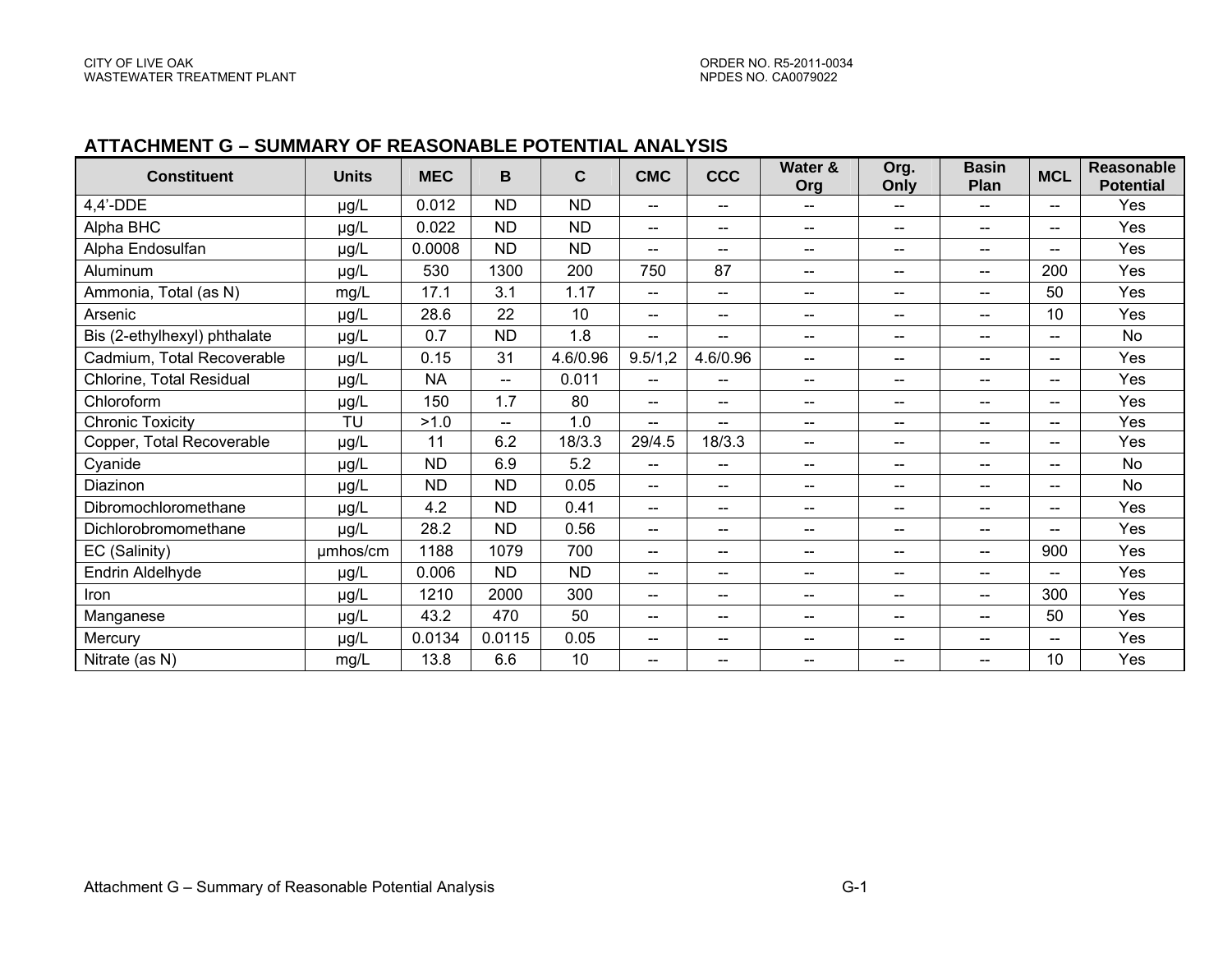## ATTACHMENT G – SUMMARY OF REASONABLE POTENTIAL ANALYSIS

| Constituent | Units | MEC | B | C | CMC | CCC | Water & Org | Org. Only | Basin Plan | MCL | Reasonable Potential |
|---|---|---|---|---|---|---|---|---|---|---|---|
| 4,4'-DDE | µg/L | 0.012 | ND | ND | -- | -- | -- | -- | -- | -- | Yes |
| Alpha BHC | µg/L | 0.022 | ND | ND | -- | -- | -- | -- | -- | -- | Yes |
| Alpha Endosulfan | µg/L | 0.0008 | ND | ND | -- | -- | -- | -- | -- | -- | Yes |
| Aluminum | µg/L | 530 | 1300 | 200 | 750 | 87 | -- | -- | -- | 200 | Yes |
| Ammonia, Total (as N) | mg/L | 17.1 | 3.1 | 1.17 | -- | -- | -- | -- | -- | 50 | Yes |
| Arsenic | µg/L | 28.6 | 22 | 10 | -- | -- | -- | -- | -- | 10 | Yes |
| Bis (2-ethylhexyl) phthalate | µg/L | 0.7 | ND | 1.8 | -- | -- | -- | -- | -- | -- | No |
| Cadmium, Total Recoverable | µg/L | 0.15 | 31 | 4.6/0.96 | 9.5/1,2 | 4.6/0.96 | -- | -- | -- | -- | Yes |
| Chlorine, Total Residual | µg/L | NA | -- | 0.011 | -- | -- | -- | -- | -- | -- | Yes |
| Chloroform | µg/L | 150 | 1.7 | 80 | -- | -- | -- | -- | -- | -- | Yes |
| Chronic Toxicity | TU | >1.0 | -- | 1.0 | -- | -- | -- | -- | -- | -- | Yes |
| Copper, Total Recoverable | µg/L | 11 | 6.2 | 18/3.3 | 29/4.5 | 18/3.3 | -- | -- | -- | -- | Yes |
| Cyanide | µg/L | ND | 6.9 | 5.2 | -- | -- | -- | -- | -- | -- | No |
| Diazinon | µg/L | ND | ND | 0.05 | -- | -- | -- | -- | -- | -- | No |
| Dibromochloromethane | µg/L | 4.2 | ND | 0.41 | -- | -- | -- | -- | -- | -- | Yes |
| Dichlorobromomethane | µg/L | 28.2 | ND | 0.56 | -- | -- | -- | -- | -- | -- | Yes |
| EC (Salinity) | µmhos/cm | 1188 | 1079 | 700 | -- | -- | -- | -- | -- | 900 | Yes |
| Endrin Aldelhyde | µg/L | 0.006 | ND | ND | -- | -- | -- | -- | -- | -- | Yes |
| Iron | µg/L | 1210 | 2000 | 300 | -- | -- | -- | -- | -- | 300 | Yes |
| Manganese | µg/L | 43.2 | 470 | 50 | -- | -- | -- | -- | -- | 50 | Yes |
| Mercury | µg/L | 0.0134 | 0.0115 | 0.05 | -- | -- | -- | -- | -- | -- | Yes |
| Nitrate (as N) | mg/L | 13.8 | 6.6 | 10 | -- | -- | -- | -- | -- | 10 | Yes |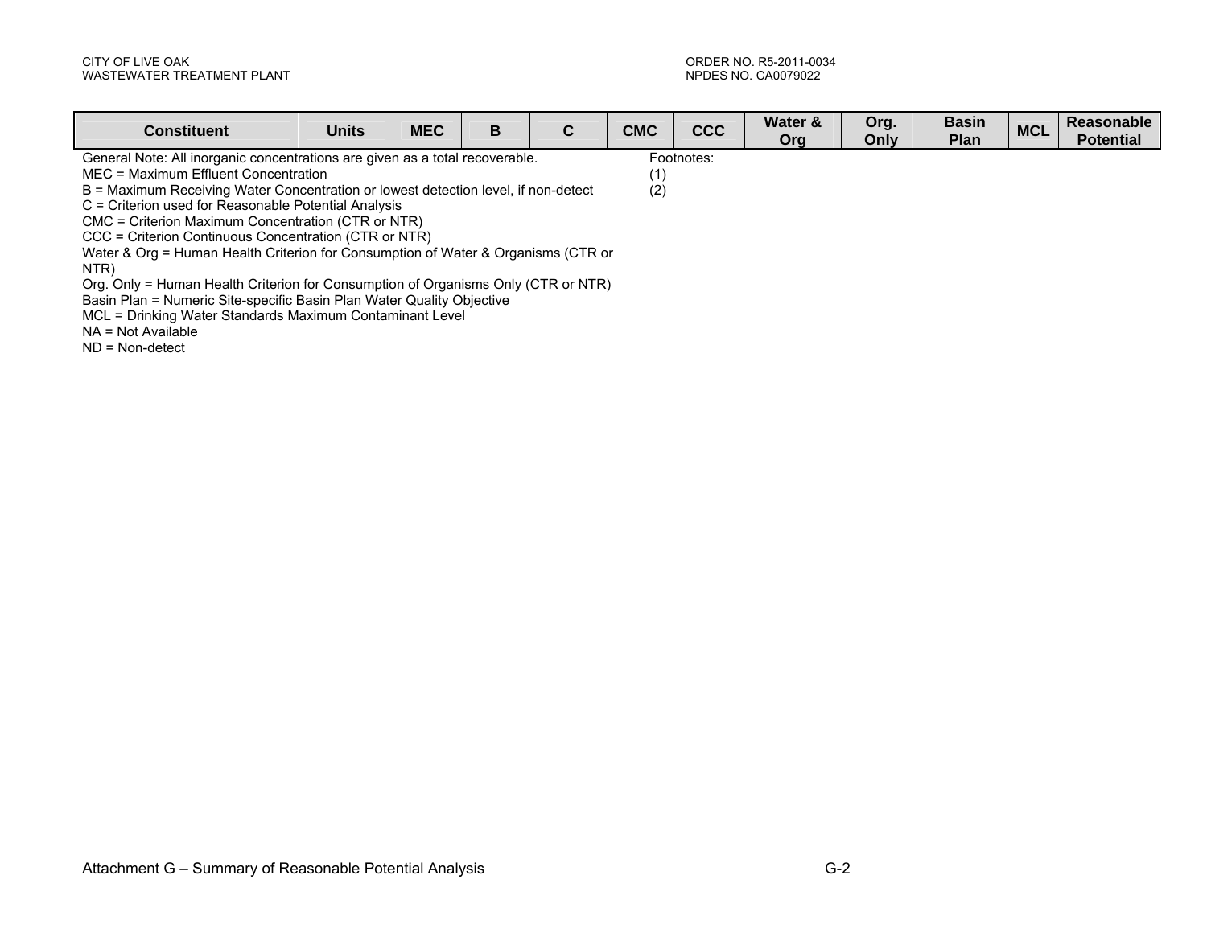| Constituent | Units | MEC | B | C | CMC | CCC | Water & Org | Org. Only | Basin Plan | MCL | Reasonable Potential |
|---|---|---|---|---|---|---|---|---|---|---|---|

General Note: All inorganic concentrations are given as a total recoverable.
MEC = Maximum Effluent Concentration
B = Maximum Receiving Water Concentration or lowest detection level, if non-detect
C = Criterion used for Reasonable Potential Analysis
CMC = Criterion Maximum Concentration (CTR or NTR)
CCC = Criterion Continuous Concentration (CTR or NTR)
Water & Org = Human Health Criterion for Consumption of Water & Organisms (CTR or NTR)
Org. Only = Human Health Criterion for Consumption of Organisms Only (CTR or NTR)
Basin Plan = Numeric Site-specific Basin Plan Water Quality Objective
MCL = Drinking Water Standards Maximum Contaminant Level
NA = Not Available
ND = Non-detect

Footnotes:
(1)
(2)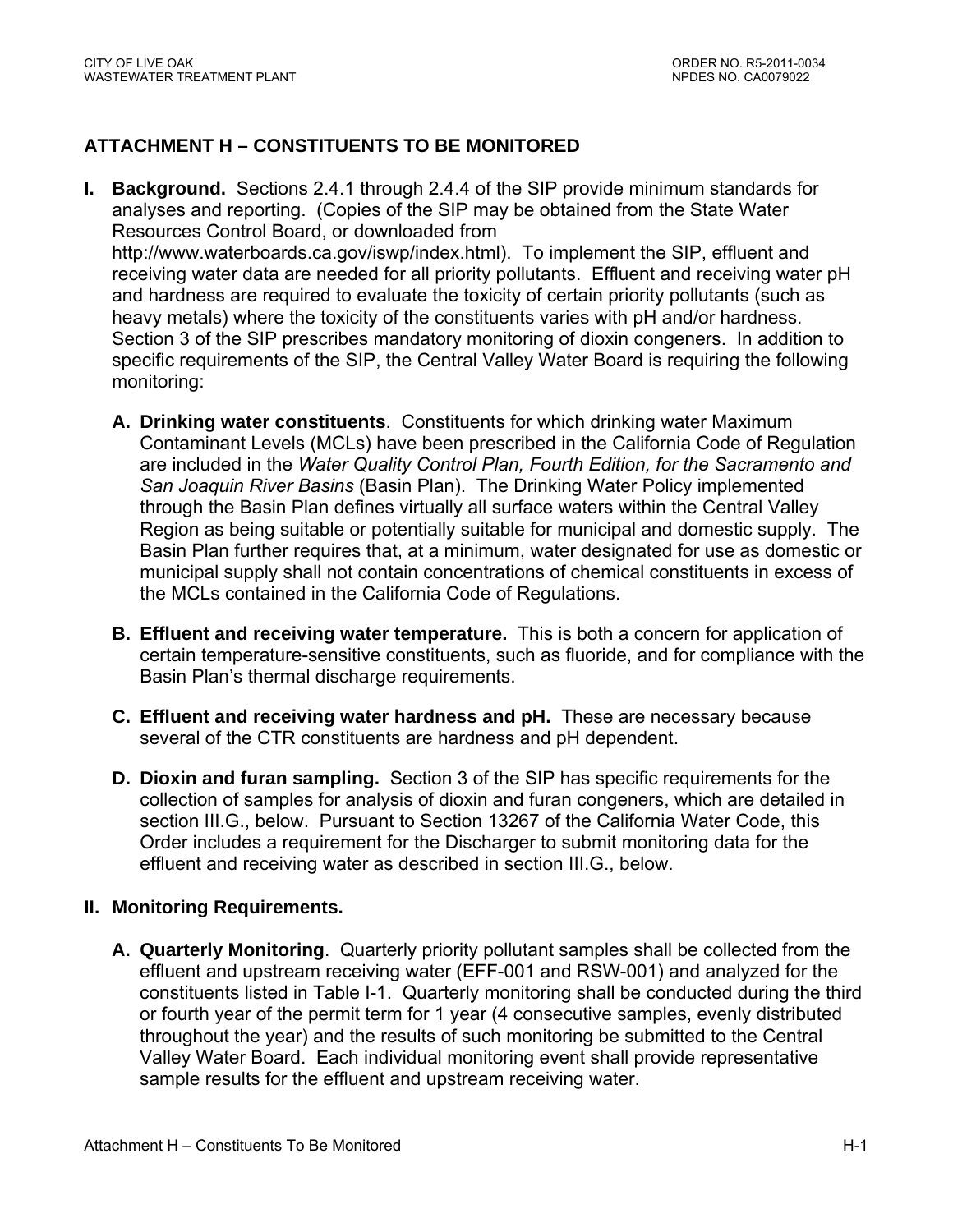## ATTACHMENT H – CONSTITUENTS TO BE MONITORED

**I. Background.** Sections 2.4.1 through 2.4.4 of the SIP provide minimum standards for analyses and reporting. (Copies of the SIP may be obtained from the State Water Resources Control Board, or downloaded from http://www.waterboards.ca.gov/iswp/index.html). To implement the SIP, effluent and receiving water data are needed for all priority pollutants. Effluent and receiving water pH and hardness are required to evaluate the toxicity of certain priority pollutants (such as heavy metals) where the toxicity of the constituents varies with pH and/or hardness. Section 3 of the SIP prescribes mandatory monitoring of dioxin congeners. In addition to specific requirements of the SIP, the Central Valley Water Board is requiring the following monitoring:

**A. Drinking water constituents**. Constituents for which drinking water Maximum Contaminant Levels (MCLs) have been prescribed in the California Code of Regulation are included in the *Water Quality Control Plan, Fourth Edition, for the Sacramento and San Joaquin River Basins* (Basin Plan). The Drinking Water Policy implemented through the Basin Plan defines virtually all surface waters within the Central Valley Region as being suitable or potentially suitable for municipal and domestic supply. The Basin Plan further requires that, at a minimum, water designated for use as domestic or municipal supply shall not contain concentrations of chemical constituents in excess of the MCLs contained in the California Code of Regulations.

**B. Effluent and receiving water temperature.** This is both a concern for application of certain temperature-sensitive constituents, such as fluoride, and for compliance with the Basin Plan's thermal discharge requirements.

**C. Effluent and receiving water hardness and pH.** These are necessary because several of the CTR constituents are hardness and pH dependent.

**D. Dioxin and furan sampling.** Section 3 of the SIP has specific requirements for the collection of samples for analysis of dioxin and furan congeners, which are detailed in section III.G., below. Pursuant to Section 13267 of the California Water Code, this Order includes a requirement for the Discharger to submit monitoring data for the effluent and receiving water as described in section III.G., below.

**II. Monitoring Requirements.**

**A. Quarterly Monitoring**. Quarterly priority pollutant samples shall be collected from the effluent and upstream receiving water (EFF-001 and RSW-001) and analyzed for the constituents listed in Table I-1. Quarterly monitoring shall be conducted during the third or fourth year of the permit term for 1 year (4 consecutive samples, evenly distributed throughout the year) and the results of such monitoring be submitted to the Central Valley Water Board. Each individual monitoring event shall provide representative sample results for the effluent and upstream receiving water.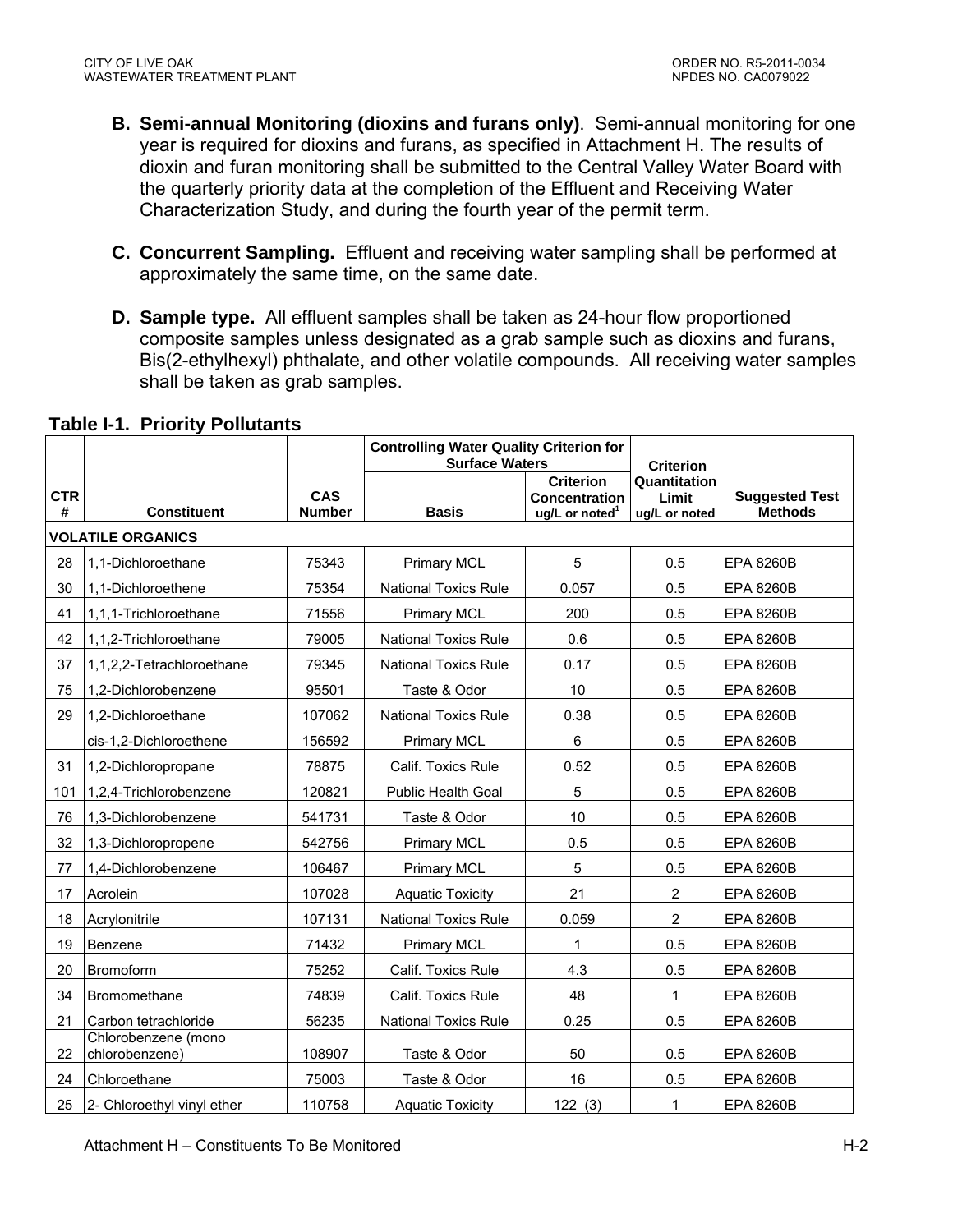**B. Semi-annual Monitoring (dioxins and furans only)**. Semi-annual monitoring for one year is required for dioxins and furans, as specified in Attachment H. The results of dioxin and furan monitoring shall be submitted to the Central Valley Water Board with the quarterly priority data at the completion of the Effluent and Receiving Water Characterization Study, and during the fourth year of the permit term.

**C. Concurrent Sampling.** Effluent and receiving water sampling shall be performed at approximately the same time, on the same date.

**D. Sample type.** All effluent samples shall be taken as 24-hour flow proportioned composite samples unless designated as a grab sample such as dioxins and furans, Bis(2-ethylhexyl) phthalate, and other volatile compounds. All receiving water samples shall be taken as grab samples.

**Table I-1. Priority Pollutants**

| CTR # | Constituent | CAS Number | Controlling Water Quality Criterion for Surface Waters | | Criterion Quantitation Limit ug/L or noted | Suggested Test Methods |
|---|---|---|---|---|---|---|
| | | | Basis | Criterion Concentration ug/L or noted[1] | | |
| **VOLATILE ORGANICS** | | | | | | |
| 28 | 1,1-Dichloroethane | 75343 | Primary MCL | 5 | 0.5 | EPA 8260B |
| 30 | 1,1-Dichloroethene | 75354 | National Toxics Rule | 0.057 | 0.5 | EPA 8260B |
| 41 | 1,1,1-Trichloroethane | 71556 | Primary MCL | 200 | 0.5 | EPA 8260B |
| 42 | 1,1,2-Trichloroethane | 79005 | National Toxics Rule | 0.6 | 0.5 | EPA 8260B |
| 37 | 1,1,2,2-Tetrachloroethane | 79345 | National Toxics Rule | 0.17 | 0.5 | EPA 8260B |
| 75 | 1,2-Dichlorobenzene | 95501 | Taste & Odor | 10 | 0.5 | EPA 8260B |
| 29 | 1,2-Dichloroethane | 107062 | National Toxics Rule | 0.38 | 0.5 | EPA 8260B |
| | cis-1,2-Dichloroethene | 156592 | Primary MCL | 6 | 0.5 | EPA 8260B |
| 31 | 1,2-Dichloropropane | 78875 | Calif. Toxics Rule | 0.52 | 0.5 | EPA 8260B |
| 101 | 1,2,4-Trichlorobenzene | 120821 | Public Health Goal | 5 | 0.5 | EPA 8260B |
| 76 | 1,3-Dichlorobenzene | 541731 | Taste & Odor | 10 | 0.5 | EPA 8260B |
| 32 | 1,3-Dichloropropene | 542756 | Primary MCL | 0.5 | 0.5 | EPA 8260B |
| 77 | 1,4-Dichlorobenzene | 106467 | Primary MCL | 5 | 0.5 | EPA 8260B |
| 17 | Acrolein | 107028 | Aquatic Toxicity | 21 | 2 | EPA 8260B |
| 18 | Acrylonitrile | 107131 | National Toxics Rule | 0.059 | 2 | EPA 8260B |
| 19 | Benzene | 71432 | Primary MCL | 1 | 0.5 | EPA 8260B |
| 20 | Bromoform | 75252 | Calif. Toxics Rule | 4.3 | 0.5 | EPA 8260B |
| 34 | Bromomethane | 74839 | Calif. Toxics Rule | 48 | 1 | EPA 8260B |
| 21 | Carbon tetrachloride | 56235 | National Toxics Rule | 0.25 | 0.5 | EPA 8260B |
| 22 | Chlorobenzene (mono chlorobenzene) | 108907 | Taste & Odor | 50 | 0.5 | EPA 8260B |
| 24 | Chloroethane | 75003 | Taste & Odor | 16 | 0.5 | EPA 8260B |
| 25 | 2- Chloroethyl vinyl ether | 110758 | Aquatic Toxicity | 122 (3) | 1 | EPA 8260B |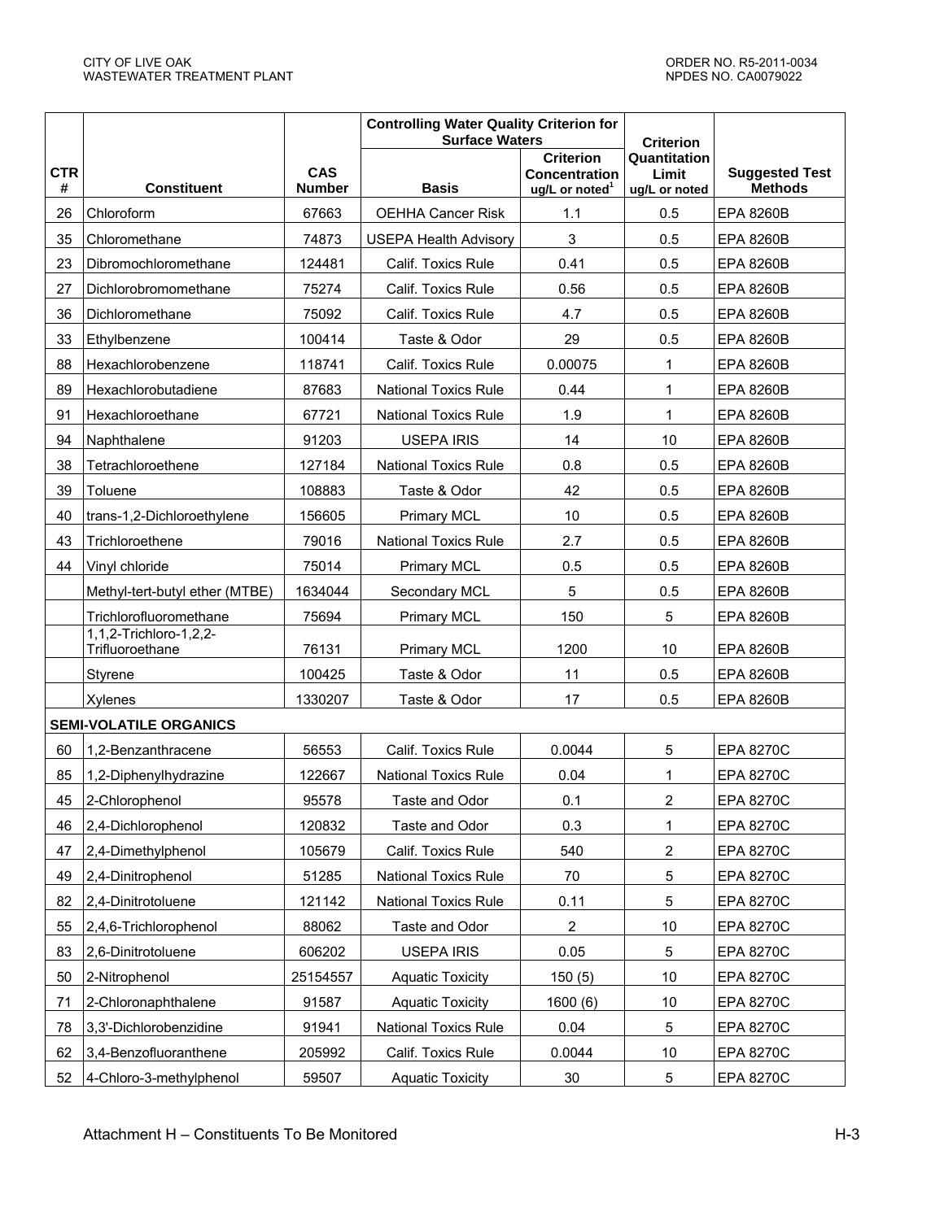| CTR # | Constituent | CAS Number | Controlling Water Quality Criterion for Surface Waters | | Criterion Quantitation Limit ug/L or noted | Suggested Test Methods |
|---|---|---|---|---|---|---|
| | | | Basis | Criterion Concentration ug/L or noted[1] | | |
| 26 | Chloroform | 67663 | OEHHA Cancer Risk | 1.1 | 0.5 | EPA 8260B |
| 35 | Chloromethane | 74873 | USEPA Health Advisory | 3 | 0.5 | EPA 8260B |
| 23 | Dibromochloromethane | 124481 | Calif. Toxics Rule | 0.41 | 0.5 | EPA 8260B |
| 27 | Dichlorobromomethane | 75274 | Calif. Toxics Rule | 0.56 | 0.5 | EPA 8260B |
| 36 | Dichloromethane | 75092 | Calif. Toxics Rule | 4.7 | 0.5 | EPA 8260B |
| 33 | Ethylbenzene | 100414 | Taste & Odor | 29 | 0.5 | EPA 8260B |
| 88 | Hexachlorobenzene | 118741 | Calif. Toxics Rule | 0.00075 | 1 | EPA 8260B |
| 89 | Hexachlorobutadiene | 87683 | National Toxics Rule | 0.44 | 1 | EPA 8260B |
| 91 | Hexachloroethane | 67721 | National Toxics Rule | 1.9 | 1 | EPA 8260B |
| 94 | Naphthalene | 91203 | USEPA IRIS | 14 | 10 | EPA 8260B |
| 38 | Tetrachloroethene | 127184 | National Toxics Rule | 0.8 | 0.5 | EPA 8260B |
| 39 | Toluene | 108883 | Taste & Odor | 42 | 0.5 | EPA 8260B |
| 40 | trans-1,2-Dichloroethylene | 156605 | Primary MCL | 10 | 0.5 | EPA 8260B |
| 43 | Trichloroethene | 79016 | National Toxics Rule | 2.7 | 0.5 | EPA 8260B |
| 44 | Vinyl chloride | 75014 | Primary MCL | 0.5 | 0.5 | EPA 8260B |
| | Methyl-tert-butyl ether (MTBE) | 1634044 | Secondary MCL | 5 | 0.5 | EPA 8260B |
| | Trichlorofluoromethane | 75694 | Primary MCL | 150 | 5 | EPA 8260B |
| | 1,1,2-Trichloro-1,2,2-Trifluoroethane | 76131 | Primary MCL | 1200 | 10 | EPA 8260B |
| | Styrene | 100425 | Taste & Odor | 11 | 0.5 | EPA 8260B |
| | Xylenes | 1330207 | Taste & Odor | 17 | 0.5 | EPA 8260B |
| **SEMI-VOLATILE ORGANICS** | | | | | | |
| 60 | 1,2-Benzanthracene | 56553 | Calif. Toxics Rule | 0.0044 | 5 | EPA 8270C |
| 85 | 1,2-Diphenylhydrazine | 122667 | National Toxics Rule | 0.04 | 1 | EPA 8270C |
| 45 | 2-Chlorophenol | 95578 | Taste and Odor | 0.1 | 2 | EPA 8270C |
| 46 | 2,4-Dichlorophenol | 120832 | Taste and Odor | 0.3 | 1 | EPA 8270C |
| 47 | 2,4-Dimethylphenol | 105679 | Calif. Toxics Rule | 540 | 2 | EPA 8270C |
| 49 | 2,4-Dinitrophenol | 51285 | National Toxics Rule | 70 | 5 | EPA 8270C |
| 82 | 2,4-Dinitrotoluene | 121142 | National Toxics Rule | 0.11 | 5 | EPA 8270C |
| 55 | 2,4,6-Trichlorophenol | 88062 | Taste and Odor | 2 | 10 | EPA 8270C |
| 83 | 2,6-Dinitrotoluene | 606202 | USEPA IRIS | 0.05 | 5 | EPA 8270C |
| 50 | 2-Nitrophenol | 25154557 | Aquatic Toxicity | 150 (5) | 10 | EPA 8270C |
| 71 | 2-Chloronaphthalene | 91587 | Aquatic Toxicity | 1600 (6) | 10 | EPA 8270C |
| 78 | 3,3'-Dichlorobenzidine | 91941 | National Toxics Rule | 0.04 | 5 | EPA 8270C |
| 62 | 3,4-Benzofluoranthene | 205992 | Calif. Toxics Rule | 0.0044 | 10 | EPA 8270C |
| 52 | 4-Chloro-3-methylphenol | 59507 | Aquatic Toxicity | 30 | 5 | EPA 8270C |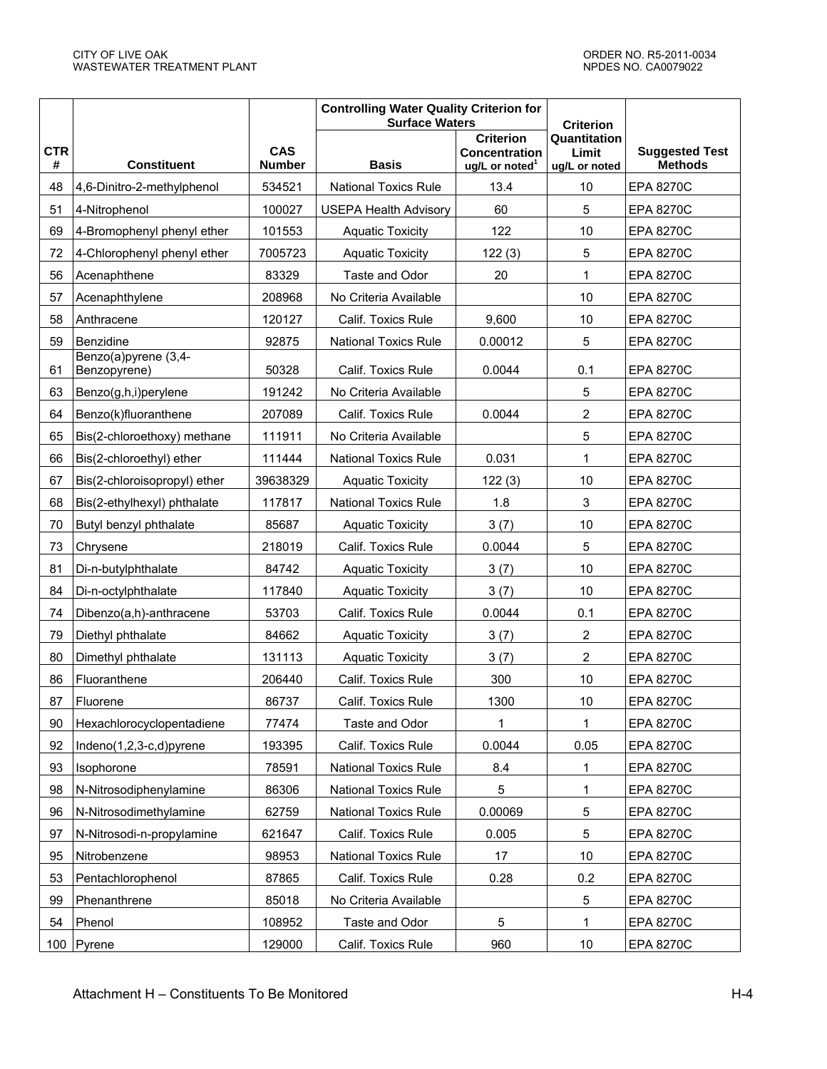| CTR # | Constituent | CAS Number | Controlling Water Quality Criterion for Surface Waters | | Criterion Quantitation Limit ug/L or noted | Suggested Test Methods |
|---|---|---|---|---|---|---|
| | | | Basis | Criterion Concentration ug/L or noted[1] | | |
| 48 | 4,6-Dinitro-2-methylphenol | 534521 | National Toxics Rule | 13.4 | 10 | EPA 8270C |
| 51 | 4-Nitrophenol | 100027 | USEPA Health Advisory | 60 | 5 | EPA 8270C |
| 69 | 4-Bromophenyl phenyl ether | 101553 | Aquatic Toxicity | 122 | 10 | EPA 8270C |
| 72 | 4-Chlorophenyl phenyl ether | 7005723 | Aquatic Toxicity | 122 (3) | 5 | EPA 8270C |
| 56 | Acenaphthene | 83329 | Taste and Odor | 20 | 1 | EPA 8270C |
| 57 | Acenaphthylene | 208968 | No Criteria Available | | 10 | EPA 8270C |
| 58 | Anthracene | 120127 | Calif. Toxics Rule | 9,600 | 10 | EPA 8270C |
| 59 | Benzidine | 92875 | National Toxics Rule | 0.00012 | 5 | EPA 8270C |
| 61 | Benzo(a)pyrene (3,4-Benzopyrene) | 50328 | Calif. Toxics Rule | 0.0044 | 0.1 | EPA 8270C |
| 63 | Benzo(g,h,i)perylene | 191242 | No Criteria Available | | 5 | EPA 8270C |
| 64 | Benzo(k)fluoranthene | 207089 | Calif. Toxics Rule | 0.0044 | 2 | EPA 8270C |
| 65 | Bis(2-chloroethoxy) methane | 111911 | No Criteria Available | | 5 | EPA 8270C |
| 66 | Bis(2-chloroethyl) ether | 111444 | National Toxics Rule | 0.031 | 1 | EPA 8270C |
| 67 | Bis(2-chloroisopropyl) ether | 39638329 | Aquatic Toxicity | 122 (3) | 10 | EPA 8270C |
| 68 | Bis(2-ethylhexyl) phthalate | 117817 | National Toxics Rule | 1.8 | 3 | EPA 8270C |
| 70 | Butyl benzyl phthalate | 85687 | Aquatic Toxicity | 3 (7) | 10 | EPA 8270C |
| 73 | Chrysene | 218019 | Calif. Toxics Rule | 0.0044 | 5 | EPA 8270C |
| 81 | Di-n-butylphthalate | 84742 | Aquatic Toxicity | 3 (7) | 10 | EPA 8270C |
| 84 | Di-n-octylphthalate | 117840 | Aquatic Toxicity | 3 (7) | 10 | EPA 8270C |
| 74 | Dibenzo(a,h)-anthracene | 53703 | Calif. Toxics Rule | 0.0044 | 0.1 | EPA 8270C |
| 79 | Diethyl phthalate | 84662 | Aquatic Toxicity | 3 (7) | 2 | EPA 8270C |
| 80 | Dimethyl phthalate | 131113 | Aquatic Toxicity | 3 (7) | 2 | EPA 8270C |
| 86 | Fluoranthene | 206440 | Calif. Toxics Rule | 300 | 10 | EPA 8270C |
| 87 | Fluorene | 86737 | Calif. Toxics Rule | 1300 | 10 | EPA 8270C |
| 90 | Hexachlorocyclopentadiene | 77474 | Taste and Odor | 1 | 1 | EPA 8270C |
| 92 | Indeno(1,2,3-c,d)pyrene | 193395 | Calif. Toxics Rule | 0.0044 | 0.05 | EPA 8270C |
| 93 | Isophorone | 78591 | National Toxics Rule | 8.4 | 1 | EPA 8270C |
| 98 | N-Nitrosodiphenylamine | 86306 | National Toxics Rule | 5 | 1 | EPA 8270C |
| 96 | N-Nitrosodimethylamine | 62759 | National Toxics Rule | 0.00069 | 5 | EPA 8270C |
| 97 | N-Nitrosodi-n-propylamine | 621647 | Calif. Toxics Rule | 0.005 | 5 | EPA 8270C |
| 95 | Nitrobenzene | 98953 | National Toxics Rule | 17 | 10 | EPA 8270C |
| 53 | Pentachlorophenol | 87865 | Calif. Toxics Rule | 0.28 | 0.2 | EPA 8270C |
| 99 | Phenanthrene | 85018 | No Criteria Available | | 5 | EPA 8270C |
| 54 | Phenol | 108952 | Taste and Odor | 5 | 1 | EPA 8270C |
| 100 | Pyrene | 129000 | Calif. Toxics Rule | 960 | 10 | EPA 8270C |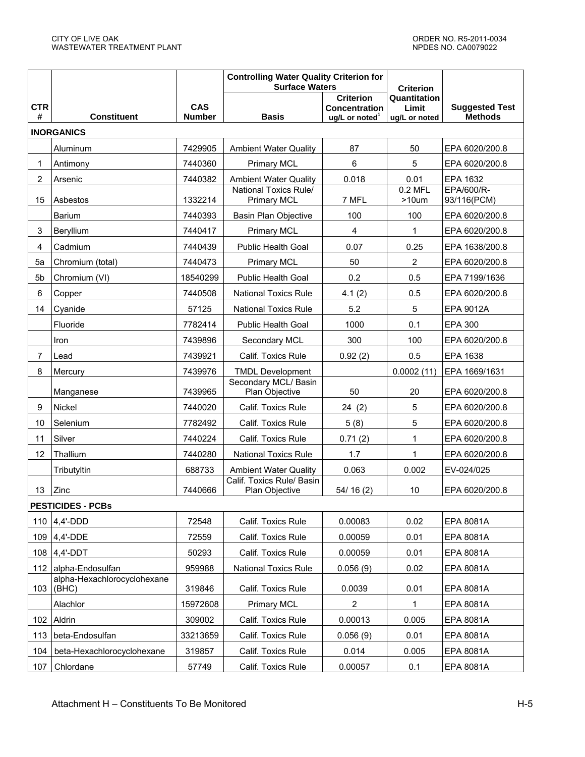| CTR # | Constituent | CAS Number | Controlling Water Quality Criterion for Surface Waters | | Criterion Quantitation Limit ug/L or noted | Suggested Test Methods |
|---|---|---|---|---|---|---|
| | | | Basis | Criterion Concentration ug/L or noted[1] | | |
| **INORGANICS** | | | | | | |
| | Aluminum | 7429905 | Ambient Water Quality | 87 | 50 | EPA 6020/200.8 |
| 1 | Antimony | 7440360 | Primary MCL | 6 | 5 | EPA 6020/200.8 |
| 2 | Arsenic | 7440382 | Ambient Water Quality | 0.018 | 0.01 | EPA 1632 |
| 15 | Asbestos | 1332214 | National Toxics Rule/ Primary MCL | 7 MFL | 0.2 MFL >10um | EPA/600/R-93/116(PCM) |
| | Barium | 7440393 | Basin Plan Objective | 100 | 100 | EPA 6020/200.8 |
| 3 | Beryllium | 7440417 | Primary MCL | 4 | 1 | EPA 6020/200.8 |
| 4 | Cadmium | 7440439 | Public Health Goal | 0.07 | 0.25 | EPA 1638/200.8 |
| 5a | Chromium (total) | 7440473 | Primary MCL | 50 | 2 | EPA 6020/200.8 |
| 5b | Chromium (VI) | 18540299 | Public Health Goal | 0.2 | 0.5 | EPA 7199/1636 |
| 6 | Copper | 7440508 | National Toxics Rule | 4.1 (2) | 0.5 | EPA 6020/200.8 |
| 14 | Cyanide | 57125 | National Toxics Rule | 5.2 | 5 | EPA 9012A |
| | Fluoride | 7782414 | Public Health Goal | 1000 | 0.1 | EPA 300 |
| | Iron | 7439896 | Secondary MCL | 300 | 100 | EPA 6020/200.8 |
| 7 | Lead | 7439921 | Calif. Toxics Rule | 0.92 (2) | 0.5 | EPA 1638 |
| 8 | Mercury | 7439976 | TMDL Development | | 0.0002 (11) | EPA 1669/1631 |
| | Manganese | 7439965 | Secondary MCL/ Basin Plan Objective | 50 | 20 | EPA 6020/200.8 |
| 9 | Nickel | 7440020 | Calif. Toxics Rule | 24 (2) | 5 | EPA 6020/200.8 |
| 10 | Selenium | 7782492 | Calif. Toxics Rule | 5 (8) | 5 | EPA 6020/200.8 |
| 11 | Silver | 7440224 | Calif. Toxics Rule | 0.71 (2) | 1 | EPA 6020/200.8 |
| 12 | Thallium | 7440280 | National Toxics Rule | 1.7 | 1 | EPA 6020/200.8 |
| | Tributyltin | 688733 | Ambient Water Quality | 0.063 | 0.002 | EV-024/025 |
| 13 | Zinc | 7440666 | Calif. Toxics Rule/ Basin Plan Objective | 54/ 16 (2) | 10 | EPA 6020/200.8 |
| **PESTICIDES - PCBs** | | | | | | |
| 110 | 4,4'-DDD | 72548 | Calif. Toxics Rule | 0.00083 | 0.02 | EPA 8081A |
| 109 | 4,4'-DDE | 72559 | Calif. Toxics Rule | 0.00059 | 0.01 | EPA 8081A |
| 108 | 4,4'-DDT | 50293 | Calif. Toxics Rule | 0.00059 | 0.01 | EPA 8081A |
| 112 | alpha-Endosulfan | 959988 | National Toxics Rule | 0.056 (9) | 0.02 | EPA 8081A |
| 103 | alpha-Hexachlorocyclohexane (BHC) | 319846 | Calif. Toxics Rule | 0.0039 | 0.01 | EPA 8081A |
| | Alachlor | 15972608 | Primary MCL | 2 | 1 | EPA 8081A |
| 102 | Aldrin | 309002 | Calif. Toxics Rule | 0.00013 | 0.005 | EPA 8081A |
| 113 | beta-Endosulfan | 33213659 | Calif. Toxics Rule | 0.056 (9) | 0.01 | EPA 8081A |
| 104 | beta-Hexachlorocyclohexane | 319857 | Calif. Toxics Rule | 0.014 | 0.005 | EPA 8081A |
| 107 | Chlordane | 57749 | Calif. Toxics Rule | 0.00057 | 0.1 | EPA 8081A |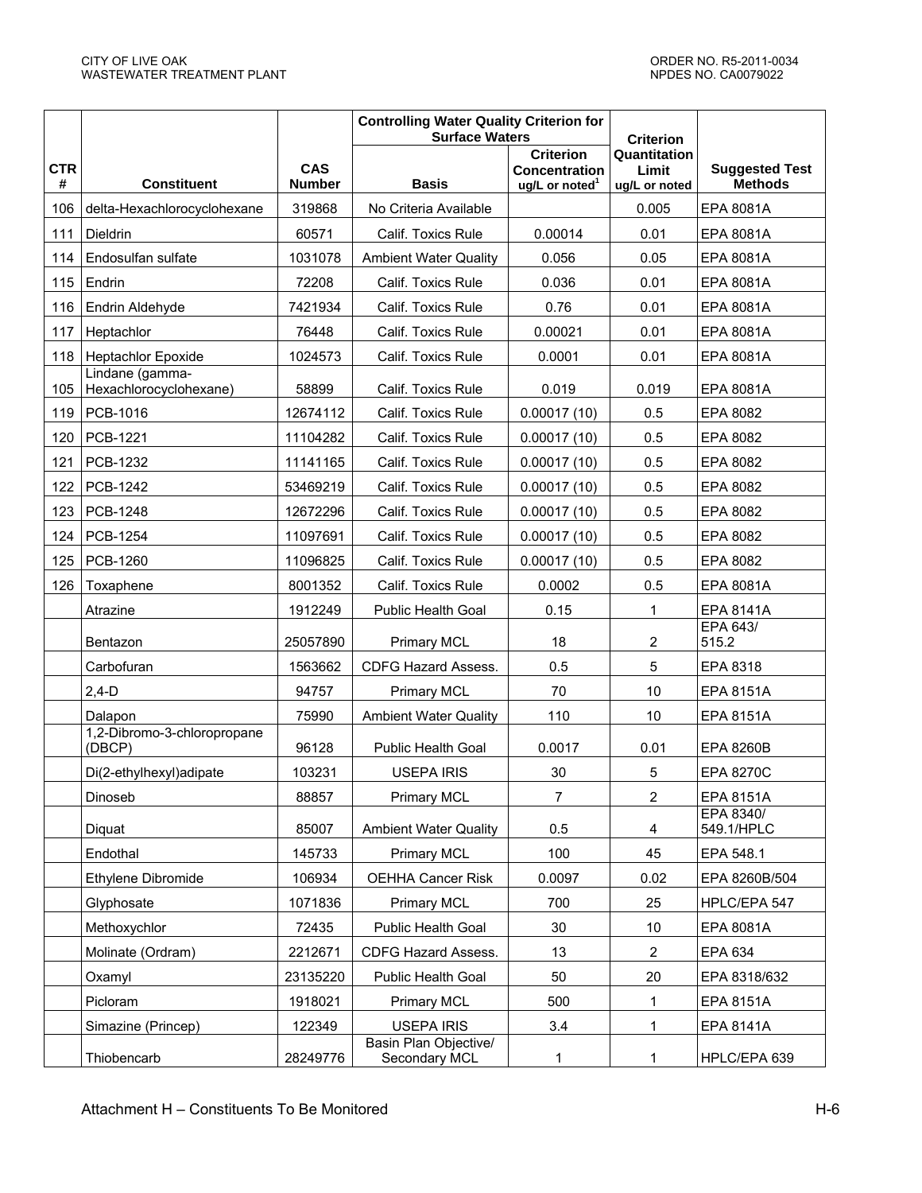| CTR # | Constituent | CAS Number | Controlling Water Quality Criterion for Surface Waters | | Criterion Quantitation Limit ug/L or noted | Suggested Test Methods |
|---|---|---|---|---|---|---|
| | | | Basis | Criterion Concentration ug/L or noted[1] | | |
| 106 | delta-Hexachlorocyclohexane | 319868 | No Criteria Available | | 0.005 | EPA 8081A |
| 111 | Dieldrin | 60571 | Calif. Toxics Rule | 0.00014 | 0.01 | EPA 8081A |
| 114 | Endosulfan sulfate | 1031078 | Ambient Water Quality | 0.056 | 0.05 | EPA 8081A |
| 115 | Endrin | 72208 | Calif. Toxics Rule | 0.036 | 0.01 | EPA 8081A |
| 116 | Endrin Aldehyde | 7421934 | Calif. Toxics Rule | 0.76 | 0.01 | EPA 8081A |
| 117 | Heptachlor | 76448 | Calif. Toxics Rule | 0.00021 | 0.01 | EPA 8081A |
| 118 | Heptachlor Epoxide | 1024573 | Calif. Toxics Rule | 0.0001 | 0.01 | EPA 8081A |
| 105 | Lindane (gamma-Hexachlorocyclohexane) | 58899 | Calif. Toxics Rule | 0.019 | 0.019 | EPA 8081A |
| 119 | PCB-1016 | 12674112 | Calif. Toxics Rule | 0.00017 (10) | 0.5 | EPA 8082 |
| 120 | PCB-1221 | 11104282 | Calif. Toxics Rule | 0.00017 (10) | 0.5 | EPA 8082 |
| 121 | PCB-1232 | 11141165 | Calif. Toxics Rule | 0.00017 (10) | 0.5 | EPA 8082 |
| 122 | PCB-1242 | 53469219 | Calif. Toxics Rule | 0.00017 (10) | 0.5 | EPA 8082 |
| 123 | PCB-1248 | 12672296 | Calif. Toxics Rule | 0.00017 (10) | 0.5 | EPA 8082 |
| 124 | PCB-1254 | 11097691 | Calif. Toxics Rule | 0.00017 (10) | 0.5 | EPA 8082 |
| 125 | PCB-1260 | 11096825 | Calif. Toxics Rule | 0.00017 (10) | 0.5 | EPA 8082 |
| 126 | Toxaphene | 8001352 | Calif. Toxics Rule | 0.0002 | 0.5 | EPA 8081A |
| | Atrazine | 1912249 | Public Health Goal | 0.15 | 1 | EPA 8141A |
| | Bentazon | 25057890 | Primary MCL | 18 | 2 | EPA 643/ 515.2 |
| | Carbofuran | 1563662 | CDFG Hazard Assess. | 0.5 | 5 | EPA 8318 |
| | 2,4-D | 94757 | Primary MCL | 70 | 10 | EPA 8151A |
| | Dalapon | 75990 | Ambient Water Quality | 110 | 10 | EPA 8151A |
| | 1,2-Dibromo-3-chloropropane (DBCP) | 96128 | Public Health Goal | 0.0017 | 0.01 | EPA 8260B |
| | Di(2-ethylhexyl)adipate | 103231 | USEPA IRIS | 30 | 5 | EPA 8270C |
| | Dinoseb | 88857 | Primary MCL | 7 | 2 | EPA 8151A |
| | Diquat | 85007 | Ambient Water Quality | 0.5 | 4 | EPA 8340/ 549.1/HPLC |
| | Endothal | 145733 | Primary MCL | 100 | 45 | EPA 548.1 |
| | Ethylene Dibromide | 106934 | OEHHA Cancer Risk | 0.0097 | 0.02 | EPA 8260B/504 |
| | Glyphosate | 1071836 | Primary MCL | 700 | 25 | HPLC/EPA 547 |
| | Methoxychlor | 72435 | Public Health Goal | 30 | 10 | EPA 8081A |
| | Molinate (Ordram) | 2212671 | CDFG Hazard Assess. | 13 | 2 | EPA 634 |
| | Oxamyl | 23135220 | Public Health Goal | 50 | 20 | EPA 8318/632 |
| | Picloram | 1918021 | Primary MCL | 500 | 1 | EPA 8151A |
| | Simazine (Princep) | 122349 | USEPA IRIS | 3.4 | 1 | EPA 8141A |
| | Thiobencarb | 28249776 | Basin Plan Objective/ Secondary MCL | 1 | 1 | HPLC/EPA 639 |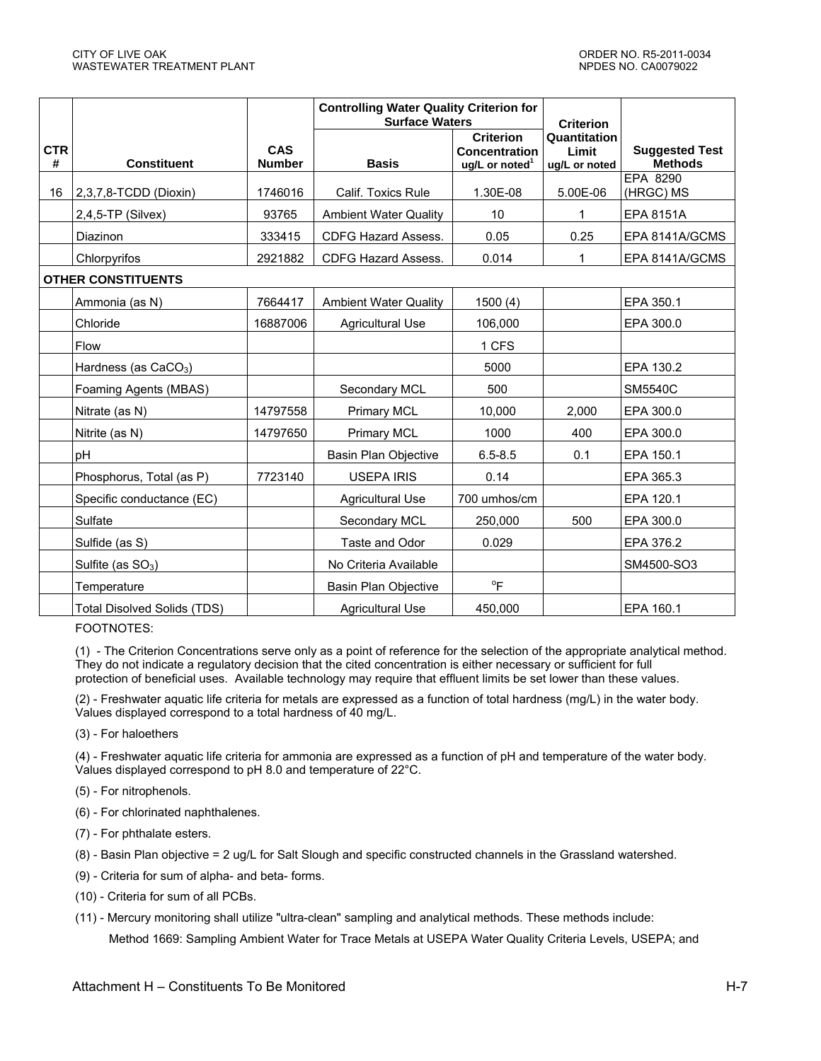| CTR # | Constituent | CAS Number | Controlling Water Quality Criterion for Surface Waters | | Criterion Quantitation Limit ug/L or noted | Suggested Test Methods |
|---|---|---|---|---|---|---|
| | | | Basis | Criterion Concentration ug/L or noted[1] | | |
| 16 | 2,3,7,8-TCDD (Dioxin) | 1746016 | Calif. Toxics Rule | 1.30E-08 | 5.00E-06 | EPA 8290 (HRGC) MS |
| | 2,4,5-TP (Silvex) | 93765 | Ambient Water Quality | 10 | 1 | EPA 8151A |
| | Diazinon | 333415 | CDFG Hazard Assess. | 0.05 | 0.25 | EPA 8141A/GCMS |
| | Chlorpyrifos | 2921882 | CDFG Hazard Assess. | 0.014 | 1 | EPA 8141A/GCMS |
| **OTHER CONSTITUENTS** | | | | | | |
| | Ammonia (as N) | 7664417 | Ambient Water Quality | 1500 (4) | | EPA 350.1 |
| | Chloride | 16887006 | Agricultural Use | 106,000 | | EPA 300.0 |
| | Flow | | | 1 CFS | | |
| | Hardness (as $CaCO_3$) | | | 5000 | | EPA 130.2 |
| | Foaming Agents (MBAS) | | Secondary MCL | 500 | | SM5540C |
| | Nitrate (as N) | 14797558 | Primary MCL | 10,000 | 2,000 | EPA 300.0 |
| | Nitrite (as N) | 14797650 | Primary MCL | 1000 | 400 | EPA 300.0 |
| | pH | | Basin Plan Objective | 6.5-8.5 | 0.1 | EPA 150.1 |
| | Phosphorus, Total (as P) | 7723140 | USEPA IRIS | 0.14 | | EPA 365.3 |
| | Specific conductance (EC) | | Agricultural Use | 700 umhos/cm | | EPA 120.1 |
| | Sulfate | | Secondary MCL | 250,000 | 500 | EPA 300.0 |
| | Sulfide (as S) | | Taste and Odor | 0.029 | | EPA 376.2 |
| | Sulfite (as $SO_3$) | | No Criteria Available | | | SM4500-SO3 |
| | Temperature | | Basin Plan Objective | °F | | |
| | Total Disolved Solids (TDS) | | Agricultural Use | 450,000 | | EPA 160.1 |

FOOTNOTES:

(1) - The Criterion Concentrations serve only as a point of reference for the selection of the appropriate analytical method. They do not indicate a regulatory decision that the cited concentration is either necessary or sufficient for full protection of beneficial uses. Available technology may require that effluent limits be set lower than these values.

(2) - Freshwater aquatic life criteria for metals are expressed as a function of total hardness (mg/L) in the water body. Values displayed correspond to a total hardness of 40 mg/L.

(3) - For haloethers

(4) - Freshwater aquatic life criteria for ammonia are expressed as a function of pH and temperature of the water body. Values displayed correspond to pH 8.0 and temperature of 22°C.

(5) - For nitrophenols.

(6) - For chlorinated naphthalenes.

(7) - For phthalate esters.

(8) - Basin Plan objective = 2 ug/L for Salt Slough and specific constructed channels in the Grassland watershed.

(9) - Criteria for sum of alpha- and beta- forms.

(10) - Criteria for sum of all PCBs.

(11) - Mercury monitoring shall utilize "ultra-clean" sampling and analytical methods. These methods include:

Method 1669: Sampling Ambient Water for Trace Metals at USEPA Water Quality Criteria Levels, USEPA; and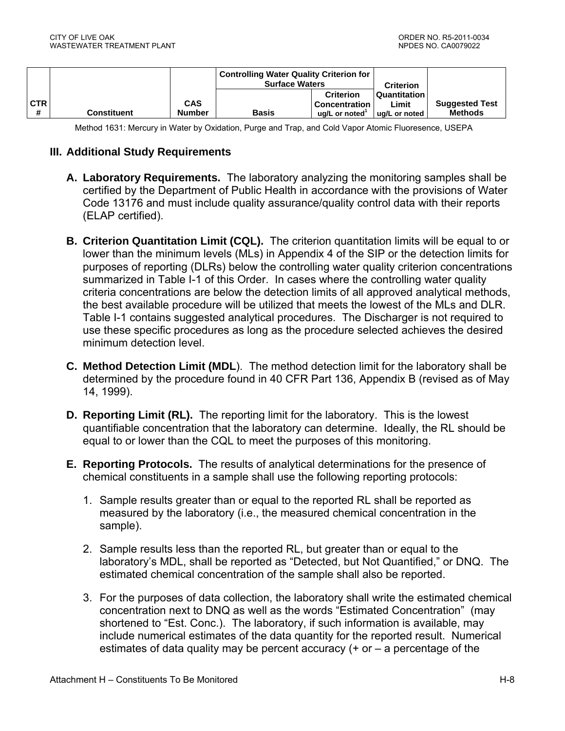| CTR # | Constituent | CAS Number | Controlling Water Quality Criterion for Surface Waters | | Criterion Quantitation Limit ug/L or noted | Suggested Test Methods |
|---|---|---|---|---|---|---|
| | | | Basis | Criterion Concentration ug/L or noted[1] | | |

Method 1631: Mercury in Water by Oxidation, Purge and Trap, and Cold Vapor Atomic Fluoresence, USEPA

## III. Additional Study Requirements

**A. Laboratory Requirements.** The laboratory analyzing the monitoring samples shall be certified by the Department of Public Health in accordance with the provisions of Water Code 13176 and must include quality assurance/quality control data with their reports (ELAP certified).

**B. Criterion Quantitation Limit (CQL).** The criterion quantitation limits will be equal to or lower than the minimum levels (MLs) in Appendix 4 of the SIP or the detection limits for purposes of reporting (DLRs) below the controlling water quality criterion concentrations summarized in Table I-1 of this Order. In cases where the controlling water quality criteria concentrations are below the detection limits of all approved analytical methods, the best available procedure will be utilized that meets the lowest of the MLs and DLR. Table I-1 contains suggested analytical procedures. The Discharger is not required to use these specific procedures as long as the procedure selected achieves the desired minimum detection level.

**C. Method Detection Limit (MDL).** The method detection limit for the laboratory shall be determined by the procedure found in 40 CFR Part 136, Appendix B (revised as of May 14, 1999).

**D. Reporting Limit (RL).** The reporting limit for the laboratory. This is the lowest quantifiable concentration that the laboratory can determine. Ideally, the RL should be equal to or lower than the CQL to meet the purposes of this monitoring.

**E. Reporting Protocols.** The results of analytical determinations for the presence of chemical constituents in a sample shall use the following reporting protocols:

1. Sample results greater than or equal to the reported RL shall be reported as measured by the laboratory (i.e., the measured chemical concentration in the sample).

2. Sample results less than the reported RL, but greater than or equal to the laboratory's MDL, shall be reported as "Detected, but Not Quantified," or DNQ. The estimated chemical concentration of the sample shall also be reported.

3. For the purposes of data collection, the laboratory shall write the estimated chemical concentration next to DNQ as well as the words "Estimated Concentration" (may shortened to "Est. Conc.). The laboratory, if such information is available, may include numerical estimates of the data quantity for the reported result. Numerical estimates of data quality may be percent accuracy (+ or – a percentage of the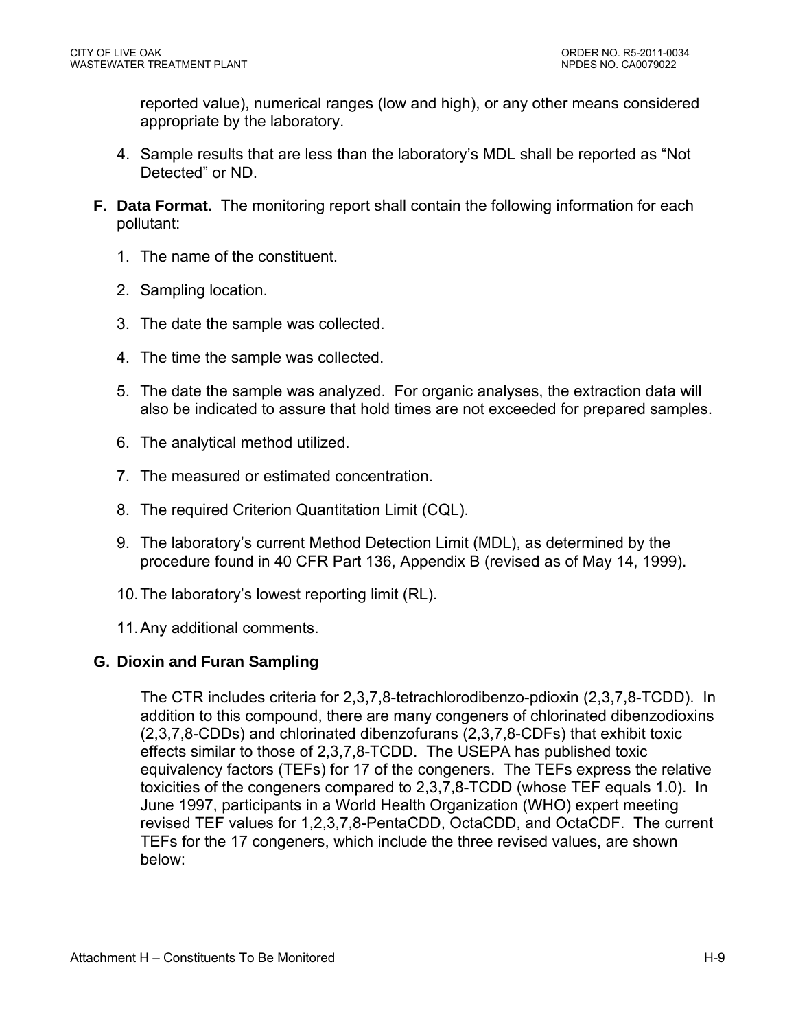reported value), numerical ranges (low and high), or any other means considered appropriate by the laboratory.

4. Sample results that are less than the laboratory's MDL shall be reported as "Not Detected" or ND.

**F. Data Format.** The monitoring report shall contain the following information for each pollutant:

1. The name of the constituent.
2. Sampling location.
3. The date the sample was collected.
4. The time the sample was collected.
5. The date the sample was analyzed. For organic analyses, the extraction data will also be indicated to assure that hold times are not exceeded for prepared samples.
6. The analytical method utilized.
7. The measured or estimated concentration.
8. The required Criterion Quantitation Limit (CQL).
9. The laboratory's current Method Detection Limit (MDL), as determined by the procedure found in 40 CFR Part 136, Appendix B (revised as of May 14, 1999).
10. The laboratory's lowest reporting limit (RL).
11. Any additional comments.

**G. Dioxin and Furan Sampling**

The CTR includes criteria for 2,3,7,8-tetrachlorodibenzo-pdioxin (2,3,7,8-TCDD). In addition to this compound, there are many congeners of chlorinated dibenzodioxins (2,3,7,8-CDDs) and chlorinated dibenzofurans (2,3,7,8-CDFs) that exhibit toxic effects similar to those of 2,3,7,8-TCDD. The USEPA has published toxic equivalency factors (TEFs) for 17 of the congeners. The TEFs express the relative toxicities of the congeners compared to 2,3,7,8-TCDD (whose TEF equals 1.0). In June 1997, participants in a World Health Organization (WHO) expert meeting revised TEF values for 1,2,3,7,8-PentaCDD, OctaCDD, and OctaCDF. The current TEFs for the 17 congeners, which include the three revised values, are shown below: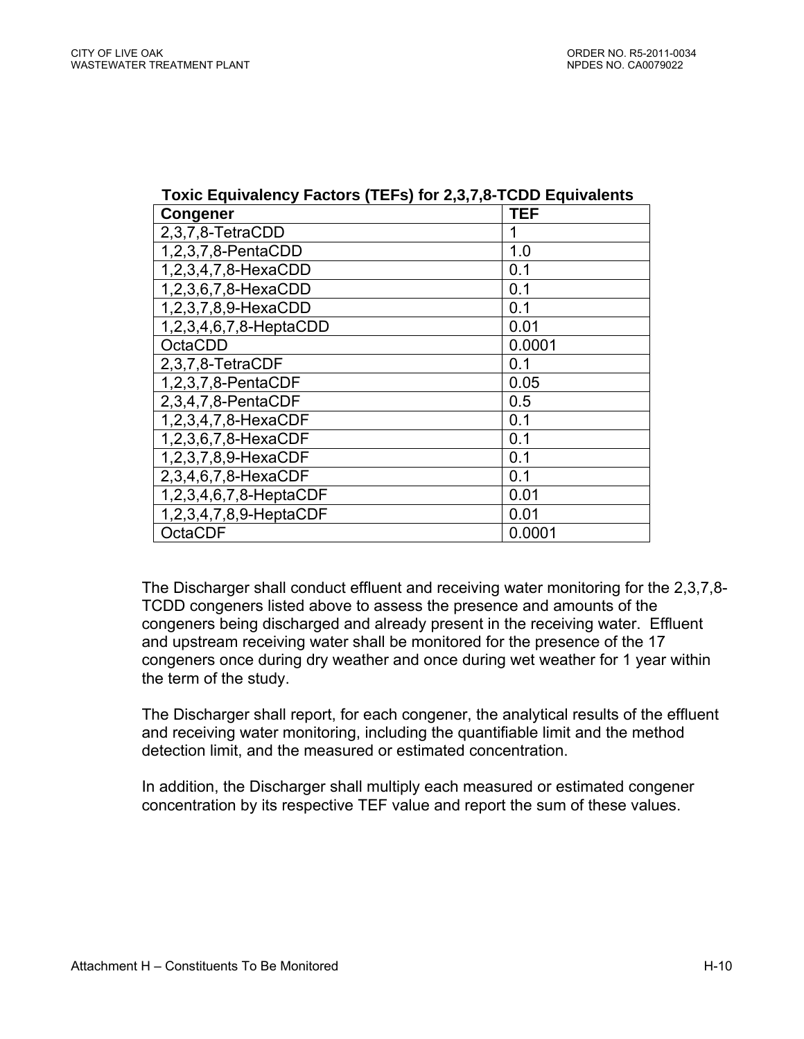**Toxic Equivalency Factors (TEFs) for 2,3,7,8-TCDD Equivalents**

| Congener | TEF |
|---|---|
| 2,3,7,8-TetraCDD | 1 |
| 1,2,3,7,8-PentaCDD | 1.0 |
| 1,2,3,4,7,8-HexaCDD | 0.1 |
| 1,2,3,6,7,8-HexaCDD | 0.1 |
| 1,2,3,7,8,9-HexaCDD | 0.1 |
| 1,2,3,4,6,7,8-HeptaCDD | 0.01 |
| OctaCDD | 0.0001 |
| 2,3,7,8-TetraCDF | 0.1 |
| 1,2,3,7,8-PentaCDF | 0.05 |
| 2,3,4,7,8-PentaCDF | 0.5 |
| 1,2,3,4,7,8-HexaCDF | 0.1 |
| 1,2,3,6,7,8-HexaCDF | 0.1 |
| 1,2,3,7,8,9-HexaCDF | 0.1 |
| 2,3,4,6,7,8-HexaCDF | 0.1 |
| 1,2,3,4,6,7,8-HeptaCDF | 0.01 |
| 1,2,3,4,7,8,9-HeptaCDF | 0.01 |
| OctaCDF | 0.0001 |

The Discharger shall conduct effluent and receiving water monitoring for the 2,3,7,8-TCDD congeners listed above to assess the presence and amounts of the congeners being discharged and already present in the receiving water. Effluent and upstream receiving water shall be monitored for the presence of the 17 congeners once during dry weather and once during wet weather for 1 year within the term of the study.

The Discharger shall report, for each congener, the analytical results of the effluent and receiving water monitoring, including the quantifiable limit and the method detection limit, and the measured or estimated concentration.

In addition, the Discharger shall multiply each measured or estimated congener concentration by its respective TEF value and report the sum of these values.